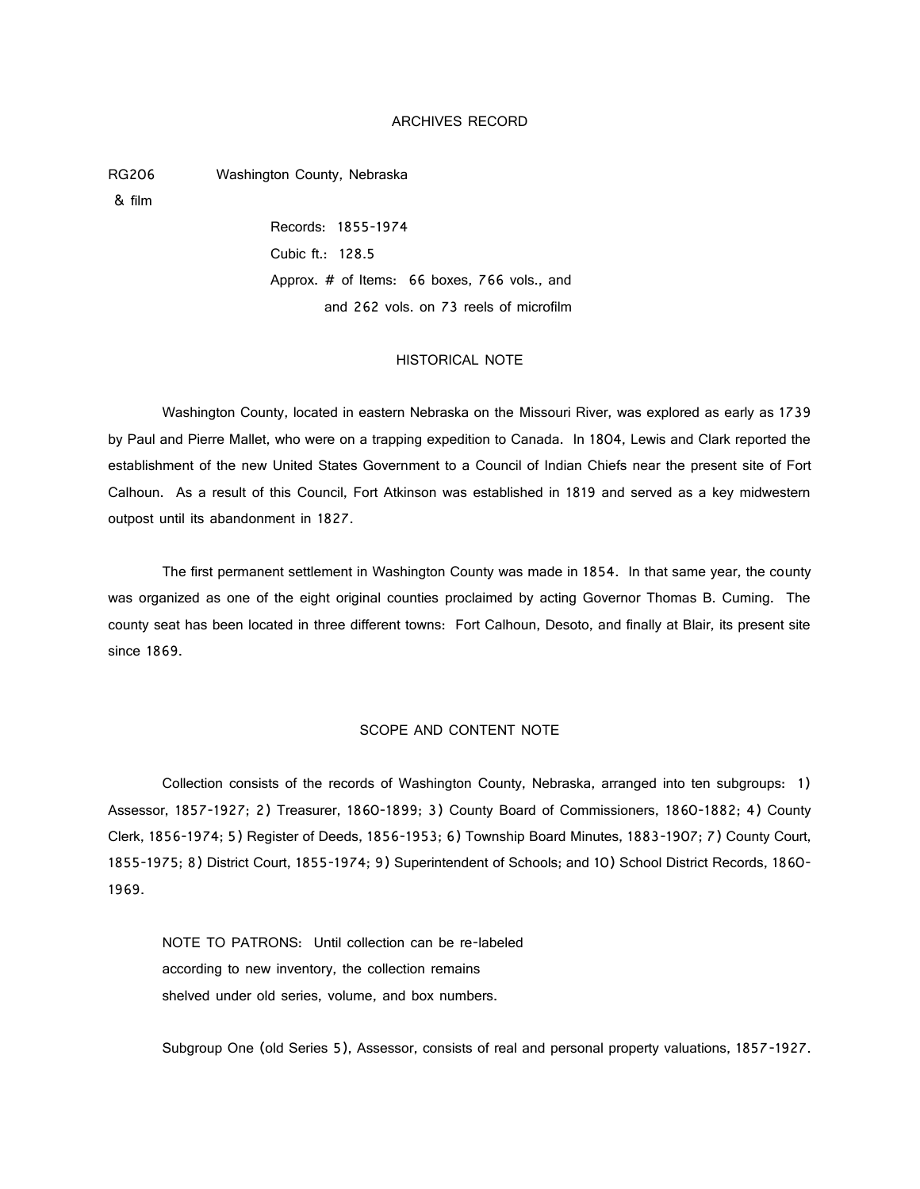# ARCHIVES RECORD

RG206 & film — Washington County, Nebraska

Records: 1855-1974

Cubic ft.: 128.5

Approx. # of Items: 66 boxes, 766 vols., and and 262 vols. on 73 reels of microfilm

## HISTORICAL NOTE

Washington County, located in eastern Nebraska on the Missouri River, was explored as early as 1739 by Paul and Pierre Mallet, who were on a trapping expedition to Canada. In 1804, Lewis and Clark reported the establishment of the new United States Government to a Council of Indian Chiefs near the present site of Fort Calhoun. As a result of this Council, Fort Atkinson was established in 1819 and served as a key midwestern outpost until its abandonment in 1827.

The first permanent settlement in Washington County was made in 1854. In that same year, the county was organized as one of the eight original counties proclaimed by acting Governor Thomas B. Cuming. The county seat has been located in three different towns: Fort Calhoun, Desoto, and finally at Blair, its present site since 1869.

## SCOPE AND CONTENT NOTE

Collection consists of the records of Washington County, Nebraska, arranged into ten subgroups: 1) Assessor, 1857-1927; 2) Treasurer, 1860-1899; 3) County Board of Commissioners, 1860-1882; 4) County Clerk, 1856-1974; 5) Register of Deeds, 1856-1953; 6) Township Board Minutes, 1883-1907; 7) County Court, 1855-1975; 8) District Court, 1855-1974; 9) Superintendent of Schools; and 10) School District Records, 1860-1969.

NOTE TO PATRONS: Until collection can be re-labeled according to new inventory, the collection remains shelved under old series, volume, and box numbers.

Subgroup One (old Series 5), Assessor, consists of real and personal property valuations, 1857-1927.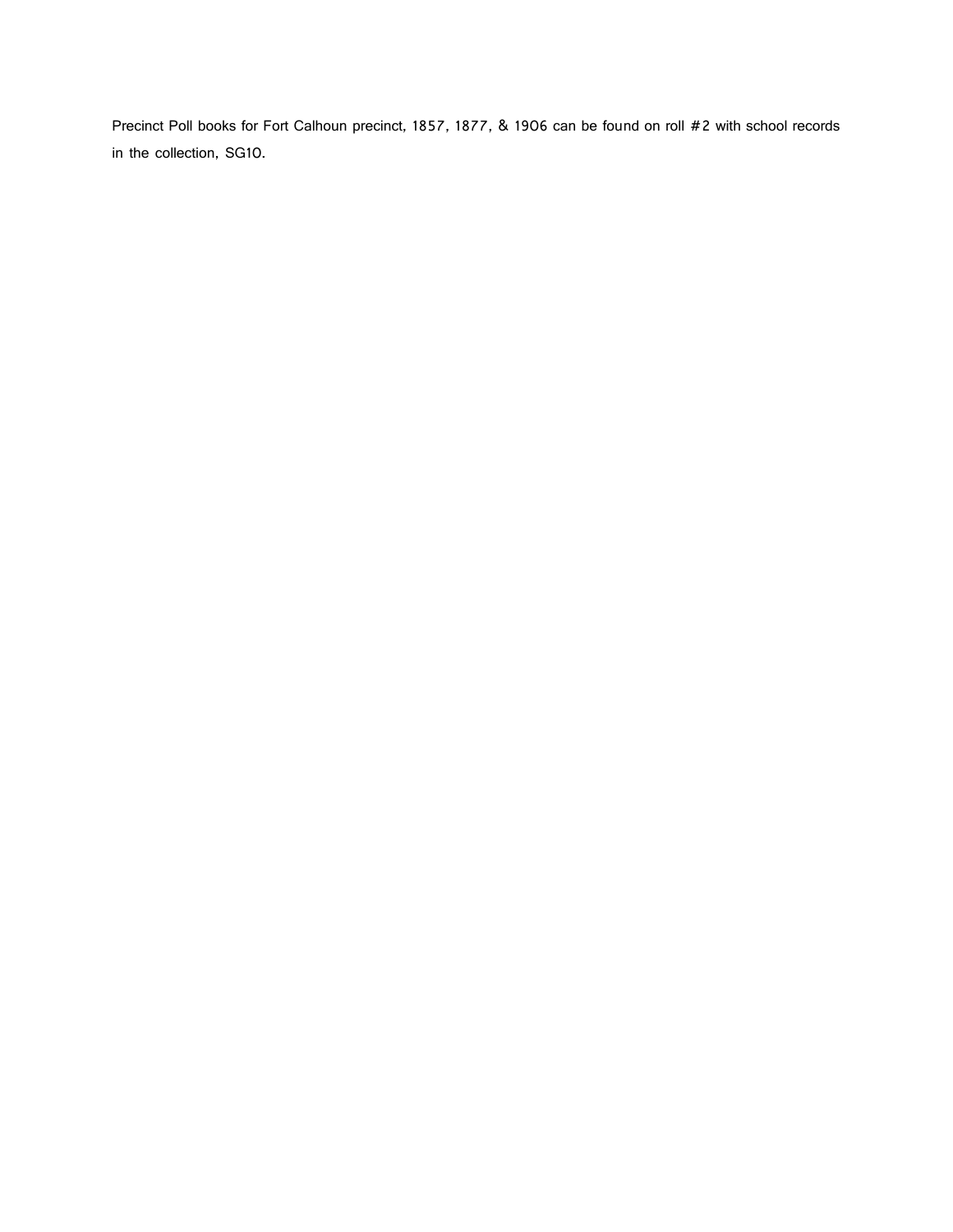Precinct Poll books for Fort Calhoun precinct, 1857, 1877, & 1906 can be found on roll #2 with school records in the collection, SG10.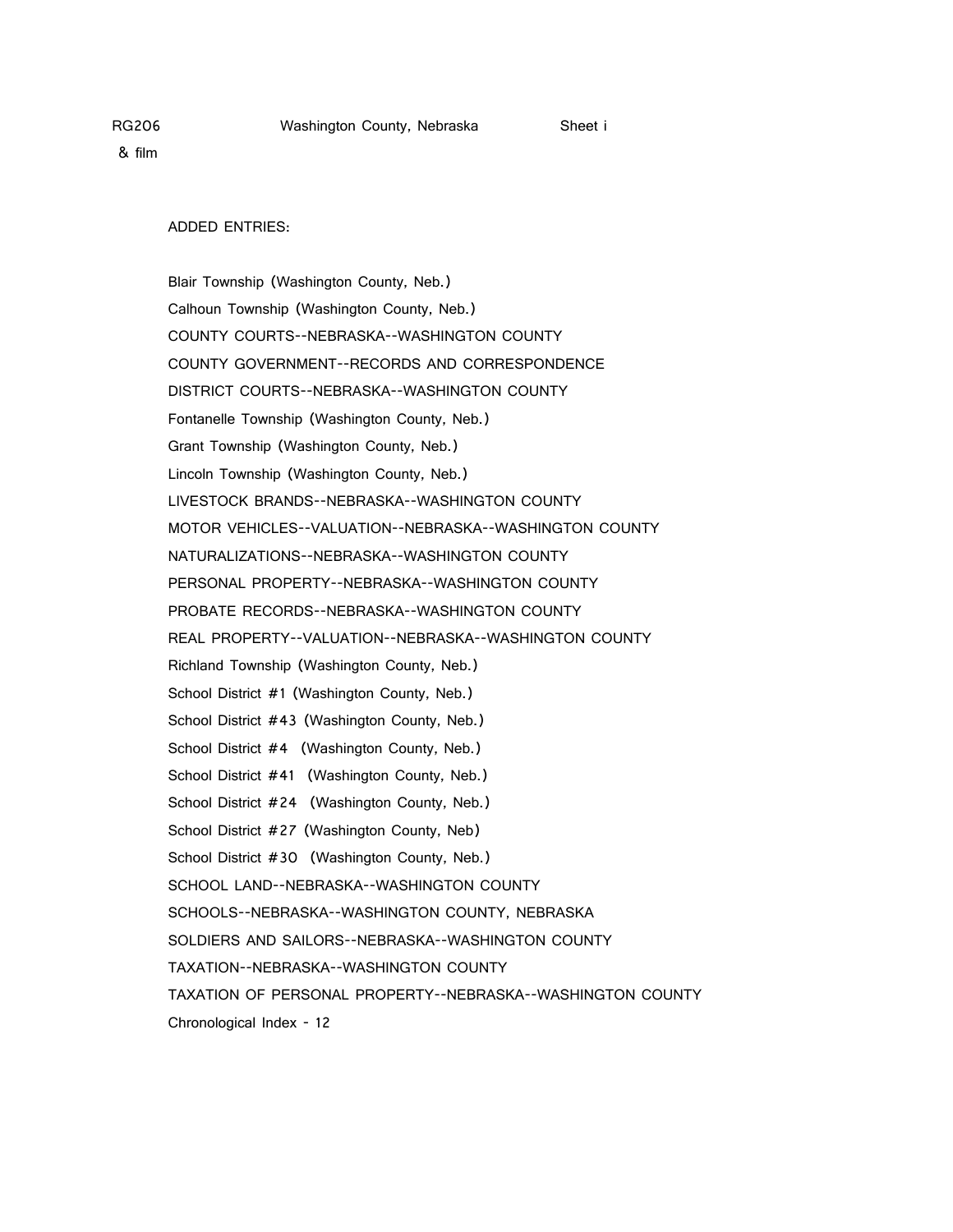RG206 Washington County, Nebraska Sheet i
& film

ADDED ENTRIES:

Blair Township (Washington County, Neb.)
Calhoun Township (Washington County, Neb.)
COUNTY COURTS--NEBRASKA--WASHINGTON COUNTY
COUNTY GOVERNMENT--RECORDS AND CORRESPONDENCE
DISTRICT COURTS--NEBRASKA--WASHINGTON COUNTY
Fontanelle Township (Washington County, Neb.)
Grant Township (Washington County, Neb.)
Lincoln Township (Washington County, Neb.)
LIVESTOCK BRANDS--NEBRASKA--WASHINGTON COUNTY
MOTOR VEHICLES--VALUATION--NEBRASKA--WASHINGTON COUNTY
NATURALIZATIONS--NEBRASKA--WASHINGTON COUNTY
PERSONAL PROPERTY--NEBRASKA--WASHINGTON COUNTY
PROBATE RECORDS--NEBRASKA--WASHINGTON COUNTY
REAL PROPERTY--VALUATION--NEBRASKA--WASHINGTON COUNTY
Richland Township (Washington County, Neb.)
School District #1 (Washington County, Neb.)
School District #43 (Washington County, Neb.)
School District #4 (Washington County, Neb.)
School District #41 (Washington County, Neb.)
School District #24 (Washington County, Neb.)
School District #27 (Washington County, Neb)
School District #30 (Washington County, Neb.)
SCHOOL LAND--NEBRASKA--WASHINGTON COUNTY
SCHOOLS--NEBRASKA--WASHINGTON COUNTY, NEBRASKA
SOLDIERS AND SAILORS--NEBRASKA--WASHINGTON COUNTY
TAXATION--NEBRASKA--WASHINGTON COUNTY
TAXATION OF PERSONAL PROPERTY--NEBRASKA--WASHINGTON COUNTY
Chronological Index - 12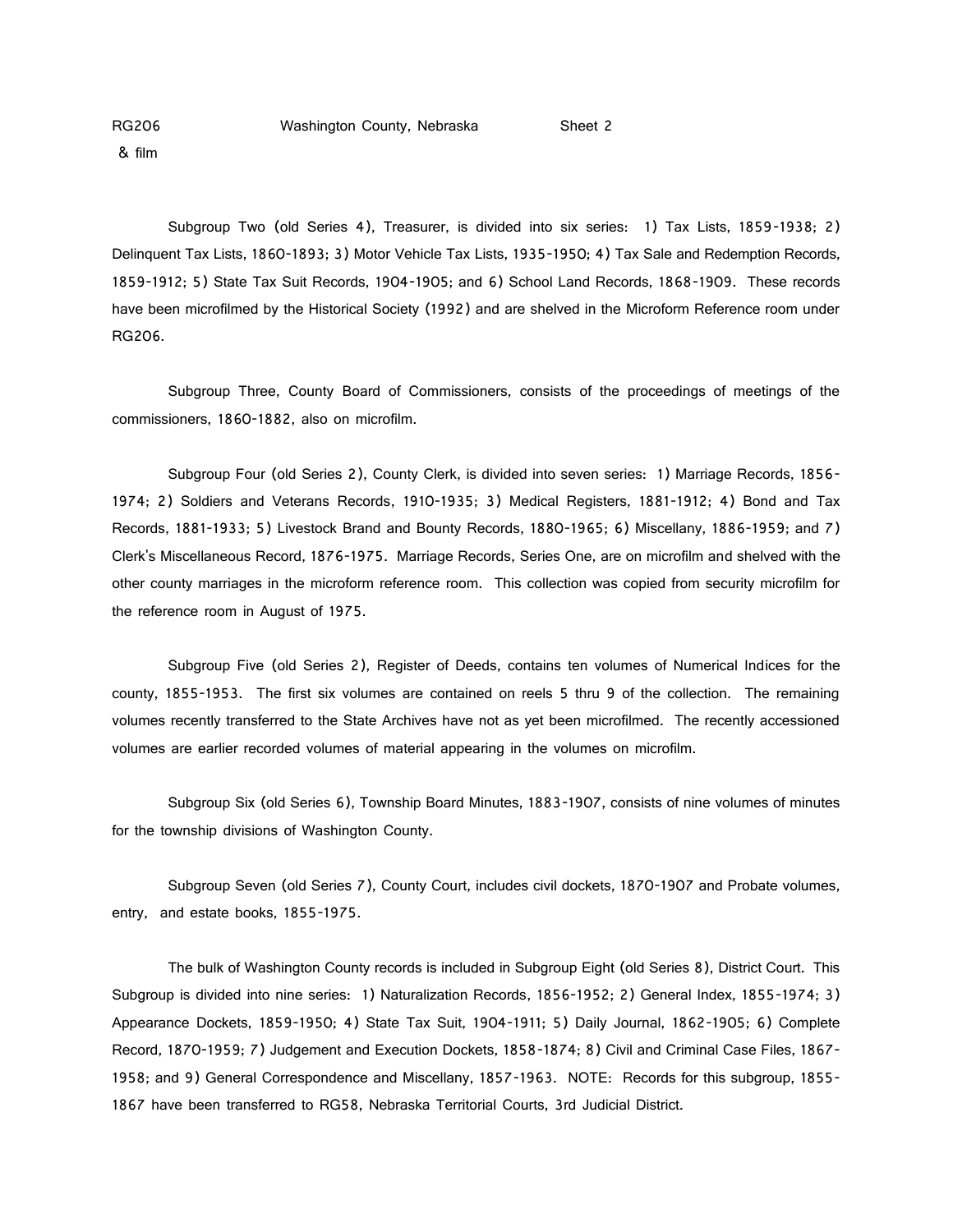RG206 Washington County, Nebraska Sheet 2
& film

Subgroup Two (old Series 4), Treasurer, is divided into six series: 1) Tax Lists, 1859-1938; 2) Delinquent Tax Lists, 1860-1893; 3) Motor Vehicle Tax Lists, 1935-1950; 4) Tax Sale and Redemption Records, 1859-1912; 5) State Tax Suit Records, 1904-1905; and 6) School Land Records, 1868-1909. These records have been microfilmed by the Historical Society (1992) and are shelved in the Microform Reference room under RG206.

Subgroup Three, County Board of Commissioners, consists of the proceedings of meetings of the commissioners, 1860-1882, also on microfilm.

Subgroup Four (old Series 2), County Clerk, is divided into seven series: 1) Marriage Records, 1856-1974; 2) Soldiers and Veterans Records, 1910-1935; 3) Medical Registers, 1881-1912; 4) Bond and Tax Records, 1881-1933; 5) Livestock Brand and Bounty Records, 1880-1965; 6) Miscellany, 1886-1959; and 7) Clerk's Miscellaneous Record, 1876-1975. Marriage Records, Series One, are on microfilm and shelved with the other county marriages in the microform reference room. This collection was copied from security microfilm for the reference room in August of 1975.

Subgroup Five (old Series 2), Register of Deeds, contains ten volumes of Numerical Indices for the county, 1855-1953. The first six volumes are contained on reels 5 thru 9 of the collection. The remaining volumes recently transferred to the State Archives have not as yet been microfilmed. The recently accessioned volumes are earlier recorded volumes of material appearing in the volumes on microfilm.

Subgroup Six (old Series 6), Township Board Minutes, 1883-1907, consists of nine volumes of minutes for the township divisions of Washington County.

Subgroup Seven (old Series 7), County Court, includes civil dockets, 1870-1907 and Probate volumes, entry, and estate books, 1855-1975.

The bulk of Washington County records is included in Subgroup Eight (old Series 8), District Court. This Subgroup is divided into nine series: 1) Naturalization Records, 1856-1952; 2) General Index, 1855-1974; 3) Appearance Dockets, 1859-1950; 4) State Tax Suit, 1904-1911; 5) Daily Journal, 1862-1905; 6) Complete Record, 1870-1959; 7) Judgement and Execution Dockets, 1858-1874; 8) Civil and Criminal Case Files, 1867-1958; and 9) General Correspondence and Miscellany, 1857-1963. NOTE: Records for this subgroup, 1855-1867 have been transferred to RG58, Nebraska Territorial Courts, 3rd Judicial District.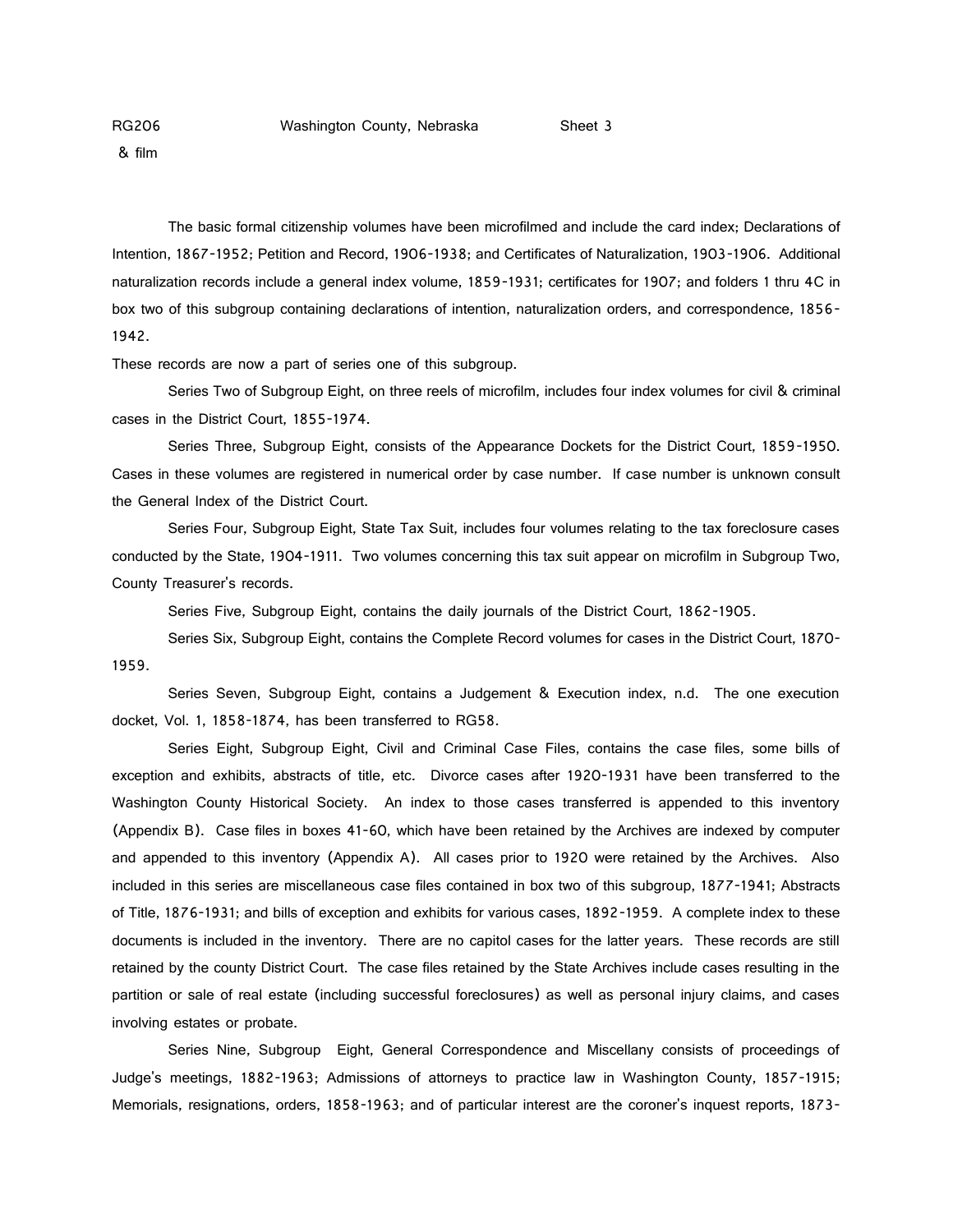The basic formal citizenship volumes have been microfilmed and include the card index; Declarations of Intention, 1867-1952; Petition and Record, 1906-1938; and Certificates of Naturalization, 1903-1906. Additional naturalization records include a general index volume, 1859-1931; certificates for 1907; and folders 1 thru 4C in box two of this subgroup containing declarations of intention, naturalization orders, and correspondence, 1856-1942.

These records are now a part of series one of this subgroup.

Series Two of Subgroup Eight, on three reels of microfilm, includes four index volumes for civil & criminal cases in the District Court, 1855-1974.

Series Three, Subgroup Eight, consists of the Appearance Dockets for the District Court, 1859-1950. Cases in these volumes are registered in numerical order by case number. If case number is unknown consult the General Index of the District Court.

Series Four, Subgroup Eight, State Tax Suit, includes four volumes relating to the tax foreclosure cases conducted by the State, 1904-1911. Two volumes concerning this tax suit appear on microfilm in Subgroup Two, County Treasurer's records.

Series Five, Subgroup Eight, contains the daily journals of the District Court, 1862-1905.

Series Six, Subgroup Eight, contains the Complete Record volumes for cases in the District Court, 1870-1959.

Series Seven, Subgroup Eight, contains a Judgement & Execution index, n.d. The one execution docket, Vol. 1, 1858-1874, has been transferred to RG58.

Series Eight, Subgroup Eight, Civil and Criminal Case Files, contains the case files, some bills of exception and exhibits, abstracts of title, etc. Divorce cases after 1920-1931 have been transferred to the Washington County Historical Society. An index to those cases transferred is appended to this inventory (Appendix B). Case files in boxes 41-60, which have been retained by the Archives are indexed by computer and appended to this inventory (Appendix A). All cases prior to 1920 were retained by the Archives. Also included in this series are miscellaneous case files contained in box two of this subgroup, 1877-1941; Abstracts of Title, 1876-1931; and bills of exception and exhibits for various cases, 1892-1959. A complete index to these documents is included in the inventory. There are no capitol cases for the latter years. These records are still retained by the county District Court. The case files retained by the State Archives include cases resulting in the partition or sale of real estate (including successful foreclosures) as well as personal injury claims, and cases involving estates or probate.

Series Nine, Subgroup Eight, General Correspondence and Miscellany consists of proceedings of Judge's meetings, 1882-1963; Admissions of attorneys to practice law in Washington County, 1857-1915; Memorials, resignations, orders, 1858-1963; and of particular interest are the coroner's inquest reports, 1873-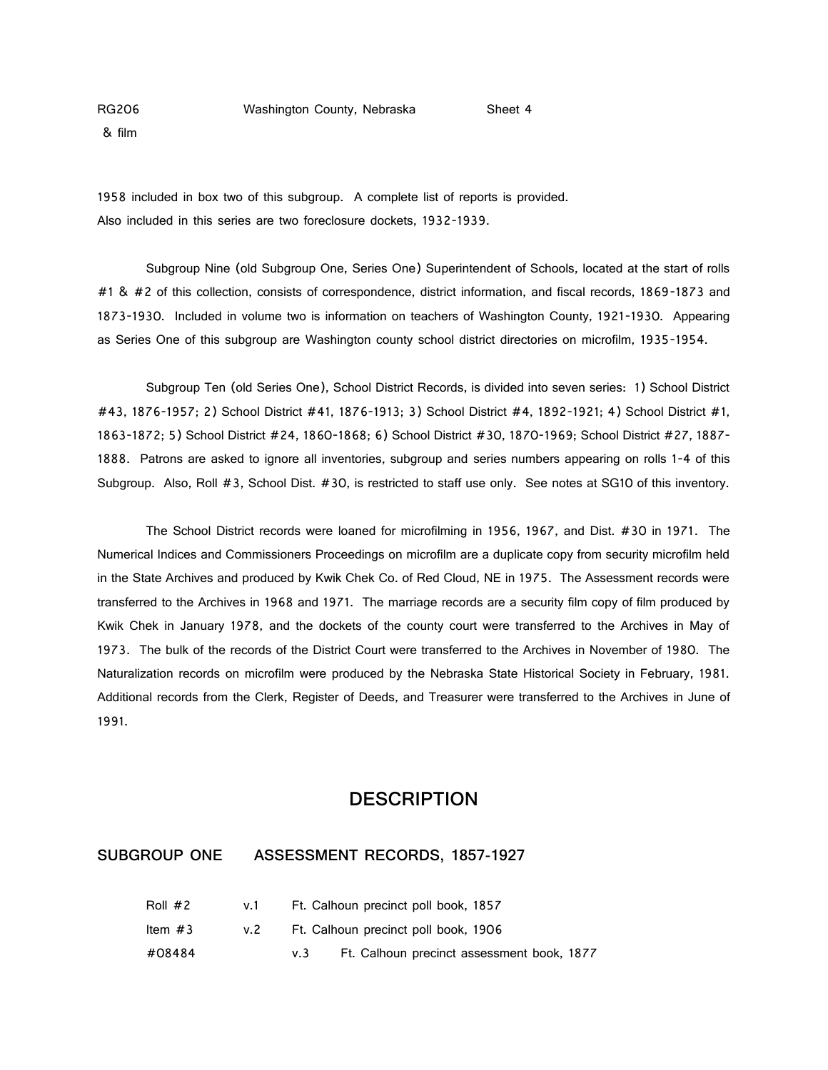1958 included in box two of this subgroup. A complete list of reports is provided. Also included in this series are two foreclosure dockets, 1932-1939.

Subgroup Nine (old Subgroup One, Series One) Superintendent of Schools, located at the start of rolls #1 & #2 of this collection, consists of correspondence, district information, and fiscal records, 1869-1873 and 1873-1930. Included in volume two is information on teachers of Washington County, 1921-1930. Appearing as Series One of this subgroup are Washington county school district directories on microfilm, 1935-1954.

Subgroup Ten (old Series One), School District Records, is divided into seven series: 1) School District #43, 1876-1957; 2) School District #41, 1876-1913; 3) School District #4, 1892-1921; 4) School District #1, 1863-1872; 5) School District #24, 1860-1868; 6) School District #30, 1870-1969; School District #27, 1887-1888. Patrons are asked to ignore all inventories, subgroup and series numbers appearing on rolls 1-4 of this Subgroup. Also, Roll #3, School Dist. #30, is restricted to staff use only. See notes at SG10 of this inventory.

The School District records were loaned for microfilming in 1956, 1967, and Dist. #30 in 1971. The Numerical Indices and Commissioners Proceedings on microfilm are a duplicate copy from security microfilm held in the State Archives and produced by Kwik Chek Co. of Red Cloud, NE in 1975. The Assessment records were transferred to the Archives in 1968 and 1971. The marriage records are a security film copy of film produced by Kwik Chek in January 1978, and the dockets of the county court were transferred to the Archives in May of 1973. The bulk of the records of the District Court were transferred to the Archives in November of 1980. The Naturalization records on microfilm were produced by the Nebraska State Historical Society in February, 1981. Additional records from the Clerk, Register of Deeds, and Treasurer were transferred to the Archives in June of 1991.

## DESCRIPTION

### SUBGROUP ONE ASSESSMENT RECORDS, 1857-1927

Roll #2 v.1 Ft. Calhoun precinct poll book, 1857

Item #3 v.2 Ft. Calhoun precinct poll book, 1906

#08484 v.3 Ft. Calhoun precinct assessment book, 1877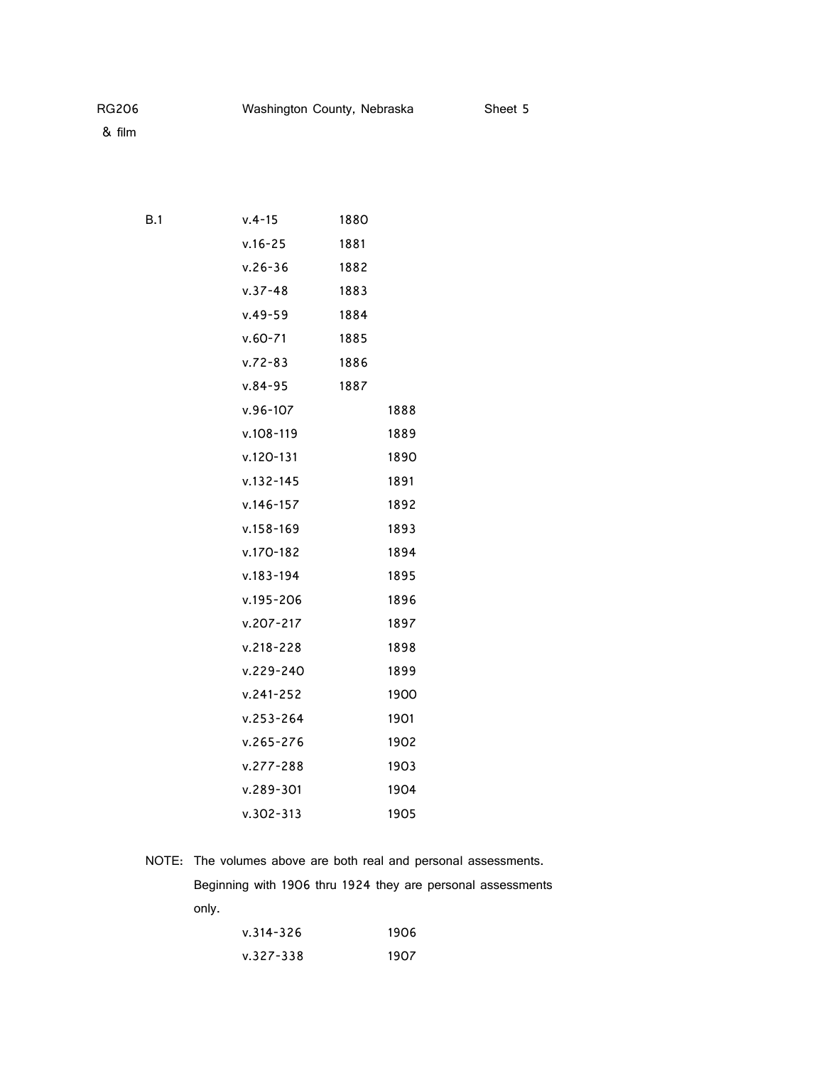RG206 Washington County, Nebraska Sheet 5
& film

| | | | |
|---|---|---|---|
| B.1 | v.4-15 | 1880 | |
| | v.16-25 | 1881 | |
| | v.26-36 | 1882 | |
| | v.37-48 | 1883 | |
| | v.49-59 | 1884 | |
| | v.60-71 | 1885 | |
| | v.72-83 | 1886 | |
| | v.84-95 | 1887 | |
| | v.96-107 | | 1888 |
| | v.108-119 | | 1889 |
| | v.120-131 | | 1890 |
| | v.132-145 | | 1891 |
| | v.146-157 | | 1892 |
| | v.158-169 | | 1893 |
| | v.170-182 | | 1894 |
| | v.183-194 | | 1895 |
| | v.195-206 | | 1896 |
| | v.207-217 | | 1897 |
| | v.218-228 | | 1898 |
| | v.229-240 | | 1899 |
| | v.241-252 | | 1900 |
| | v.253-264 | | 1901 |
| | v.265-276 | | 1902 |
| | v.277-288 | | 1903 |
| | v.289-301 | | 1904 |
| | v.302-313 | | 1905 |

NOTE: The volumes above are both real and personal assessments. Beginning with 1906 thru 1924 they are personal assessments only.

| | |
|---|---|
| v.314-326 | 1906 |
| v.327-338 | 1907 |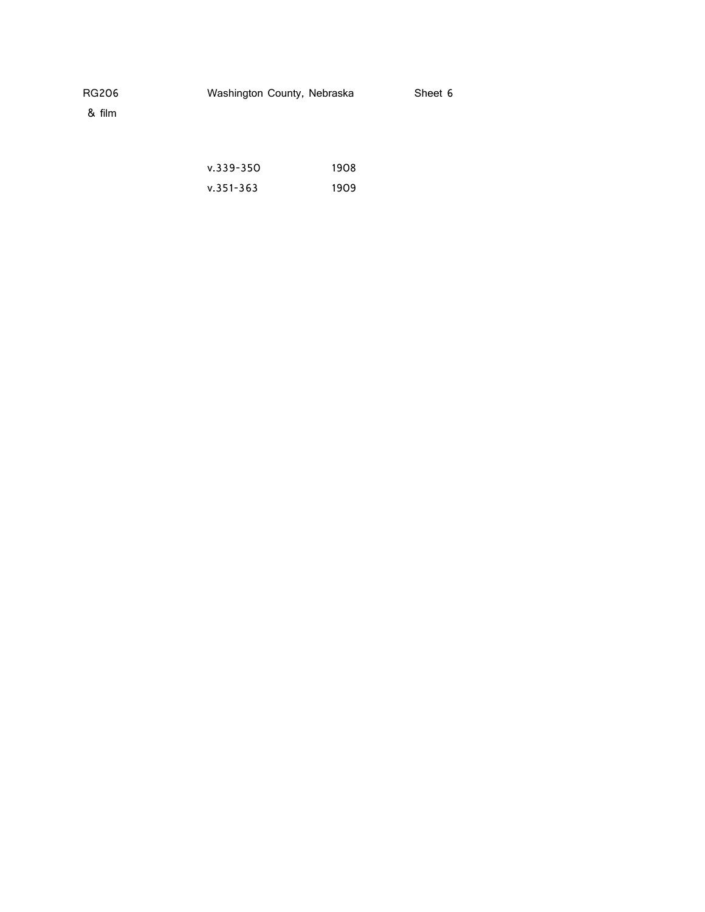RG206 & film | Washington County, Nebraska | Sheet 6

| | |
|---|---|
| v.339-350 | 1908 |
| v.351-363 | 1909 |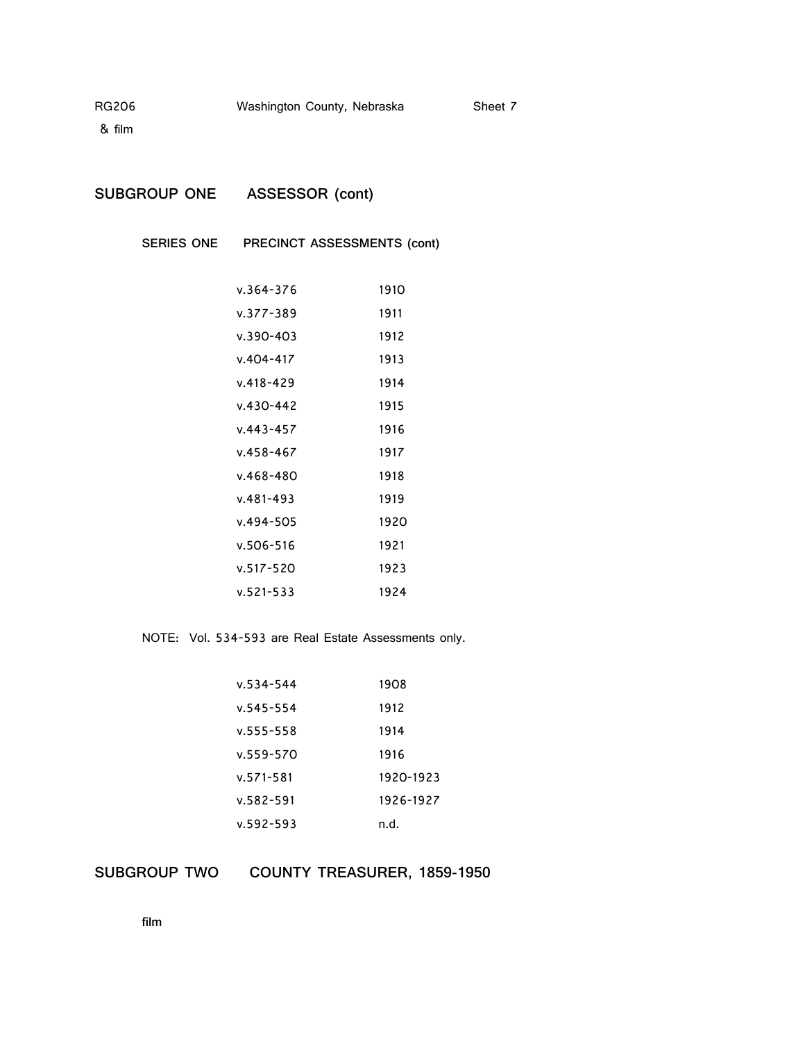## SUBGROUP ONE ASSESSOR (cont)

### SERIES ONE PRECINCT ASSESSMENTS (cont)

| | |
|---|---|
| v.364-376 | 1910 |
| v.377-389 | 1911 |
| v.390-403 | 1912 |
| v.404-417 | 1913 |
| v.418-429 | 1914 |
| v.430-442 | 1915 |
| v.443-457 | 1916 |
| v.458-467 | 1917 |
| v.468-480 | 1918 |
| v.481-493 | 1919 |
| v.494-505 | 1920 |
| v.506-516 | 1921 |
| v.517-520 | 1923 |
| v.521-533 | 1924 |

NOTE: Vol. 534-593 are Real Estate Assessments only.

| | |
|---|---|
| v.534-544 | 1908 |
| v.545-554 | 1912 |
| v.555-558 | 1914 |
| v.559-570 | 1916 |
| v.571-581 | 1920-1923 |
| v.582-591 | 1926-1927 |
| v.592-593 | n.d. |

## SUBGROUP TWO COUNTY TREASURER, 1859-1950

**film**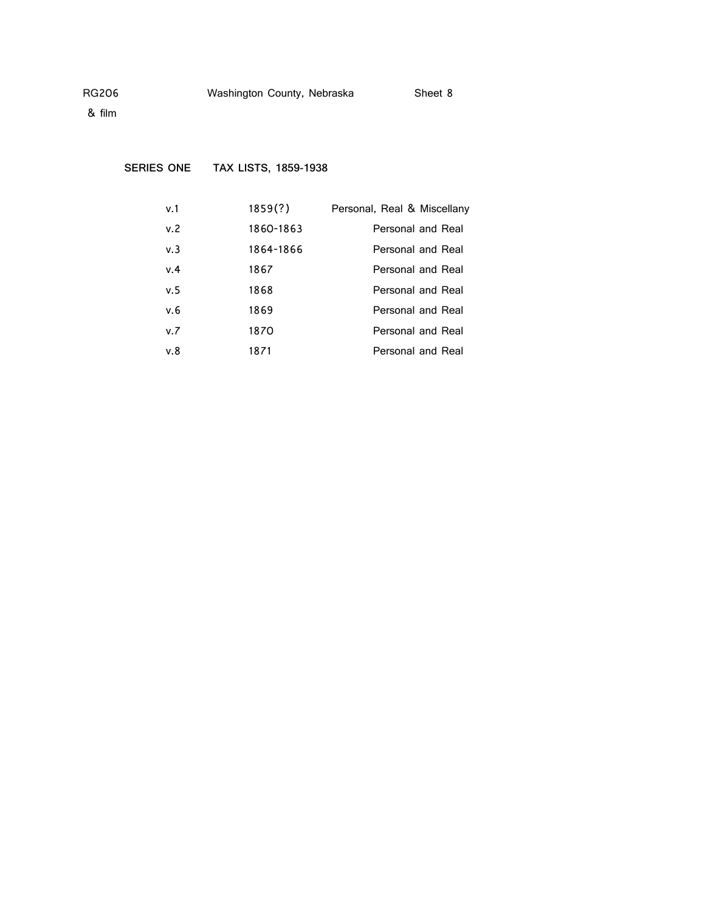RG206 & film    Washington County, Nebraska    Sheet 8

**SERIES ONE  TAX LISTS, 1859-1938**

| | | |
|---|---|---|
| v.1 | 1859(?) | Personal, Real & Miscellany |
| v.2 | 1860-1863 | Personal and Real |
| v.3 | 1864-1866 | Personal and Real |
| v.4 | 1867 | Personal and Real |
| v.5 | 1868 | Personal and Real |
| v.6 | 1869 | Personal and Real |
| v.7 | 1870 | Personal and Real |
| v.8 | 1871 | Personal and Real |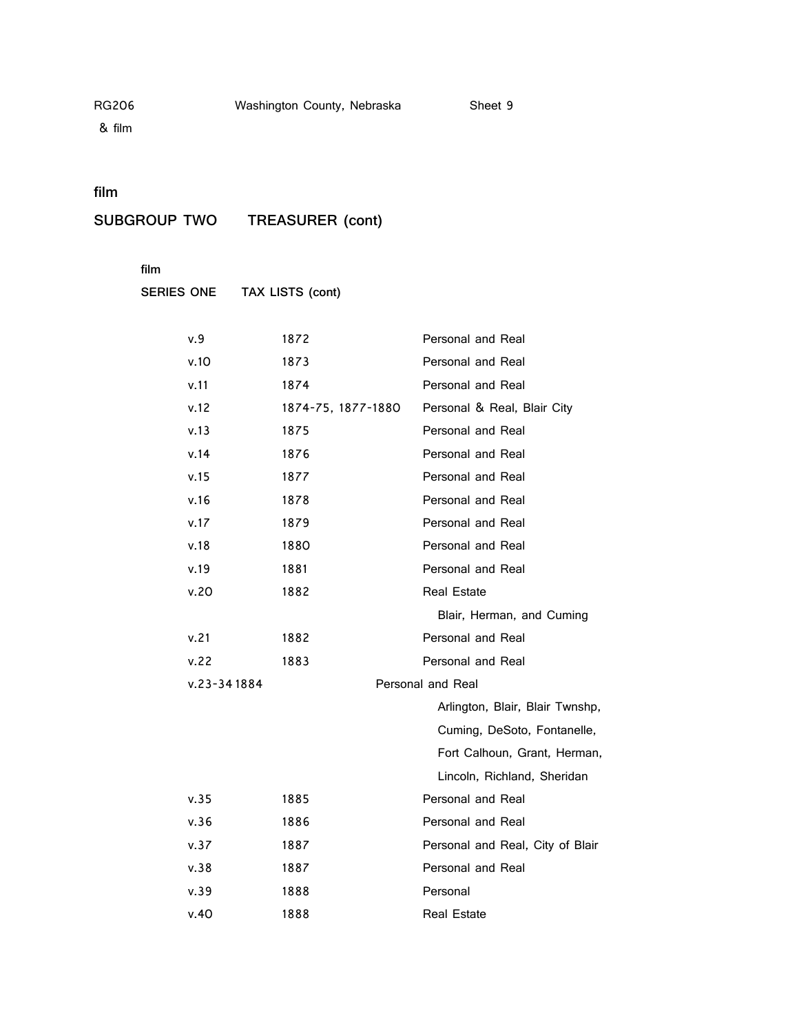RG206 Washington County, Nebraska Sheet 9
& film

**film**

## SUBGROUP TWO TREASURER (cont)

**film**

### SERIES ONE TAX LISTS (cont)

| | | |
|---|---|---|
| v.9 | 1872 | Personal and Real |
| v.10 | 1873 | Personal and Real |
| v.11 | 1874 | Personal and Real |
| v.12 | 1874-75, 1877-1880 | Personal & Real, Blair City |
| v.13 | 1875 | Personal and Real |
| v.14 | 1876 | Personal and Real |
| v.15 | 1877 | Personal and Real |
| v.16 | 1878 | Personal and Real |
| v.17 | 1879 | Personal and Real |
| v.18 | 1880 | Personal and Real |
| v.19 | 1881 | Personal and Real |
| v.20 | 1882 | Real Estate<br>Blair, Herman, and Cuming |
| v.21 | 1882 | Personal and Real |
| v.22 | 1883 | Personal and Real |
| v.23-34 | 1884 | Personal and Real<br>Arlington, Blair, Blair Twnshp, Cuming, DeSoto, Fontanelle, Fort Calhoun, Grant, Herman, Lincoln, Richland, Sheridan |
| v.35 | 1885 | Personal and Real |
| v.36 | 1886 | Personal and Real |
| v.37 | 1887 | Personal and Real, City of Blair |
| v.38 | 1887 | Personal and Real |
| v.39 | 1888 | Personal |
| v.40 | 1888 | Real Estate |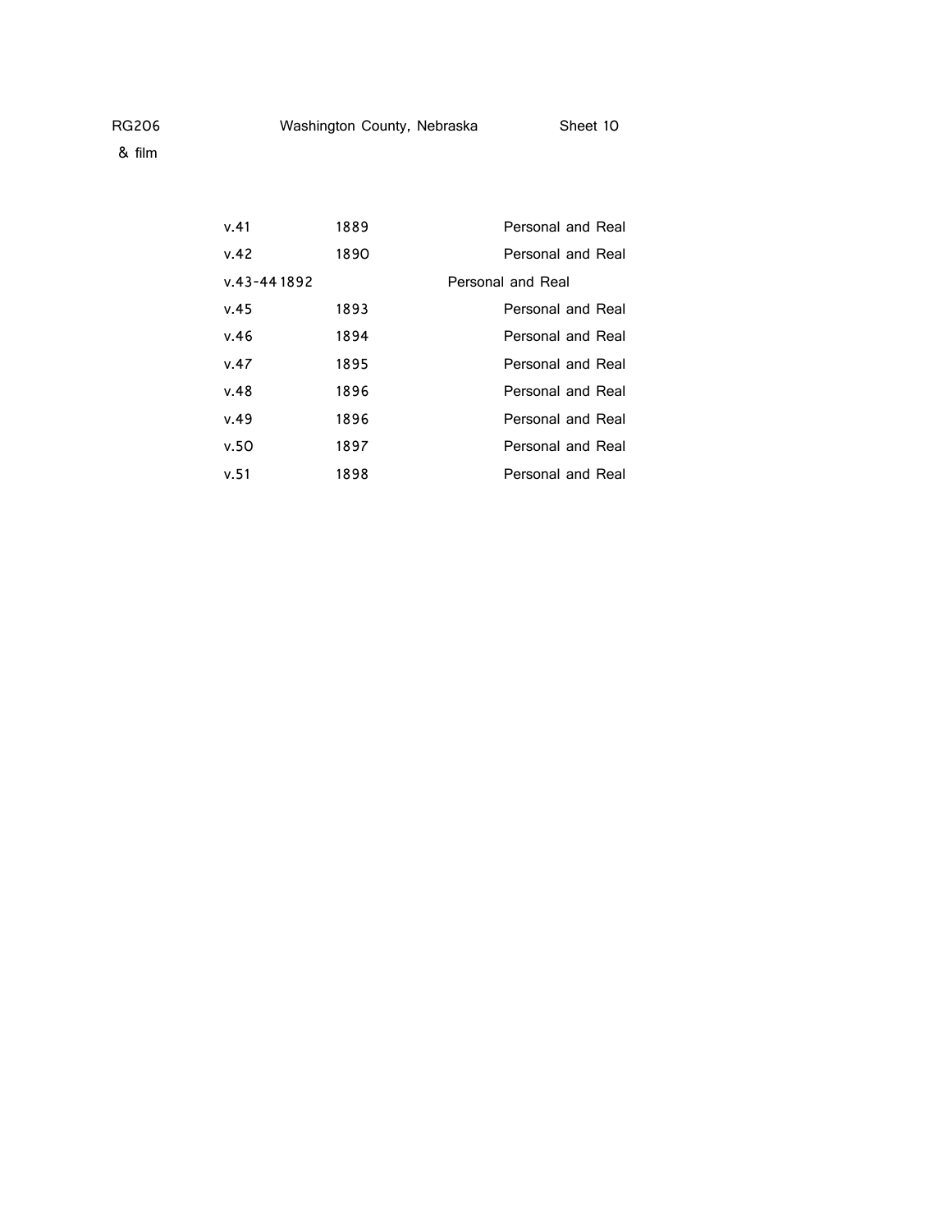RG206 Washington County, Nebraska Sheet 10
& film

| | | |
|---|---|---|
| v.41 | 1889 | Personal and Real |
| v.42 | 1890 | Personal and Real |
| v.43-44 | 1892 | Personal and Real |
| v.45 | 1893 | Personal and Real |
| v.46 | 1894 | Personal and Real |
| v.47 | 1895 | Personal and Real |
| v.48 | 1896 | Personal and Real |
| v.49 | 1896 | Personal and Real |
| v.50 | 1897 | Personal and Real |
| v.51 | 1898 | Personal and Real |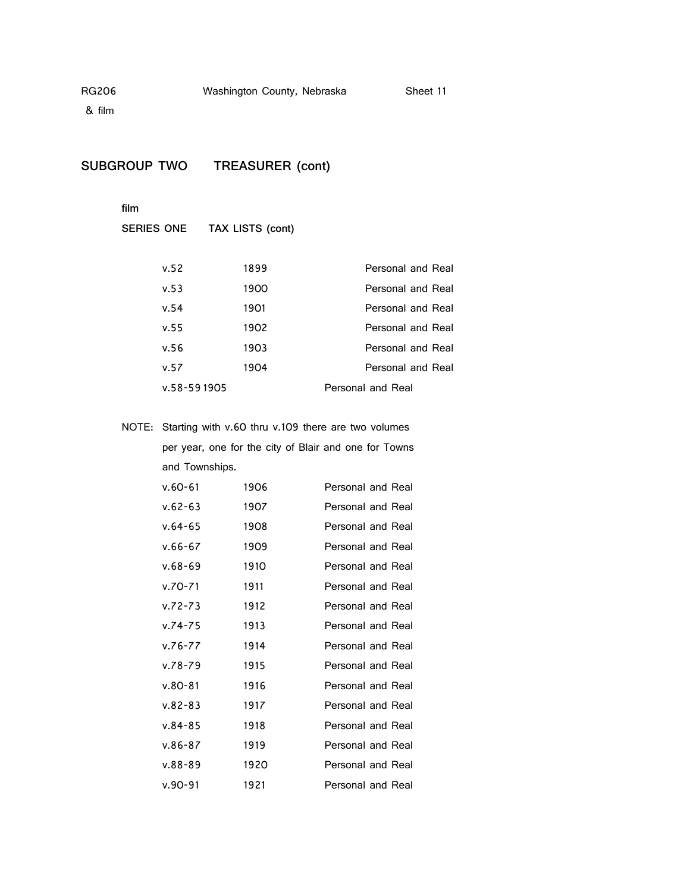RG206 & film    Washington County, Nebraska    Sheet 11

## SUBGROUP TWO TREASURER (cont)

film

### SERIES ONE TAX LISTS (cont)

| | | |
|---|---|---|
| v.52 | 1899 | Personal and Real |
| v.53 | 1900 | Personal and Real |
| v.54 | 1901 | Personal and Real |
| v.55 | 1902 | Personal and Real |
| v.56 | 1903 | Personal and Real |
| v.57 | 1904 | Personal and Real |
| v.58-59 | 1905 | Personal and Real |

NOTE: Starting with v.60 thru v.109 there are two volumes per year, one for the city of Blair and one for Towns and Townships.

| | | |
|---|---|---|
| v.60-61 | 1906 | Personal and Real |
| v.62-63 | 1907 | Personal and Real |
| v.64-65 | 1908 | Personal and Real |
| v.66-67 | 1909 | Personal and Real |
| v.68-69 | 1910 | Personal and Real |
| v.70-71 | 1911 | Personal and Real |
| v.72-73 | 1912 | Personal and Real |
| v.74-75 | 1913 | Personal and Real |
| v.76-77 | 1914 | Personal and Real |
| v.78-79 | 1915 | Personal and Real |
| v.80-81 | 1916 | Personal and Real |
| v.82-83 | 1917 | Personal and Real |
| v.84-85 | 1918 | Personal and Real |
| v.86-87 | 1919 | Personal and Real |
| v.88-89 | 1920 | Personal and Real |
| v.90-91 | 1921 | Personal and Real |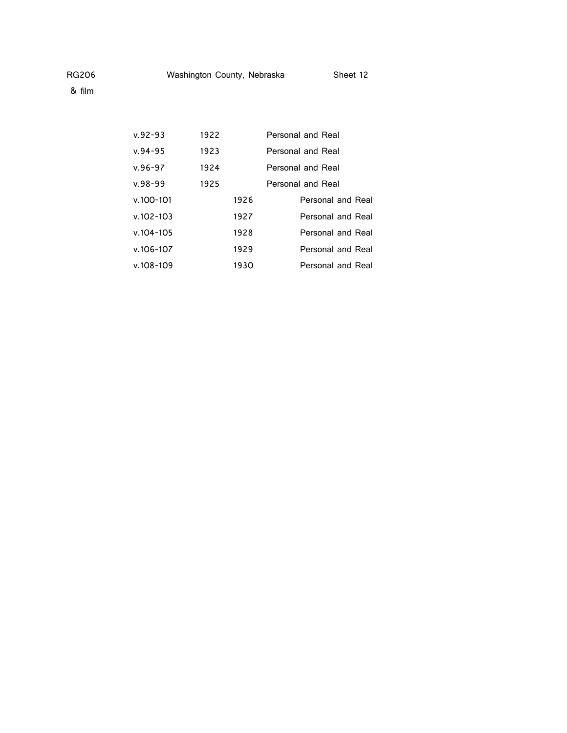RG206 Washington County, Nebraska Sheet 12

& film

| | | |
|---|---|---|
| v.92-93 | 1922 | Personal and Real |
| v.94-95 | 1923 | Personal and Real |
| v.96-97 | 1924 | Personal and Real |
| v.98-99 | 1925 | Personal and Real |
| v.100-101 | 1926 | Personal and Real |
| v.102-103 | 1927 | Personal and Real |
| v.104-105 | 1928 | Personal and Real |
| v.106-107 | 1929 | Personal and Real |
| v.108-109 | 1930 | Personal and Real |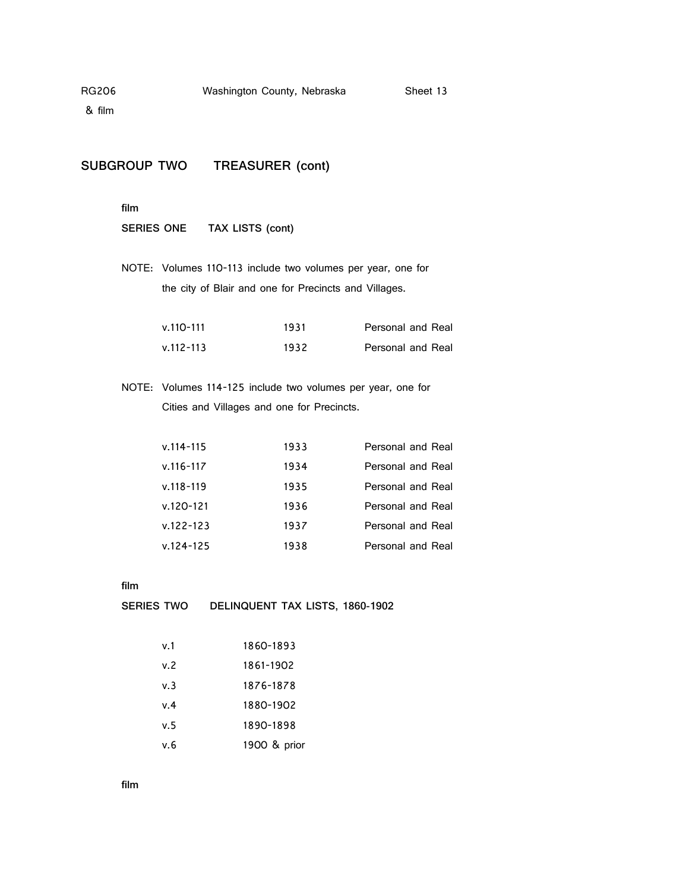## SUBGROUP TWO TREASURER (cont)

film

### SERIES ONE TAX LISTS (cont)

NOTE: Volumes 110-113 include two volumes per year, one for the city of Blair and one for Precincts and Villages.

| | | |
|---|---|---|
| v.110-111 | 1931 | Personal and Real |
| v.112-113 | 1932 | Personal and Real |

NOTE: Volumes 114-125 include two volumes per year, one for Cities and Villages and one for Precincts.

| | | |
|---|---|---|
| v.114-115 | 1933 | Personal and Real |
| v.116-117 | 1934 | Personal and Real |
| v.118-119 | 1935 | Personal and Real |
| v.120-121 | 1936 | Personal and Real |
| v.122-123 | 1937 | Personal and Real |
| v.124-125 | 1938 | Personal and Real |

film

### SERIES TWO DELINQUENT TAX LISTS, 1860-1902

| | |
|---|---|
| v.1 | 1860-1893 |
| v.2 | 1861-1902 |
| v.3 | 1876-1878 |
| v.4 | 1880-1902 |
| v.5 | 1890-1898 |
| v.6 | 1900 & prior |

film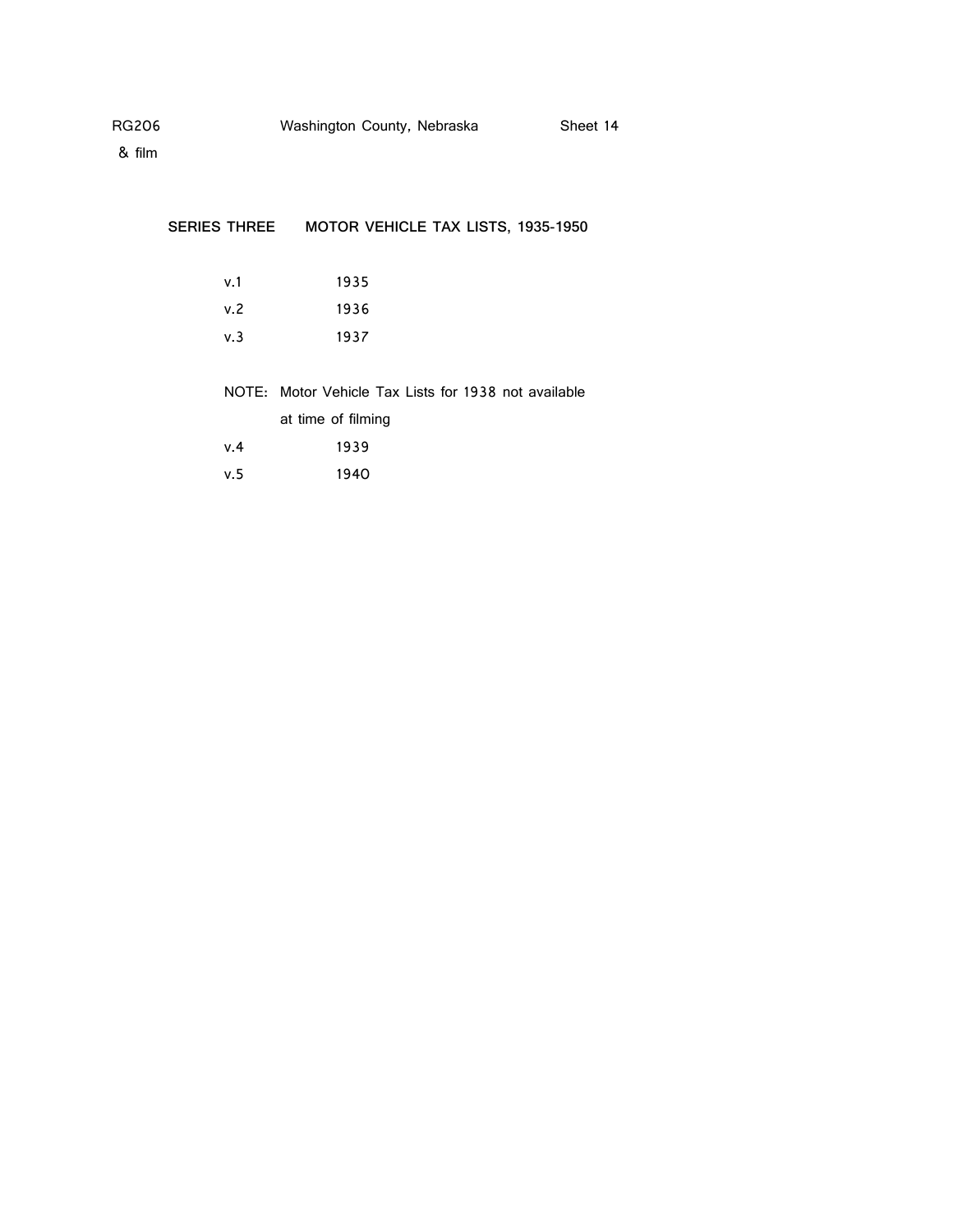RG206 & film — Washington County, Nebraska — Sheet 14

**SERIES THREE MOTOR VEHICLE TAX LISTS, 1935-1950**

| | |
|---|---|
| v.1 | 1935 |
| v.2 | 1936 |
| v.3 | 1937 |

NOTE: Motor Vehicle Tax Lists for 1938 not available at time of filming

| | |
|---|---|
| v.4 | 1939 |
| v.5 | 1940 |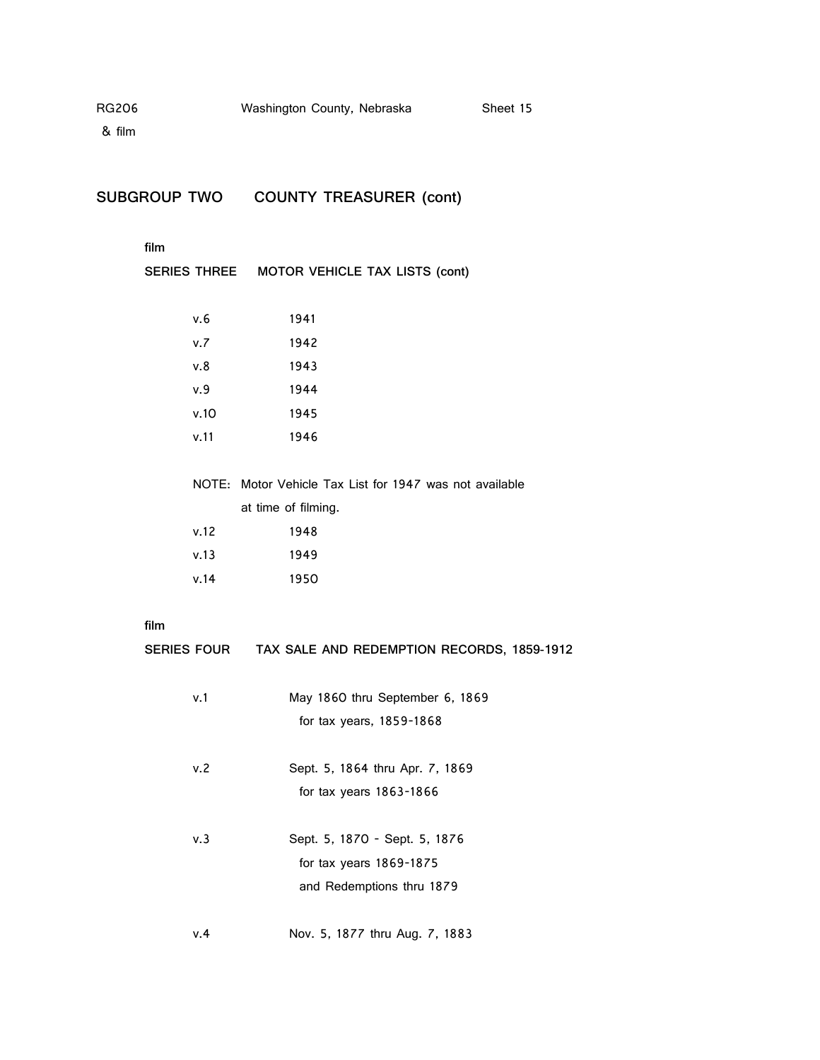RG206 Washington County, Nebraska Sheet 15
& film

## SUBGROUP TWO COUNTY TREASURER (cont)

film

### SERIES THREE MOTOR VEHICLE TAX LISTS (cont)

| | |
|---|---|
| v.6 | 1941 |
| v.7 | 1942 |
| v.8 | 1943 |
| v.9 | 1944 |
| v.10 | 1945 |
| v.11 | 1946 |

NOTE: Motor Vehicle Tax List for 1947 was not available at time of filming.

| | |
|---|---|
| v.12 | 1948 |
| v.13 | 1949 |
| v.14 | 1950 |

film

### SERIES FOUR TAX SALE AND REDEMPTION RECORDS, 1859-1912

v.1 May 1860 thru September 6, 1869
for tax years, 1859-1868

v.2 Sept. 5, 1864 thru Apr. 7, 1869
for tax years 1863-1866

v.3 Sept. 5, 1870 - Sept. 5, 1876
for tax years 1869-1875
and Redemptions thru 1879

v.4 Nov. 5, 1877 thru Aug. 7, 1883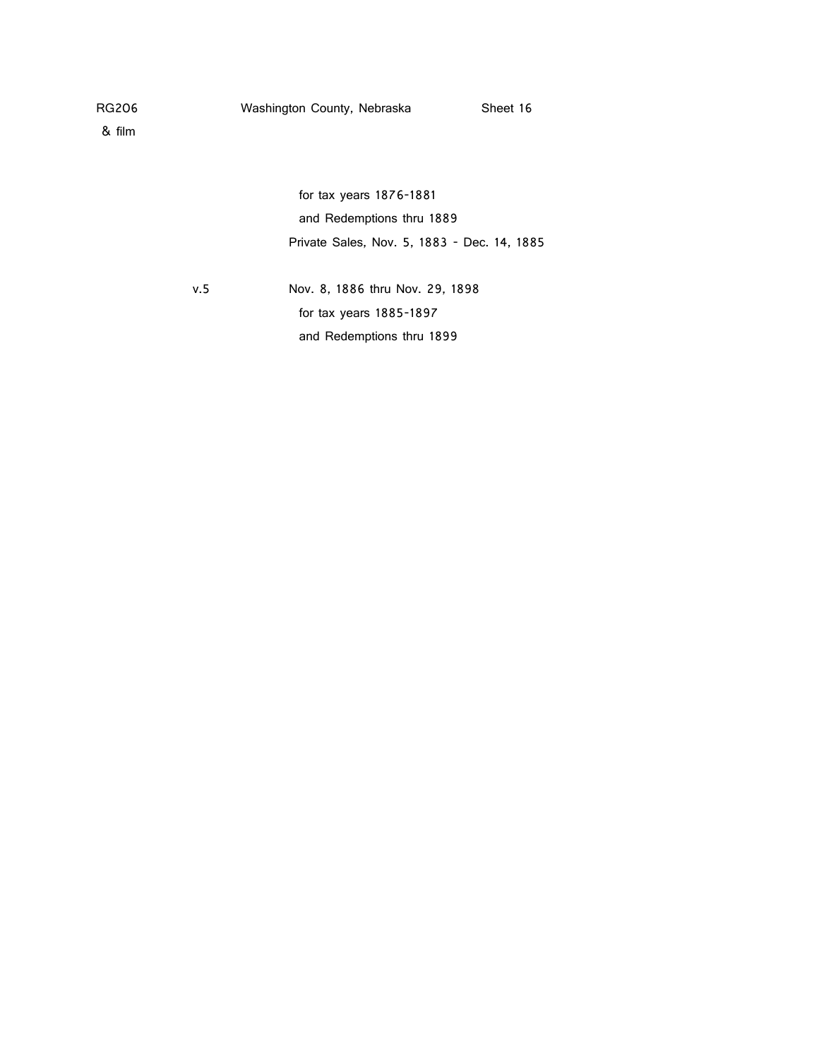for tax years 1876-1881
and Redemptions thru 1889
Private Sales, Nov. 5, 1883 - Dec. 14, 1885

v.5 Nov. 8, 1886 thru Nov. 29, 1898
for tax years 1885-1897
and Redemptions thru 1899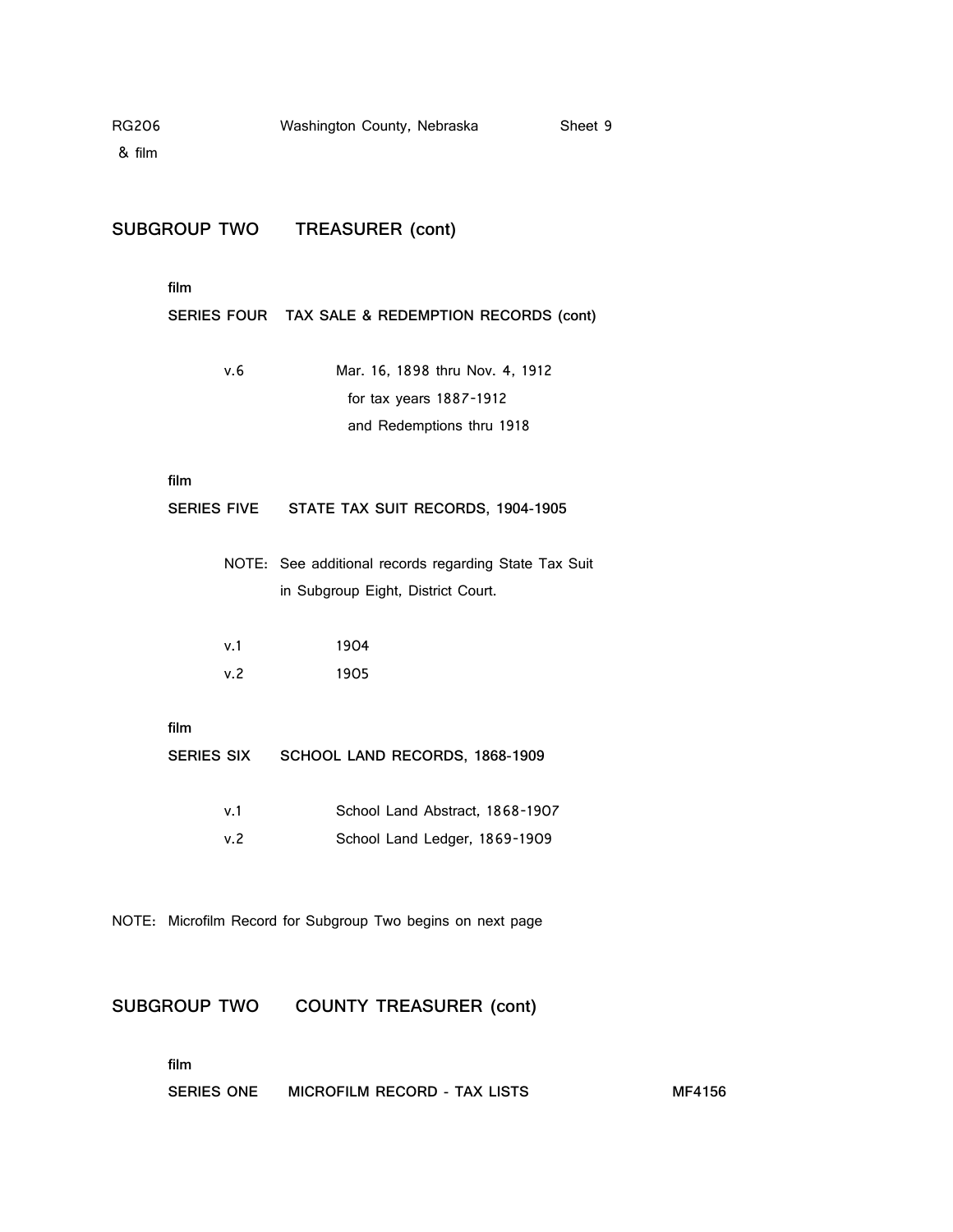## SUBGROUP TWO TREASURER (cont)

film

**SERIES FOUR TAX SALE & REDEMPTION RECORDS (cont)**

v.6 Mar. 16, 1898 thru Nov. 4, 1912
for tax years 1887-1912
and Redemptions thru 1918

film

**SERIES FIVE STATE TAX SUIT RECORDS, 1904-1905**

NOTE: See additional records regarding State Tax Suit in Subgroup Eight, District Court.

v.1 1904
v.2 1905

film

**SERIES SIX SCHOOL LAND RECORDS, 1868-1909**

v.1 School Land Abstract, 1868-1907
v.2 School Land Ledger, 1869-1909

NOTE: Microfilm Record for Subgroup Two begins on next page

## SUBGROUP TWO COUNTY TREASURER (cont)

film

**SERIES ONE MICROFILM RECORD - TAX LISTS** **MF4156**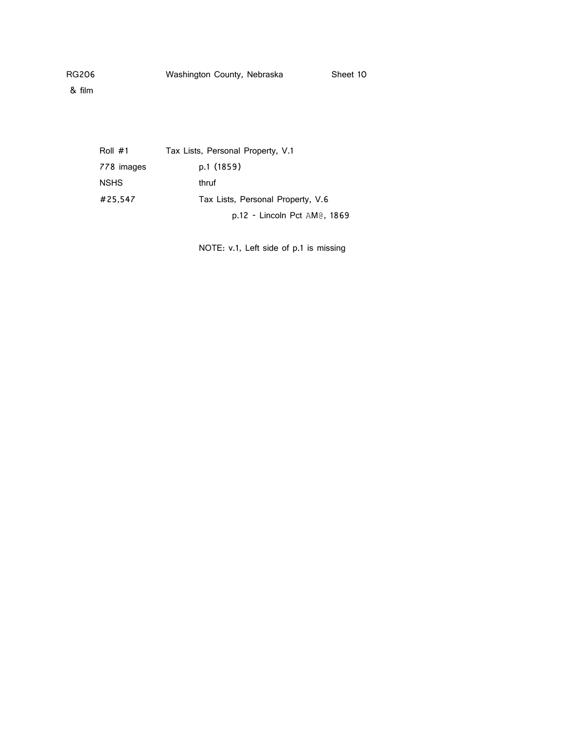RG206 Washington County, Nebraska Sheet 10

& film

| | |
|---|---|
| Roll #1 | Tax Lists, Personal Property, V.1 |
| 778 images | p.1 (1859) |
| NSHS | thruf |
| #25,547 | Tax Lists, Personal Property, V.6 |
| | p.12 - Lincoln Pct AM@, 1869 |

NOTE: v.1, Left side of p.1 is missing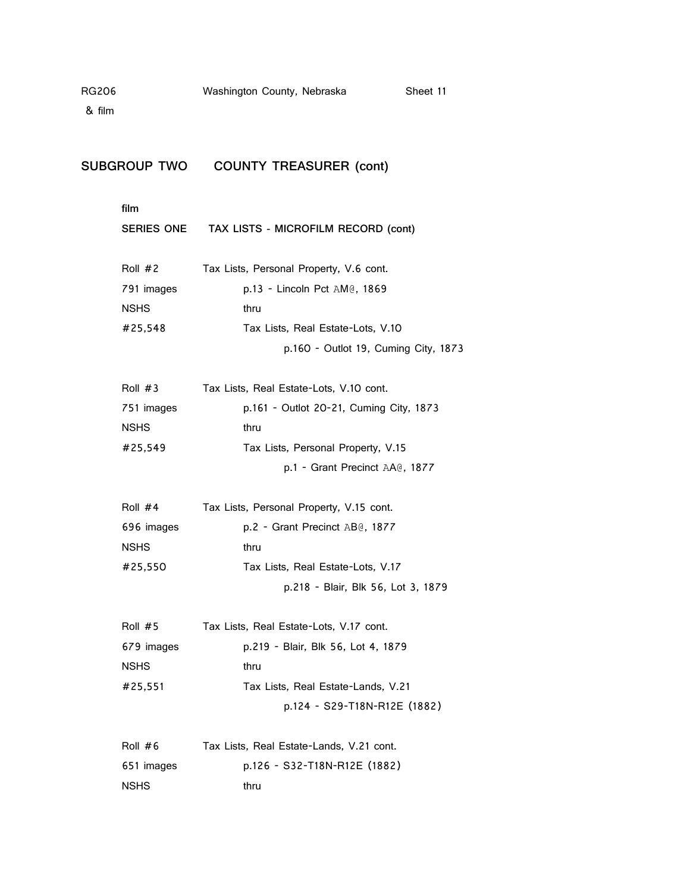RG206 Washington County, Nebraska Sheet 11
& film

## SUBGROUP TWO COUNTY TREASURER (cont)

film

**SERIES ONE TAX LISTS - MICROFILM RECORD (cont)**

Roll #2 Tax Lists, Personal Property, V.6 cont.
791 images p.13 - Lincoln Pct AM@, 1869
NSHS thru
#25,548 Tax Lists, Real Estate-Lots, V.10
p.160 - Outlot 19, Cuming City, 1873

Roll #3 Tax Lists, Real Estate-Lots, V.10 cont.
751 images p.161 - Outlot 20-21, Cuming City, 1873
NSHS thru
#25,549 Tax Lists, Personal Property, V.15
p.1 - Grant Precinct AA@, 1877

Roll #4 Tax Lists, Personal Property, V.15 cont.
696 images p.2 - Grant Precinct AB@, 1877
NSHS thru
#25,550 Tax Lists, Real Estate-Lots, V.17
p.218 - Blair, Blk 56, Lot 3, 1879

Roll #5 Tax Lists, Real Estate-Lots, V.17 cont.
679 images p.219 - Blair, Blk 56, Lot 4, 1879
NSHS thru
#25,551 Tax Lists, Real Estate-Lands, V.21
p.124 - S29-T18N-R12E (1882)

Roll #6 Tax Lists, Real Estate-Lands, V.21 cont.
651 images p.126 - S32-T18N-R12E (1882)
NSHS thru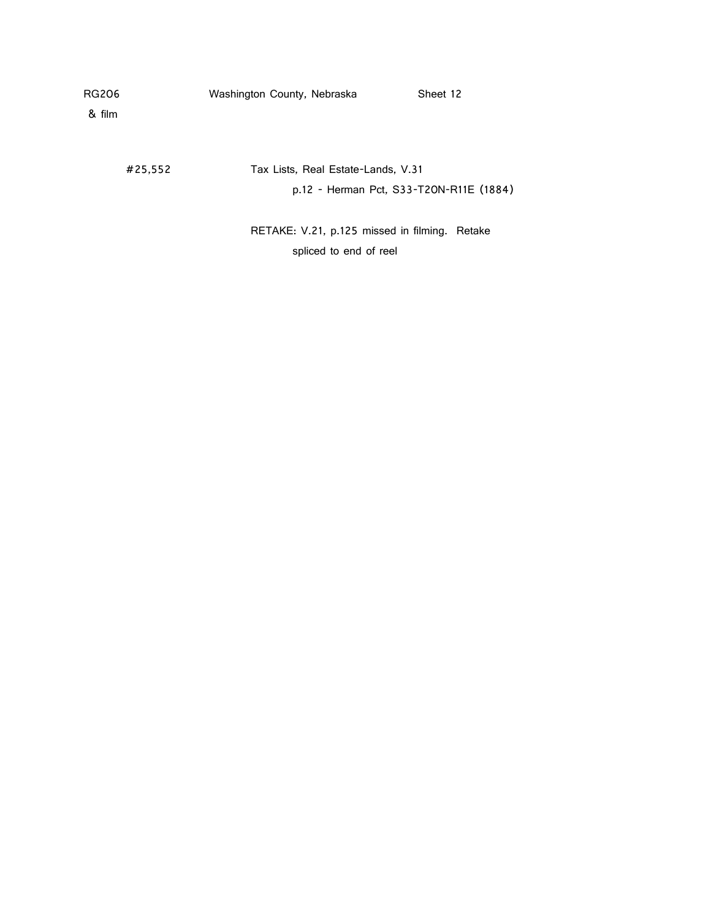RG206 &nbsp;&nbsp;&nbsp;&nbsp; Washington County, Nebraska &nbsp;&nbsp;&nbsp;&nbsp; Sheet 12
& film

#25,552 &nbsp;&nbsp;&nbsp;&nbsp; Tax Lists, Real Estate-Lands, V.31
p.12 - Herman Pct, S33-T20N-R11E (1884)

RETAKE: V.21, p.125 missed in filming. Retake spliced to end of reel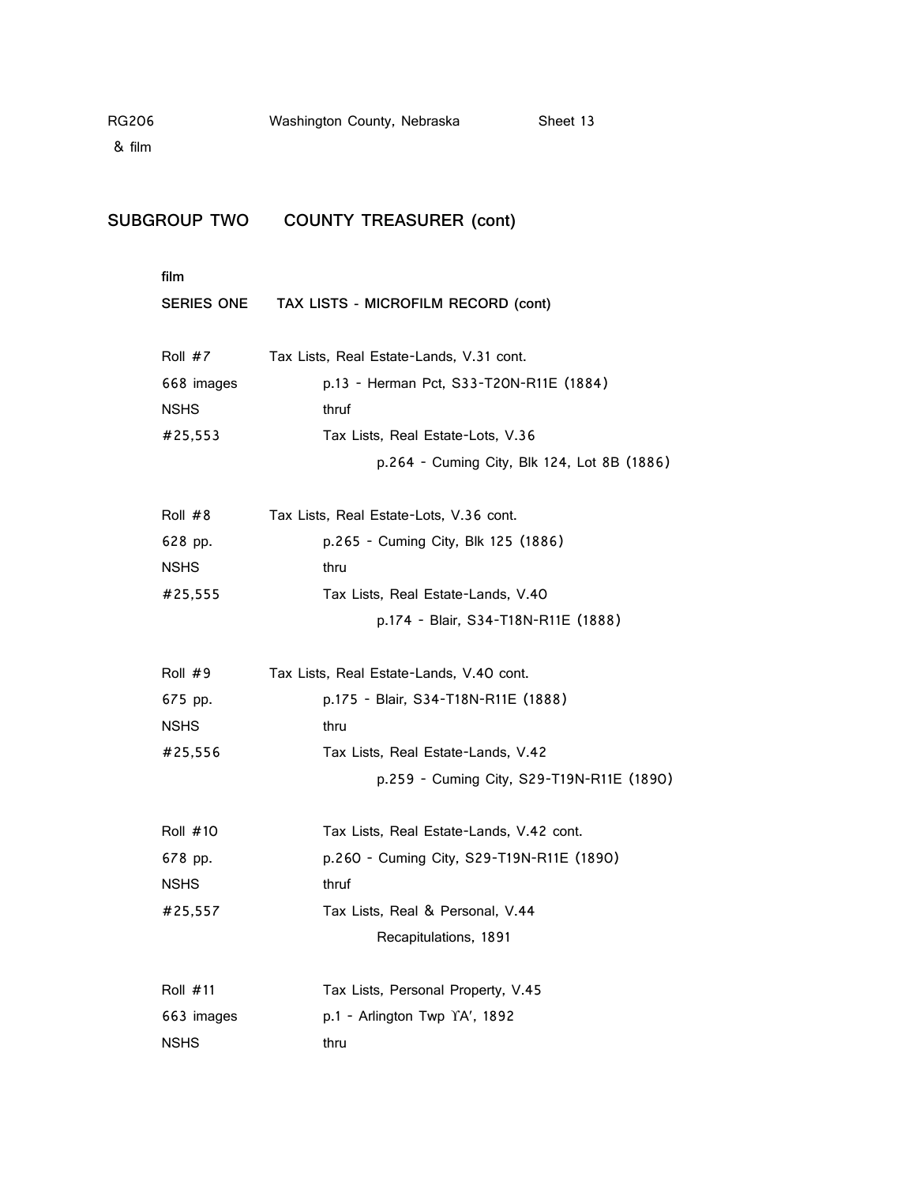RG206 Washington County, Nebraska Sheet 13
& film

## SUBGROUP TWO COUNTY TREASURER (cont)

**film**

**SERIES ONE TAX LISTS - MICROFILM RECORD (cont)**

Roll #7 — Tax Lists, Real Estate-Lands, V.31 cont.
668 images — p.13 - Herman Pct, S33-T20N-R11E (1884)
NSHS — thruf
#25,553 — Tax Lists, Real Estate-Lots, V.36
p.264 - Cuming City, Blk 124, Lot 8B (1886)

Roll #8 — Tax Lists, Real Estate-Lots, V.36 cont.
628 pp. — p.265 - Cuming City, Blk 125 (1886)
NSHS — thru
#25,555 — Tax Lists, Real Estate-Lands, V.40
p.174 - Blair, S34-T18N-R11E (1888)

Roll #9 — Tax Lists, Real Estate-Lands, V.40 cont.
675 pp. — p.175 - Blair, S34-T18N-R11E (1888)
NSHS — thru
#25,556 — Tax Lists, Real Estate-Lands, V.42
p.259 - Cuming City, S29-T19N-R11E (1890)

Roll #10 — Tax Lists, Real Estate-Lands, V.42 cont.
678 pp. — p.260 - Cuming City, S29-T19N-R11E (1890)
NSHS — thruf
#25,557 — Tax Lists, Real & Personal, V.44
Recapitulations, 1891

Roll #11 — Tax Lists, Personal Property, V.45
663 images — p.1 - Arlington Twp 'A', 1892
NSHS — thru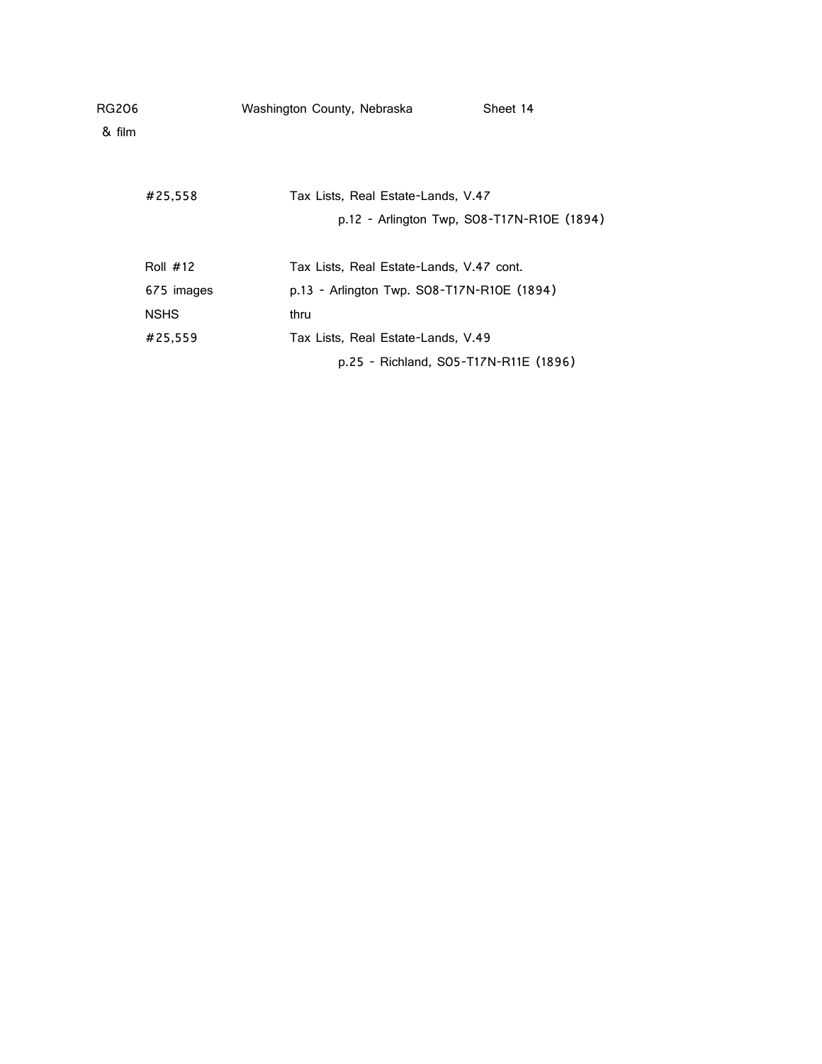RG206 Washington County, Nebraska Sheet 14
& film

| | |
|---|---|
| #25,558 | Tax Lists, Real Estate-Lands, V.47 |
| | p.12 - Arlington Twp, S08-T17N-R10E (1894) |
| | |
| Roll #12 | Tax Lists, Real Estate-Lands, V.47 cont. |
| 675 images | p.13 - Arlington Twp. S08-T17N-R10E (1894) |
| NSHS | thru |
| #25,559 | Tax Lists, Real Estate-Lands, V.49 |
| | p.25 - Richland, S05-T17N-R11E (1896) |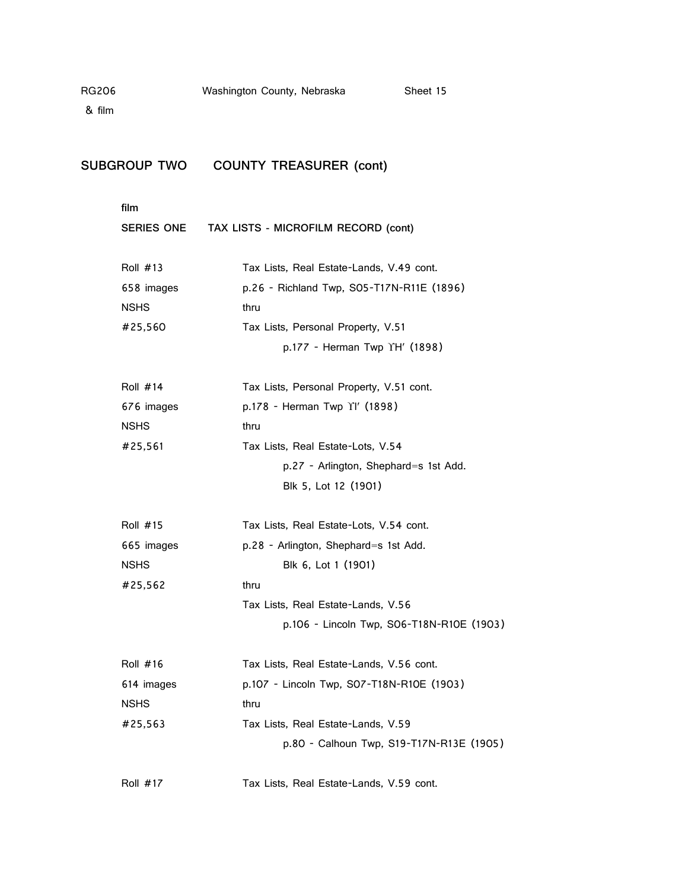RG206 Washington County, Nebraska Sheet 15
& film

## SUBGROUP TWO COUNTY TREASURER (cont)

**film**

**SERIES ONE TAX LISTS - MICROFILM RECORD (cont)**

| | |
|---|---|
| Roll #13 | Tax Lists, Real Estate-Lands, V.49 cont. |
| 658 images | p.26 - Richland Twp, S05-T17N-R11E (1896) |
| NSHS | thru |
| #25,560 | Tax Lists, Personal Property, V.51 |
| | p.177 - Herman Twp ΥH' (1898) |
| | |
| Roll #14 | Tax Lists, Personal Property, V.51 cont. |
| 676 images | p.178 - Herman Twp ΥI' (1898) |
| NSHS | thru |
| #25,561 | Tax Lists, Real Estate-Lots, V.54 |
| | p.27 - Arlington, Shephard=s 1st Add. |
| | Blk 5, Lot 12 (1901) |
| | |
| Roll #15 | Tax Lists, Real Estate-Lots, V.54 cont. |
| 665 images | p.28 - Arlington, Shephard=s 1st Add. |
| NSHS | Blk 6, Lot 1 (1901) |
| #25,562 | thru |
| | Tax Lists, Real Estate-Lands, V.56 |
| | p.106 - Lincoln Twp, S06-T18N-R10E (1903) |
| | |
| Roll #16 | Tax Lists, Real Estate-Lands, V.56 cont. |
| 614 images | p.107 - Lincoln Twp, S07-T18N-R10E (1903) |
| NSHS | thru |
| #25,563 | Tax Lists, Real Estate-Lands, V.59 |
| | p.80 - Calhoun Twp, S19-T17N-R13E (1905) |
| | |
| Roll #17 | Tax Lists, Real Estate-Lands, V.59 cont. |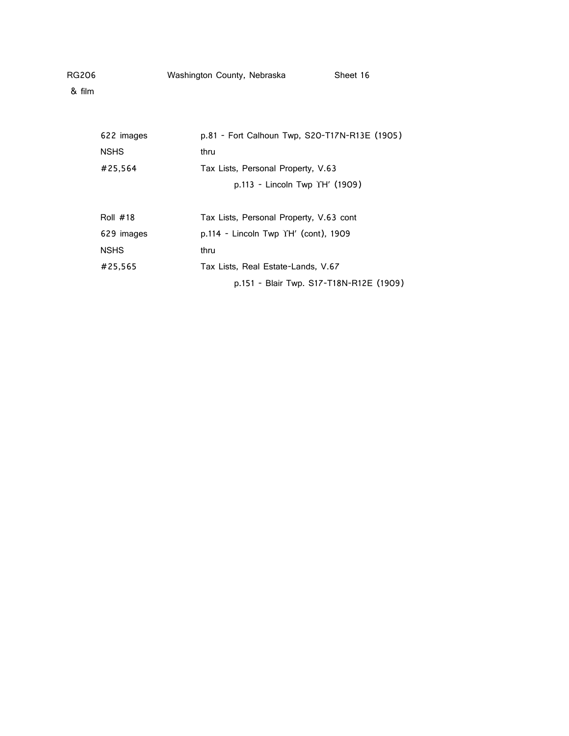RG206 Washington County, Nebraska Sheet 16
& film

| | |
|---|---|
| 622 images | p.81 - Fort Calhoun Twp, S20-T17N-R13E (1905) |
| NSHS | thru |
| #25,564 | Tax Lists, Personal Property, V.63 |
| | p.113 - Lincoln Twp ΥH' (1909) |
| | |
| Roll #18 | Tax Lists, Personal Property, V.63 cont |
| 629 images | p.114 - Lincoln Twp ΥH' (cont), 1909 |
| NSHS | thru |
| #25,565 | Tax Lists, Real Estate-Lands, V.67 |
| | p.151 - Blair Twp. S17-T18N-R12E (1909) |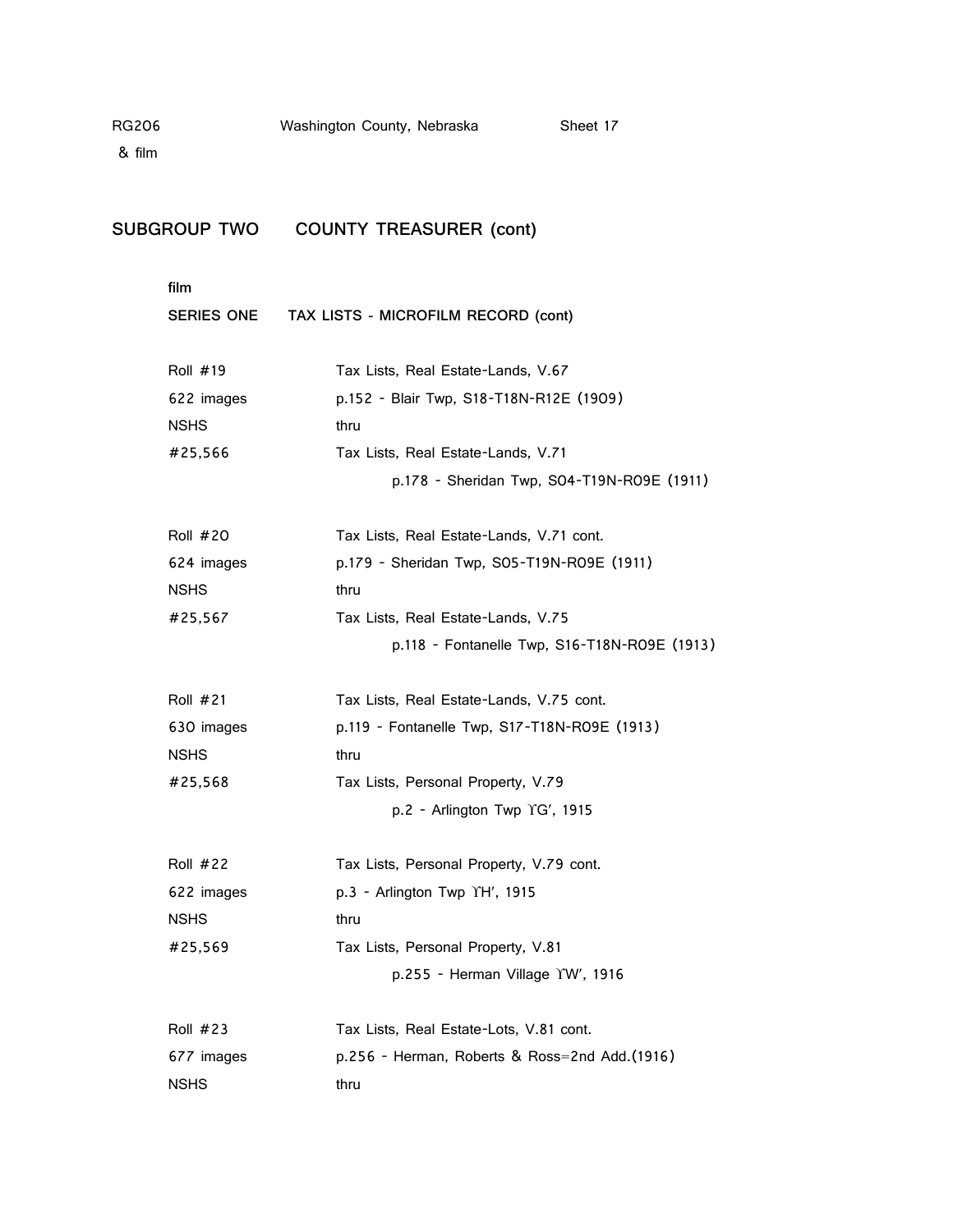RG206 Washington County, Nebraska Sheet 17
& film

## SUBGROUP TWO COUNTY TREASURER (cont)

**film**

**SERIES ONE TAX LISTS - MICROFILM RECORD (cont)**

| | |
|---|---|
| Roll #19 | Tax Lists, Real Estate-Lands, V.67 |
| 622 images | p.152 - Blair Twp, S18-T18N-R12E (1909) |
| NSHS | thru |
| #25,566 | Tax Lists, Real Estate-Lands, V.71 |
| | p.178 - Sheridan Twp, S04-T19N-R09E (1911) |
| | |
| Roll #20 | Tax Lists, Real Estate-Lands, V.71 cont. |
| 624 images | p.179 - Sheridan Twp, S05-T19N-R09E (1911) |
| NSHS | thru |
| #25,567 | Tax Lists, Real Estate-Lands, V.75 |
| | p.118 - Fontanelle Twp, S16-T18N-R09E (1913) |
| | |
| Roll #21 | Tax Lists, Real Estate-Lands, V.75 cont. |
| 630 images | p.119 - Fontanelle Twp, S17-T18N-R09E (1913) |
| NSHS | thru |
| #25,568 | Tax Lists, Personal Property, V.79 |
| | p.2 - Arlington Twp ΥG', 1915 |
| | |
| Roll #22 | Tax Lists, Personal Property, V.79 cont. |
| 622 images | p.3 - Arlington Twp ΥH', 1915 |
| NSHS | thru |
| #25,569 | Tax Lists, Personal Property, V.81 |
| | p.255 - Herman Village ΥW', 1916 |
| | |
| Roll #23 | Tax Lists, Real Estate-Lots, V.81 cont. |
| 677 images | p.256 - Herman, Roberts & Ross=2nd Add.(1916) |
| NSHS | thru |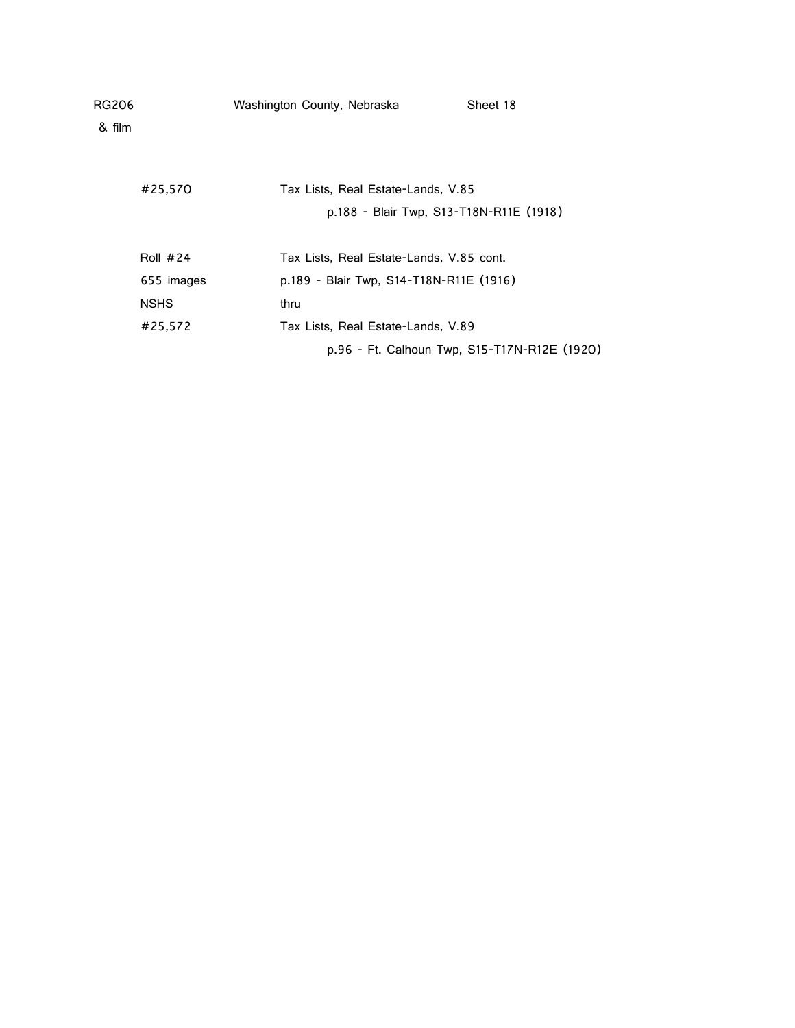RG206 &nbsp;&nbsp;&nbsp;&nbsp; Washington County, Nebraska &nbsp;&nbsp;&nbsp;&nbsp; Sheet 18
& film

| | |
|---|---|
| #25,570 | Tax Lists, Real Estate-Lands, V.85 |
| | p.188 - Blair Twp, S13-T18N-R11E (1918) |
| | |
| Roll #24 | Tax Lists, Real Estate-Lands, V.85 cont. |
| 655 images | p.189 - Blair Twp, S14-T18N-R11E (1916) |
| NSHS | thru |
| #25,572 | Tax Lists, Real Estate-Lands, V.89 |
| | p.96 - Ft. Calhoun Twp, S15-T17N-R12E (1920) |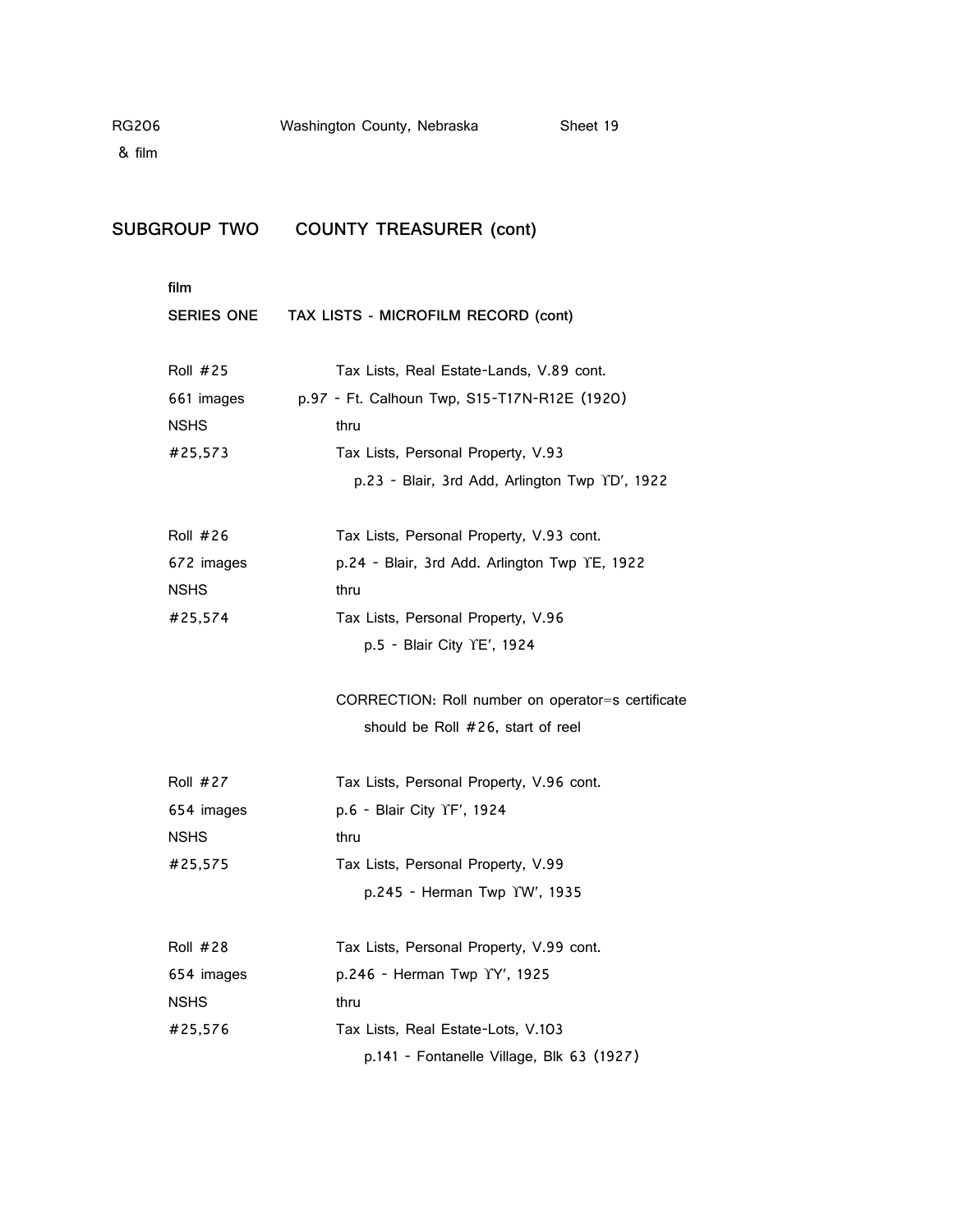RG206 Washington County, Nebraska Sheet 19
& film

## SUBGROUP TWO COUNTY TREASURER (cont)

**film**

**SERIES ONE TAX LISTS - MICROFILM RECORD (cont)**

| | |
|---|---|
| Roll #25 | Tax Lists, Real Estate-Lands, V.89 cont. |
| 661 images | p.97 - Ft. Calhoun Twp, S15-T17N-R12E (1920) |
| NSHS | thru |
| #25,573 | Tax Lists, Personal Property, V.93 |
| | p.23 - Blair, 3rd Add, Arlington Twp ΥD′, 1922 |
| | |
| Roll #26 | Tax Lists, Personal Property, V.93 cont. |
| 672 images | p.24 - Blair, 3rd Add. Arlington Twp ΥE, 1922 |
| NSHS | thru |
| #25,574 | Tax Lists, Personal Property, V.96 |
| | p.5 - Blair City ΥE′, 1924 |
| | CORRECTION: Roll number on operator=s certificate should be Roll #26, start of reel |
| | |
| Roll #27 | Tax Lists, Personal Property, V.96 cont. |
| 654 images | p.6 - Blair City ΥF′, 1924 |
| NSHS | thru |
| #25,575 | Tax Lists, Personal Property, V.99 |
| | p.245 - Herman Twp ΥW′, 1935 |
| | |
| Roll #28 | Tax Lists, Personal Property, V.99 cont. |
| 654 images | p.246 - Herman Twp ΥY′, 1925 |
| NSHS | thru |
| #25,576 | Tax Lists, Real Estate-Lots, V.103 |
| | p.141 - Fontanelle Village, Blk 63 (1927) |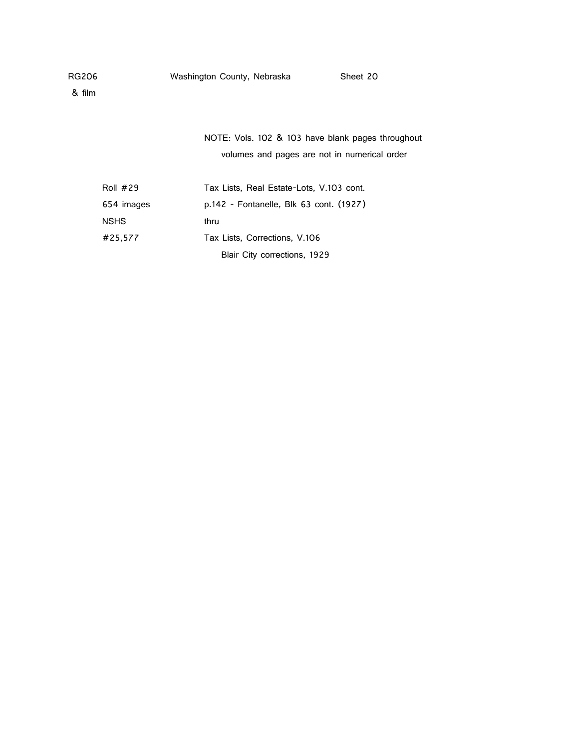RG206 Washington County, Nebraska Sheet 20

& film

NOTE: Vols. 102 & 103 have blank pages throughout volumes and pages are not in numerical order

| | |
|---|---|
| Roll #29 | Tax Lists, Real Estate-Lots, V.103 cont. |
| 654 images | p.142 - Fontanelle, Blk 63 cont. (1927) |
| NSHS | thru |
| #25,577 | Tax Lists, Corrections, V.106 |
| | Blair City corrections, 1929 |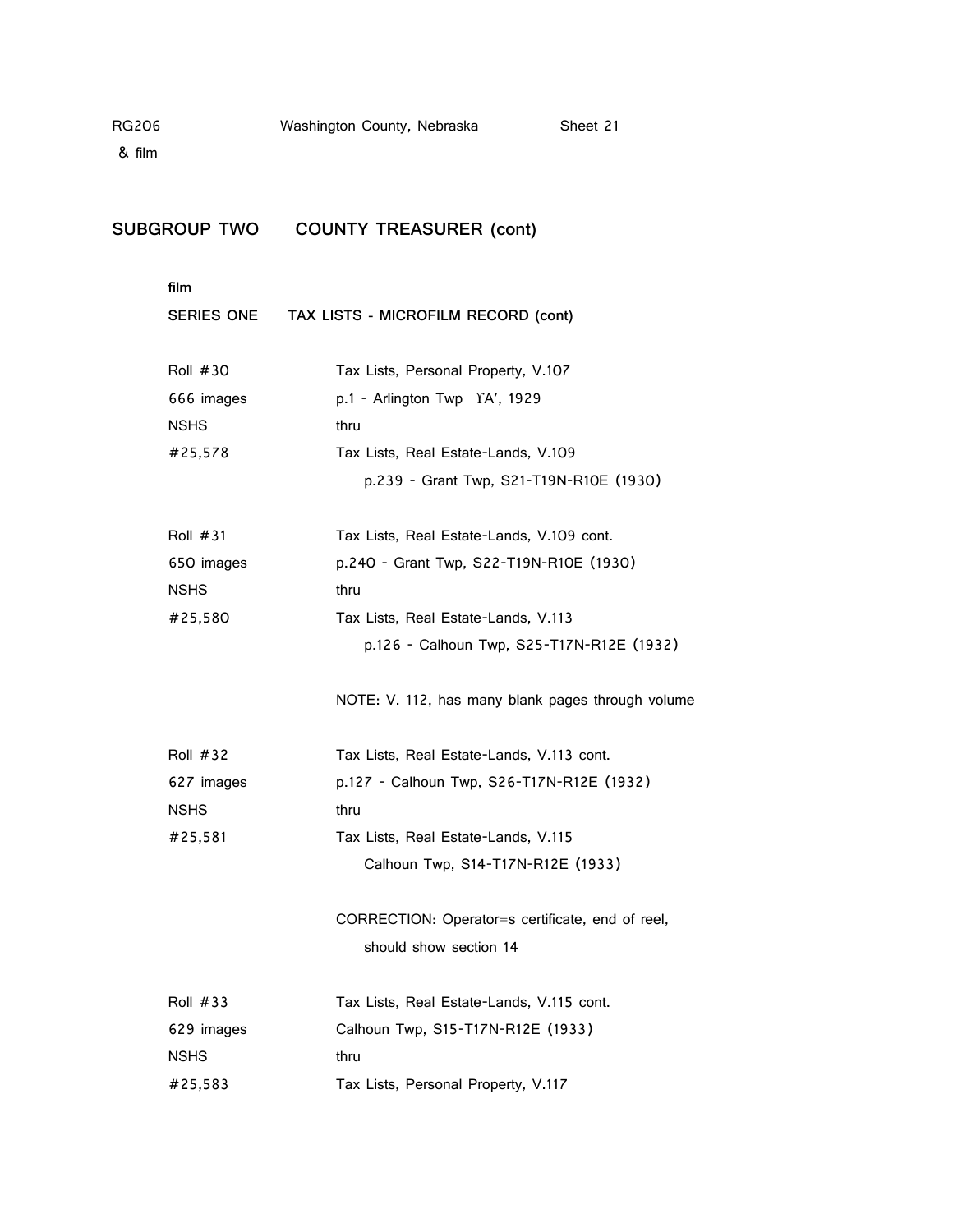RG206 Washington County, Nebraska Sheet 21
& film

## SUBGROUP TWO COUNTY TREASURER (cont)

**film**

**SERIES ONE TAX LISTS - MICROFILM RECORD (cont)**

| | |
|---|---|
| Roll #30 | Tax Lists, Personal Property, V.107 |
| 666 images | p.1 - Arlington Twp ΥA′, 1929 |
| NSHS | thru |
| #25,578 | Tax Lists, Real Estate-Lands, V.109 |
| | p.239 - Grant Twp, S21-T19N-R10E (1930) |
| | |
| Roll #31 | Tax Lists, Real Estate-Lands, V.109 cont. |
| 650 images | p.240 - Grant Twp, S22-T19N-R10E (1930) |
| NSHS | thru |
| #25,580 | Tax Lists, Real Estate-Lands, V.113 |
| | p.126 - Calhoun Twp, S25-T17N-R12E (1932) |
| | |
| | NOTE: V. 112, has many blank pages through volume |
| | |
| Roll #32 | Tax Lists, Real Estate-Lands, V.113 cont. |
| 627 images | p.127 - Calhoun Twp, S26-T17N-R12E (1932) |
| NSHS | thru |
| #25,581 | Tax Lists, Real Estate-Lands, V.115 |
| | Calhoun Twp, S14-T17N-R12E (1933) |
| | |
| | CORRECTION: Operator=s certificate, end of reel, should show section 14 |
| | |
| Roll #33 | Tax Lists, Real Estate-Lands, V.115 cont. |
| 629 images | Calhoun Twp, S15-T17N-R12E (1933) |
| NSHS | thru |
| #25,583 | Tax Lists, Personal Property, V.117 |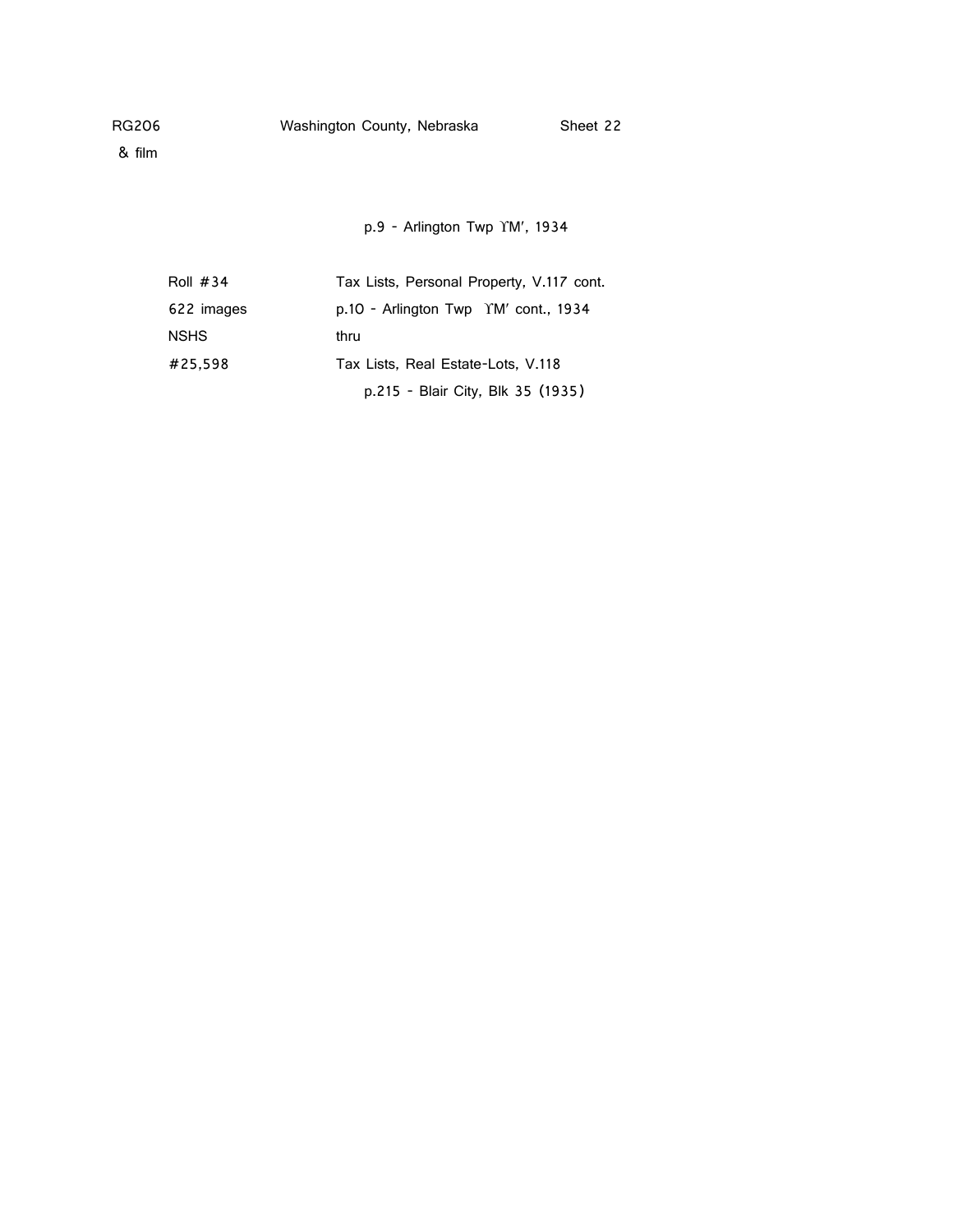RG206 Washington County, Nebraska Sheet 22
& film

p.9 - Arlington Twp 'M', 1934

| | |
|---|---|
| Roll #34 | Tax Lists, Personal Property, V.117 cont. |
| 622 images | p.10 - Arlington Twp 'M' cont., 1934 |
| NSHS | thru |
| #25,598 | Tax Lists, Real Estate-Lots, V.118 |
| | p.215 - Blair City, Blk 35 (1935) |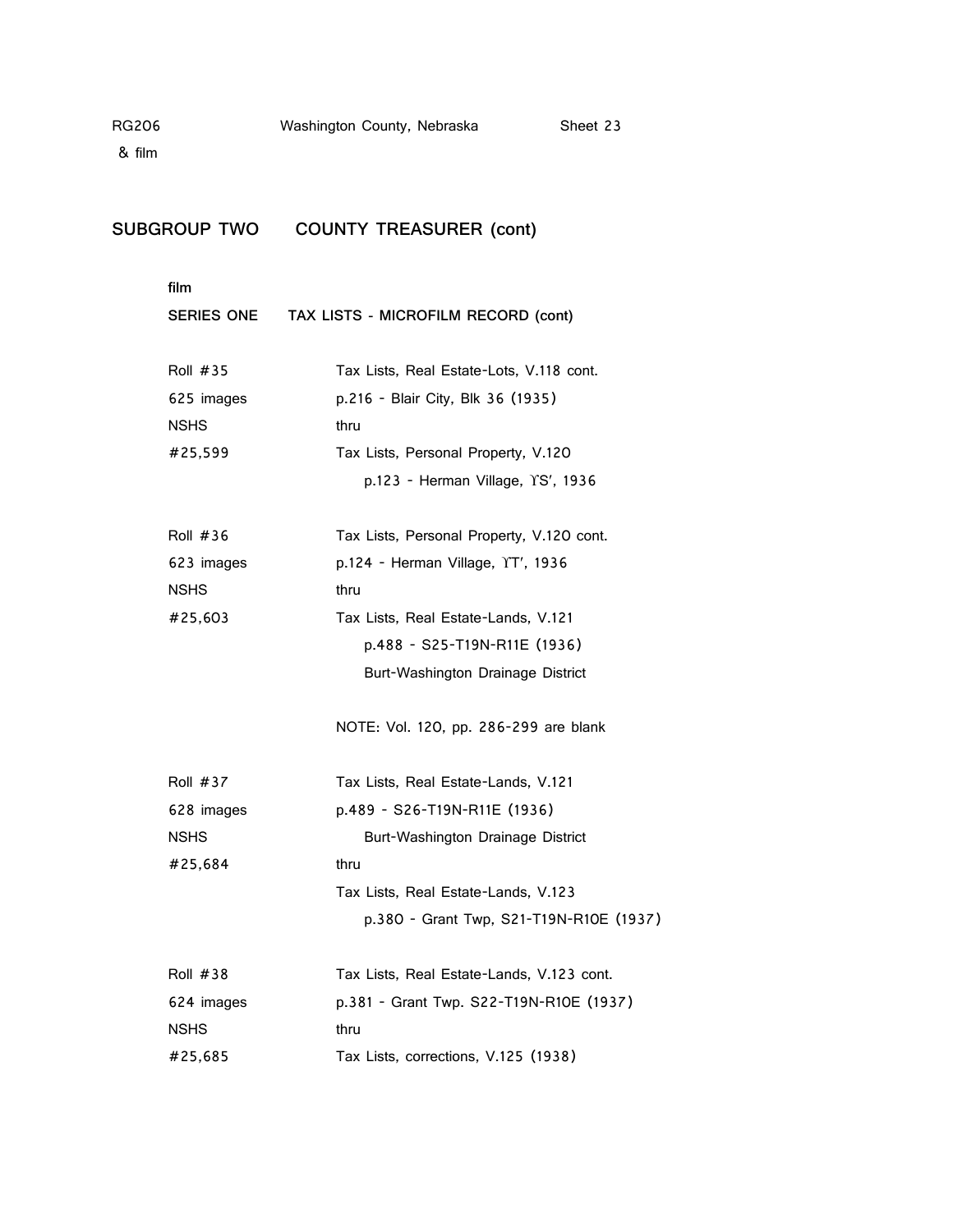## SUBGROUP TWO COUNTY TREASURER (cont)

**film**

**SERIES ONE TAX LISTS - MICROFILM RECORD (cont)**

| | |
|---|---|
| Roll #35 | Tax Lists, Real Estate-Lots, V.118 cont. |
| 625 images | p.216 - Blair City, Blk 36 (1935) |
| NSHS | thru |
| #25,599 | Tax Lists, Personal Property, V.120 |
| | p.123 - Herman Village, ϒS′, 1936 |
| | |
| Roll #36 | Tax Lists, Personal Property, V.120 cont. |
| 623 images | p.124 - Herman Village, ϒT′, 1936 |
| NSHS | thru |
| #25,603 | Tax Lists, Real Estate-Lands, V.121 |
| | p.488 - S25-T19N-R11E (1936) |
| | Burt-Washington Drainage District |
| | |
| | NOTE: Vol. 120, pp. 286-299 are blank |
| | |
| Roll #37 | Tax Lists, Real Estate-Lands, V.121 |
| 628 images | p.489 - S26-T19N-R11E (1936) |
| NSHS | Burt-Washington Drainage District |
| #25,684 | thru |
| | Tax Lists, Real Estate-Lands, V.123 |
| | p.380 - Grant Twp, S21-T19N-R10E (1937) |
| | |
| Roll #38 | Tax Lists, Real Estate-Lands, V.123 cont. |
| 624 images | p.381 - Grant Twp. S22-T19N-R10E (1937) |
| NSHS | thru |
| #25,685 | Tax Lists, corrections, V.125 (1938) |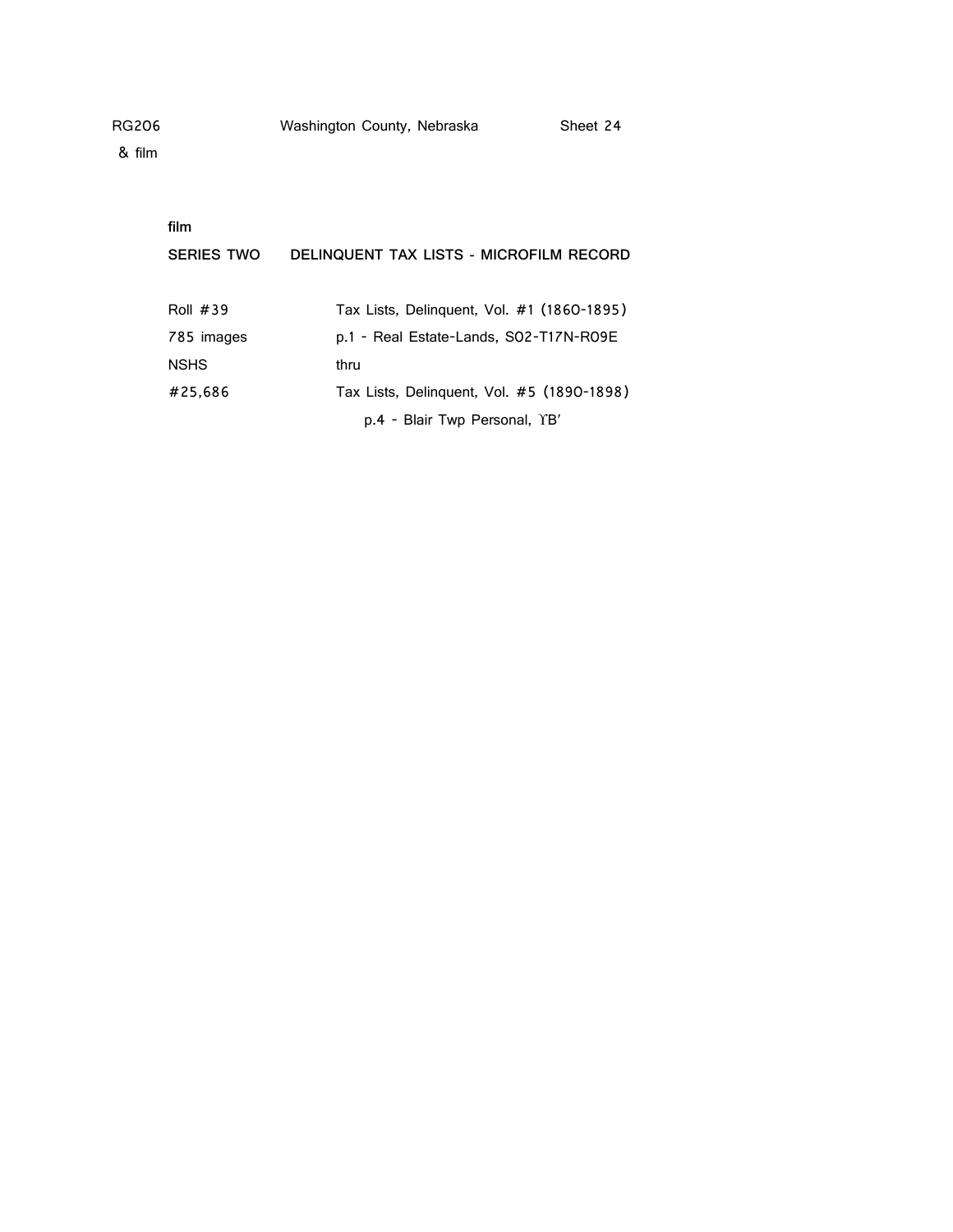film

**SERIES TWO DELINQUENT TAX LISTS - MICROFILM RECORD**

| | |
|---|---|
| Roll #39 | Tax Lists, Delinquent, Vol. #1 (1860-1895) |
| 785 images | p.1 - Real Estate-Lands, S02-T17N-R09E |
| NSHS | thru |
| #25,686 | Tax Lists, Delinquent, Vol. #5 (1890-1898) |
| | p.4 - Blair Twp Personal, ϒB′ |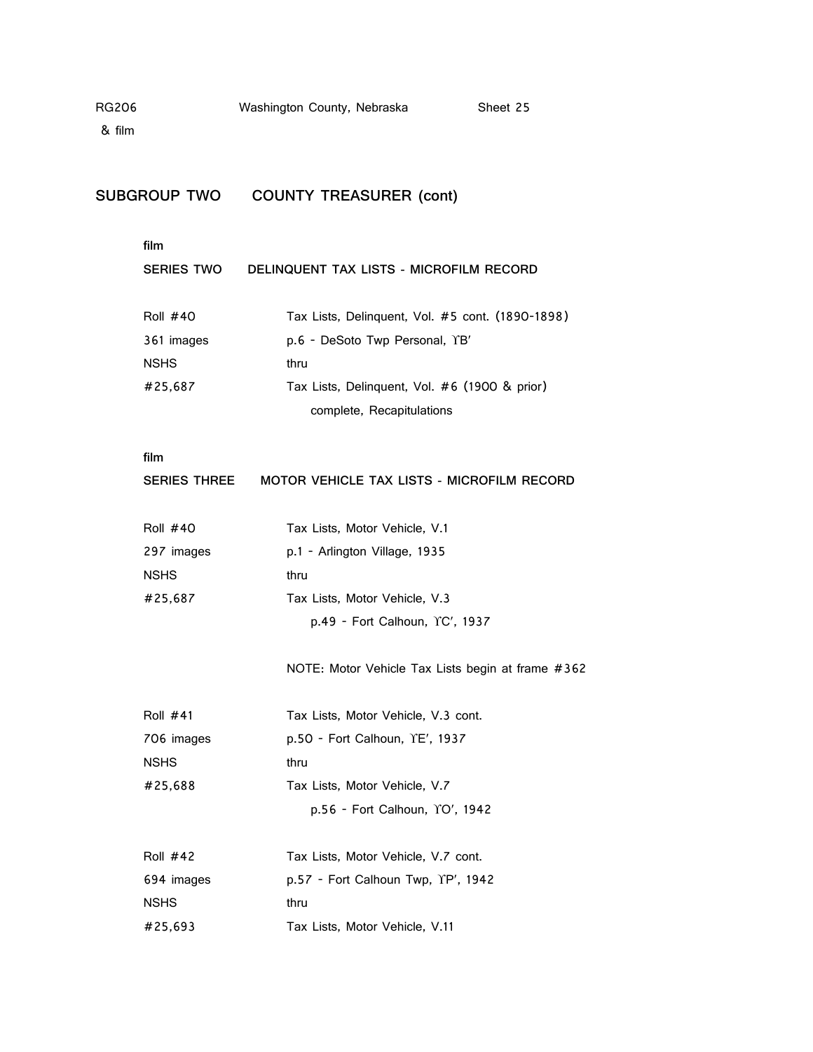RG206 & film — Washington County, Nebraska — Sheet 25

## SUBGROUP TWO COUNTY TREASURER (cont)

film

### SERIES TWO DELINQUENT TAX LISTS - MICROFILM RECORD

| | |
|---|---|
| Roll #40 | Tax Lists, Delinquent, Vol. #5 cont. (1890-1898) |
| 361 images | p.6 - DeSoto Twp Personal, ʽB' |
| NSHS | thru |
| #25,687 | Tax Lists, Delinquent, Vol. #6 (1900 & prior) complete, Recapitulations |

film

### SERIES THREE MOTOR VEHICLE TAX LISTS - MICROFILM RECORD

| | |
|---|---|
| Roll #40 | Tax Lists, Motor Vehicle, V.1 |
| 297 images | p.1 - Arlington Village, 1935 |
| NSHS | thru |
| #25,687 | Tax Lists, Motor Vehicle, V.3 p.49 - Fort Calhoun, ʽC', 1937 |
| | NOTE: Motor Vehicle Tax Lists begin at frame #362 |
| Roll #41 | Tax Lists, Motor Vehicle, V.3 cont. |
| 706 images | p.50 - Fort Calhoun, ʽE', 1937 |
| NSHS | thru |
| #25,688 | Tax Lists, Motor Vehicle, V.7 p.56 - Fort Calhoun, ʽO', 1942 |
| Roll #42 | Tax Lists, Motor Vehicle, V.7 cont. |
| 694 images | p.57 - Fort Calhoun Twp, ʽP', 1942 |
| NSHS | thru |
| #25,693 | Tax Lists, Motor Vehicle, V.11 |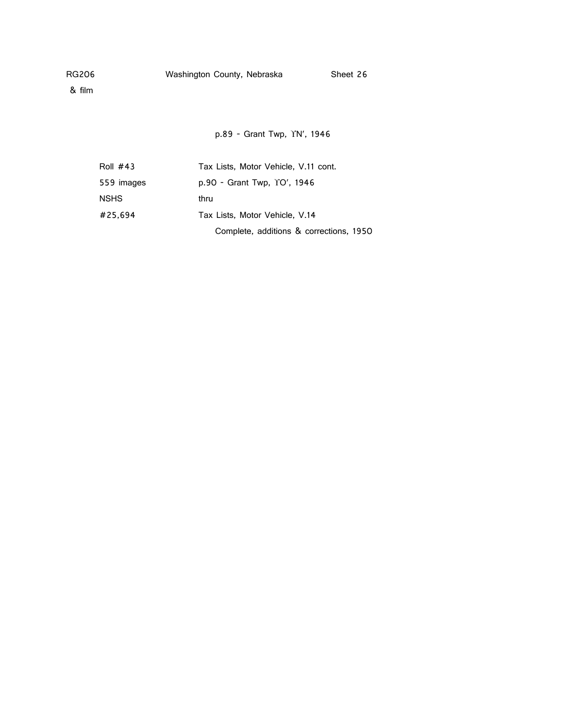RG206 Washington County, Nebraska Sheet 26
& film

p.89 - Grant Twp, ϒN′, 1946

| | |
|---|---|
| Roll #43 | Tax Lists, Motor Vehicle, V.11 cont. |
| 559 images | p.90 - Grant Twp, ϒO′, 1946 |
| NSHS | thru |
| #25,694 | Tax Lists, Motor Vehicle, V.14 |
| | Complete, additions & corrections, 1950 |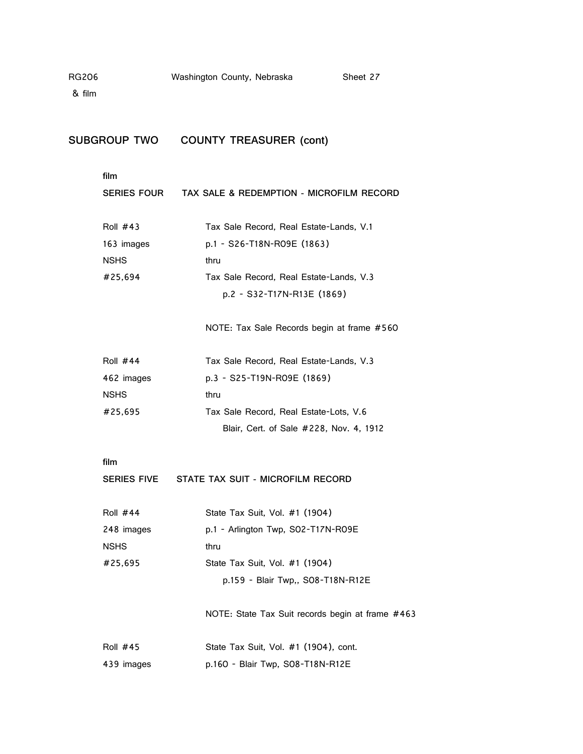RG206 Washington County, Nebraska Sheet 27
& film

## SUBGROUP TWO COUNTY TREASURER (cont)

**film**

**SERIES FOUR TAX SALE & REDEMPTION - MICROFILM RECORD**

| | |
|---|---|
| Roll #43 | Tax Sale Record, Real Estate-Lands, V.1 |
| 163 images | p.1 - S26-T18N-R09E (1863) |
| NSHS | thru |
| #25,694 | Tax Sale Record, Real Estate-Lands, V.3 |
| | p.2 - S32-T17N-R13E (1869) |
| | |
| | NOTE: Tax Sale Records begin at frame #560 |
| | |
| Roll #44 | Tax Sale Record, Real Estate-Lands, V.3 |
| 462 images | p.3 - S25-T19N-R09E (1869) |
| NSHS | thru |
| #25,695 | Tax Sale Record, Real Estate-Lots, V.6 |
| | Blair, Cert. of Sale #228, Nov. 4, 1912 |

**film**

**SERIES FIVE STATE TAX SUIT - MICROFILM RECORD**

| | |
|---|---|
| Roll #44 | State Tax Suit, Vol. #1 (1904) |
| 248 images | p.1 - Arlington Twp, S02-T17N-R09E |
| NSHS | thru |
| #25,695 | State Tax Suit, Vol. #1 (1904) |
| | p.159 - Blair Twp,, S08-T18N-R12E |
| | |
| | NOTE: State Tax Suit records begin at frame #463 |
| | |
| Roll #45 | State Tax Suit, Vol. #1 (1904), cont. |
| 439 images | p.160 - Blair Twp, S08-T18N-R12E |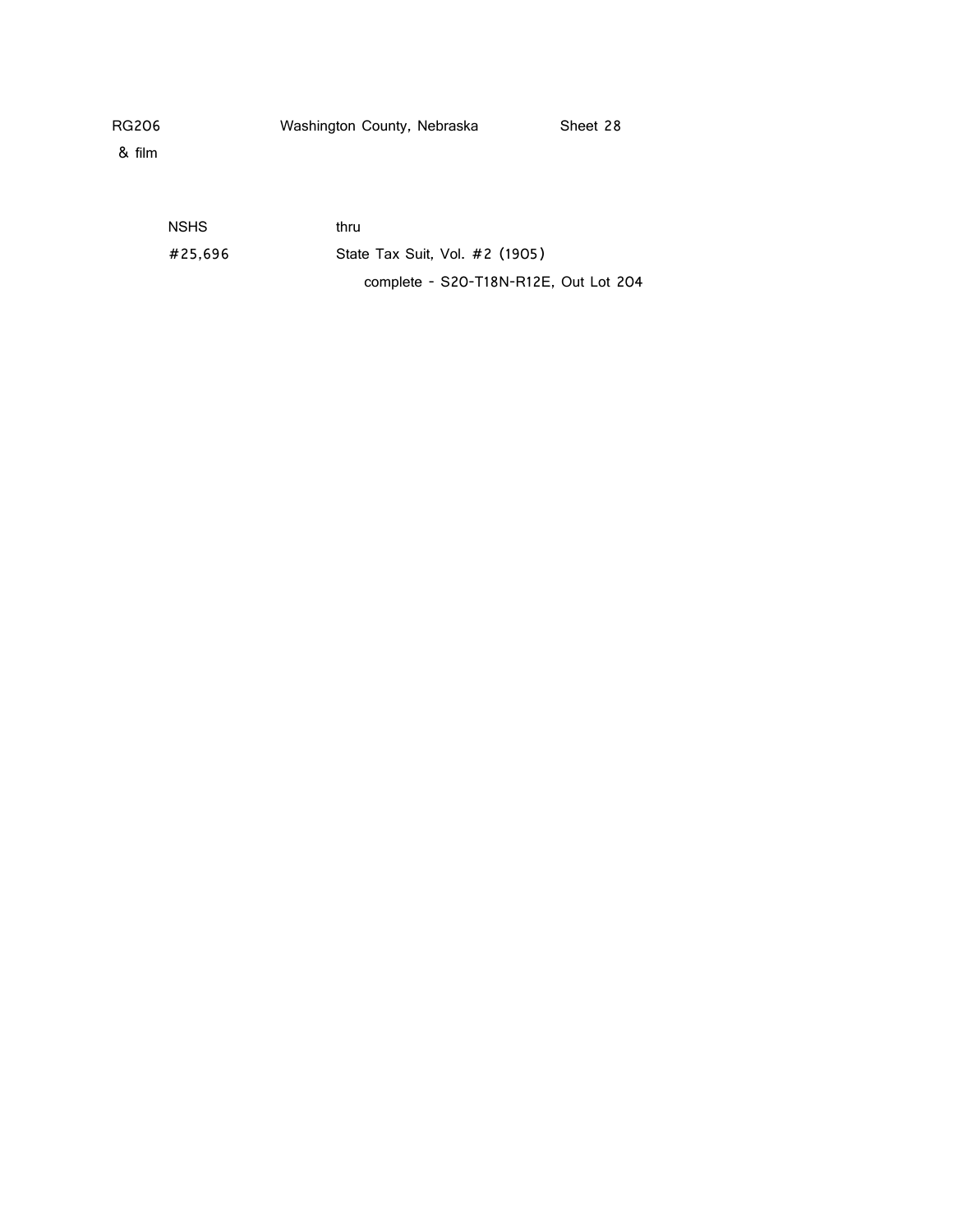RG206 Washington County, Nebraska Sheet 28
& film

NSHS thru
#25,696 State Tax Suit, Vol. #2 (1905)
complete - S20-T18N-R12E, Out Lot 204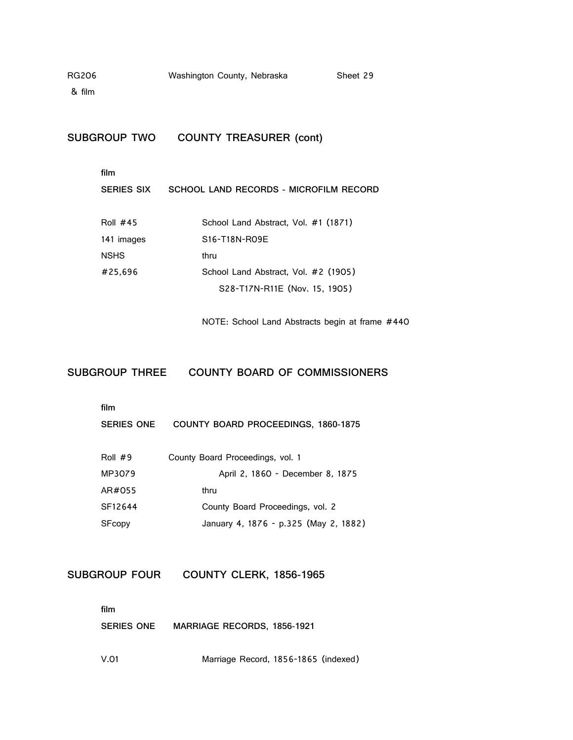## SUBGROUP TWO COUNTY TREASURER (cont)

film

### SERIES SIX SCHOOL LAND RECORDS - MICROFILM RECORD

| | |
|---|---|
| Roll #45 | School Land Abstract, Vol. #1 (1871) |
| 141 images | S16-T18N-R09E |
| NSHS | thru |
| #25,696 | School Land Abstract, Vol. #2 (1905) |
| | S28-T17N-R11E (Nov. 15, 1905) |

NOTE: School Land Abstracts begin at frame #440

## SUBGROUP THREE COUNTY BOARD OF COMMISSIONERS

film

### SERIES ONE COUNTY BOARD PROCEEDINGS, 1860-1875

| | |
|---|---|
| Roll #9 | County Board Proceedings, vol. 1 |
| MP3079 | April 2, 1860 - December 8, 1875 |
| AR#055 | thru |
| SF12644 | County Board Proceedings, vol. 2 |
| SFcopy | January 4, 1876 - p.325 (May 2, 1882) |

## SUBGROUP FOUR COUNTY CLERK, 1856-1965

film

### SERIES ONE MARRIAGE RECORDS, 1856-1921

| | |
|---|---|
| V.01 | Marriage Record, 1856-1865 (indexed) |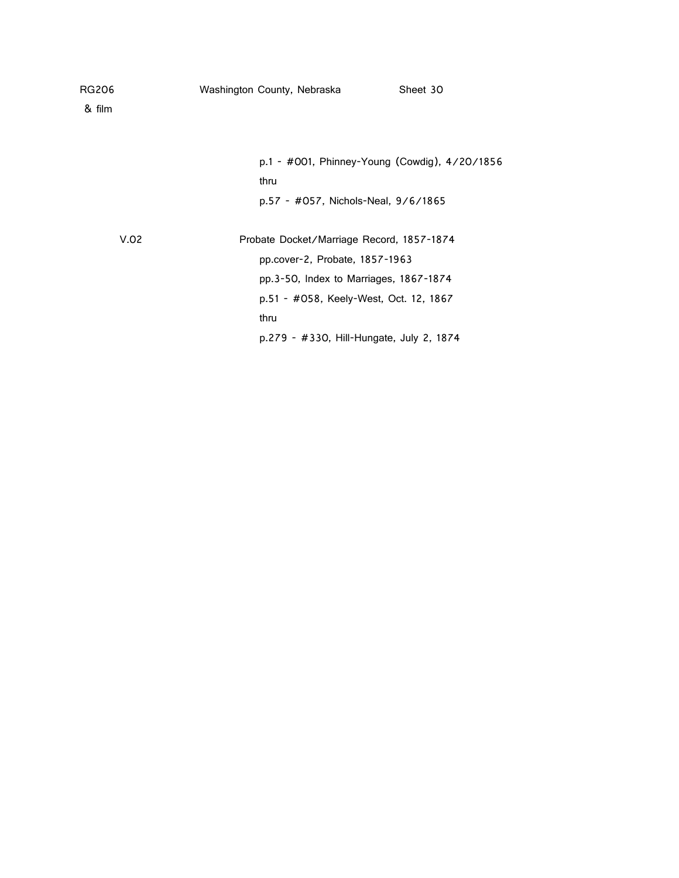RG206 &nbsp;&nbsp;&nbsp;&nbsp; Washington County, Nebraska &nbsp;&nbsp;&nbsp;&nbsp; Sheet 30
& film

p.1 - #001, Phinney-Young (Cowdig), 4/20/1856
thru
p.57 - #057, Nichols-Neal, 9/6/1865

V.02 &nbsp;&nbsp;&nbsp;&nbsp; Probate Docket/Marriage Record, 1857-1874
pp.cover-2, Probate, 1857-1963
pp.3-50, Index to Marriages, 1867-1874
p.51 - #058, Keely-West, Oct. 12, 1867
thru
p.279 - #330, Hill-Hungate, July 2, 1874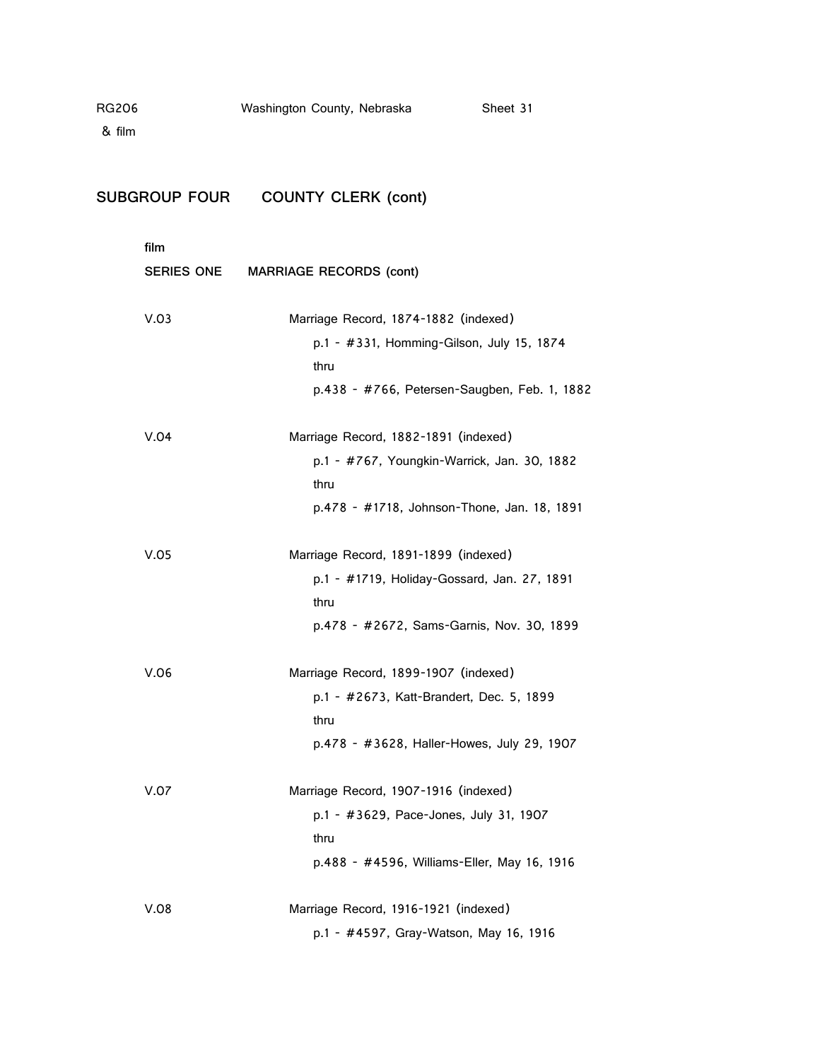## SUBGROUP FOUR COUNTY CLERK (cont)

film

### SERIES ONE MARRIAGE RECORDS (cont)

V.03 Marriage Record, 1874-1882 (indexed)
- p.1 - #331, Homming-Gilson, July 15, 1874
- thru
- p.438 - #766, Petersen-Saugben, Feb. 1, 1882

V.04 Marriage Record, 1882-1891 (indexed)
- p.1 - #767, Youngkin-Warrick, Jan. 30, 1882
- thru
- p.478 - #1718, Johnson-Thone, Jan. 18, 1891

V.05 Marriage Record, 1891-1899 (indexed)
- p.1 - #1719, Holiday-Gossard, Jan. 27, 1891
- thru
- p.478 - #2672, Sams-Garnis, Nov. 30, 1899

V.06 Marriage Record, 1899-1907 (indexed)
- p.1 - #2673, Katt-Brandert, Dec. 5, 1899
- thru
- p.478 - #3628, Haller-Howes, July 29, 1907

V.07 Marriage Record, 1907-1916 (indexed)
- p.1 - #3629, Pace-Jones, July 31, 1907
- thru
- p.488 - #4596, Williams-Eller, May 16, 1916

V.08 Marriage Record, 1916-1921 (indexed)
- p.1 - #4597, Gray-Watson, May 16, 1916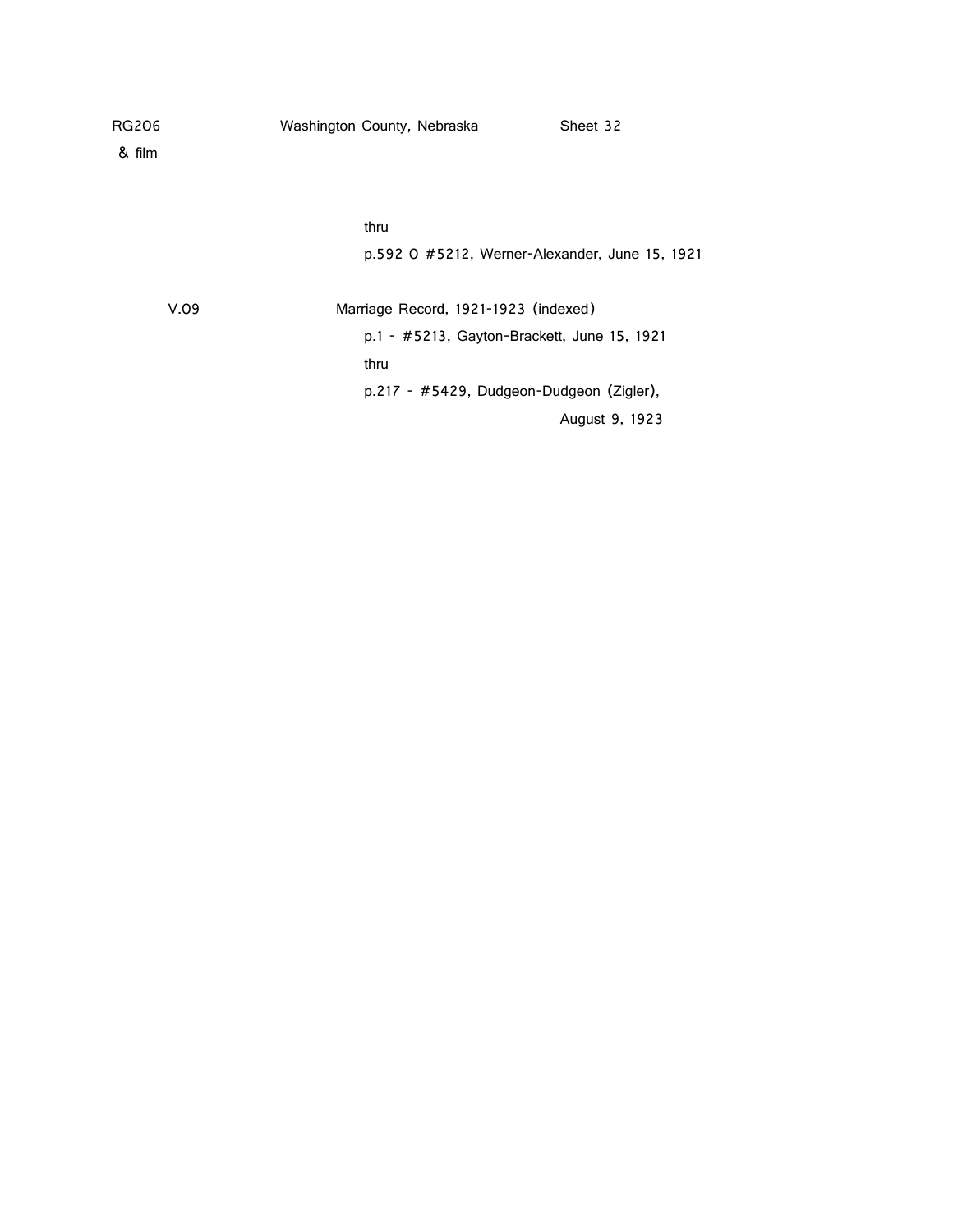thru

p.592 O #5212, Werner-Alexander, June 15, 1921

V.09 Marriage Record, 1921-1923 (indexed)

p.1 - #5213, Gayton-Brackett, June 15, 1921

thru

p.217 - #5429, Dudgeon-Dudgeon (Zigler), August 9, 1923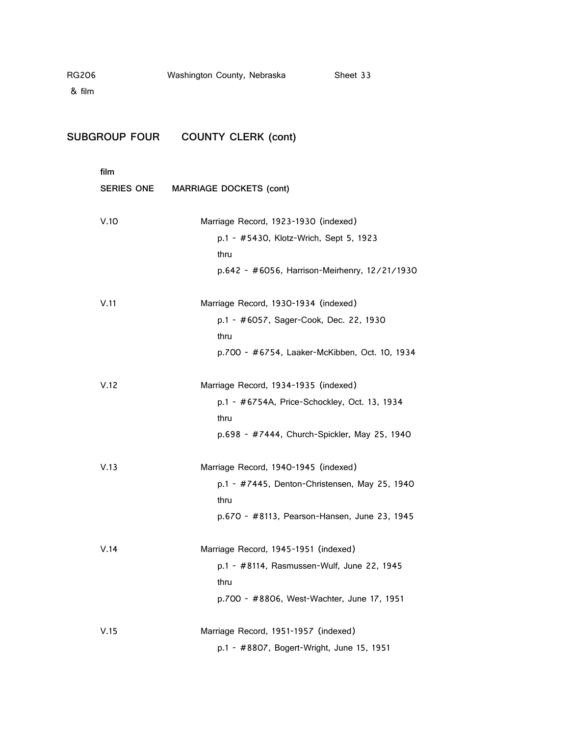RG206 Washington County, Nebraska Sheet 33
& film

## SUBGROUP FOUR COUNTY CLERK (cont)

film

### SERIES ONE MARRIAGE DOCKETS (cont)

V.10 Marriage Record, 1923-1930 (indexed)
p.1 - #5430, Klotz-Wrich, Sept 5, 1923
thru
p.642 - #6056, Harrison-Meirhenry, 12/21/1930

V.11 Marriage Record, 1930-1934 (indexed)
p.1 - #6057, Sager-Cook, Dec. 22, 1930
thru
p.700 - #6754, Laaker-McKibben, Oct. 10, 1934

V.12 Marriage Record, 1934-1935 (indexed)
p.1 - #6754A, Price-Schockley, Oct. 13, 1934
thru
p.698 - #7444, Church-Spickler, May 25, 1940

V.13 Marriage Record, 1940-1945 (indexed)
p.1 - #7445, Denton-Christensen, May 25, 1940
thru
p.670 - #8113, Pearson-Hansen, June 23, 1945

V.14 Marriage Record, 1945-1951 (indexed)
p.1 - #8114, Rasmussen-Wulf, June 22, 1945
thru
p.700 - #8806, West-Wachter, June 17, 1951

V.15 Marriage Record, 1951-1957 (indexed)
p.1 - #8807, Bogert-Wright, June 15, 1951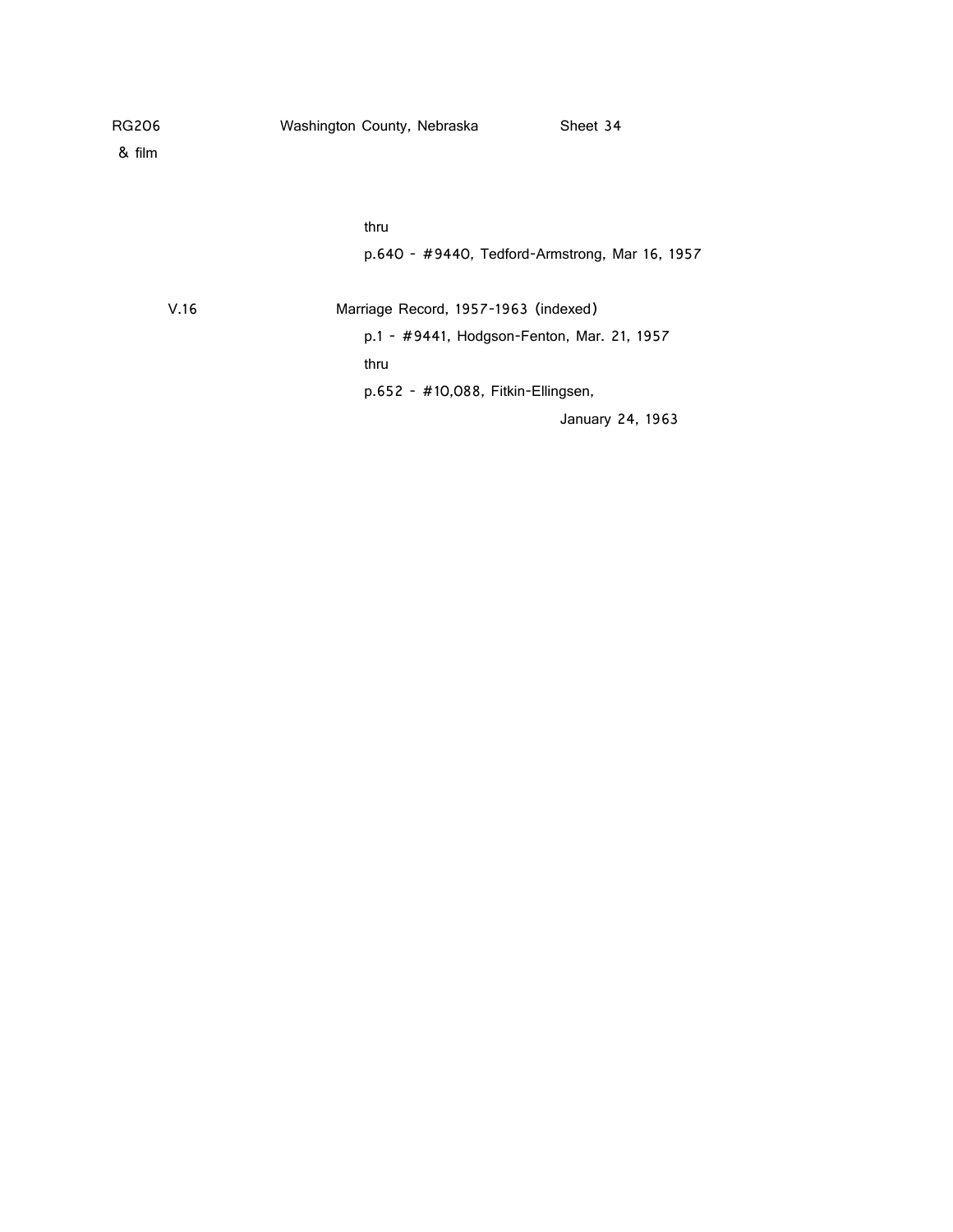RG206 Washington County, Nebraska Sheet 34
& film

thru
p.640 - #9440, Tedford-Armstrong, Mar 16, 1957

V.16 Marriage Record, 1957-1963 (indexed)
p.1 - #9441, Hodgson-Fenton, Mar. 21, 1957
thru
p.652 - #10,088, Fitkin-Ellingsen,
January 24, 1963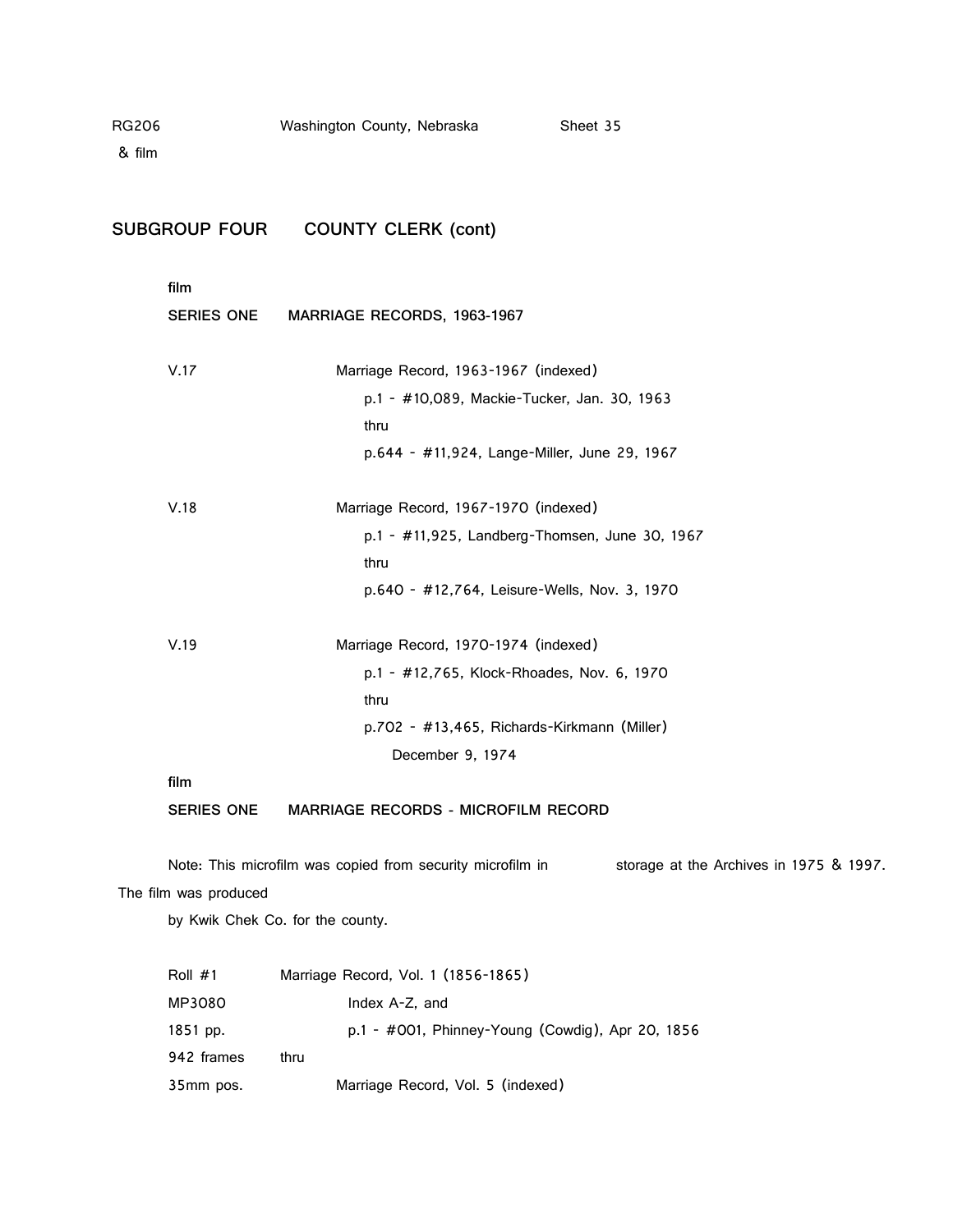RG206 Washington County, Nebraska Sheet 35
& film

## SUBGROUP FOUR COUNTY CLERK (cont)

film

### SERIES ONE MARRIAGE RECORDS, 1963-1967

V.17 Marriage Record, 1963-1967 (indexed)
p.1 - #10,089, Mackie-Tucker, Jan. 30, 1963
thru
p.644 - #11,924, Lange-Miller, June 29, 1967

V.18 Marriage Record, 1967-1970 (indexed)
p.1 - #11,925, Landberg-Thomsen, June 30, 1967
thru
p.640 - #12,764, Leisure-Wells, Nov. 3, 1970

V.19 Marriage Record, 1970-1974 (indexed)
p.1 - #12,765, Klock-Rhoades, Nov. 6, 1970
thru
p.702 - #13,465, Richards-Kirkmann (Miller)
December 9, 1974

film

### SERIES ONE MARRIAGE RECORDS - MICROFILM RECORD

Note: This microfilm was copied from security microfilm in storage at the Archives in 1975 & 1997. The film was produced by Kwik Chek Co. for the county.

Roll #1 Marriage Record, Vol. 1 (1856-1865)
MP3080 Index A-Z, and
1851 pp. p.1 - #001, Phinney-Young (Cowdig), Apr 20, 1856
942 frames thru
35mm pos. Marriage Record, Vol. 5 (indexed)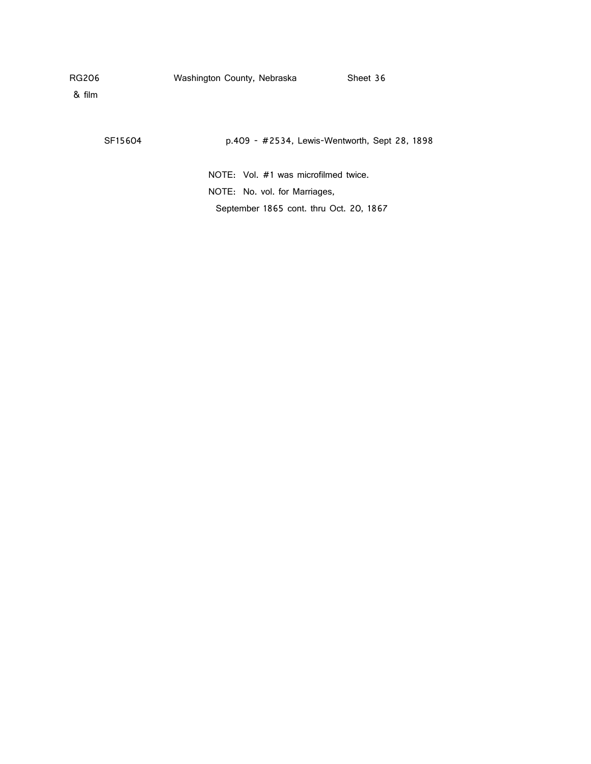RG206 Washington County, Nebraska Sheet 36
& film

SF15604 p.409 - #2534, Lewis-Wentworth, Sept 28, 1898

NOTE: Vol. #1 was microfilmed twice.

NOTE: No. vol. for Marriages,
September 1865 cont. thru Oct. 20, 1867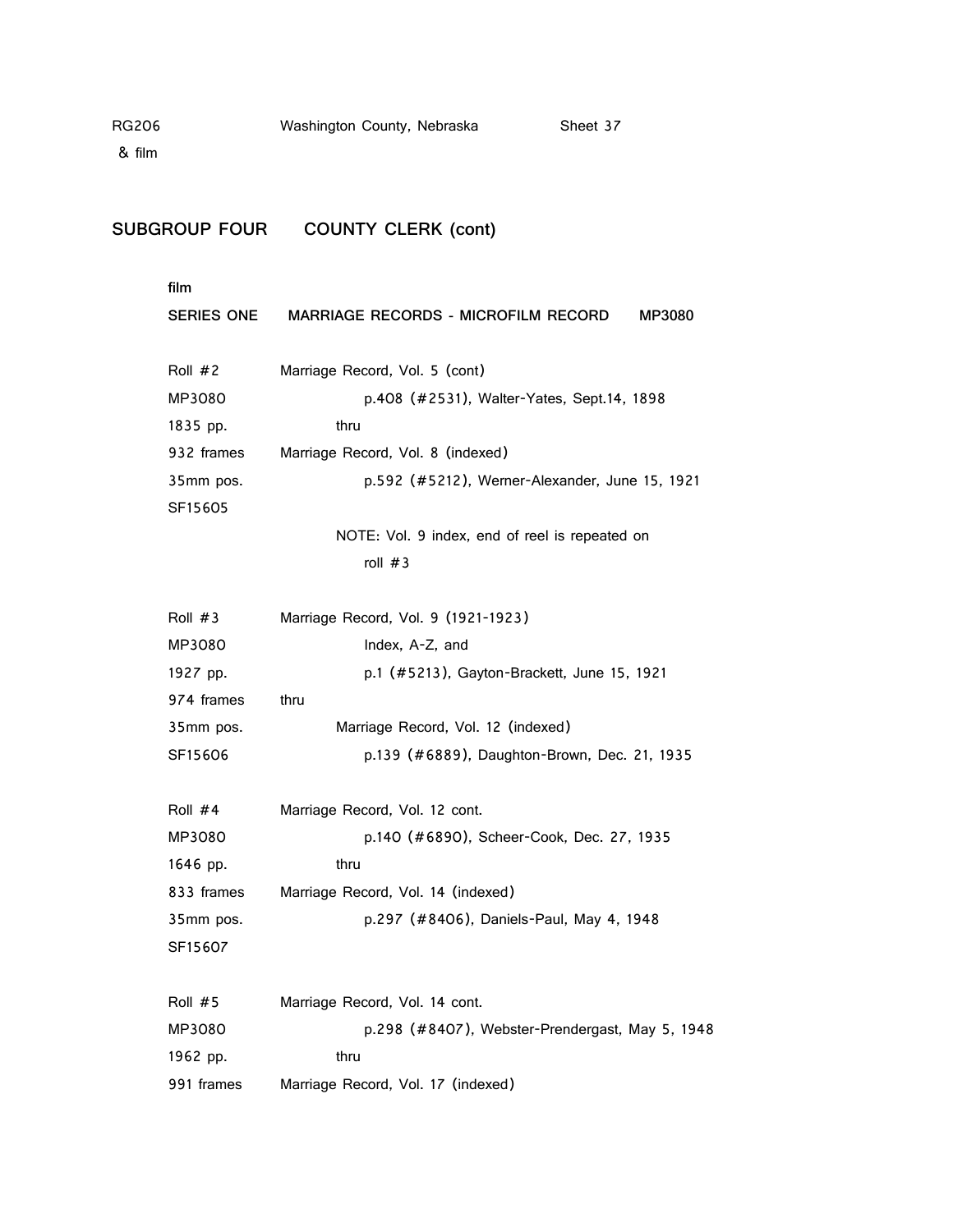RG206 & film — Washington County, Nebraska — Sheet 37

## SUBGROUP FOUR COUNTY CLERK (cont)

**film**

**SERIES ONE MARRIAGE RECORDS - MICROFILM RECORD MP3080**

| | |
|---|---|
| Roll #2 | Marriage Record, Vol. 5 (cont) |
| MP3080 | p.408 (#2531), Walter-Yates, Sept.14, 1898 |
| 1835 pp. | thru |
| 932 frames | Marriage Record, Vol. 8 (indexed) |
| 35mm pos. | p.592 (#5212), Werner-Alexander, June 15, 1921 |
| SF15605 | |
| | NOTE: Vol. 9 index, end of reel is repeated on roll #3 |
| Roll #3 | Marriage Record, Vol. 9 (1921-1923) |
| MP3080 | Index, A-Z, and |
| 1927 pp. | p.1 (#5213), Gayton-Brackett, June 15, 1921 |
| 974 frames | thru |
| 35mm pos. | Marriage Record, Vol. 12 (indexed) |
| SF15606 | p.139 (#6889), Daughton-Brown, Dec. 21, 1935 |
| Roll #4 | Marriage Record, Vol. 12 cont. |
| MP3080 | p.140 (#6890), Scheer-Cook, Dec. 27, 1935 |
| 1646 pp. | thru |
| 833 frames | Marriage Record, Vol. 14 (indexed) |
| 35mm pos. | p.297 (#8406), Daniels-Paul, May 4, 1948 |
| SF15607 | |
| Roll #5 | Marriage Record, Vol. 14 cont. |
| MP3080 | p.298 (#8407), Webster-Prendergast, May 5, 1948 |
| 1962 pp. | thru |
| 991 frames | Marriage Record, Vol. 17 (indexed) |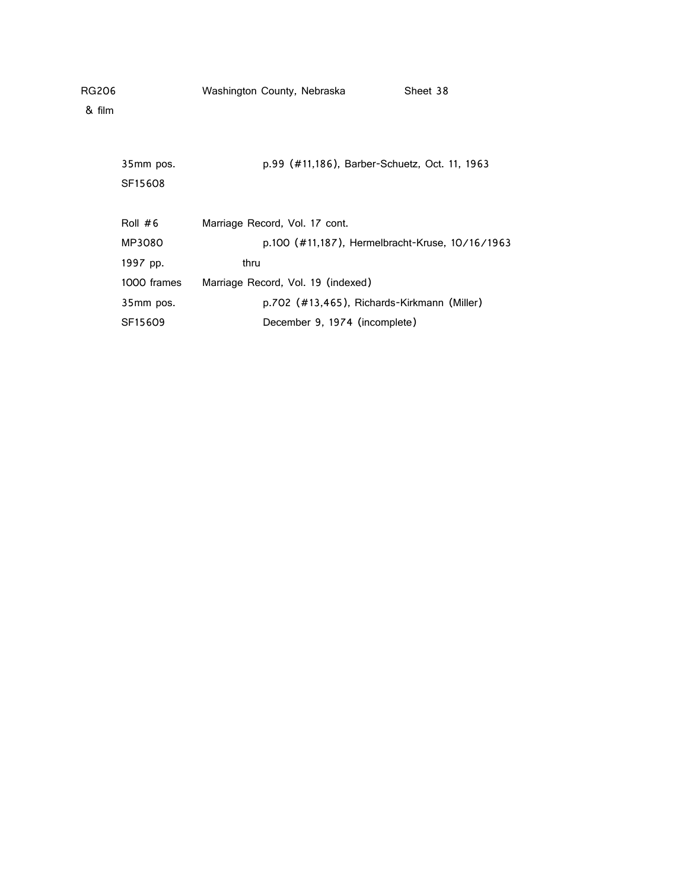RG206 Washington County, Nebraska Sheet 38
& film

| | |
|---|---|
| 35mm pos. | p.99 (#11,186), Barber-Schuetz, Oct. 11, 1963 |
| SF15608 | |
| | |
| Roll #6 | Marriage Record, Vol. 17 cont. |
| MP3080 | p.100 (#11,187), Hermelbracht-Kruse, 10/16/1963 |
| 1997 pp. | thru |
| 1000 frames | Marriage Record, Vol. 19 (indexed) |
| 35mm pos. | p.702 (#13,465), Richards-Kirkmann (Miller) |
| SF15609 | December 9, 1974 (incomplete) |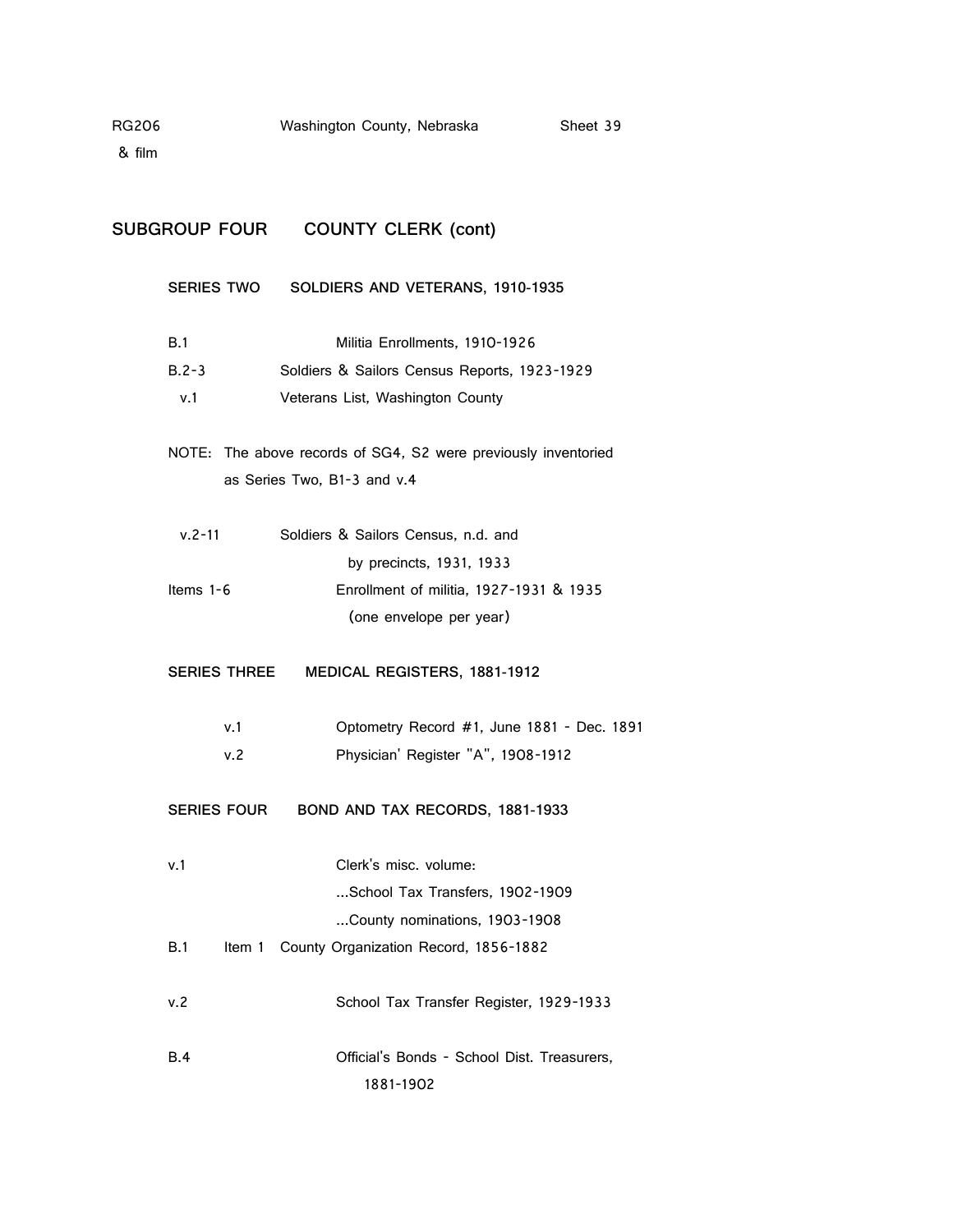RG206 & film — Washington County, Nebraska — Sheet 39

## SUBGROUP FOUR COUNTY CLERK (cont)

### SERIES TWO SOLDIERS AND VETERANS, 1910-1935

B.1 Militia Enrollments, 1910-1926

B.2-3 Soldiers & Sailors Census Reports, 1923-1929

v.1 Veterans List, Washington County

NOTE: The above records of SG4, S2 were previously inventoried as Series Two, B1-3 and v.4

v.2-11 Soldiers & Sailors Census, n.d. and by precincts, 1931, 1933

Items 1-6 Enrollment of militia, 1927-1931 & 1935 (one envelope per year)

### SERIES THREE MEDICAL REGISTERS, 1881-1912

v.1 Optometry Record #1, June 1881 - Dec. 1891

v.2 Physician' Register "A", 1908-1912

### SERIES FOUR BOND AND TAX RECORDS, 1881-1933

v.1 Clerk's misc. volume:
...School Tax Transfers, 1902-1909
...County nominations, 1903-1908

B.1 Item 1 County Organization Record, 1856-1882

v.2 School Tax Transfer Register, 1929-1933

B.4 Official's Bonds - School Dist. Treasurers, 1881-1902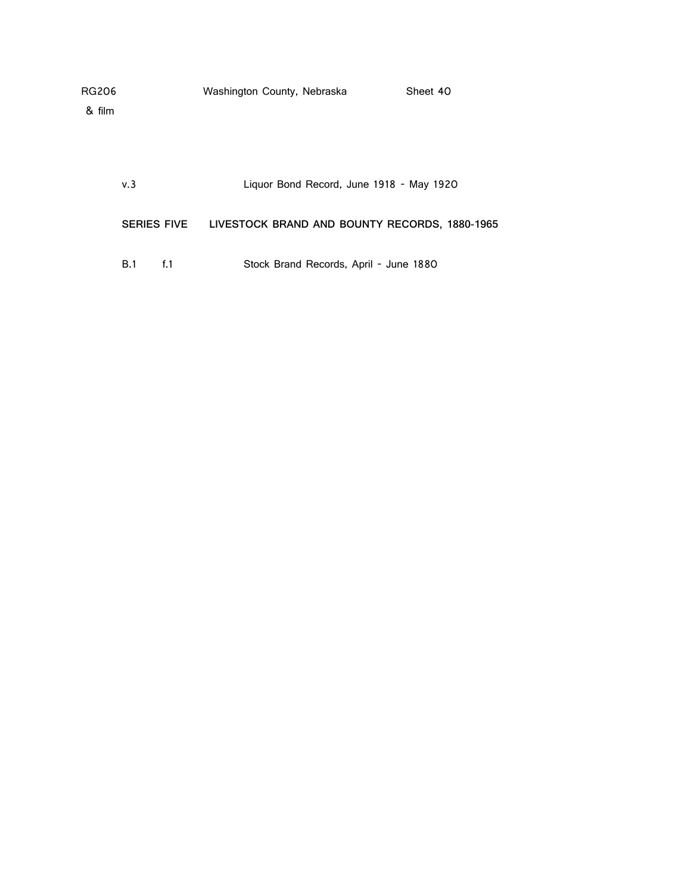v.3 Liquor Bond Record, June 1918 - May 1920

**SERIES FIVE LIVESTOCK BRAND AND BOUNTY RECORDS, 1880-1965**

B.1 f.1 Stock Brand Records, April - June 1880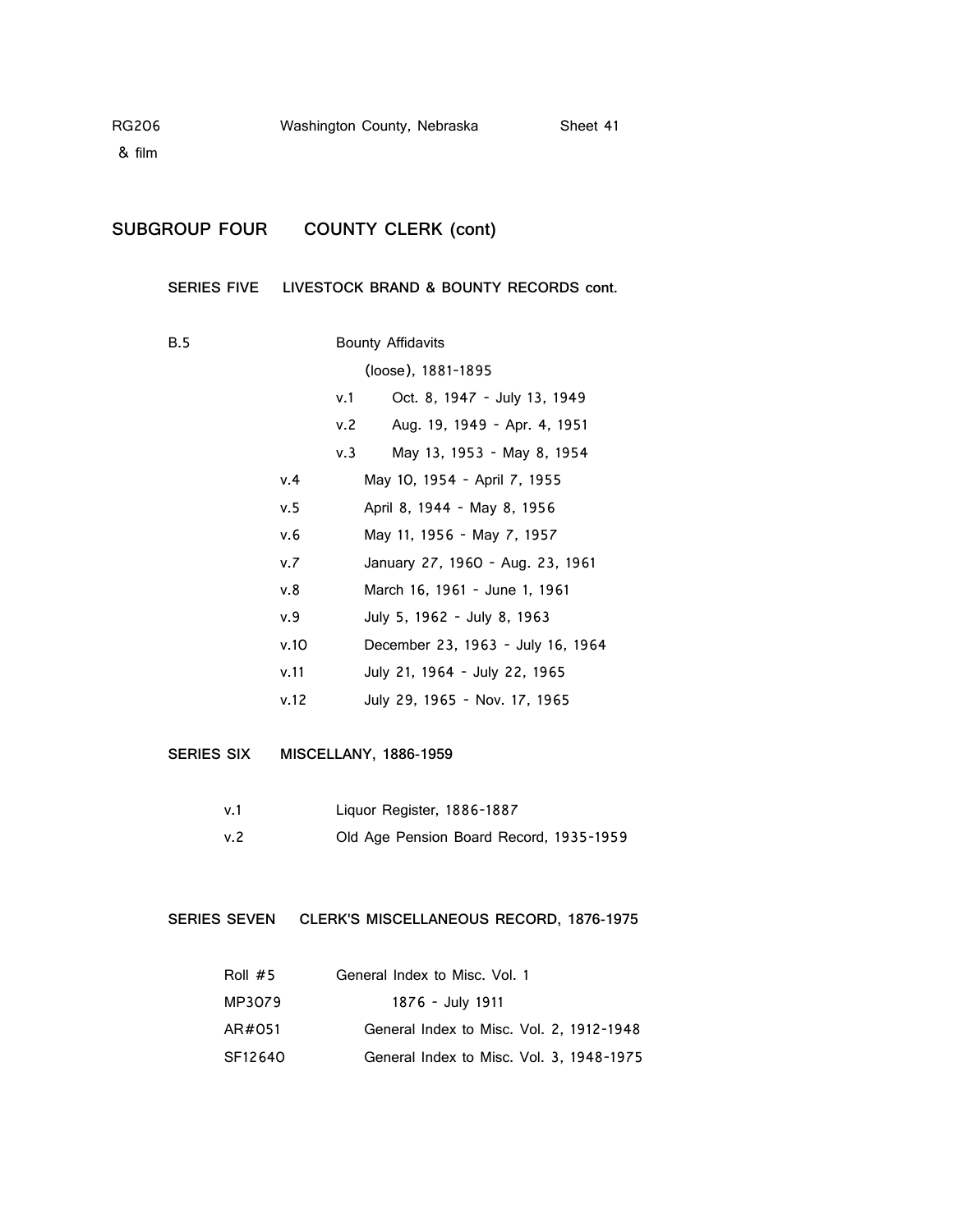RG206 Washington County, Nebraska Sheet 41
& film

## SUBGROUP FOUR COUNTY CLERK (cont)

### SERIES FIVE LIVESTOCK BRAND & BOUNTY RECORDS cont.

B.5 Bounty Affidavits

(loose), 1881-1895

| | |
|---|---|
| v.1 | Oct. 8, 1947 - July 13, 1949 |
| v.2 | Aug. 19, 1949 - Apr. 4, 1951 |
| v.3 | May 13, 1953 - May 8, 1954 |
| v.4 | May 10, 1954 - April 7, 1955 |
| v.5 | April 8, 1944 - May 8, 1956 |
| v.6 | May 11, 1956 - May 7, 1957 |
| v.7 | January 27, 1960 - Aug. 23, 1961 |
| v.8 | March 16, 1961 - June 1, 1961 |
| v.9 | July 5, 1962 - July 8, 1963 |
| v.10 | December 23, 1963 - July 16, 1964 |
| v.11 | July 21, 1964 - July 22, 1965 |
| v.12 | July 29, 1965 - Nov. 17, 1965 |

### SERIES SIX MISCELLANY, 1886-1959

| | |
|---|---|
| v.1 | Liquor Register, 1886-1887 |
| v.2 | Old Age Pension Board Record, 1935-1959 |

### SERIES SEVEN CLERK'S MISCELLANEOUS RECORD, 1876-1975

| | |
|---|---|
| Roll #5 | General Index to Misc. Vol. 1 |
| MP3079 | 1876 - July 1911 |
| AR#051 | General Index to Misc. Vol. 2, 1912-1948 |
| SF12640 | General Index to Misc. Vol. 3, 1948-1975 |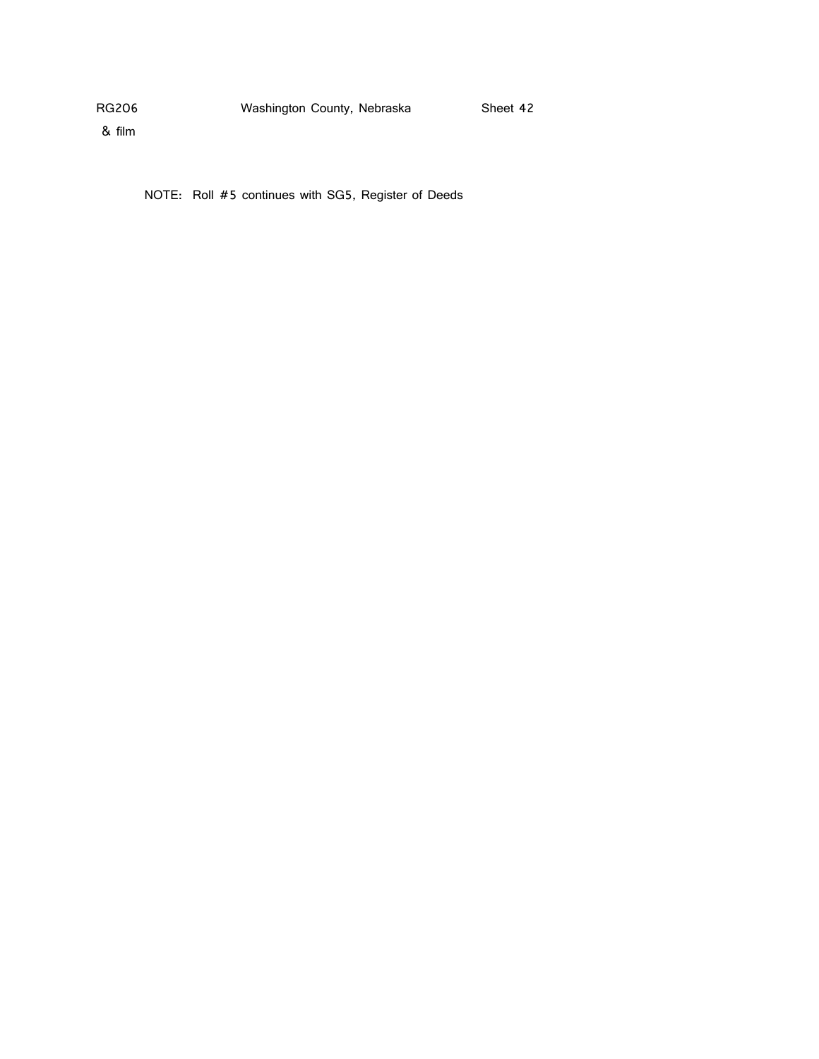RG206 Washington County, Nebraska Sheet 42
& film

NOTE: Roll #5 continues with SG5, Register of Deeds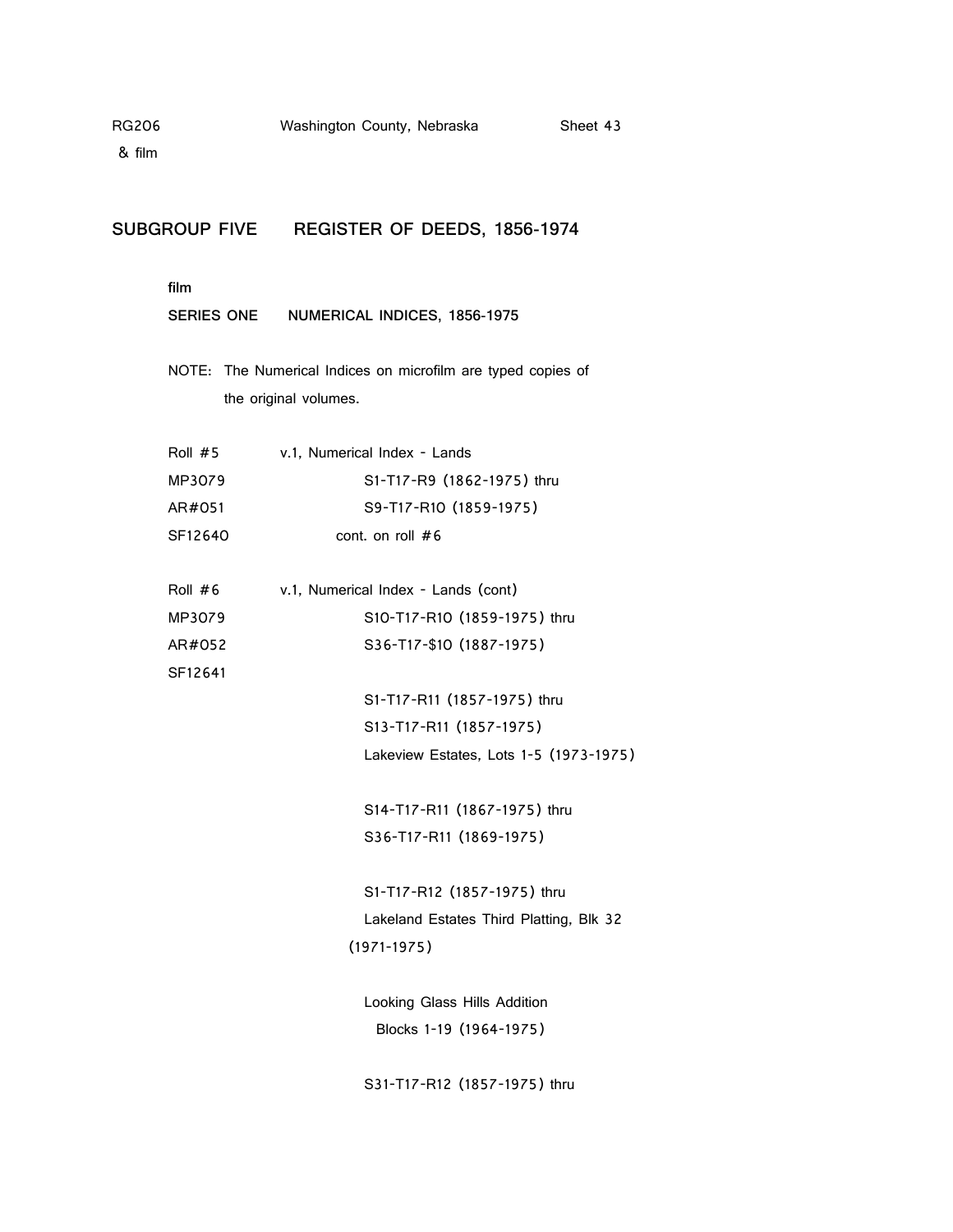RG206 Washington County, Nebraska Sheet 43
& film

## SUBGROUP FIVE REGISTER OF DEEDS, 1856-1974

**film**

**SERIES ONE NUMERICAL INDICES, 1856-1975**

NOTE: The Numerical Indices on microfilm are typed copies of the original volumes.

Roll #5 v.1, Numerical Index - Lands
MP3079 S1-T17-R9 (1862-1975) thru
AR#051 S9-T17-R10 (1859-1975)
SF12640 cont. on roll #6

Roll #6 v.1, Numerical Index - Lands (cont)
MP3079 S10-T17-R10 (1859-1975) thru
AR#052 S36-T17-$10 (1887-1975)
SF12641

S1-T17-R11 (1857-1975) thru
S13-T17-R11 (1857-1975)
Lakeview Estates, Lots 1-5 (1973-1975)

S14-T17-R11 (1867-1975) thru
S36-T17-R11 (1869-1975)

S1-T17-R12 (1857-1975) thru
Lakeland Estates Third Platting, Blk 32
(1971-1975)

Looking Glass Hills Addition
Blocks 1-19 (1964-1975)

S31-T17-R12 (1857-1975) thru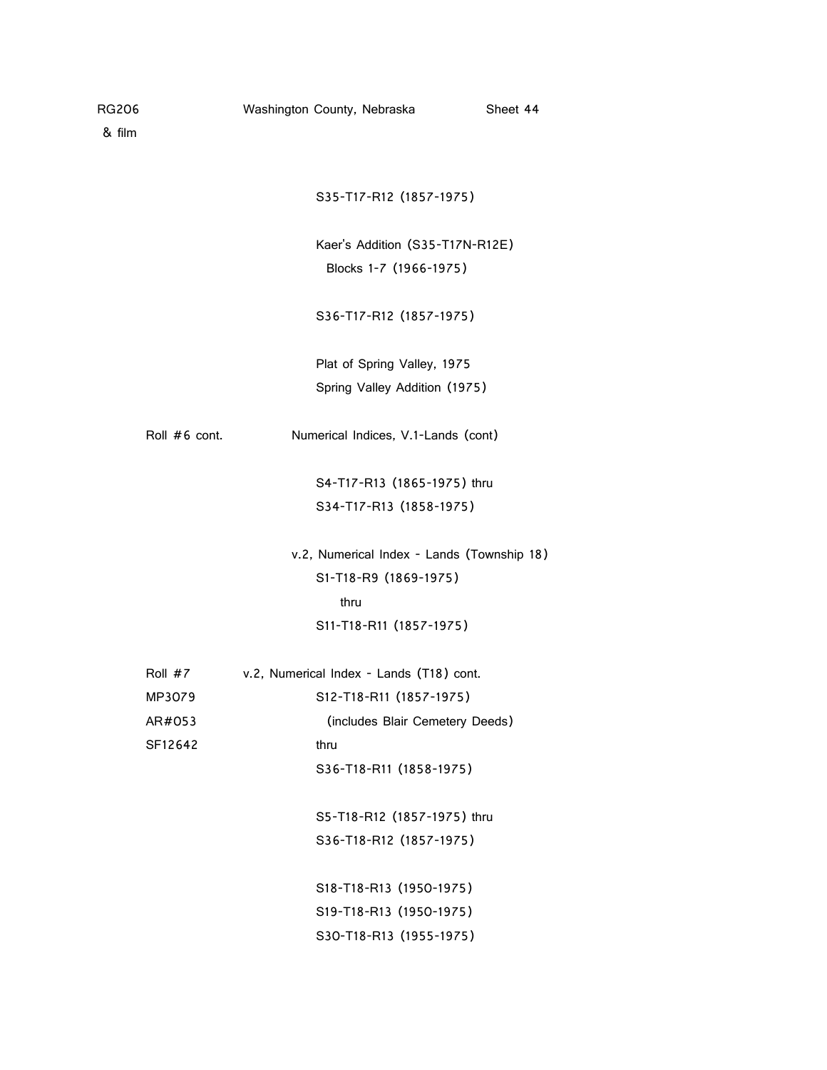RG206 Washington County, Nebraska Sheet 44
& film

S35-T17-R12 (1857-1975)

Kaer's Addition (S35-T17N-R12E)
Blocks 1-7 (1966-1975)

S36-T17-R12 (1857-1975)

Plat of Spring Valley, 1975
Spring Valley Addition (1975)

Roll #6 cont. Numerical Indices, V.1-Lands (cont)

S4-T17-R13 (1865-1975) thru
S34-T17-R13 (1858-1975)

v.2, Numerical Index - Lands (Township 18)
S1-T18-R9 (1869-1975)
thru
S11-T18-R11 (1857-1975)

Roll #7 v.2, Numerical Index - Lands (T18) cont.
MP3079 S12-T18-R11 (1857-1975)
AR#053 (includes Blair Cemetery Deeds)
SF12642 thru
S36-T18-R11 (1858-1975)

S5-T18-R12 (1857-1975) thru
S36-T18-R12 (1857-1975)

S18-T18-R13 (1950-1975)
S19-T18-R13 (1950-1975)
S30-T18-R13 (1955-1975)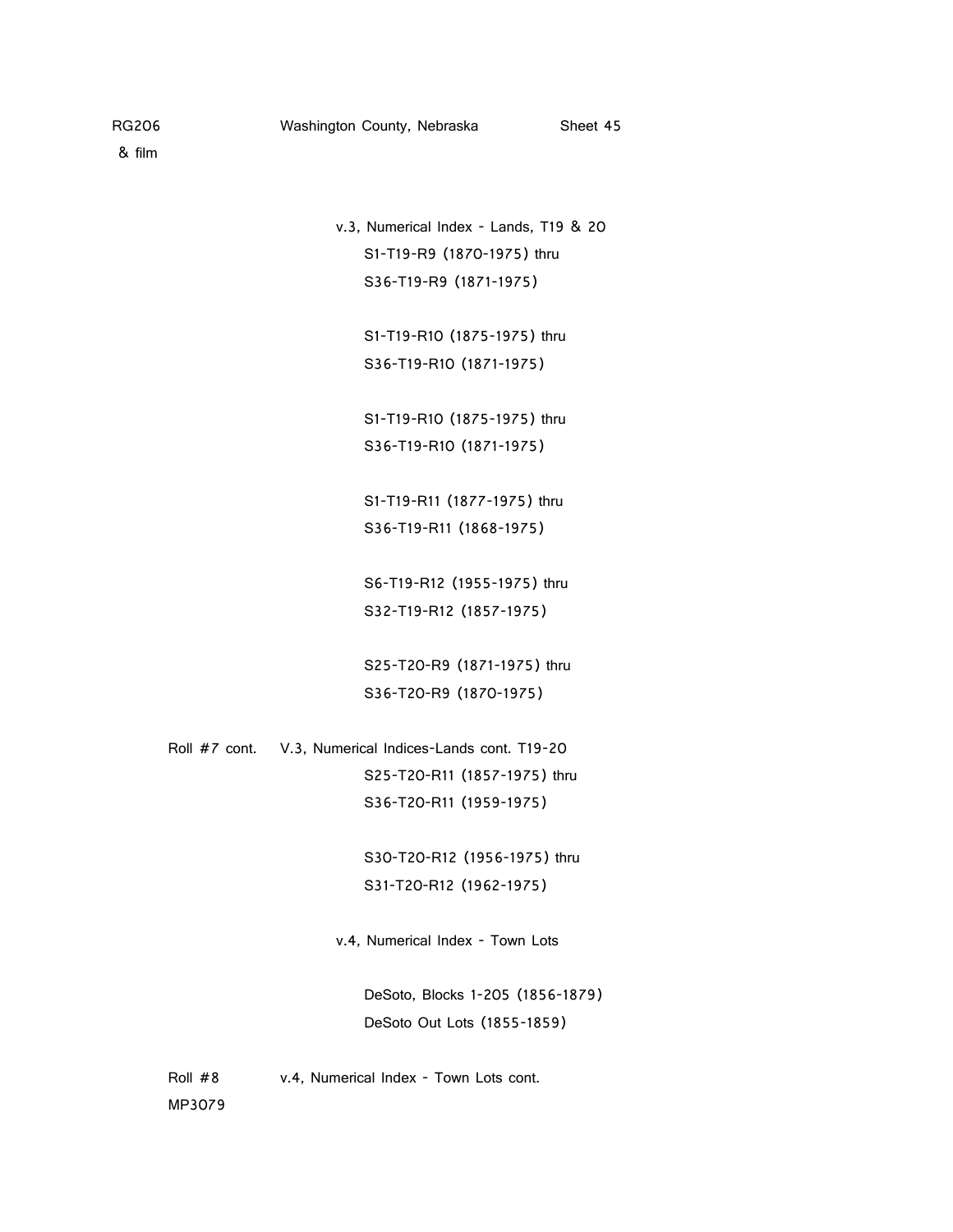RG206 Washington County, Nebraska Sheet 45

& film

v.3, Numerical Index - Lands, T19 & 20

S1-T19-R9 (1870-1975) thru
S36-T19-R9 (1871-1975)

S1-T19-R10 (1875-1975) thru
S36-T19-R10 (1871-1975)

S1-T19-R10 (1875-1975) thru
S36-T19-R10 (1871-1975)

S1-T19-R11 (1877-1975) thru
S36-T19-R11 (1868-1975)

S6-T19-R12 (1955-1975) thru
S32-T19-R12 (1857-1975)

S25-T20-R9 (1871-1975) thru
S36-T20-R9 (1870-1975)

Roll #7 cont. V.3, Numerical Indices-Lands cont. T19-20

S25-T20-R11 (1857-1975) thru
S36-T20-R11 (1959-1975)

S30-T20-R12 (1956-1975) thru
S31-T20-R12 (1962-1975)

v.4, Numerical Index - Town Lots

DeSoto, Blocks 1-205 (1856-1879)
DeSoto Out Lots (1855-1859)

Roll #8 v.4, Numerical Index - Town Lots cont.

MP3079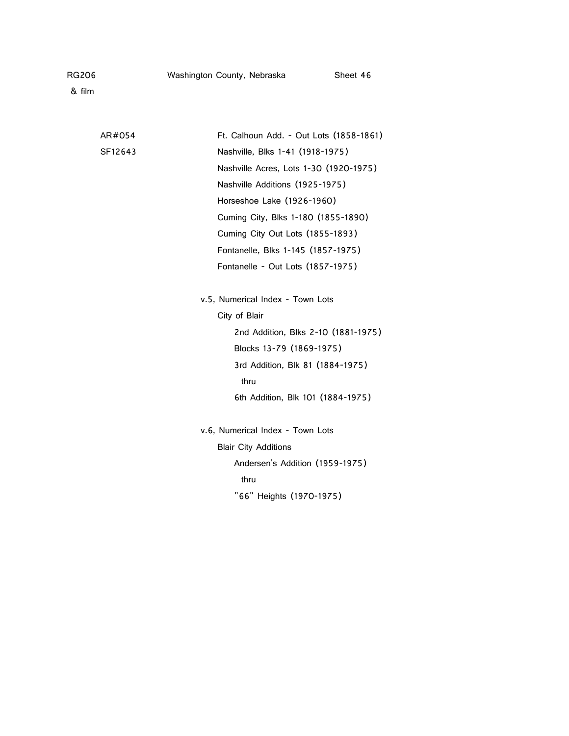RG206 Washington County, Nebraska Sheet 46

& film

AR#054 Ft. Calhoun Add. - Out Lots (1858-1861)

SF12643 Nashville, Blks 1-41 (1918-1975)

Nashville Acres, Lots 1-30 (1920-1975)

Nashville Additions (1925-1975)

Horseshoe Lake (1926-1960)

Cuming City, Blks 1-180 (1855-1890)

Cuming City Out Lots (1855-1893)

Fontanelle, Blks 1-145 (1857-1975)

Fontanelle - Out Lots (1857-1975)

v.5, Numerical Index - Town Lots

City of Blair

2nd Addition, Blks 2-10 (1881-1975)

Blocks 13-79 (1869-1975)

3rd Addition, Blk 81 (1884-1975)

thru

6th Addition, Blk 101 (1884-1975)

v.6, Numerical Index - Town Lots

Blair City Additions

Andersen's Addition (1959-1975)

thru

"66" Heights (1970-1975)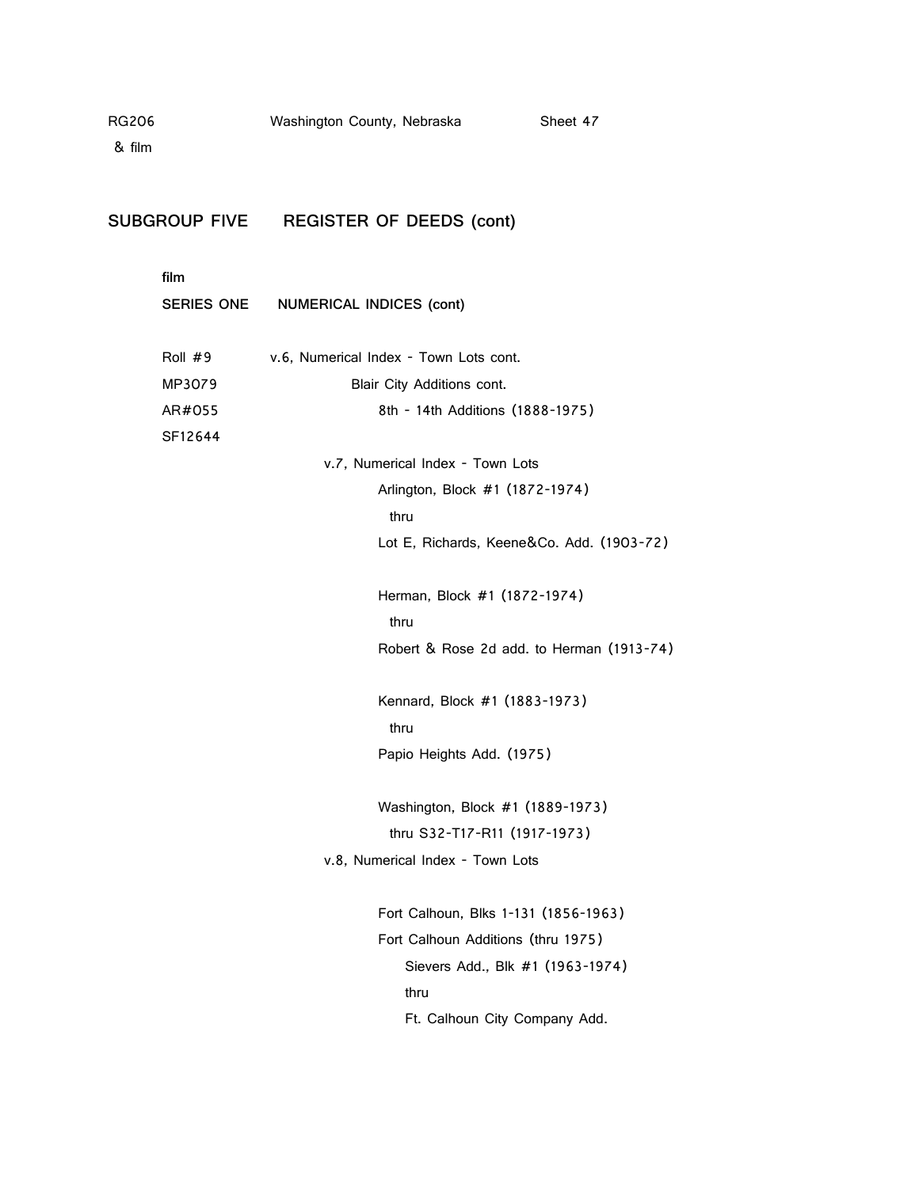RG206 Washington County, Nebraska Sheet 47
& film

## SUBGROUP FIVE REGISTER OF DEEDS (cont)

film

### SERIES ONE NUMERICAL INDICES (cont)

Roll #9 v.6, Numerical Index - Town Lots cont.
MP3079 Blair City Additions cont.
AR#055 8th - 14th Additions (1888-1975)
SF12644

v.7, Numerical Index - Town Lots
Arlington, Block #1 (1872-1974)
thru
Lot E, Richards, Keene&Co. Add. (1903-72)

Herman, Block #1 (1872-1974)
thru
Robert & Rose 2d add. to Herman (1913-74)

Kennard, Block #1 (1883-1973)
thru
Papio Heights Add. (1975)

Washington, Block #1 (1889-1973)
thru S32-T17-R11 (1917-1973)

v.8, Numerical Index - Town Lots

Fort Calhoun, Blks 1-131 (1856-1963)
Fort Calhoun Additions (thru 1975)
Sievers Add., Blk #1 (1963-1974)
thru
Ft. Calhoun City Company Add.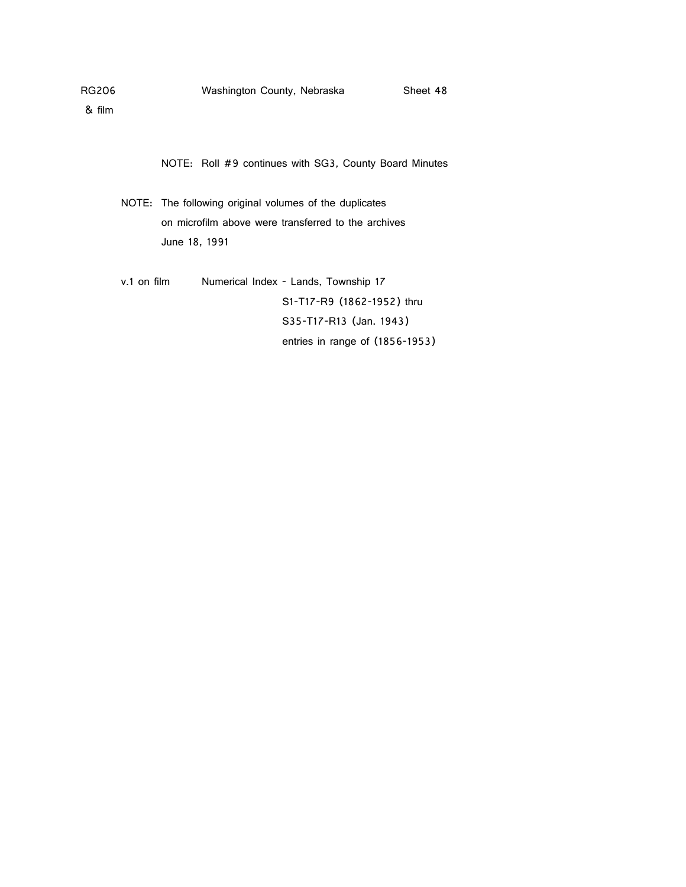RG206 Washington County, Nebraska Sheet 48
& film

NOTE: Roll #9 continues with SG3, County Board Minutes

NOTE: The following original volumes of the duplicates on microfilm above were transferred to the archives June 18, 1991

v.1 on film Numerical Index - Lands, Township 17
S1-T17-R9 (1862-1952) thru
S35-T17-R13 (Jan. 1943)
entries in range of (1856-1953)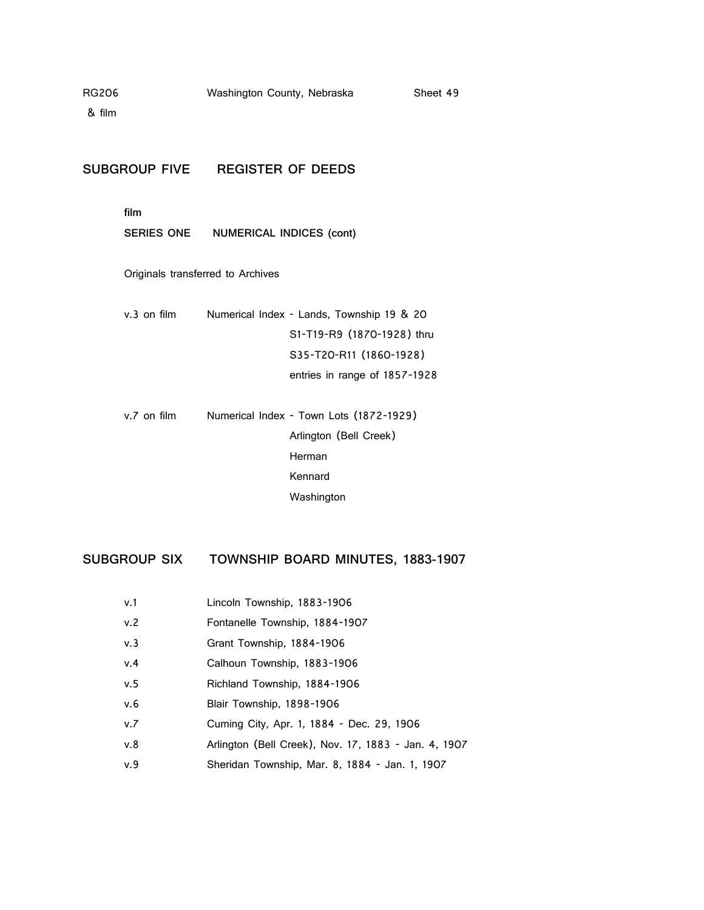## SUBGROUP FIVE REGISTER OF DEEDS

film

### SERIES ONE NUMERICAL INDICES (cont)

Originals transferred to Archives

| | |
|---|---|
| v.3 on film | Numerical Index - Lands, Township 19 & 20<br>S1-T19-R9 (1870-1928) thru<br>S35-T20-R11 (1860-1928)<br>entries in range of 1857-1928 |
| v.7 on film | Numerical Index - Town Lots (1872-1929)<br>Arlington (Bell Creek)<br>Herman<br>Kennard<br>Washington |

## SUBGROUP SIX TOWNSHIP BOARD MINUTES, 1883-1907

| | |
|---|---|
| v.1 | Lincoln Township, 1883-1906 |
| v.2 | Fontanelle Township, 1884-1907 |
| v.3 | Grant Township, 1884-1906 |
| v.4 | Calhoun Township, 1883-1906 |
| v.5 | Richland Township, 1884-1906 |
| v.6 | Blair Township, 1898-1906 |
| v.7 | Cuming City, Apr. 1, 1884 - Dec. 29, 1906 |
| v.8 | Arlington (Bell Creek), Nov. 17, 1883 - Jan. 4, 1907 |
| v.9 | Sheridan Township, Mar. 8, 1884 - Jan. 1, 1907 |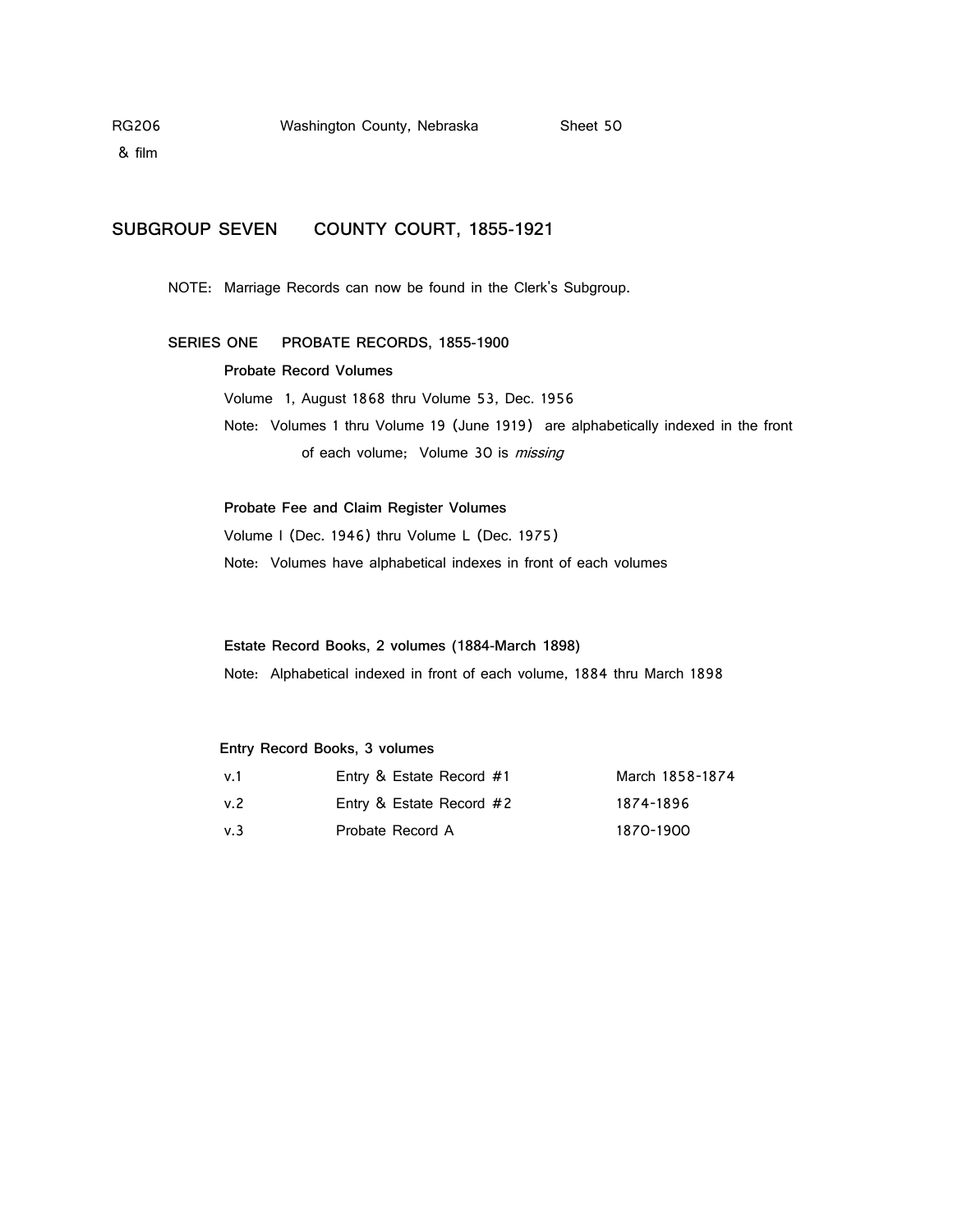## SUBGROUP SEVEN COUNTY COURT, 1855-1921

NOTE: Marriage Records can now be found in the Clerk's Subgroup.

### SERIES ONE PROBATE RECORDS, 1855-1900

**Probate Record Volumes**

Volume 1, August 1868 thru Volume 53, Dec. 1956

Note: Volumes 1 thru Volume 19 (June 1919) are alphabetically indexed in the front of each volume; Volume 30 is *missing*

**Probate Fee and Claim Register Volumes**

Volume I (Dec. 1946) thru Volume L (Dec. 1975)

Note: Volumes have alphabetical indexes in front of each volumes

**Estate Record Books, 2 volumes (1884-March 1898)**

Note: Alphabetical indexed in front of each volume, 1884 thru March 1898

**Entry Record Books, 3 volumes**

| | | |
|---|---|---|
| v.1 | Entry & Estate Record #1 | March 1858-1874 |
| v.2 | Entry & Estate Record #2 | 1874-1896 |
| v.3 | Probate Record A | 1870-1900 |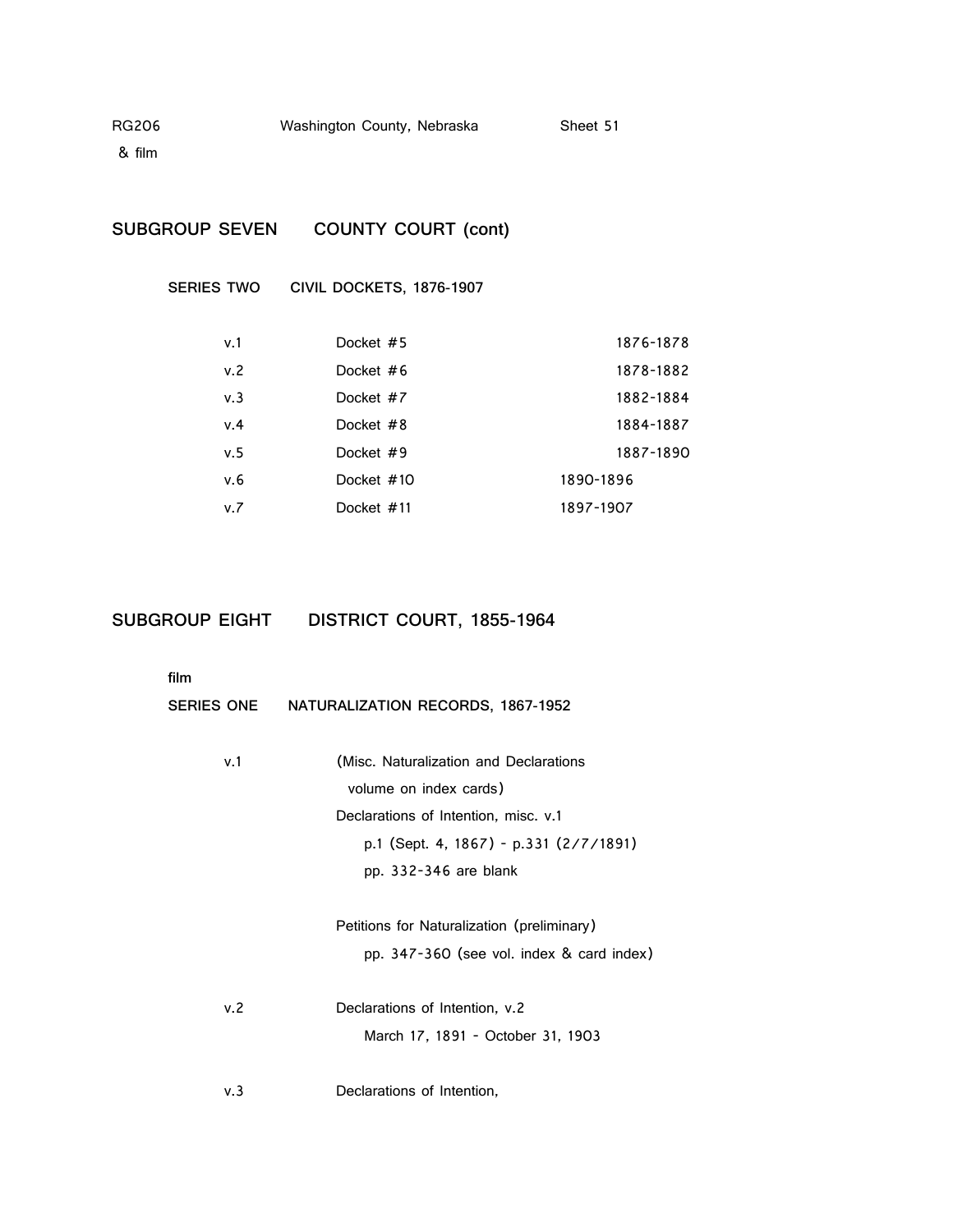## SUBGROUP SEVEN COUNTY COURT (cont)

### SERIES TWO CIVIL DOCKETS, 1876-1907

| | | |
|---|---|---|
| v.1 | Docket #5 | 1876-1878 |
| v.2 | Docket #6 | 1878-1882 |
| v.3 | Docket #7 | 1882-1884 |
| v.4 | Docket #8 | 1884-1887 |
| v.5 | Docket #9 | 1887-1890 |
| v.6 | Docket #10 | 1890-1896 |
| v.7 | Docket #11 | 1897-1907 |

## SUBGROUP EIGHT DISTRICT COURT, 1855-1964

film

### SERIES ONE NATURALIZATION RECORDS, 1867-1952

v.1 (Misc. Naturalization and Declarations volume on index cards)
Declarations of Intention, misc. v.1
p.1 (Sept. 4, 1867) - p.331 (2/7/1891)
pp. 332-346 are blank

Petitions for Naturalization (preliminary)
pp. 347-360 (see vol. index & card index)

v.2 Declarations of Intention, v.2
March 17, 1891 - October 31, 1903

v.3 Declarations of Intention,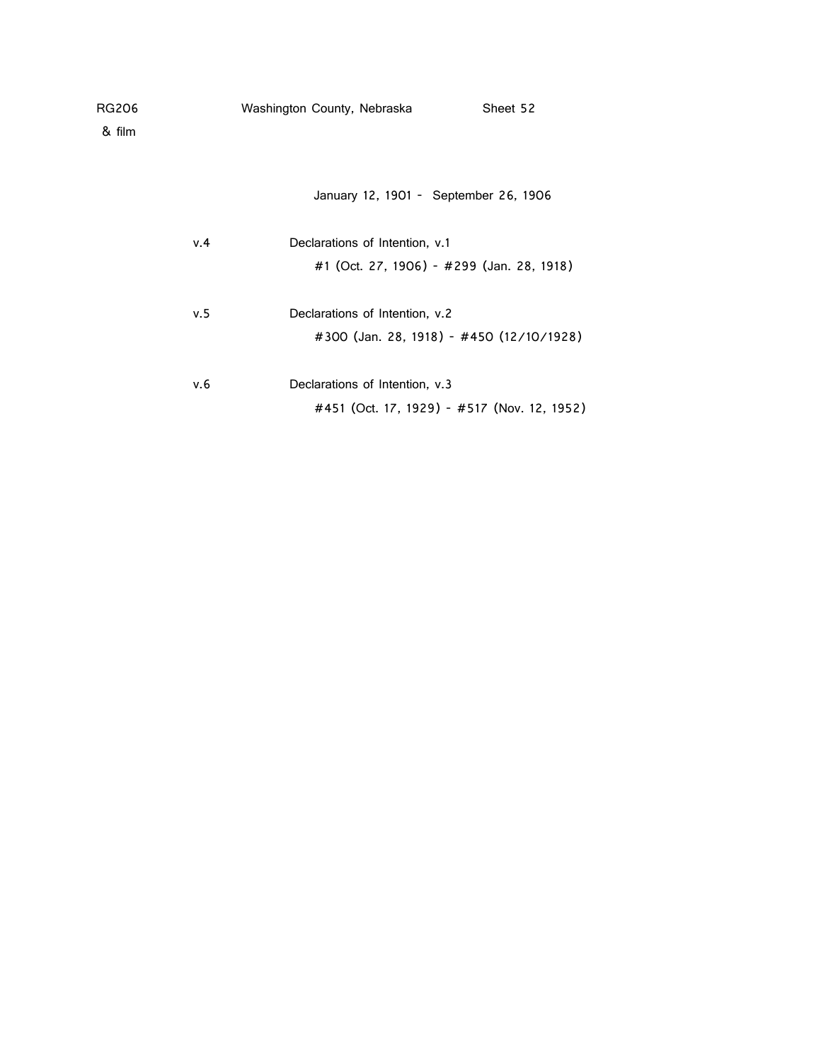RG206 Washington County, Nebraska Sheet 52
& film

January 12, 1901 - September 26, 1906

v.4 Declarations of Intention, v.1
#1 (Oct. 27, 1906) - #299 (Jan. 28, 1918)

v.5 Declarations of Intention, v.2
#300 (Jan. 28, 1918) - #450 (12/10/1928)

v.6 Declarations of Intention, v.3
#451 (Oct. 17, 1929) - #517 (Nov. 12, 1952)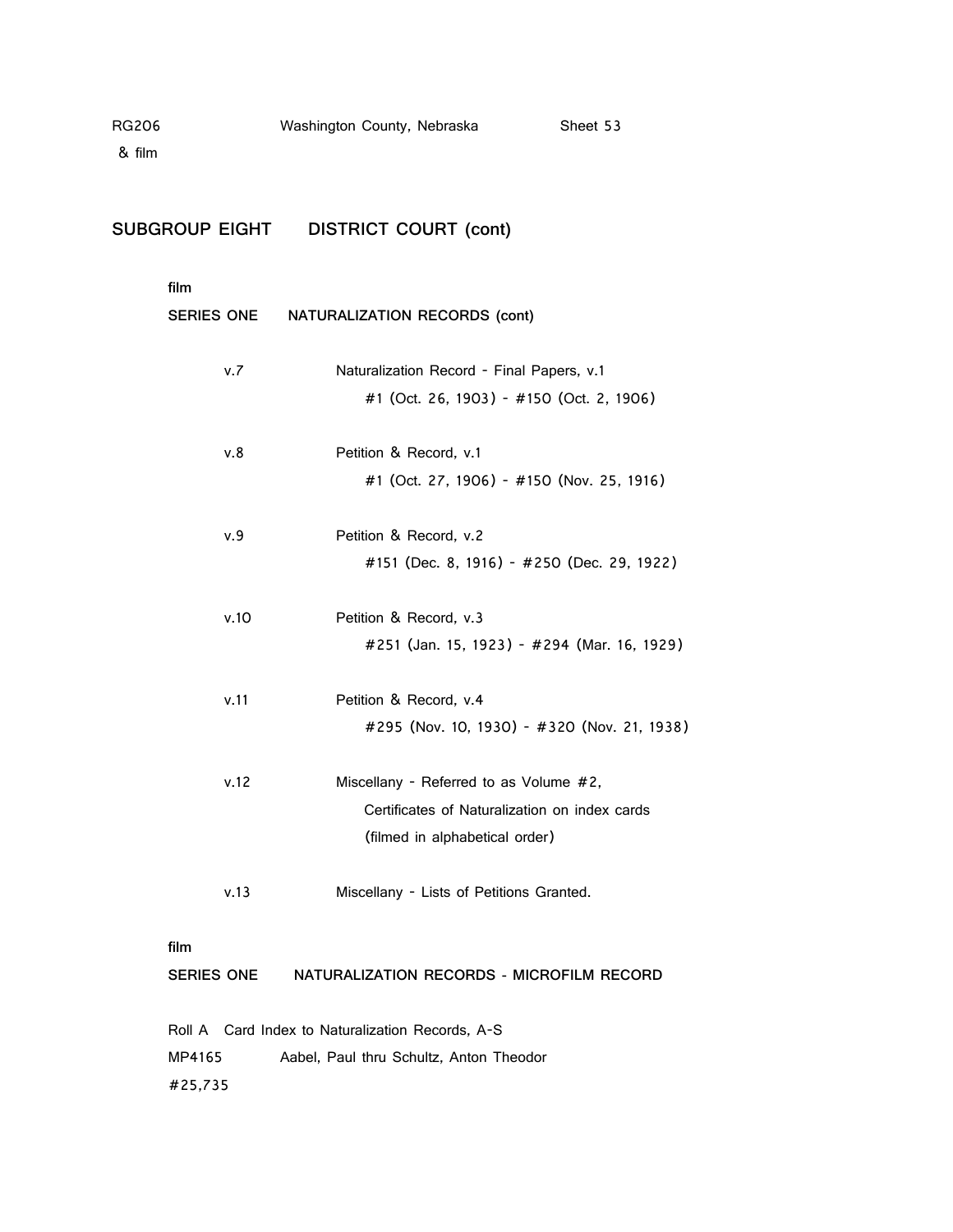RG206 & film — Washington County, Nebraska — Sheet 53

## SUBGROUP EIGHT DISTRICT COURT (cont)

film

### SERIES ONE NATURALIZATION RECORDS (cont)

v.7 Naturalization Record - Final Papers, v.1
#1 (Oct. 26, 1903) - #150 (Oct. 2, 1906)

v.8 Petition & Record, v.1
#1 (Oct. 27, 1906) - #150 (Nov. 25, 1916)

v.9 Petition & Record, v.2
#151 (Dec. 8, 1916) - #250 (Dec. 29, 1922)

v.10 Petition & Record, v.3
#251 (Jan. 15, 1923) - #294 (Mar. 16, 1929)

v.11 Petition & Record, v.4
#295 (Nov. 10, 1930) - #320 (Nov. 21, 1938)

v.12 Miscellany - Referred to as Volume #2,
Certificates of Naturalization on index cards
(filmed in alphabetical order)

v.13 Miscellany - Lists of Petitions Granted.

film

### SERIES ONE NATURALIZATION RECORDS - MICROFILM RECORD

Roll A Card Index to Naturalization Records, A-S
MP4165 Aabel, Paul thru Schultz, Anton Theodor
#25,735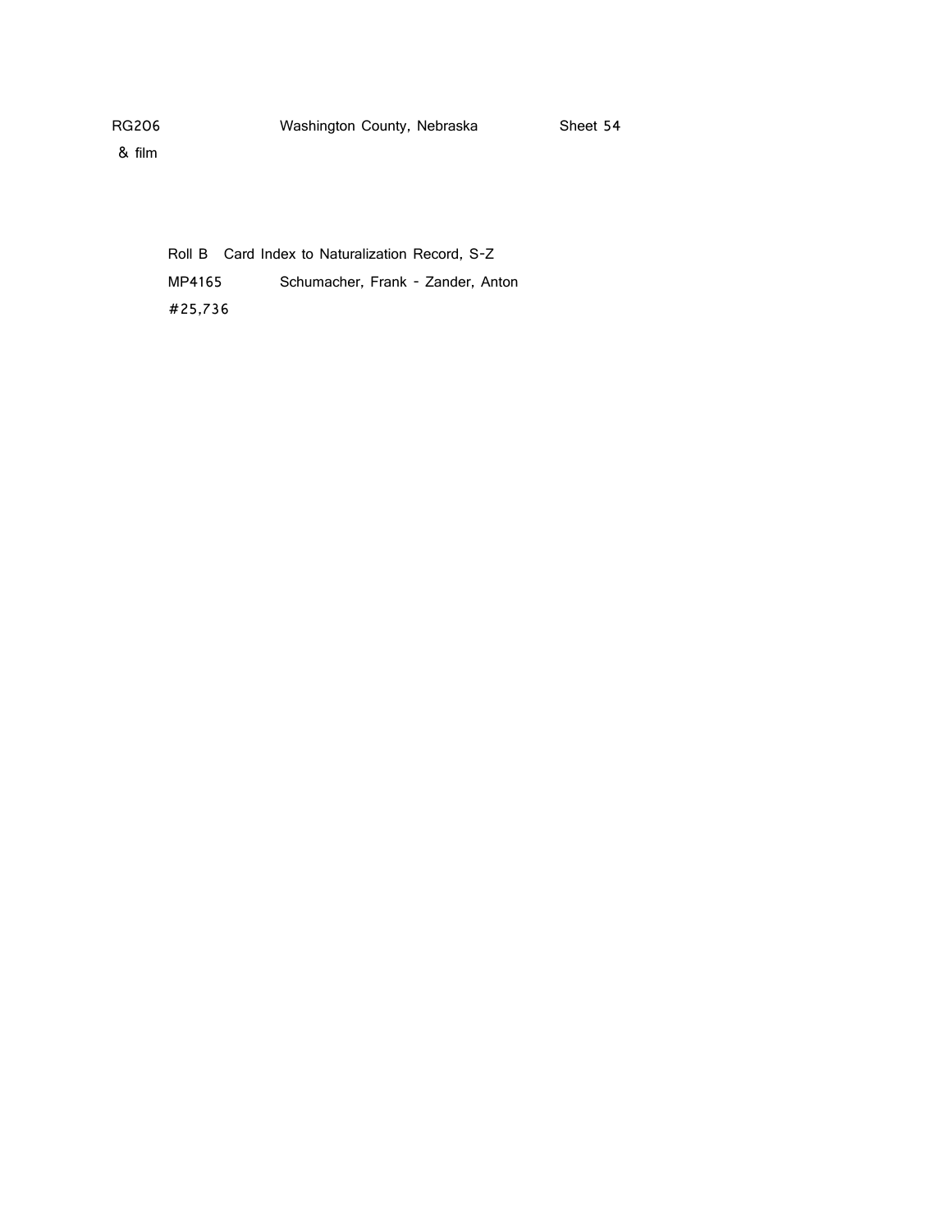RG206 Washington County, Nebraska Sheet 54
& film

Roll B Card Index to Naturalization Record, S-Z
MP4165 Schumacher, Frank - Zander, Anton
#25,736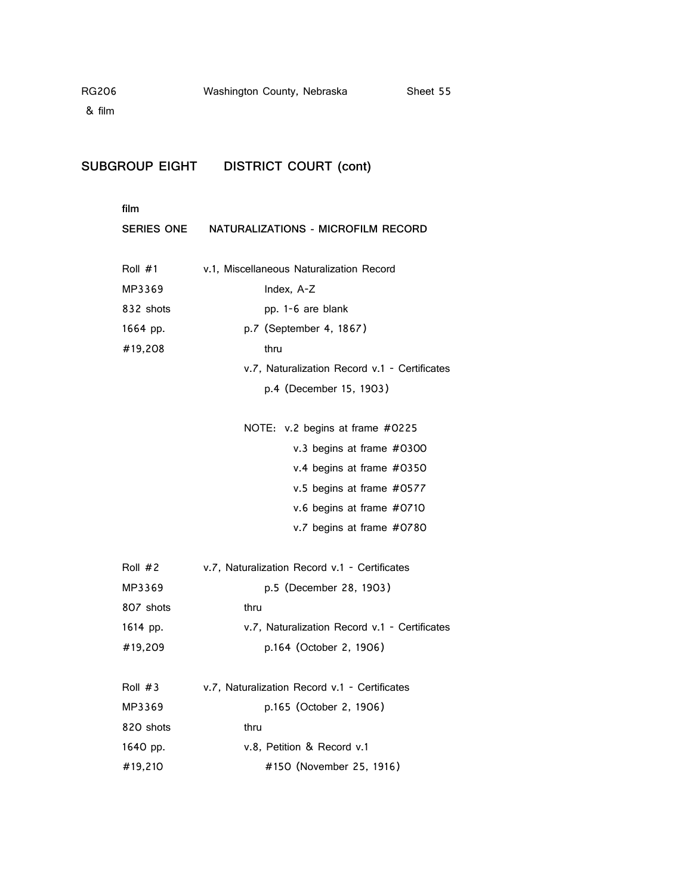RG206 & film — Washington County, Nebraska — Sheet 55

## SUBGROUP EIGHT DISTRICT COURT (cont)

film

### SERIES ONE NATURALIZATIONS - MICROFILM RECORD

| | |
|---|---|
| Roll #1 | v.1, Miscellaneous Naturalization Record |
| MP3369 | Index, A-Z |
| 832 shots | pp. 1-6 are blank |
| 1664 pp. | p.7 (September 4, 1867) |
| #19,208 | thru |
| | v.7, Naturalization Record v.1 - Certificates |
| | p.4 (December 15, 1903) |
| | |
| | NOTE: v.2 begins at frame #0225 |
| | v.3 begins at frame #0300 |
| | v.4 begins at frame #0350 |
| | v.5 begins at frame #0577 |
| | v.6 begins at frame #0710 |
| | v.7 begins at frame #0780 |
| | |
| Roll #2 | v.7, Naturalization Record v.1 - Certificates |
| MP3369 | p.5 (December 28, 1903) |
| 807 shots | thru |
| 1614 pp. | v.7, Naturalization Record v.1 - Certificates |
| #19,209 | p.164 (October 2, 1906) |
| | |
| Roll #3 | v.7, Naturalization Record v.1 - Certificates |
| MP3369 | p.165 (October 2, 1906) |
| 820 shots | thru |
| 1640 pp. | v.8, Petition & Record v.1 |
| #19,210 | #150 (November 25, 1916) |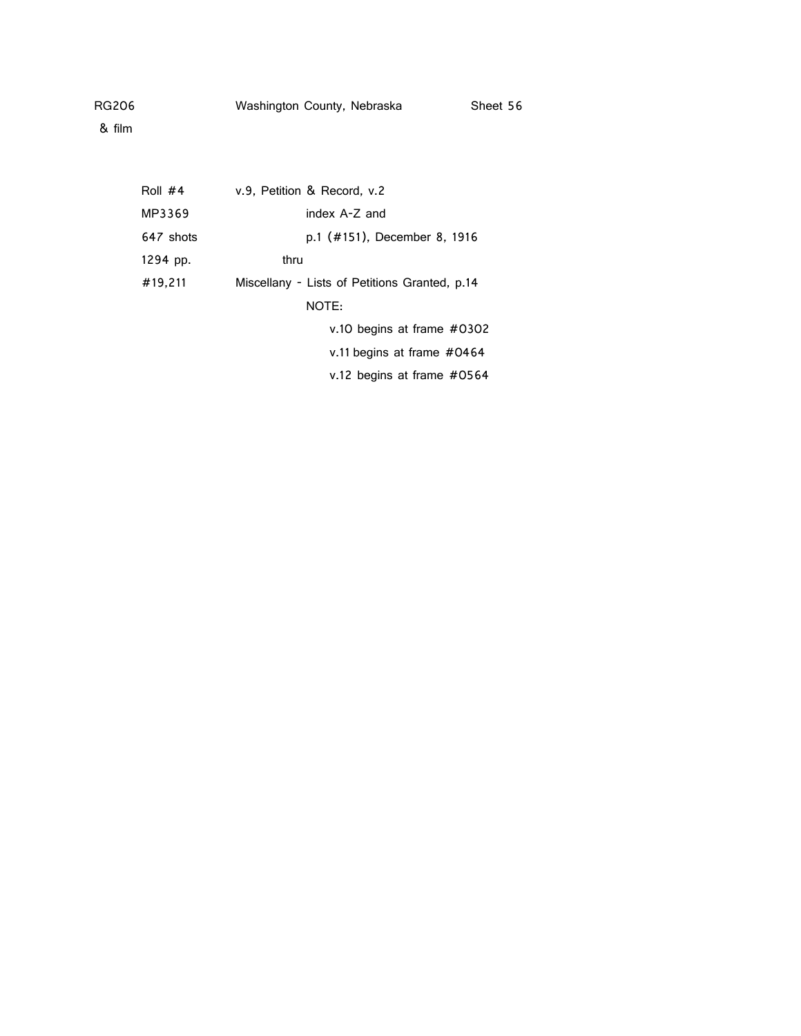RG206 Washington County, Nebraska Sheet 56

& film

| | |
|---|---|
| Roll #4 | v.9, Petition & Record, v.2 |
| MP3369 | index A-Z and |
| 647 shots | p.1 (#151), December 8, 1916 |
| 1294 pp. | thru |
| #19,211 | Miscellany - Lists of Petitions Granted, p.14 |
| | NOTE: |
| | v.10 begins at frame #0302 |
| | v.11 begins at frame #0464 |
| | v.12 begins at frame #0564 |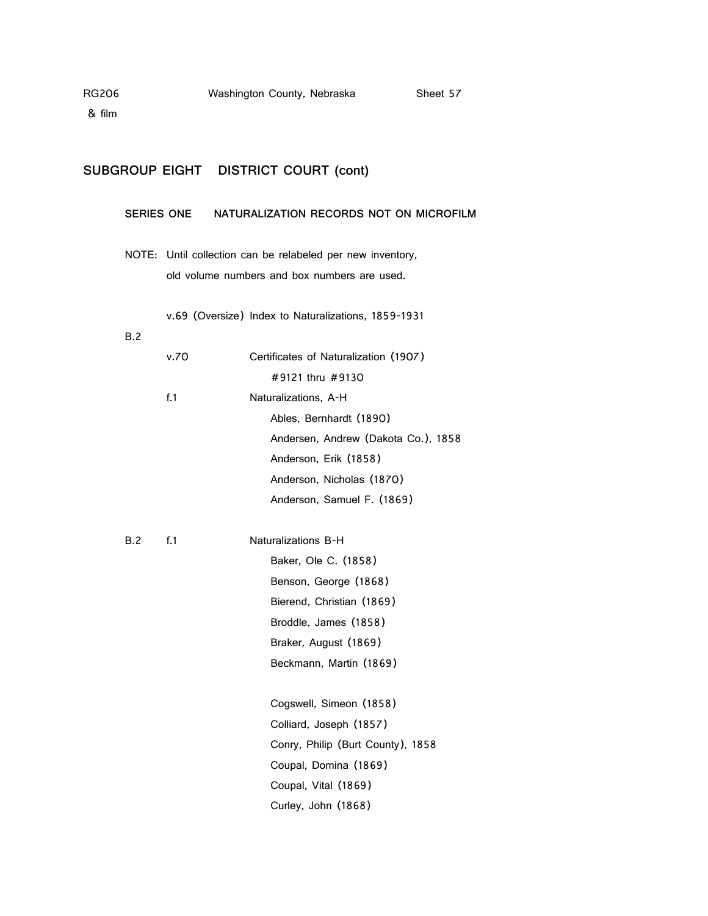RG206 & film — Washington County, Nebraska — Sheet 57

## SUBGROUP EIGHT DISTRICT COURT (cont)

### SERIES ONE NATURALIZATION RECORDS NOT ON MICROFILM

NOTE: Until collection can be relabeled per new inventory, old volume numbers and box numbers are used.

v.69 (Oversize) Index to Naturalizations, 1859-1931

B.2

v.70 Certificates of Naturalization (1907)
#9121 thru #9130

f.1 Naturalizations, A-H
- Ables, Bernhardt (1890)
- Andersen, Andrew (Dakota Co.), 1858
- Anderson, Erik (1858)
- Anderson, Nicholas (1870)
- Anderson, Samuel F. (1869)

B.2 f.1 Naturalizations B-H
- Baker, Ole C. (1858)
- Benson, George (1868)
- Bierend, Christian (1869)
- Broddle, James (1858)
- Braker, August (1869)
- Beckmann, Martin (1869)

- Cogswell, Simeon (1858)
- Colliard, Joseph (1857)
- Conry, Philip (Burt County), 1858
- Coupal, Domina (1869)
- Coupal, Vital (1869)
- Curley, John (1868)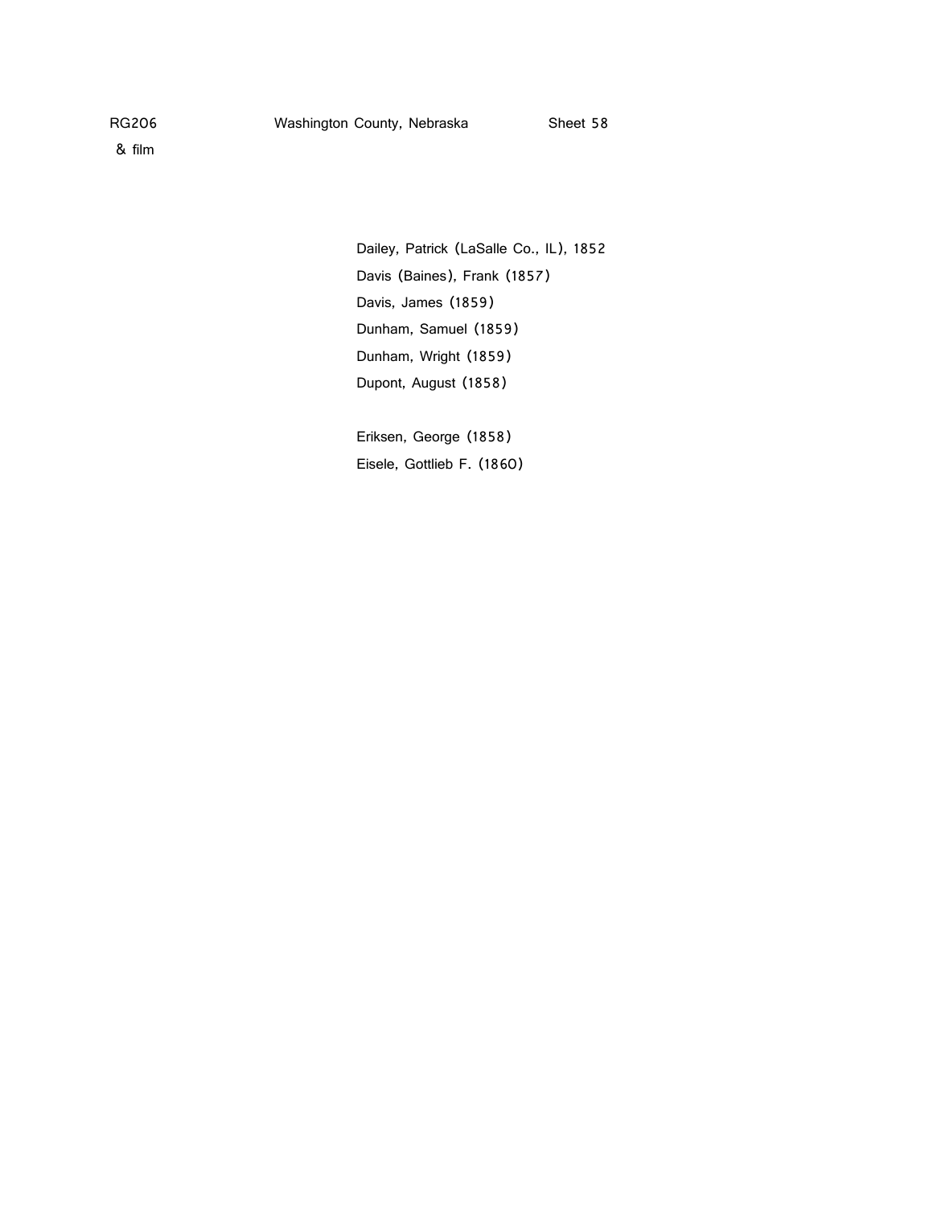RG206 Washington County, Nebraska Sheet 58

& film

Dailey, Patrick (LaSalle Co., IL), 1852

Davis (Baines), Frank (1857)

Davis, James (1859)

Dunham, Samuel (1859)

Dunham, Wright (1859)

Dupont, August (1858)

Eriksen, George (1858)

Eisele, Gottlieb F. (1860)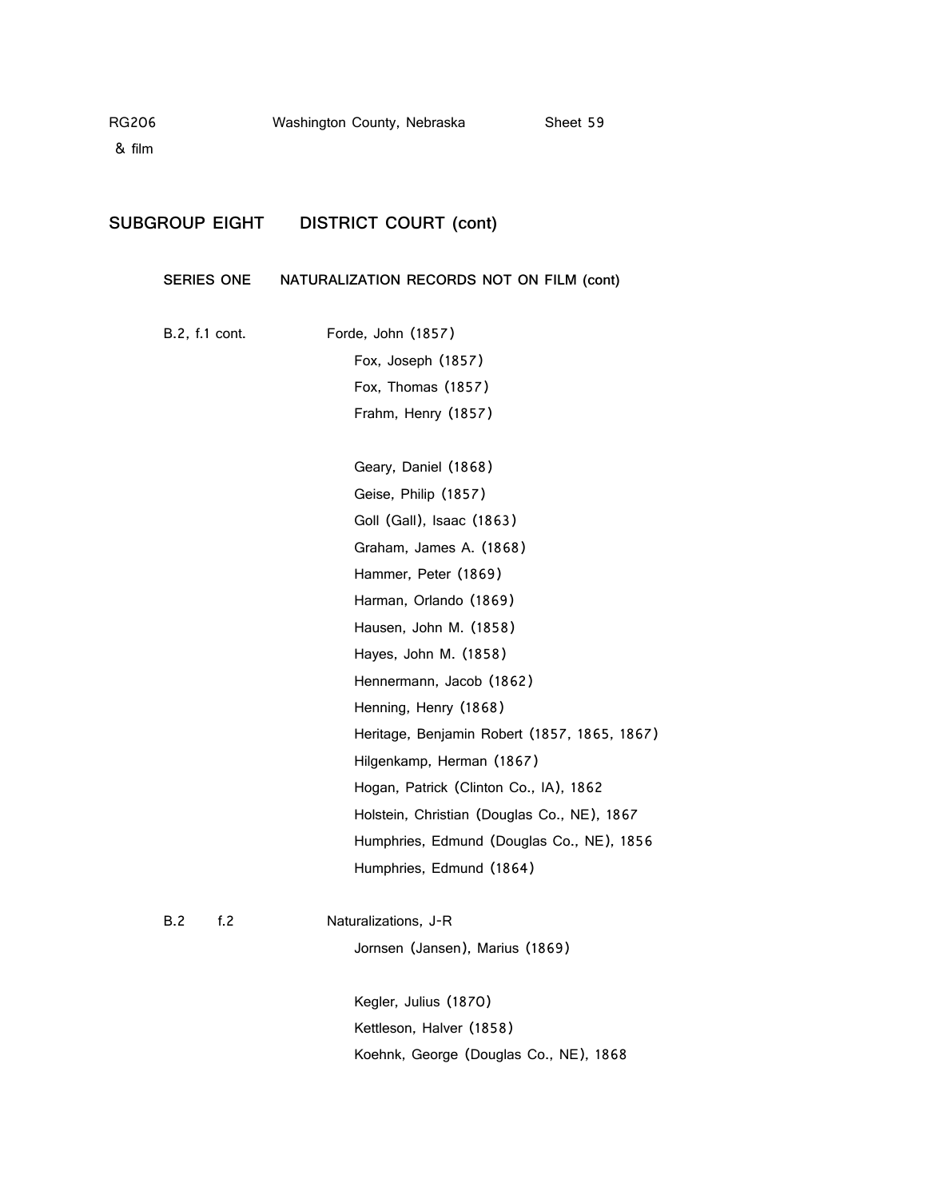RG206 & film — Washington County, Nebraska — Sheet 59

## SUBGROUP EIGHT DISTRICT COURT (cont)

### SERIES ONE NATURALIZATION RECORDS NOT ON FILM (cont)

B.2, f.1 cont. Forde, John (1857)

- Fox, Joseph (1857)
- Fox, Thomas (1857)
- Frahm, Henry (1857)

- Geary, Daniel (1868)
- Geise, Philip (1857)
- Goll (Gall), Isaac (1863)
- Graham, James A. (1868)
- Hammer, Peter (1869)
- Harman, Orlando (1869)
- Hausen, John M. (1858)
- Hayes, John M. (1858)
- Hennermann, Jacob (1862)
- Henning, Henry (1868)
- Heritage, Benjamin Robert (1857, 1865, 1867)
- Hilgenkamp, Herman (1867)
- Hogan, Patrick (Clinton Co., IA), 1862
- Holstein, Christian (Douglas Co., NE), 1867
- Humphries, Edmund (Douglas Co., NE), 1856
- Humphries, Edmund (1864)

B.2 f.2 Naturalizations, J-R

- Jornsen (Jansen), Marius (1869)

- Kegler, Julius (1870)
- Kettleson, Halver (1858)
- Koehnk, George (Douglas Co., NE), 1868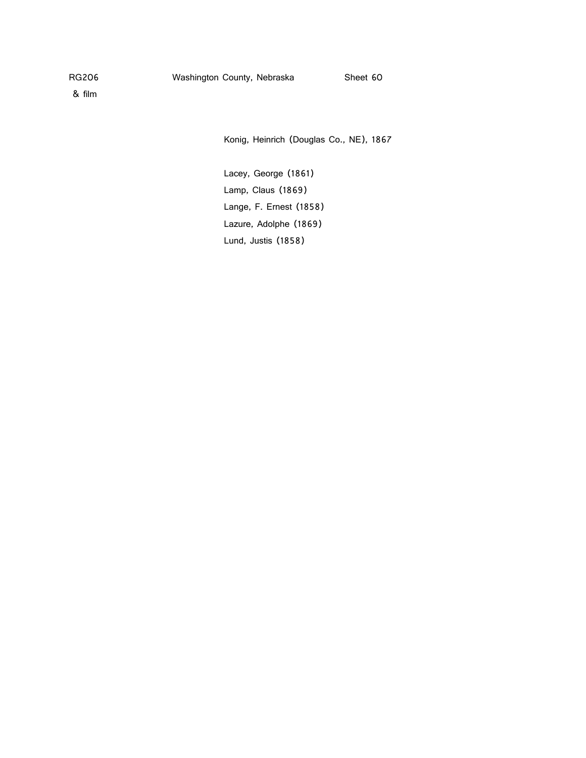RG206 Washington County, Nebraska Sheet 60

& film

Konig, Heinrich (Douglas Co., NE), 1867

Lacey, George (1861)

Lamp, Claus (1869)

Lange, F. Ernest (1858)

Lazure, Adolphe (1869)

Lund, Justis (1858)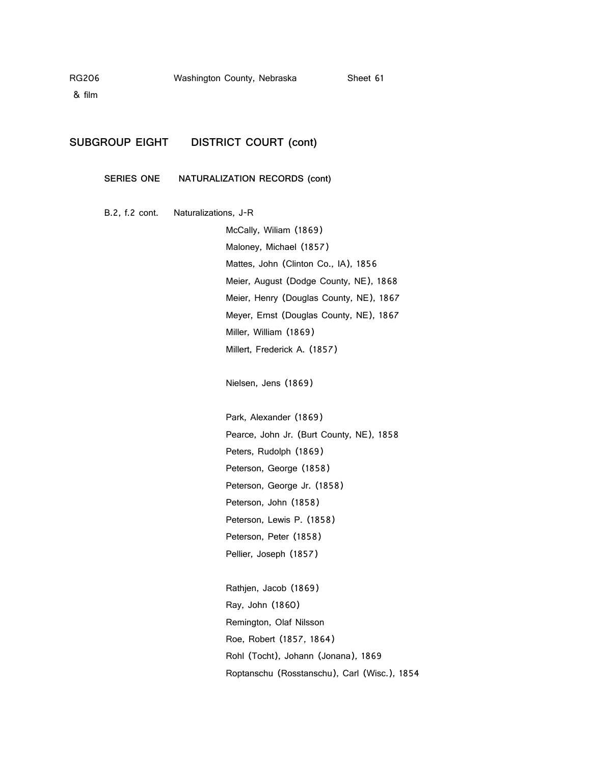## SUBGROUP EIGHT DISTRICT COURT (cont)

### SERIES ONE NATURALIZATION RECORDS (cont)

B.2, f.2 cont. Naturalizations, J-R

McCally, Wiliam (1869)
Maloney, Michael (1857)
Mattes, John (Clinton Co., IA), 1856
Meier, August (Dodge County, NE), 1868
Meier, Henry (Douglas County, NE), 1867
Meyer, Ernst (Douglas County, NE), 1867
Miller, William (1869)
Millert, Frederick A. (1857)

Nielsen, Jens (1869)

Park, Alexander (1869)
Pearce, John Jr. (Burt County, NE), 1858
Peters, Rudolph (1869)
Peterson, George (1858)
Peterson, George Jr. (1858)
Peterson, John (1858)
Peterson, Lewis P. (1858)
Peterson, Peter (1858)
Pellier, Joseph (1857)

Rathjen, Jacob (1869)
Ray, John (1860)
Remington, Olaf Nilsson
Roe, Robert (1857, 1864)
Rohl (Tocht), Johann (Jonana), 1869
Roptanschu (Rosstanschu), Carl (Wisc.), 1854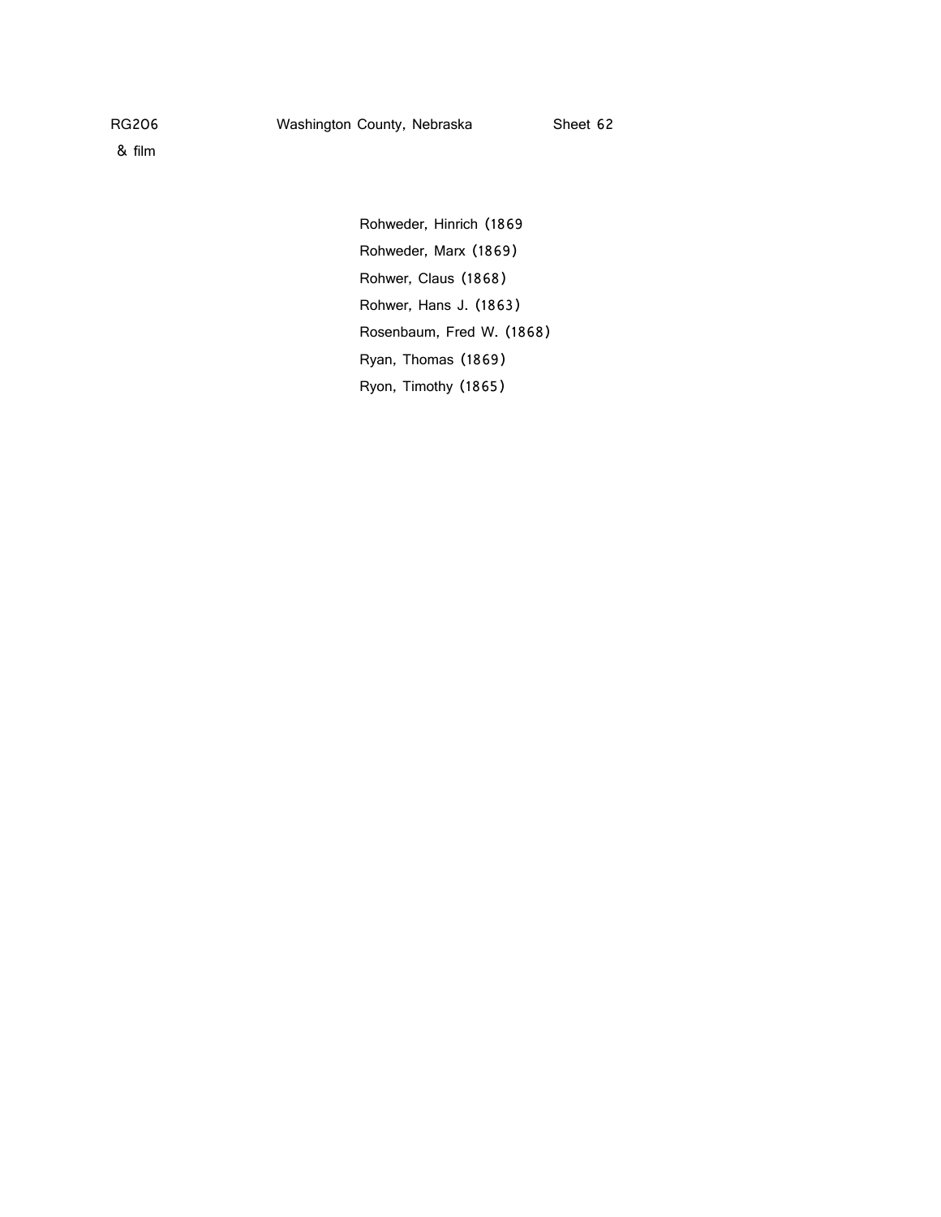RG206 Washington County, Nebraska Sheet 62
& film

Rohweder, Hinrich (1869
Rohweder, Marx (1869)
Rohwer, Claus (1868)
Rohwer, Hans J. (1863)
Rosenbaum, Fred W. (1868)
Ryan, Thomas (1869)
Ryon, Timothy (1865)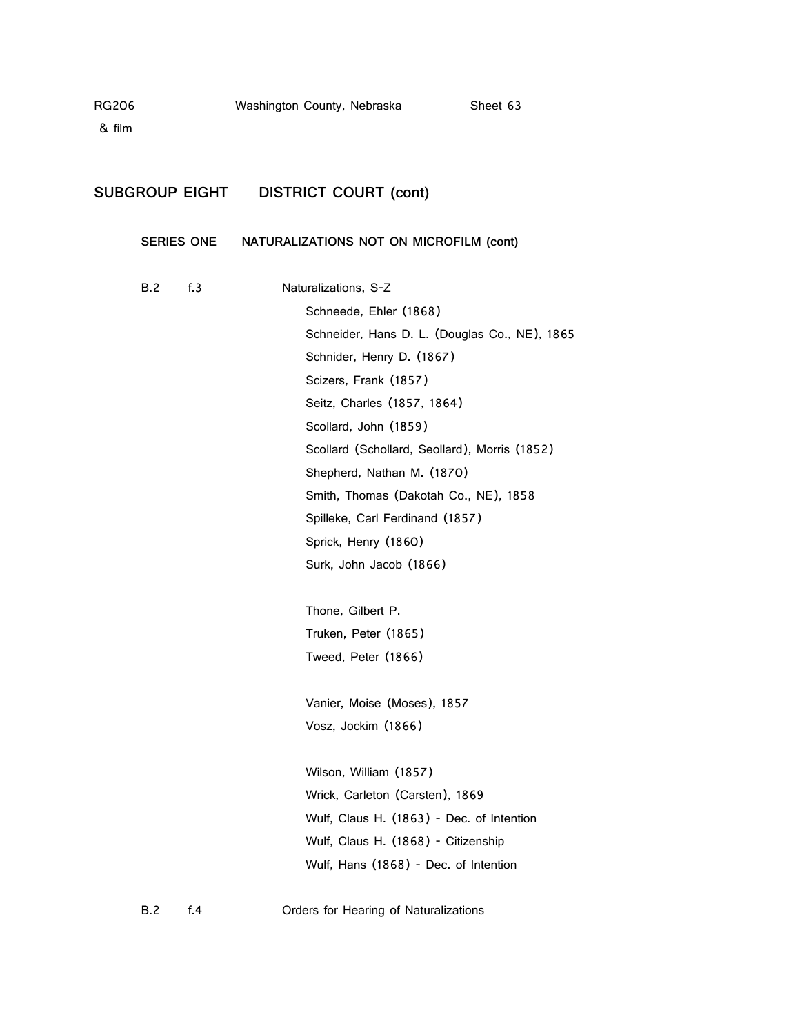RG206 Washington County, Nebraska Sheet 63
& film

## SUBGROUP EIGHT DISTRICT COURT (cont)

### SERIES ONE NATURALIZATIONS NOT ON MICROFILM (cont)

B.2 f.3 Naturalizations, S-Z

Schneede, Ehler (1868)
Schneider, Hans D. L. (Douglas Co., NE), 1865
Schnider, Henry D. (1867)
Scizers, Frank (1857)
Seitz, Charles (1857, 1864)
Scollard, John (1859)
Scollard (Schollard, Seollard), Morris (1852)
Shepherd, Nathan M. (1870)
Smith, Thomas (Dakotah Co., NE), 1858
Spilleke, Carl Ferdinand (1857)
Sprick, Henry (1860)
Surk, John Jacob (1866)

Thone, Gilbert P.
Truken, Peter (1865)
Tweed, Peter (1866)

Vanier, Moise (Moses), 1857
Vosz, Jockim (1866)

Wilson, William (1857)
Wrick, Carleton (Carsten), 1869
Wulf, Claus H. (1863) - Dec. of Intention
Wulf, Claus H. (1868) - Citizenship
Wulf, Hans (1868) - Dec. of Intention

B.2 f.4 Orders for Hearing of Naturalizations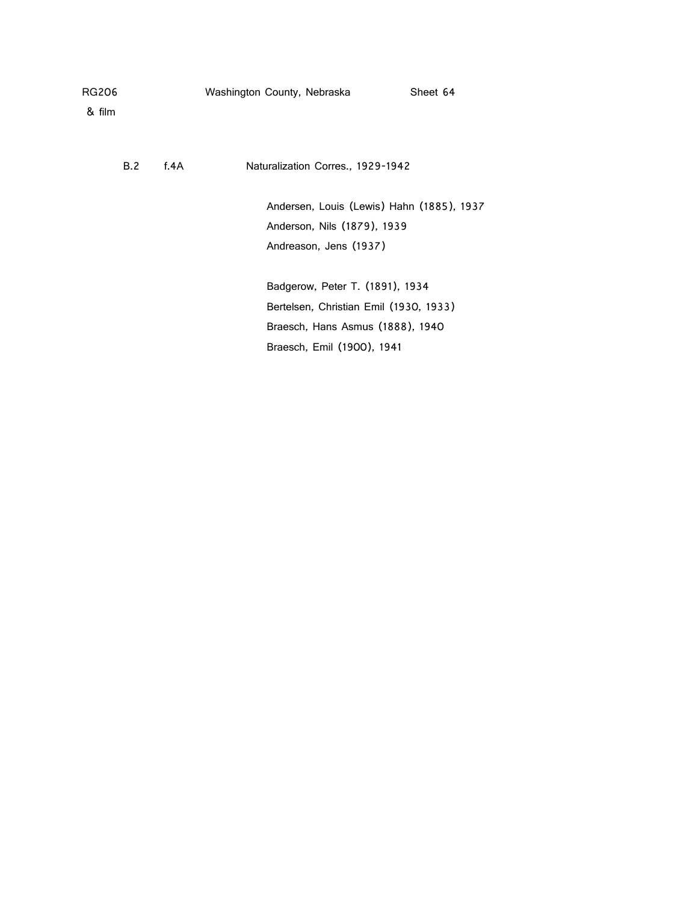RG206 Washington County, Nebraska Sheet 64
& film

B.2 f.4A Naturalization Corres., 1929-1942

Andersen, Louis (Lewis) Hahn (1885), 1937
Anderson, Nils (1879), 1939
Andreason, Jens (1937)

Badgerow, Peter T. (1891), 1934
Bertelsen, Christian Emil (1930, 1933)
Braesch, Hans Asmus (1888), 1940
Braesch, Emil (1900), 1941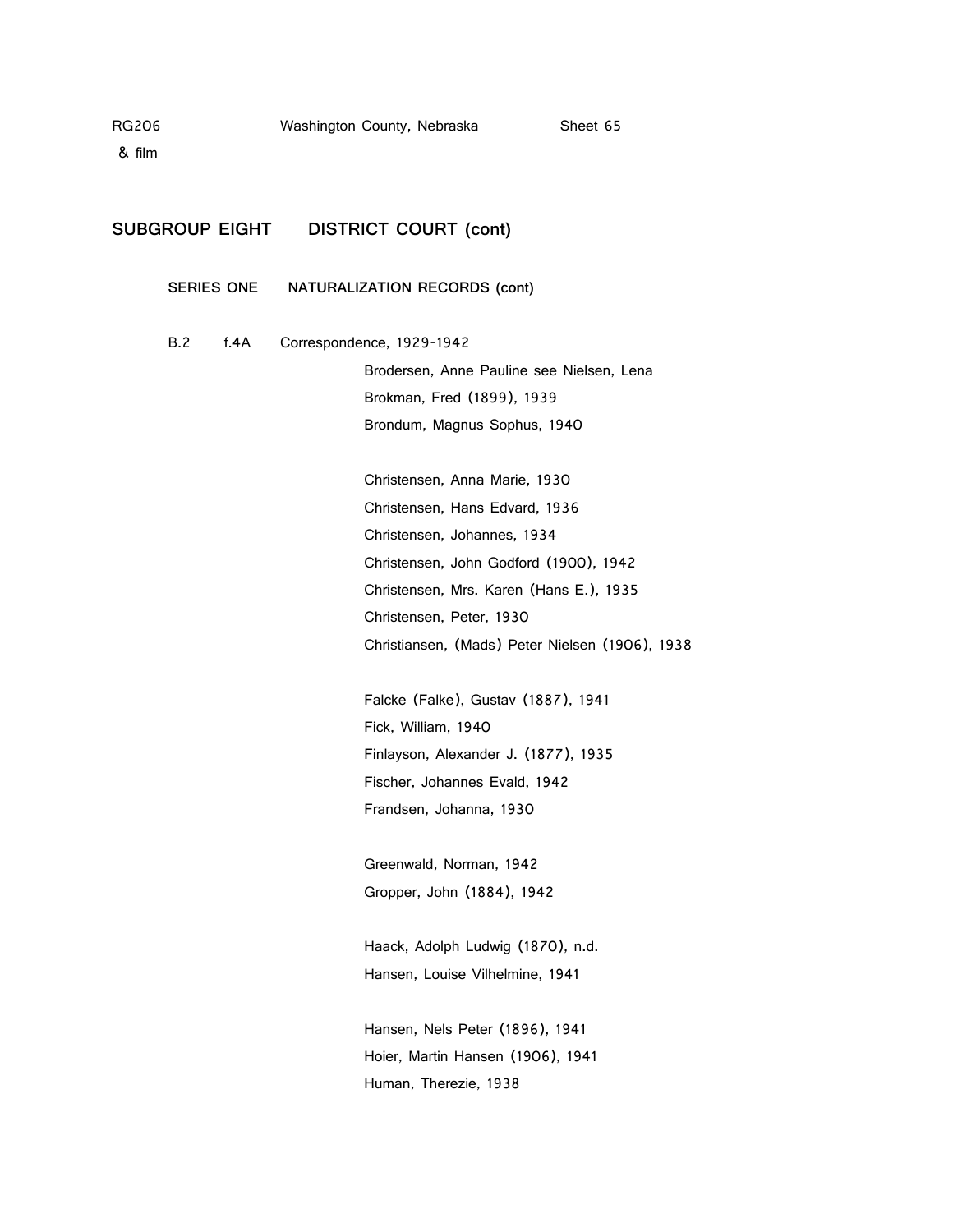## SUBGROUP EIGHT DISTRICT COURT (cont)

### SERIES ONE NATURALIZATION RECORDS (cont)

B.2 f.4A Correspondence, 1929-1942

Brodersen, Anne Pauline see Nielsen, Lena
Brokman, Fred (1899), 1939
Brondum, Magnus Sophus, 1940

Christensen, Anna Marie, 1930
Christensen, Hans Edvard, 1936
Christensen, Johannes, 1934
Christensen, John Godford (1900), 1942
Christensen, Mrs. Karen (Hans E.), 1935
Christensen, Peter, 1930
Christiansen, (Mads) Peter Nielsen (1906), 1938

Falcke (Falke), Gustav (1887), 1941
Fick, William, 1940
Finlayson, Alexander J. (1877), 1935
Fischer, Johannes Evald, 1942
Frandsen, Johanna, 1930

Greenwald, Norman, 1942
Gropper, John (1884), 1942

Haack, Adolph Ludwig (1870), n.d.
Hansen, Louise Vilhelmine, 1941

Hansen, Nels Peter (1896), 1941
Hoier, Martin Hansen (1906), 1941
Human, Therezie, 1938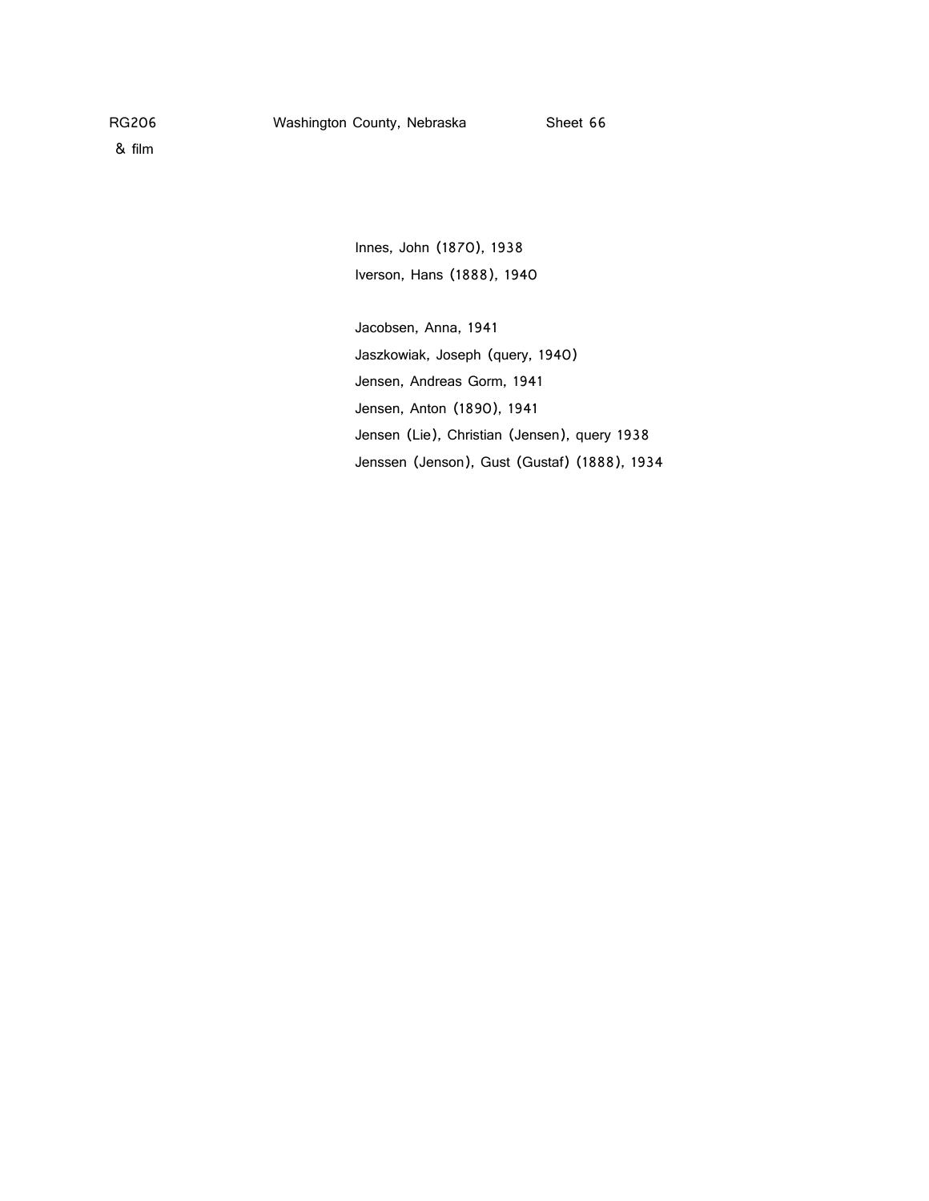RG206 Washington County, Nebraska Sheet 66
& film

Innes, John (1870), 1938
Iverson, Hans (1888), 1940

Jacobsen, Anna, 1941
Jaszkowiak, Joseph (query, 1940)
Jensen, Andreas Gorm, 1941
Jensen, Anton (1890), 1941
Jensen (Lie), Christian (Jensen), query 1938
Jenssen (Jenson), Gust (Gustaf) (1888), 1934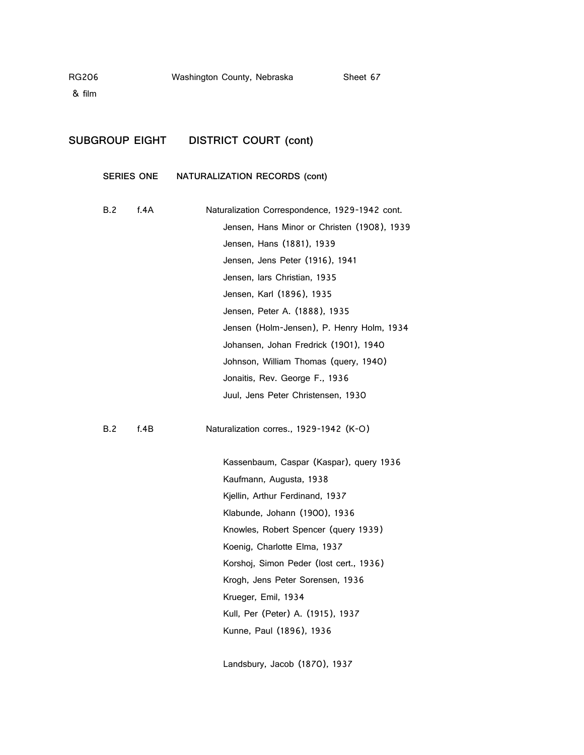## SUBGROUP EIGHT DISTRICT COURT (cont)

### SERIES ONE NATURALIZATION RECORDS (cont)

B.2 f.4A Naturalization Correspondence, 1929-1942 cont.

- Jensen, Hans Minor or Christen (1908), 1939
- Jensen, Hans (1881), 1939
- Jensen, Jens Peter (1916), 1941
- Jensen, lars Christian, 1935
- Jensen, Karl (1896), 1935
- Jensen, Peter A. (1888), 1935
- Jensen (Holm-Jensen), P. Henry Holm, 1934
- Johansen, Johan Fredrick (1901), 1940
- Johnson, William Thomas (query, 1940)
- Jonaitis, Rev. George F., 1936
- Juul, Jens Peter Christensen, 1930

B.2 f.4B Naturalization corres., 1929-1942 (K-O)

- Kassenbaum, Caspar (Kaspar), query 1936
- Kaufmann, Augusta, 1938
- Kjellin, Arthur Ferdinand, 1937
- Klabunde, Johann (1900), 1936
- Knowles, Robert Spencer (query 1939)
- Koenig, Charlotte Elma, 1937
- Korshoj, Simon Peder (lost cert., 1936)
- Krogh, Jens Peter Sorensen, 1936
- Krueger, Emil, 1934
- Kull, Per (Peter) A. (1915), 1937
- Kunne, Paul (1896), 1936

- Landsbury, Jacob (1870), 1937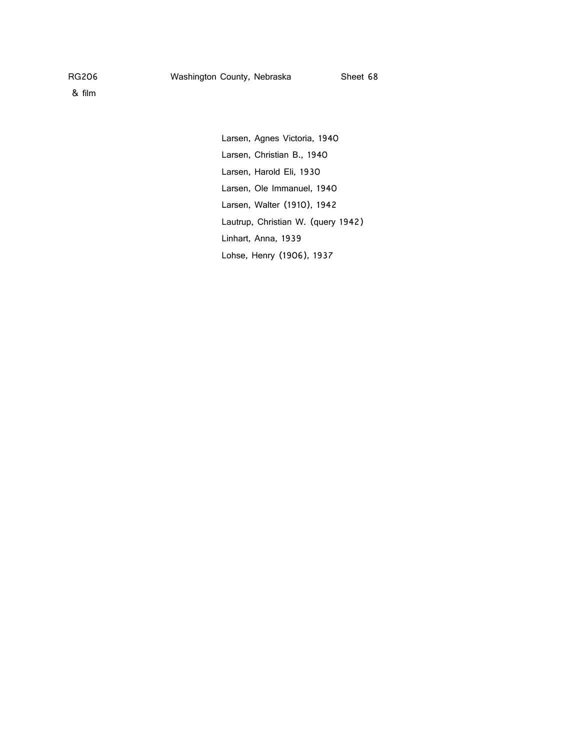RG206 Washington County, Nebraska Sheet 68
& film

Larsen, Agnes Victoria, 1940
Larsen, Christian B., 1940
Larsen, Harold Eli, 1930
Larsen, Ole Immanuel, 1940
Larsen, Walter (1910), 1942
Lautrup, Christian W. (query 1942)
Linhart, Anna, 1939
Lohse, Henry (1906), 1937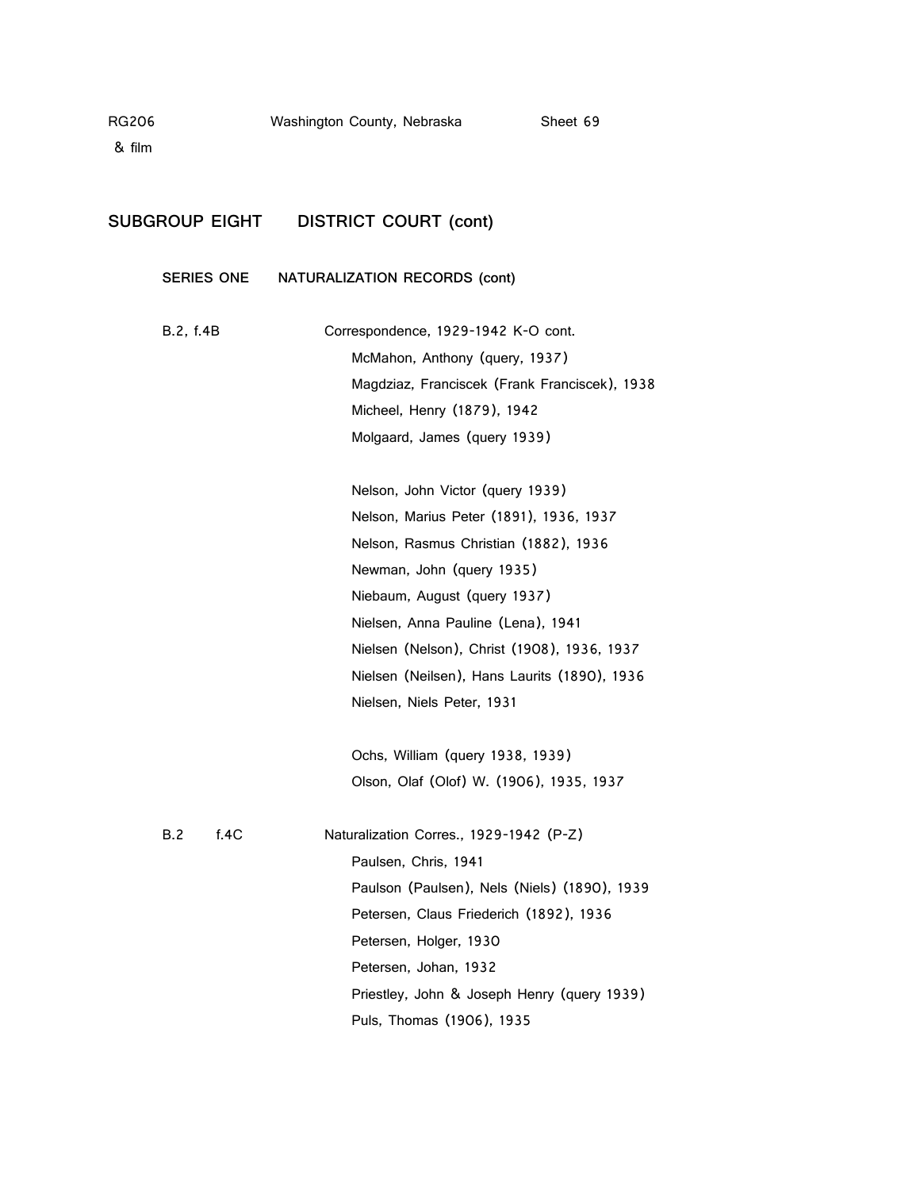RG206 & film — Washington County, Nebraska — Sheet 69

## SUBGROUP EIGHT DISTRICT COURT (cont)

### SERIES ONE NATURALIZATION RECORDS (cont)

B.2, f.4B — Correspondence, 1929-1942 K-O cont.

- McMahon, Anthony (query, 1937)
- Magdziaz, Franciscek (Frank Franciscek), 1938
- Micheel, Henry (1879), 1942
- Molgaard, James (query 1939)

- Nelson, John Victor (query 1939)
- Nelson, Marius Peter (1891), 1936, 1937
- Nelson, Rasmus Christian (1882), 1936
- Newman, John (query 1935)
- Niebaum, August (query 1937)
- Nielsen, Anna Pauline (Lena), 1941
- Nielsen (Nelson), Christ (1908), 1936, 1937
- Nielsen (Neilsen), Hans Laurits (1890), 1936
- Nielsen, Niels Peter, 1931

- Ochs, William (query 1938, 1939)
- Olson, Olaf (Olof) W. (1906), 1935, 1937

B.2 f.4C — Naturalization Corres., 1929-1942 (P-Z)

- Paulsen, Chris, 1941
- Paulson (Paulsen), Nels (Niels) (1890), 1939
- Petersen, Claus Friederich (1892), 1936
- Petersen, Holger, 1930
- Petersen, Johan, 1932
- Priestley, John & Joseph Henry (query 1939)
- Puls, Thomas (1906), 1935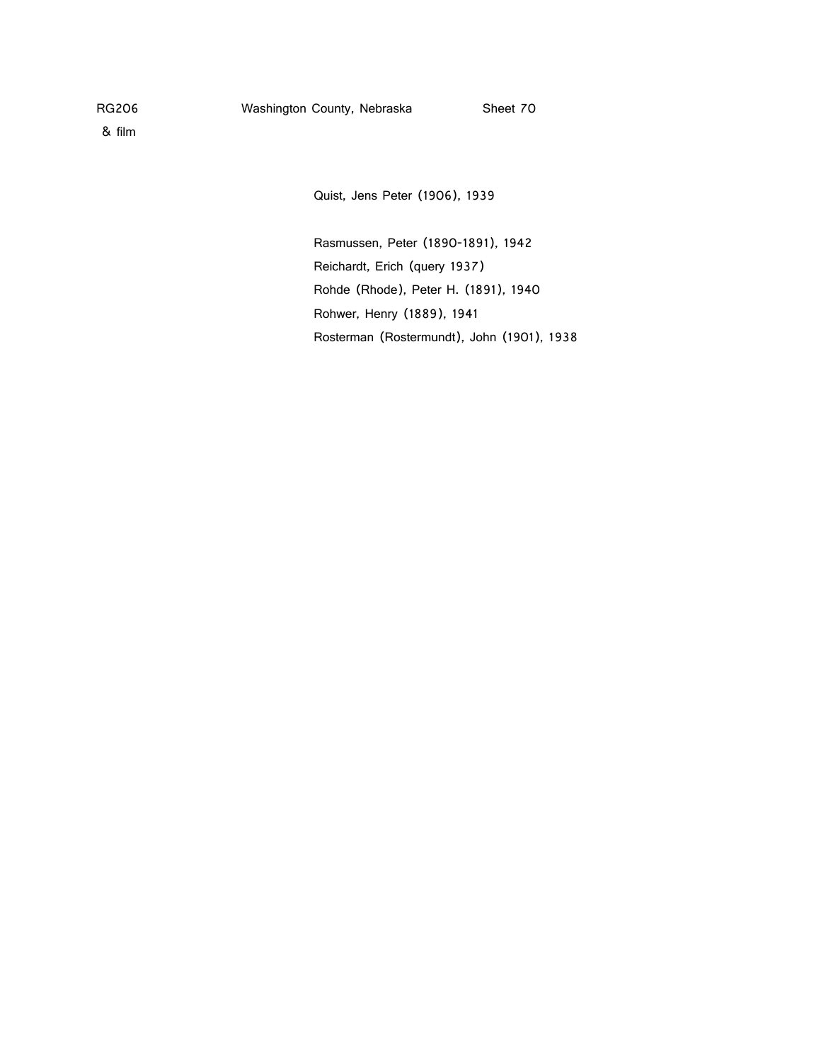RG206 Washington County, Nebraska Sheet 70
& film

Quist, Jens Peter (1906), 1939

Rasmussen, Peter (1890-1891), 1942
Reichardt, Erich (query 1937)
Rohde (Rhode), Peter H. (1891), 1940
Rohwer, Henry (1889), 1941
Rosterman (Rostermundt), John (1901), 1938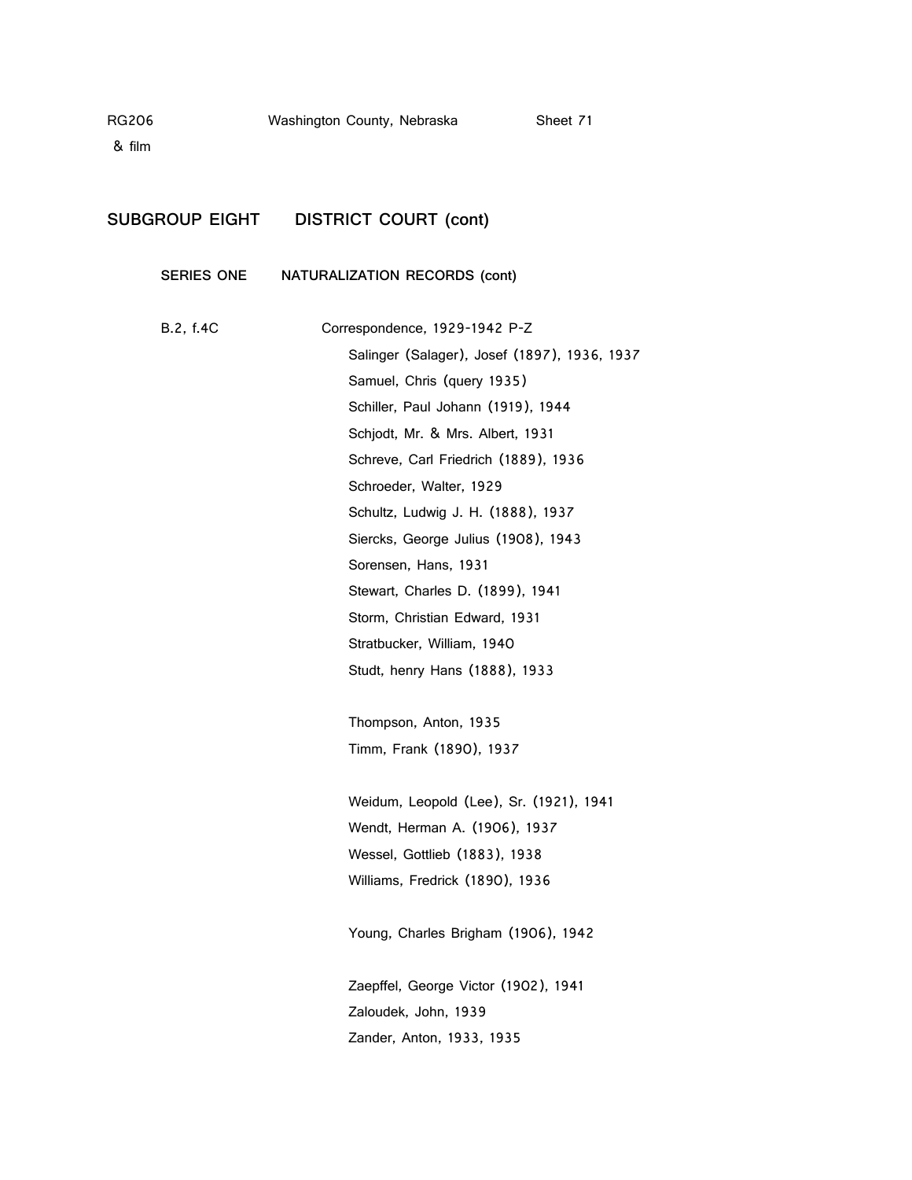## SUBGROUP EIGHT DISTRICT COURT (cont)

### SERIES ONE NATURALIZATION RECORDS (cont)

B.2, f.4C

Correspondence, 1929-1942 P-Z

Salinger (Salager), Josef (1897), 1936, 1937
Samuel, Chris (query 1935)
Schiller, Paul Johann (1919), 1944
Schjodt, Mr. & Mrs. Albert, 1931
Schreve, Carl Friedrich (1889), 1936
Schroeder, Walter, 1929
Schultz, Ludwig J. H. (1888), 1937
Siercks, George Julius (1908), 1943
Sorensen, Hans, 1931
Stewart, Charles D. (1899), 1941
Storm, Christian Edward, 1931
Stratbucker, William, 1940
Studt, henry Hans (1888), 1933

Thompson, Anton, 1935
Timm, Frank (1890), 1937

Weidum, Leopold (Lee), Sr. (1921), 1941
Wendt, Herman A. (1906), 1937
Wessel, Gottlieb (1883), 1938
Williams, Fredrick (1890), 1936

Young, Charles Brigham (1906), 1942

Zaepffel, George Victor (1902), 1941
Zaloudek, John, 1939
Zander, Anton, 1933, 1935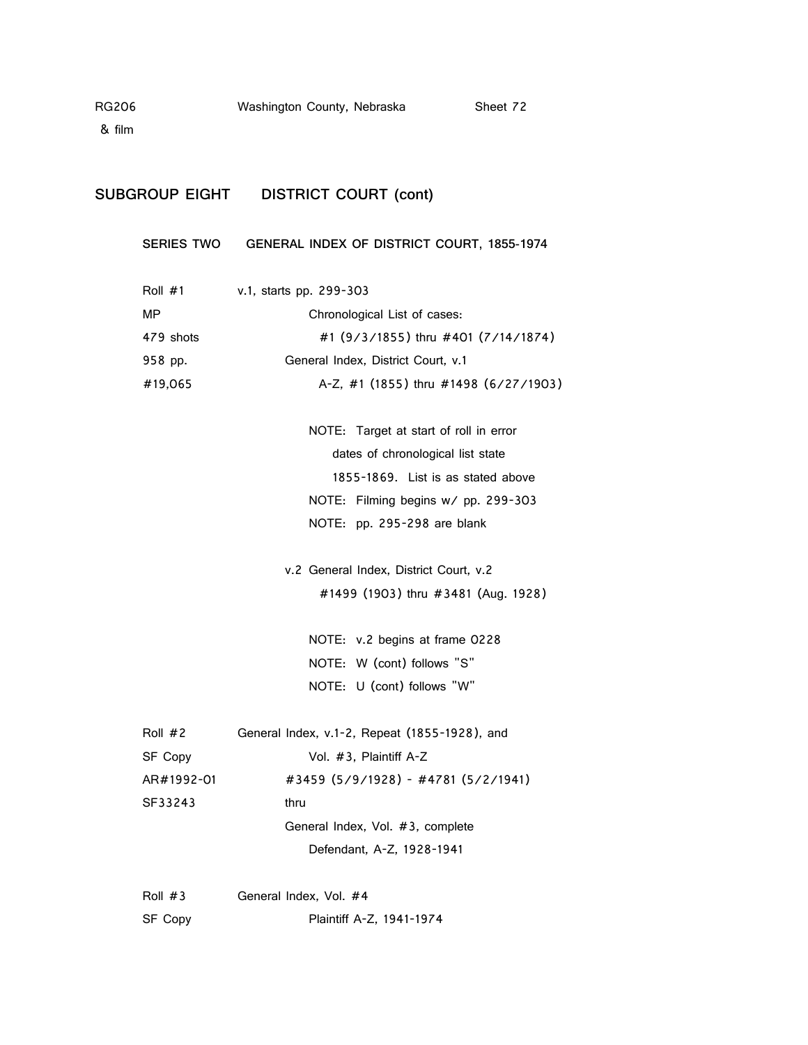RG206 Washington County, Nebraska Sheet 72
& film

## SUBGROUP EIGHT DISTRICT COURT (cont)

### SERIES TWO GENERAL INDEX OF DISTRICT COURT, 1855-1974

Roll #1 v.1, starts pp. 299-303
MP Chronological List of cases:
479 shots #1 (9/3/1855) thru #401 (7/14/1874)
958 pp. General Index, District Court, v.1
#19,065 A-Z, #1 (1855) thru #1498 (6/27/1903)

NOTE: Target at start of roll in error
dates of chronological list state
1855-1869. List is as stated above
NOTE: Filming begins w/ pp. 299-303
NOTE: pp. 295-298 are blank

v.2 General Index, District Court, v.2
#1499 (1903) thru #3481 (Aug. 1928)

NOTE: v.2 begins at frame 0228
NOTE: W (cont) follows "S"
NOTE: U (cont) follows "W"

Roll #2 General Index, v.1-2, Repeat (1855-1928), and
SF Copy Vol. #3, Plaintiff A-Z
AR#1992-01 #3459 (5/9/1928) - #4781 (5/2/1941)
SF33243 thru
General Index, Vol. #3, complete
Defendant, A-Z, 1928-1941

Roll #3 General Index, Vol. #4
SF Copy Plaintiff A-Z, 1941-1974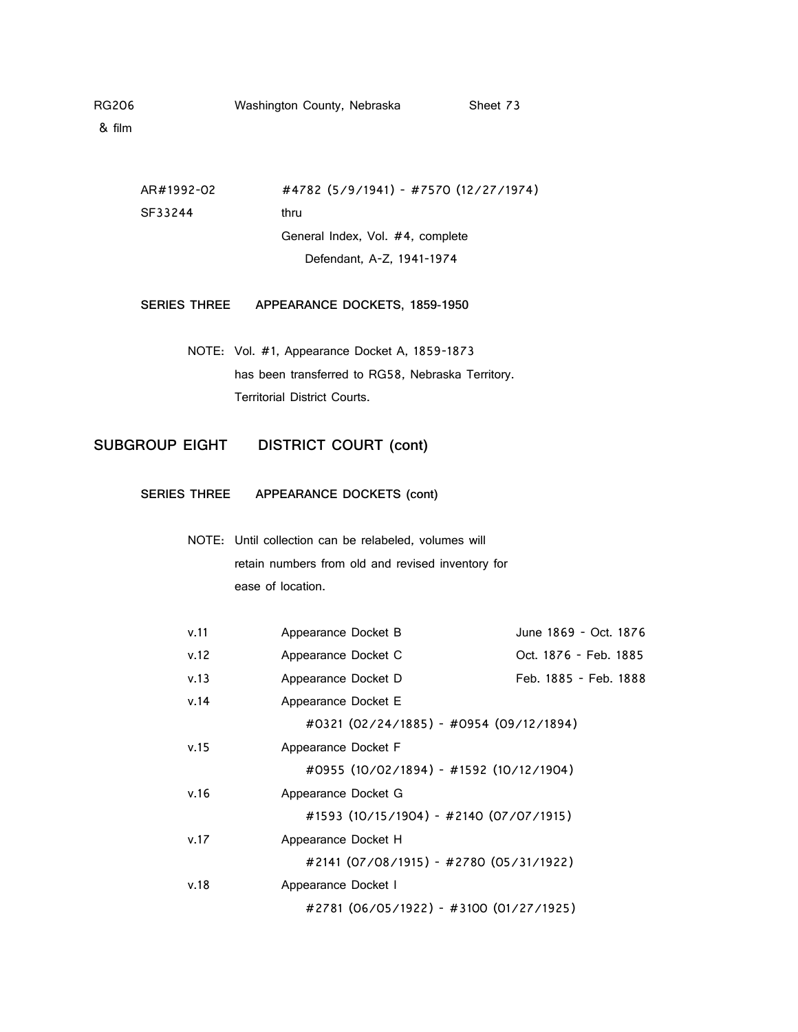RG206 Washington County, Nebraska Sheet 73
& film

| | |
|---|---|
| AR#1992-02 | #4782 (5/9/1941) - #7570 (12/27/1974) |
| SF33244 | thru |
| | General Index, Vol. #4, complete |
| | Defendant, A-Z, 1941-1974 |

**SERIES THREE APPEARANCE DOCKETS, 1859-1950**

NOTE: Vol. #1, Appearance Docket A, 1859-1873 has been transferred to RG58, Nebraska Territory. Territorial District Courts.

## SUBGROUP EIGHT DISTRICT COURT (cont)

**SERIES THREE APPEARANCE DOCKETS (cont)**

NOTE: Until collection can be relabeled, volumes will retain numbers from old and revised inventory for ease of location.

| | | |
|---|---|---|
| v.11 | Appearance Docket B | June 1869 - Oct. 1876 |
| v.12 | Appearance Docket C | Oct. 1876 - Feb. 1885 |
| v.13 | Appearance Docket D | Feb. 1885 - Feb. 1888 |
| v.14 | Appearance Docket E | |
| | #0321 (02/24/1885) - #0954 (09/12/1894) | |
| v.15 | Appearance Docket F | |
| | #0955 (10/02/1894) - #1592 (10/12/1904) | |
| v.16 | Appearance Docket G | |
| | #1593 (10/15/1904) - #2140 (07/07/1915) | |
| v.17 | Appearance Docket H | |
| | #2141 (07/08/1915) - #2780 (05/31/1922) | |
| v.18 | Appearance Docket I | |
| | #2781 (06/05/1922) - #3100 (01/27/1925) | |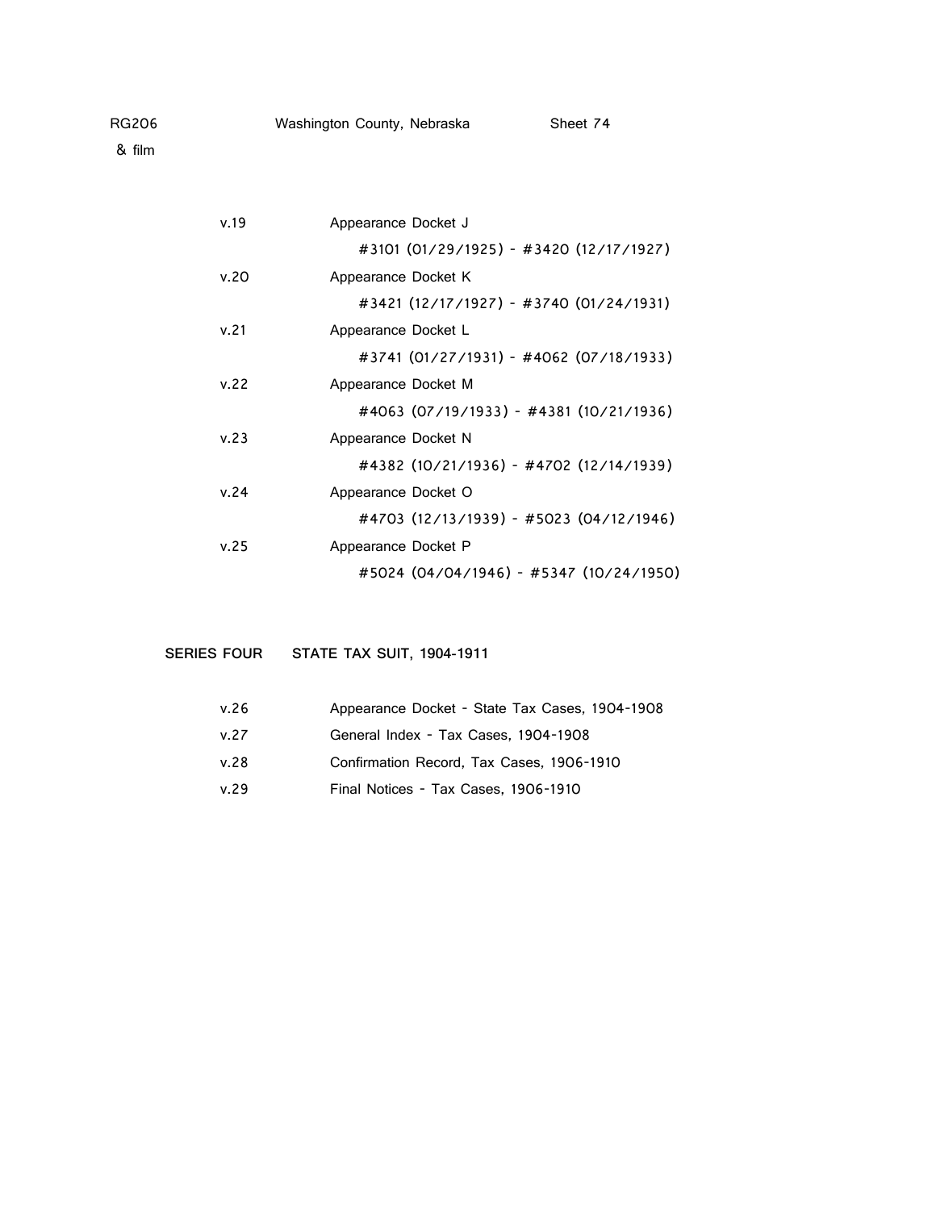| | |
|---|---|
| v.19 | Appearance Docket J<br>#3101 (01/29/1925) - #3420 (12/17/1927) |
| v.20 | Appearance Docket K<br>#3421 (12/17/1927) - #3740 (01/24/1931) |
| v.21 | Appearance Docket L<br>#3741 (01/27/1931) - #4062 (07/18/1933) |
| v.22 | Appearance Docket M<br>#4063 (07/19/1933) - #4381 (10/21/1936) |
| v.23 | Appearance Docket N<br>#4382 (10/21/1936) - #4702 (12/14/1939) |
| v.24 | Appearance Docket O<br>#4703 (12/13/1939) - #5023 (04/12/1946) |
| v.25 | Appearance Docket P<br>#5024 (04/04/1946) - #5347 (10/24/1950) |

**SERIES FOUR STATE TAX SUIT, 1904-1911**

| | |
|---|---|
| v.26 | Appearance Docket - State Tax Cases, 1904-1908 |
| v.27 | General Index - Tax Cases, 1904-1908 |
| v.28 | Confirmation Record, Tax Cases, 1906-1910 |
| v.29 | Final Notices - Tax Cases, 1906-1910 |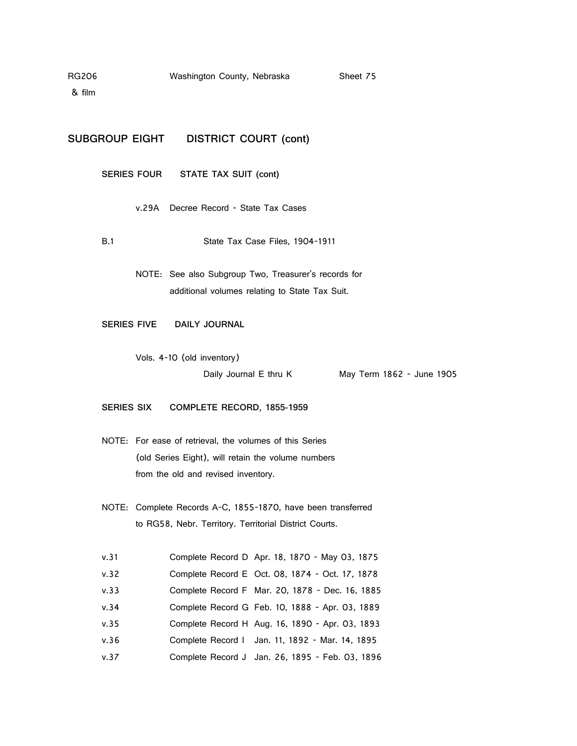RG206 Washington County, Nebraska Sheet 75
& film

## SUBGROUP EIGHT DISTRICT COURT (cont)

### SERIES FOUR STATE TAX SUIT (cont)

v.29A Decree Record - State Tax Cases

B.1 State Tax Case Files, 1904-1911

NOTE: See also Subgroup Two, Treasurer's records for additional volumes relating to State Tax Suit.

### SERIES FIVE DAILY JOURNAL

Vols. 4-10 (old inventory)
Daily Journal E thru K May Term 1862 - June 1905

### SERIES SIX COMPLETE RECORD, 1855-1959

NOTE: For ease of retrieval, the volumes of this Series (old Series Eight), will retain the volume numbers from the old and revised inventory.

NOTE: Complete Records A-C, 1855-1870, have been transferred to RG58, Nebr. Territory. Territorial District Courts.

| | | |
|---|---|---|
| v.31 | Complete Record D | Apr. 18, 1870 - May 03, 1875 |
| v.32 | Complete Record E | Oct. 08, 1874 - Oct. 17, 1878 |
| v.33 | Complete Record F | Mar. 20, 1878 - Dec. 16, 1885 |
| v.34 | Complete Record G | Feb. 10, 1888 - Apr. 03, 1889 |
| v.35 | Complete Record H | Aug. 16, 1890 - Apr. 03, 1893 |
| v.36 | Complete Record I | Jan. 11, 1892 - Mar. 14, 1895 |
| v.37 | Complete Record J | Jan. 26, 1895 - Feb. 03, 1896 |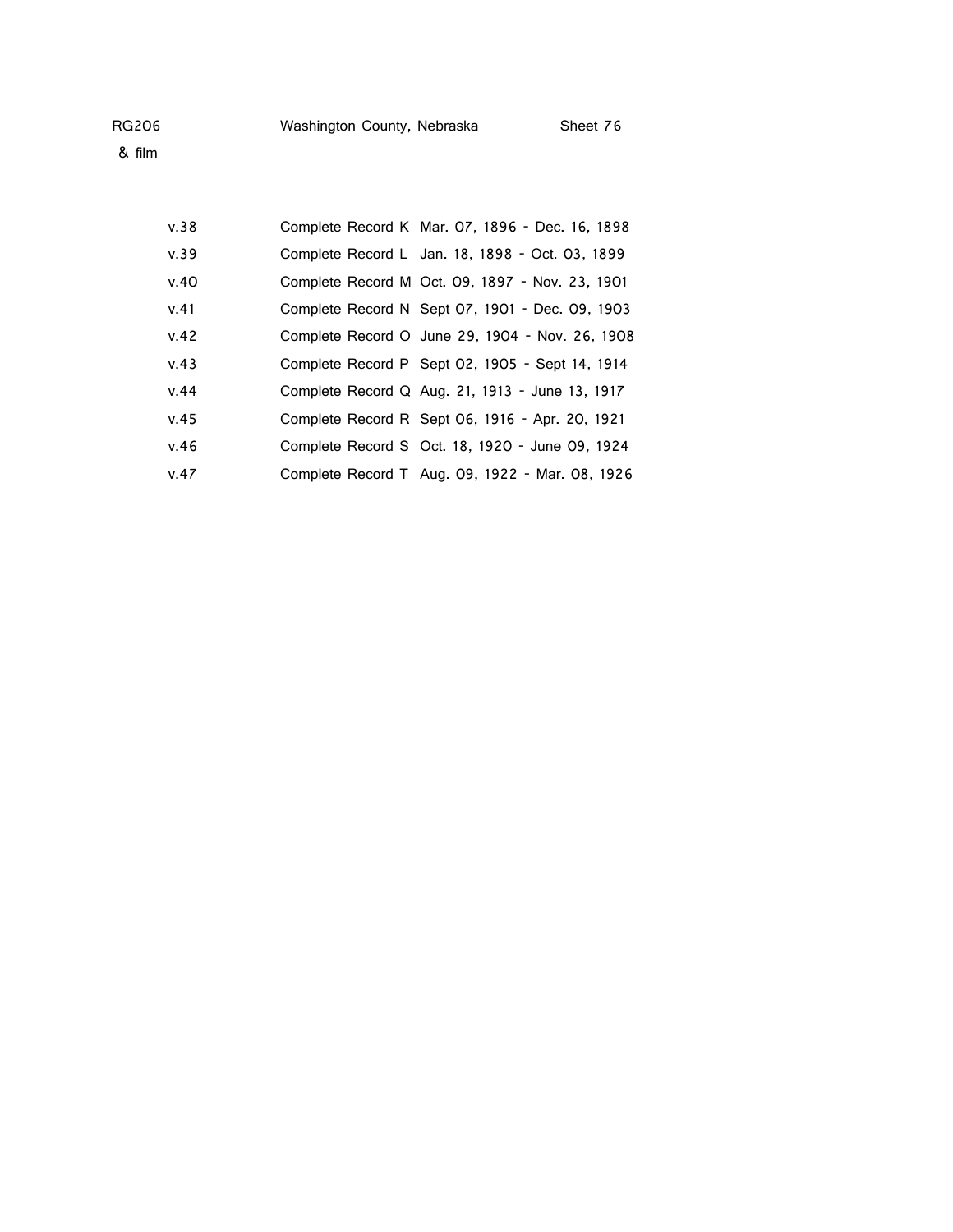| | |
|---|---|
| v.38 | Complete Record K Mar. 07, 1896 - Dec. 16, 1898 |
| v.39 | Complete Record L Jan. 18, 1898 - Oct. 03, 1899 |
| v.40 | Complete Record M Oct. 09, 1897 - Nov. 23, 1901 |
| v.41 | Complete Record N Sept 07, 1901 - Dec. 09, 1903 |
| v.42 | Complete Record O June 29, 1904 - Nov. 26, 1908 |
| v.43 | Complete Record P Sept 02, 1905 - Sept 14, 1914 |
| v.44 | Complete Record Q Aug. 21, 1913 - June 13, 1917 |
| v.45 | Complete Record R Sept 06, 1916 - Apr. 20, 1921 |
| v.46 | Complete Record S Oct. 18, 1920 - June 09, 1924 |
| v.47 | Complete Record T Aug. 09, 1922 - Mar. 08, 1926 |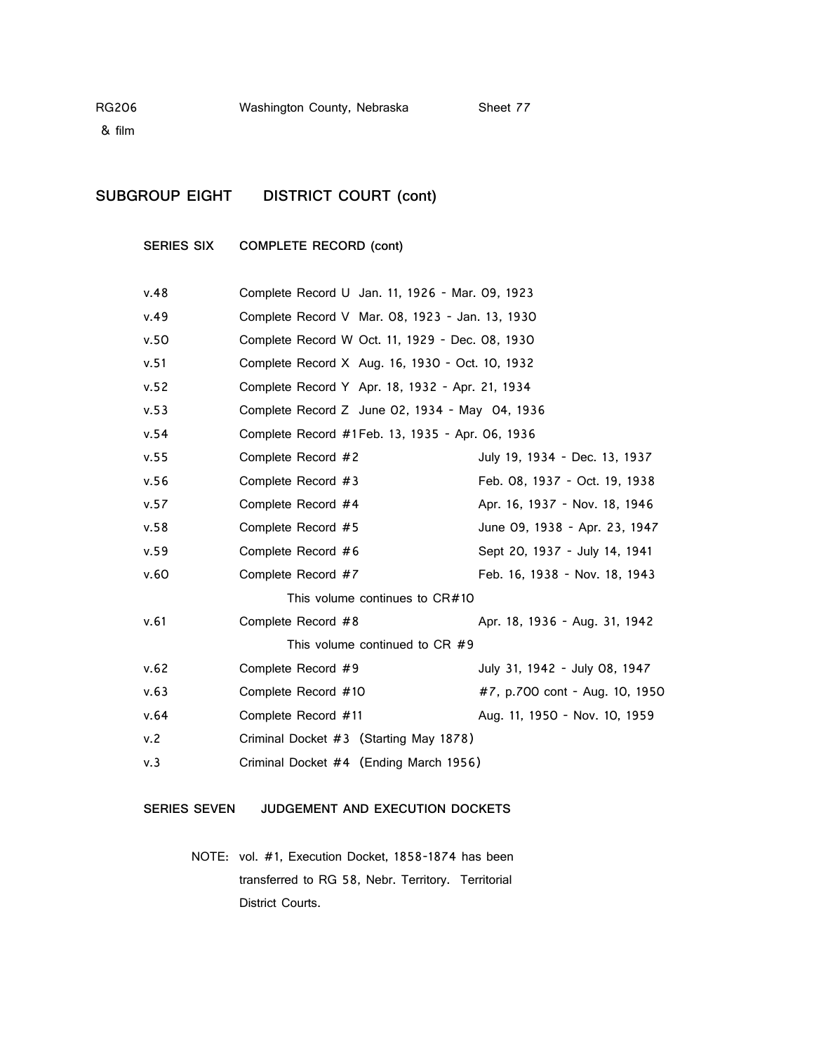RG206 Washington County, Nebraska Sheet 77
& film

## SUBGROUP EIGHT DISTRICT COURT (cont)

### SERIES SIX COMPLETE RECORD (cont)

| | | |
|---|---|---|
| v.48 | Complete Record U Jan. 11, 1926 - Mar. 09, 1923 | |
| v.49 | Complete Record V Mar. 08, 1923 - Jan. 13, 1930 | |
| v.50 | Complete Record W Oct. 11, 1929 - Dec. 08, 1930 | |
| v.51 | Complete Record X Aug. 16, 1930 - Oct. 10, 1932 | |
| v.52 | Complete Record Y Apr. 18, 1932 - Apr. 21, 1934 | |
| v.53 | Complete Record Z June 02, 1934 - May 04, 1936 | |
| v.54 | Complete Record #1 Feb. 13, 1935 - Apr. 06, 1936 | |
| v.55 | Complete Record #2 | July 19, 1934 - Dec. 13, 1937 |
| v.56 | Complete Record #3 | Feb. 08, 1937 - Oct. 19, 1938 |
| v.57 | Complete Record #4 | Apr. 16, 1937 - Nov. 18, 1946 |
| v.58 | Complete Record #5 | June 09, 1938 - Apr. 23, 1947 |
| v.59 | Complete Record #6 | Sept 20, 1937 - July 14, 1941 |
| v.60 | Complete Record #7 | Feb. 16, 1938 - Nov. 18, 1943 |
| | This volume continues to CR#10 | |
| v.61 | Complete Record #8 | Apr. 18, 1936 - Aug. 31, 1942 |
| | This volume continued to CR #9 | |
| v.62 | Complete Record #9 | July 31, 1942 - July 08, 1947 |
| v.63 | Complete Record #10 | #7, p.700 cont - Aug. 10, 1950 |
| v.64 | Complete Record #11 | Aug. 11, 1950 - Nov. 10, 1959 |
| v.2 | Criminal Docket #3 (Starting May 1878) | |
| v.3 | Criminal Docket #4 (Ending March 1956) | |

### SERIES SEVEN JUDGEMENT AND EXECUTION DOCKETS

NOTE: vol. #1, Execution Docket, 1858-1874 has been transferred to RG 58, Nebr. Territory. Territorial District Courts.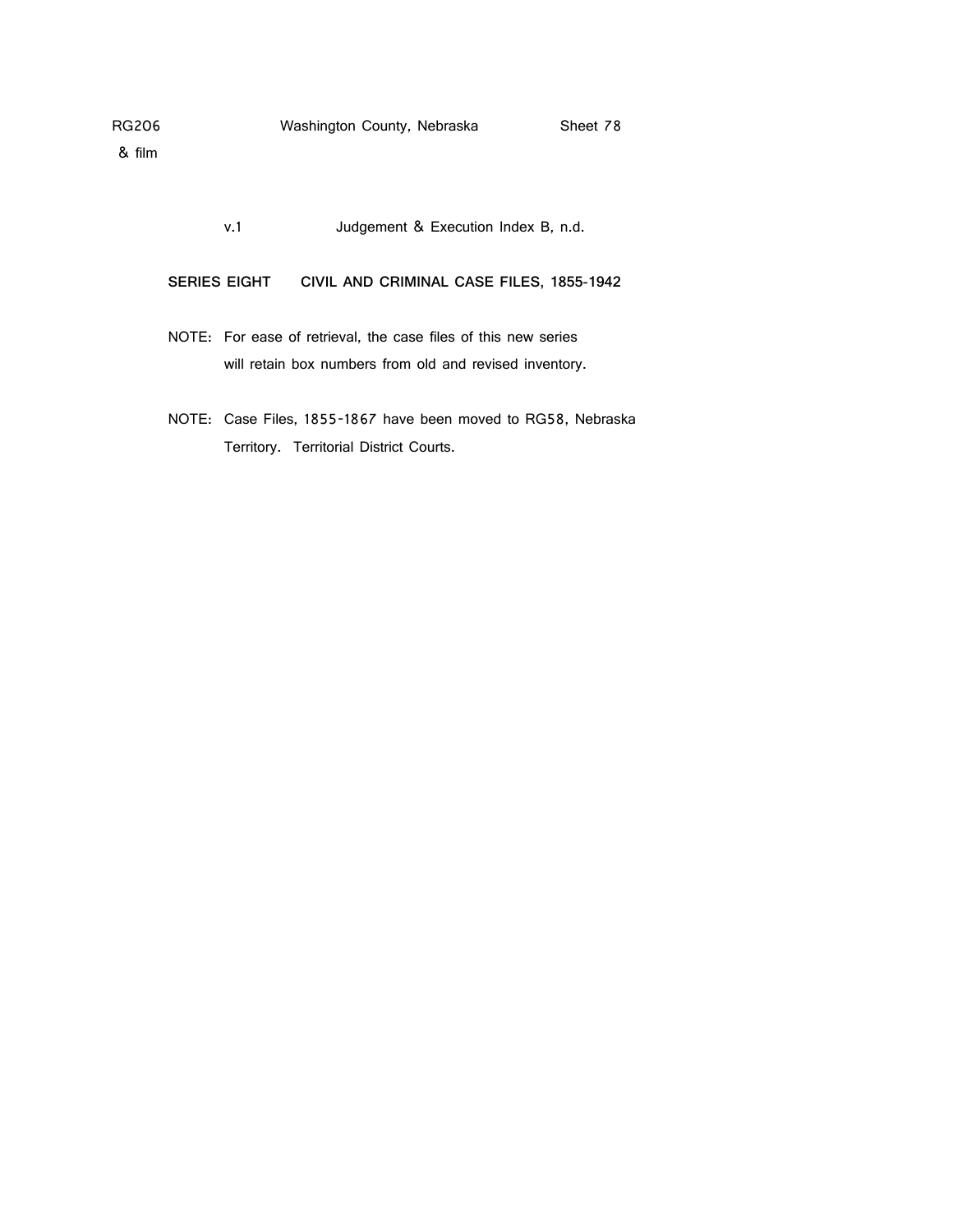v.1 Judgement & Execution Index B, n.d.

**SERIES EIGHT CIVIL AND CRIMINAL CASE FILES, 1855-1942**

NOTE: For ease of retrieval, the case files of this new series will retain box numbers from old and revised inventory.

NOTE: Case Files, 1855-1867 have been moved to RG58, Nebraska Territory. Territorial District Courts.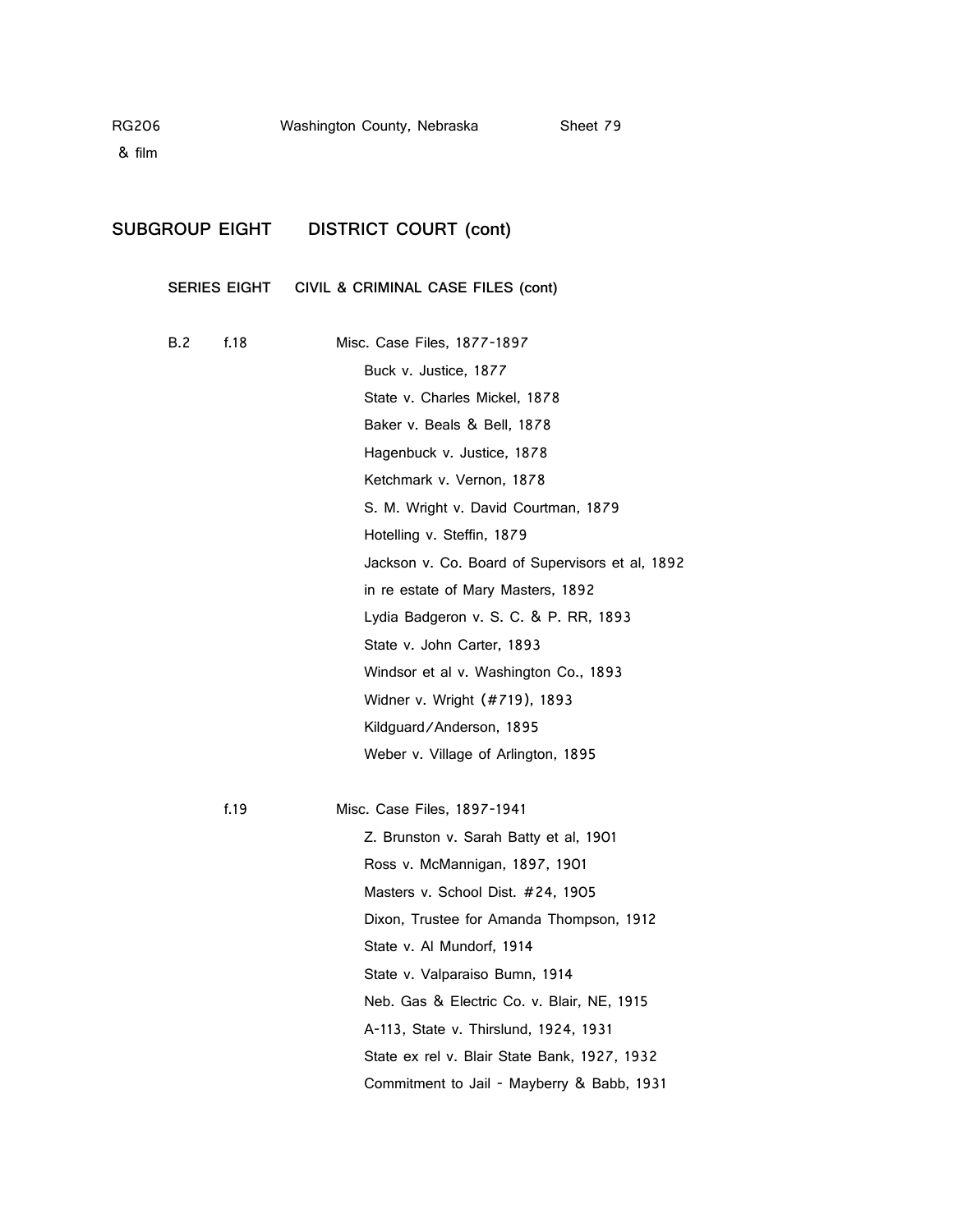## SUBGROUP EIGHT DISTRICT COURT (cont)

### SERIES EIGHT CIVIL & CRIMINAL CASE FILES (cont)

B.2 f.18 Misc. Case Files, 1877-1897

- Buck v. Justice, 1877
- State v. Charles Mickel, 1878
- Baker v. Beals & Bell, 1878
- Hagenbuck v. Justice, 1878
- Ketchmark v. Vernon, 1878
- S. M. Wright v. David Courtman, 1879
- Hotelling v. Steffin, 1879
- Jackson v. Co. Board of Supervisors et al, 1892
- in re estate of Mary Masters, 1892
- Lydia Badgeron v. S. C. & P. RR, 1893
- State v. John Carter, 1893
- Windsor et al v. Washington Co., 1893
- Widner v. Wright (#719), 1893
- Kildguard/Anderson, 1895
- Weber v. Village of Arlington, 1895

f.19 Misc. Case Files, 1897-1941

- Z. Brunston v. Sarah Batty et al, 1901
- Ross v. McMannigan, 1897, 1901
- Masters v. School Dist. #24, 1905
- Dixon, Trustee for Amanda Thompson, 1912
- State v. Al Mundorf, 1914
- State v. Valparaiso Bumn, 1914
- Neb. Gas & Electric Co. v. Blair, NE, 1915
- A-113, State v. Thirslund, 1924, 1931
- State ex rel v. Blair State Bank, 1927, 1932
- Commitment to Jail - Mayberry & Babb, 1931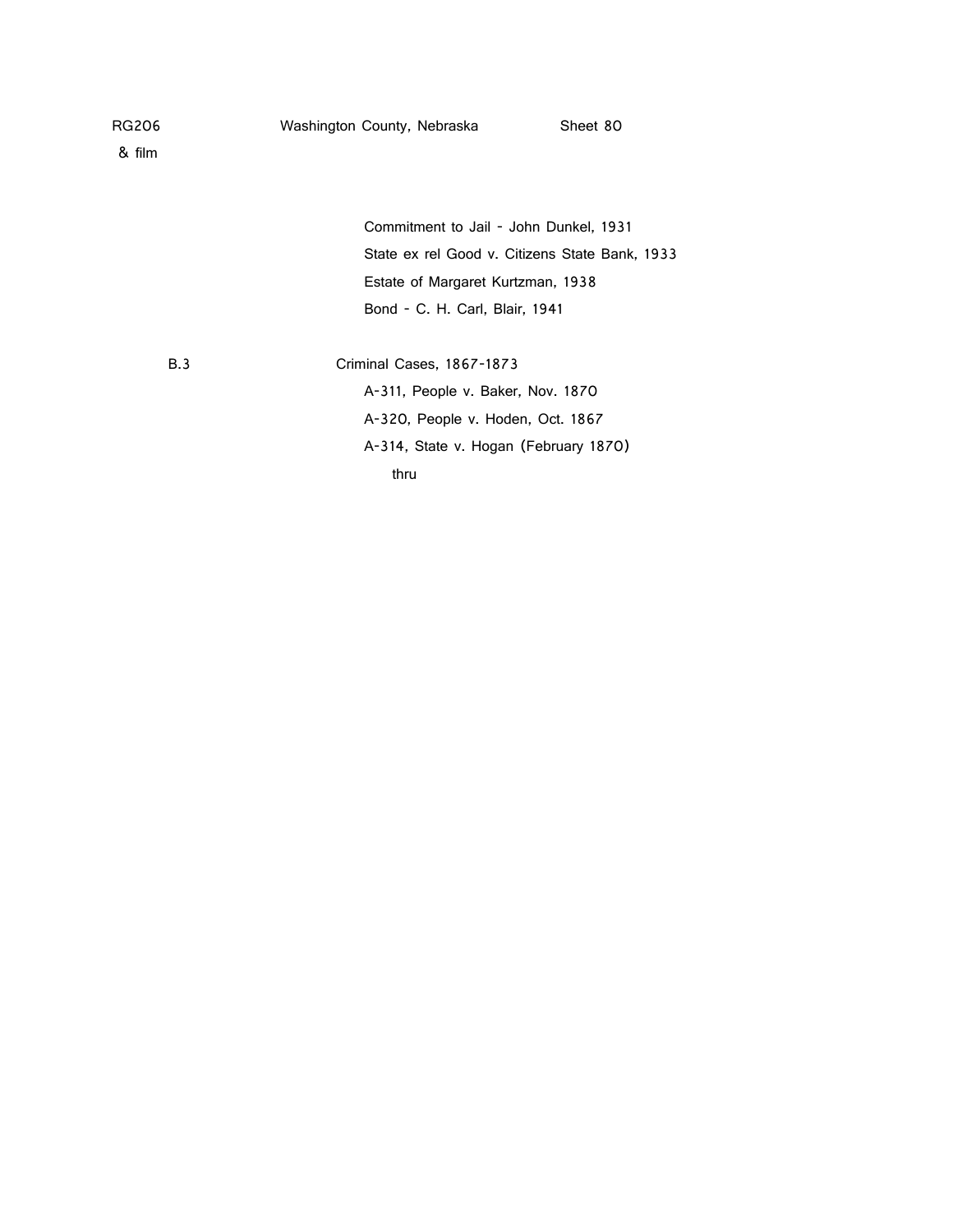RG206 & film — Washington County, Nebraska — Sheet 80

Commitment to Jail - John Dunkel, 1931
State ex rel Good v. Citizens State Bank, 1933
Estate of Margaret Kurtzman, 1938
Bond - C. H. Carl, Blair, 1941

B.3 Criminal Cases, 1867-1873
A-311, People v. Baker, Nov. 1870
A-320, People v. Hoden, Oct. 1867
A-314, State v. Hogan (February 1870)
thru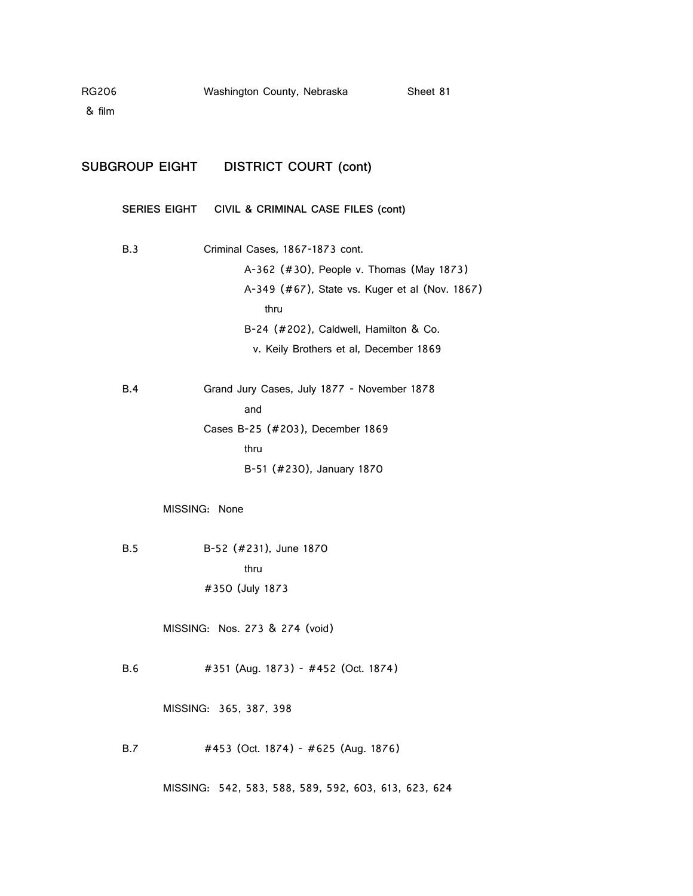RG206 Washington County, Nebraska Sheet 81
& film

## SUBGROUP EIGHT DISTRICT COURT (cont)

### SERIES EIGHT CIVIL & CRIMINAL CASE FILES (cont)

B.3 Criminal Cases, 1867-1873 cont.
A-362 (#30), People v. Thomas (May 1873)
A-349 (#67), State vs. Kuger et al (Nov. 1867)
thru
B-24 (#202), Caldwell, Hamilton & Co.
v. Keily Brothers et al, December 1869

B.4 Grand Jury Cases, July 1877 - November 1878
and
Cases B-25 (#203), December 1869
thru
B-51 (#230), January 1870

MISSING: None

B.5 B-52 (#231), June 1870
thru
#350 (July 1873

MISSING: Nos. 273 & 274 (void)

B.6 #351 (Aug. 1873) - #452 (Oct. 1874)

MISSING: 365, 387, 398

B.7 #453 (Oct. 1874) - #625 (Aug. 1876)

MISSING: 542, 583, 588, 589, 592, 603, 613, 623, 624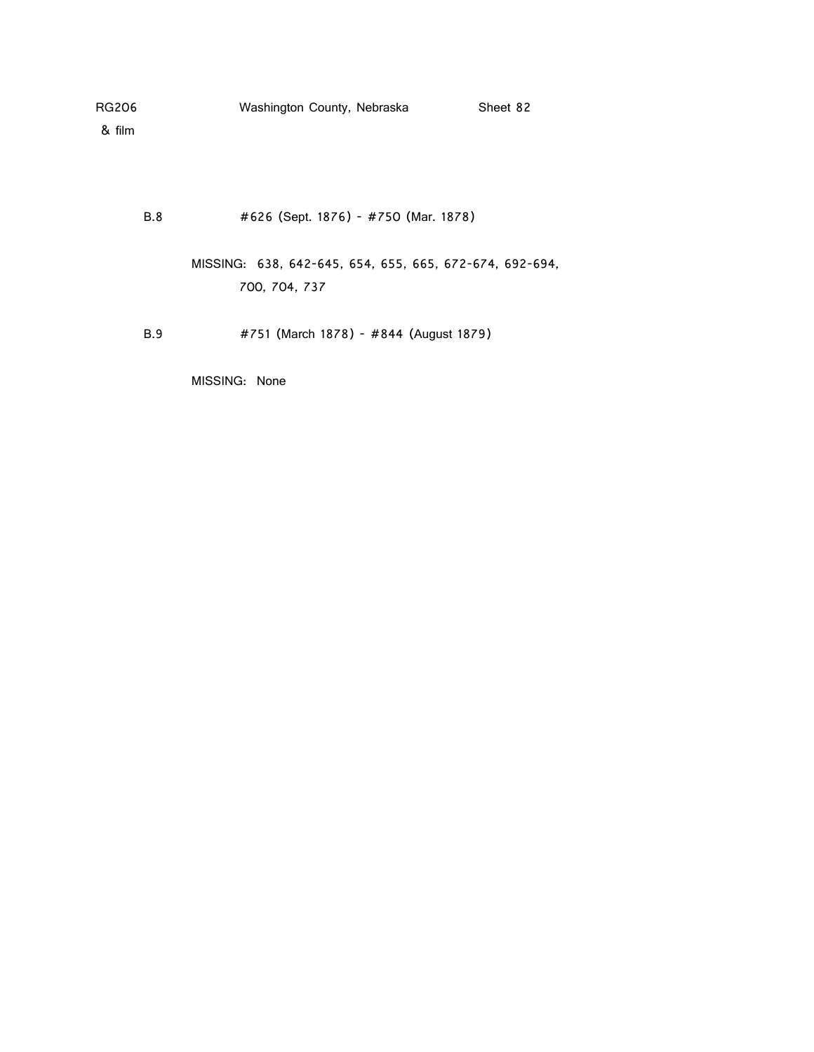RG206 Washington County, Nebraska Sheet 82
& film

B.8 #626 (Sept. 1876) - #750 (Mar. 1878)

MISSING: 638, 642-645, 654, 655, 665, 672-674, 692-694, 700, 704, 737

B.9 #751 (March 1878) - #844 (August 1879)

MISSING: None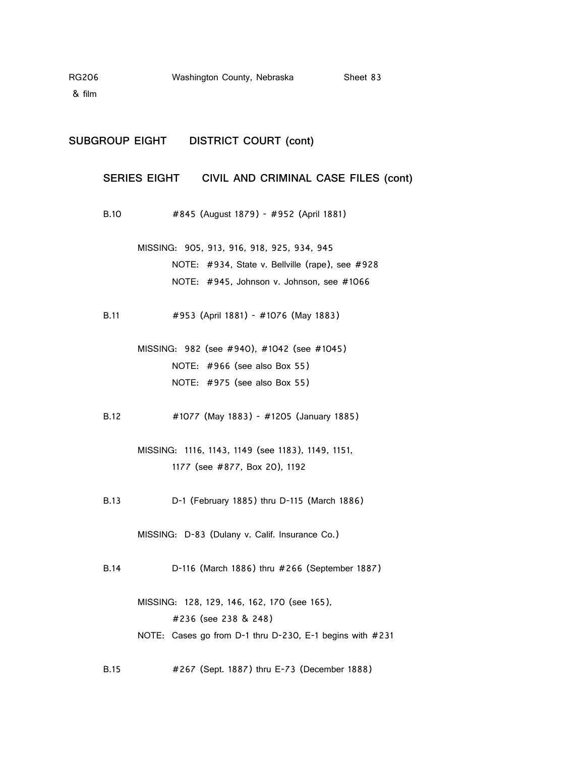RG206 Washington County, Nebraska Sheet 83
& film

## SUBGROUP EIGHT DISTRICT COURT (cont)

### SERIES EIGHT CIVIL AND CRIMINAL CASE FILES (cont)

B.10 #845 (August 1879) - #952 (April 1881)

MISSING: 905, 913, 916, 918, 925, 934, 945
NOTE: #934, State v. Bellville (rape), see #928
NOTE: #945, Johnson v. Johnson, see #1066

B.11 #953 (April 1881) - #1076 (May 1883)

MISSING: 982 (see #940), #1042 (see #1045)
NOTE: #966 (see also Box 55)
NOTE: #975 (see also Box 55)

B.12 #1077 (May 1883) - #1205 (January 1885)

MISSING: 1116, 1143, 1149 (see 1183), 1149, 1151,
1177 (see #877, Box 20), 1192

B.13 D-1 (February 1885) thru D-115 (March 1886)

MISSING: D-83 (Dulany v. Calif. Insurance Co.)

B.14 D-116 (March 1886) thru #266 (September 1887)

MISSING: 128, 129, 146, 162, 170 (see 165),
#236 (see 238 & 248)
NOTE: Cases go from D-1 thru D-230, E-1 begins with #231

B.15 #267 (Sept. 1887) thru E-73 (December 1888)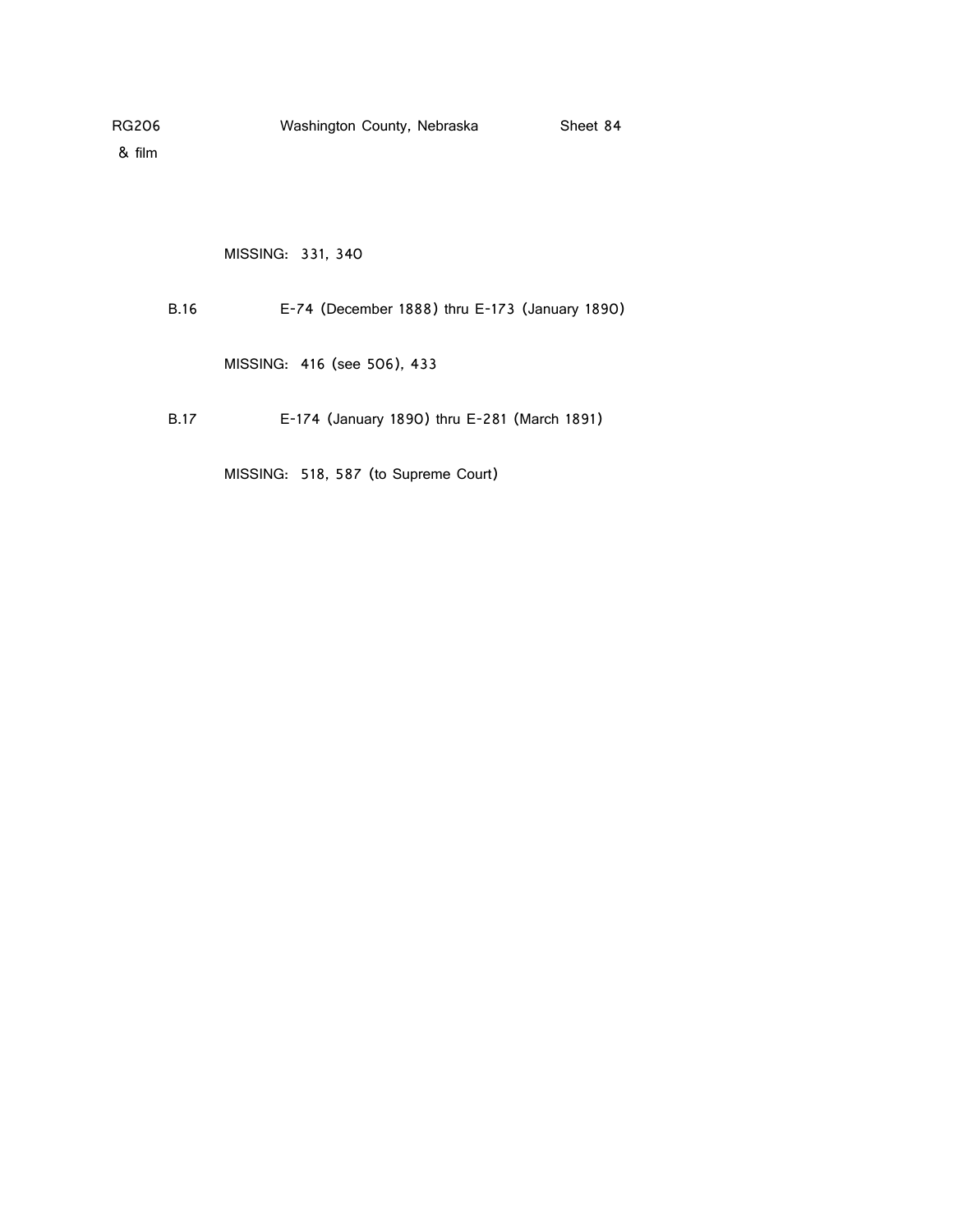MISSING: 331, 340

B.16 E-74 (December 1888) thru E-173 (January 1890)

MISSING: 416 (see 506), 433

B.17 E-174 (January 1890) thru E-281 (March 1891)

MISSING: 518, 587 (to Supreme Court)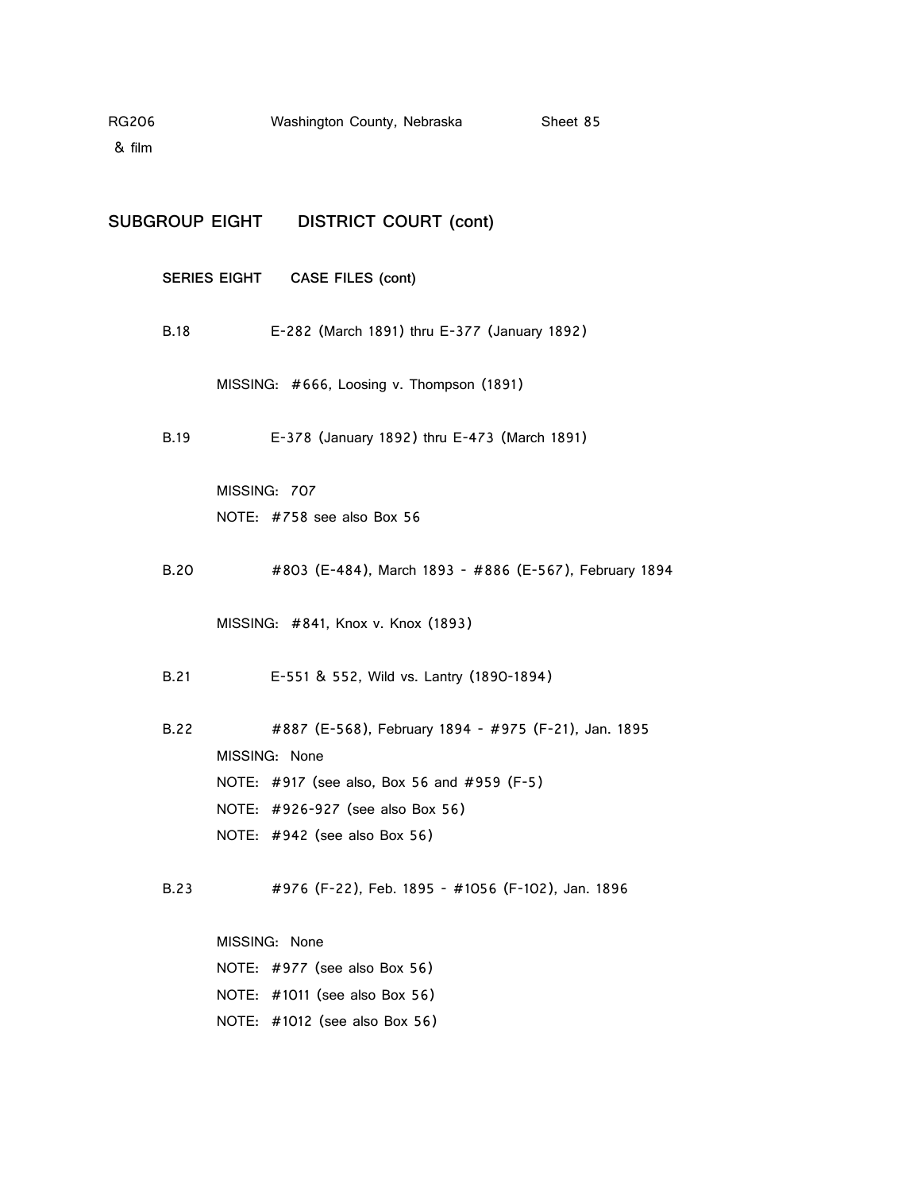RG206 Washington County, Nebraska Sheet 85
& film

## SUBGROUP EIGHT DISTRICT COURT (cont)

### SERIES EIGHT CASE FILES (cont)

B.18 E-282 (March 1891) thru E-377 (January 1892)

MISSING: #666, Loosing v. Thompson (1891)

B.19 E-378 (January 1892) thru E-473 (March 1891)

MISSING: 707
NOTE: #758 see also Box 56

B.20 #803 (E-484), March 1893 - #886 (E-567), February 1894

MISSING: #841, Knox v. Knox (1893)

B.21 E-551 & 552, Wild vs. Lantry (1890-1894)

B.22 #887 (E-568), February 1894 - #975 (F-21), Jan. 1895
MISSING: None
NOTE: #917 (see also, Box 56 and #959 (F-5)
NOTE: #926-927 (see also Box 56)
NOTE: #942 (see also Box 56)

B.23 #976 (F-22), Feb. 1895 - #1056 (F-102), Jan. 1896

MISSING: None
NOTE: #977 (see also Box 56)
NOTE: #1011 (see also Box 56)
NOTE: #1012 (see also Box 56)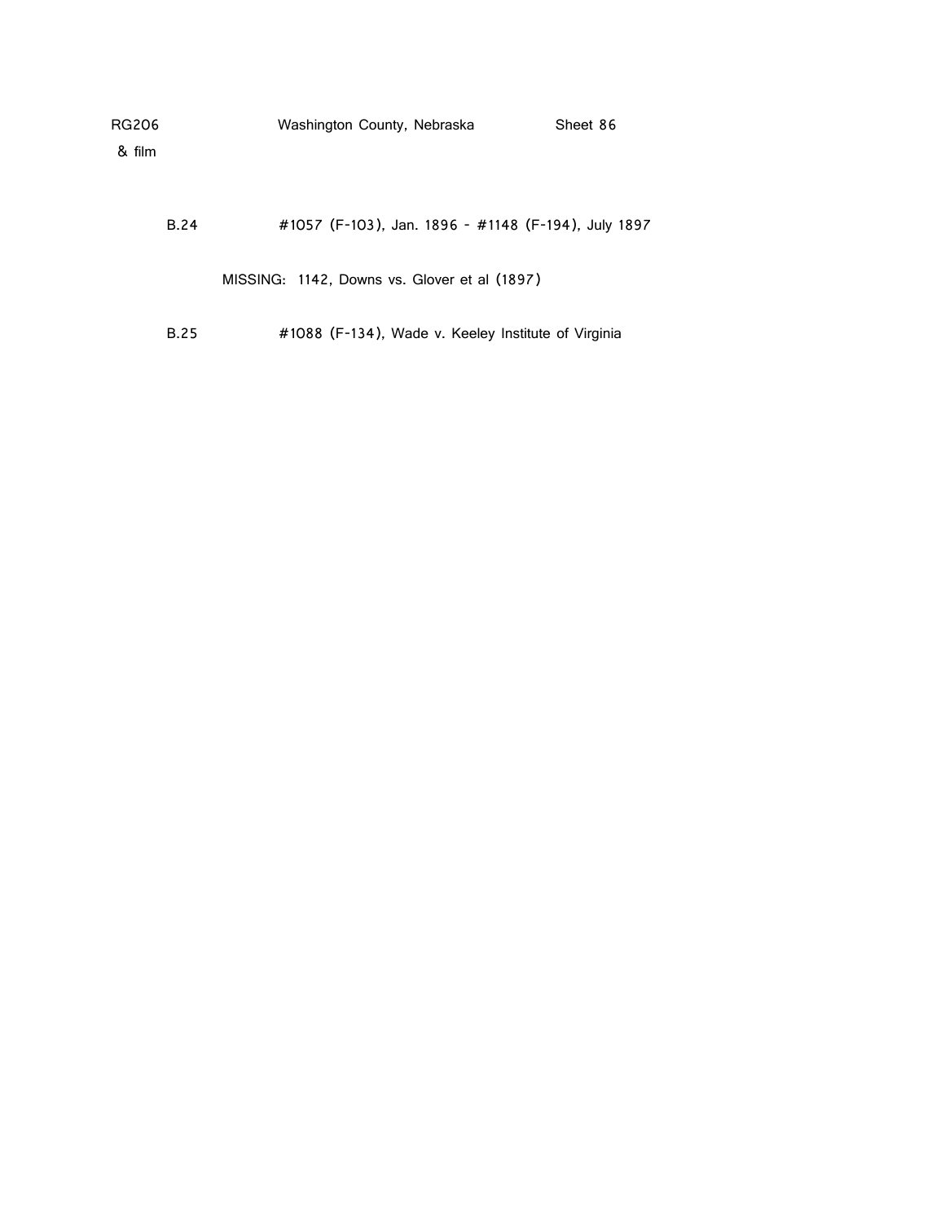RG206 & film — Washington County, Nebraska — Sheet 86

B.24 #1057 (F-103), Jan. 1896 - #1148 (F-194), July 1897

MISSING: 1142, Downs vs. Glover et al (1897)

B.25 #1088 (F-134), Wade v. Keeley Institute of Virginia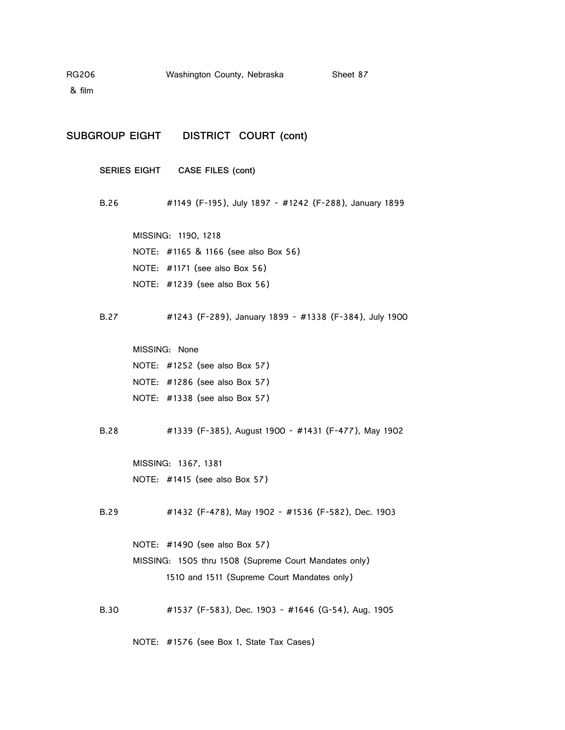## SUBGROUP EIGHT DISTRICT COURT (cont)

### SERIES EIGHT CASE FILES (cont)

B.26 #1149 (F-195), July 1897 - #1242 (F-288), January 1899

MISSING: 1190, 1218
NOTE: #1165 & 1166 (see also Box 56)
NOTE: #1171 (see also Box 56)
NOTE: #1239 (see also Box 56)

B.27 #1243 (F-289), January 1899 - #1338 (F-384), July 1900

MISSING: None
NOTE: #1252 (see also Box 57)
NOTE: #1286 (see also Box 57)
NOTE: #1338 (see also Box 57)

B.28 #1339 (F-385), August 1900 - #1431 (F-477), May 1902

MISSING: 1367, 1381
NOTE: #1415 (see also Box 57)

B.29 #1432 (F-478), May 1902 - #1536 (F-582), Dec. 1903

NOTE: #1490 (see also Box 57)
MISSING: 1505 thru 1508 (Supreme Court Mandates only)
1510 and 1511 (Supreme Court Mandates only)

B.30 #1537 (F-583), Dec. 1903 - #1646 (G-54), Aug. 1905

NOTE: #1576 (see Box 1, State Tax Cases)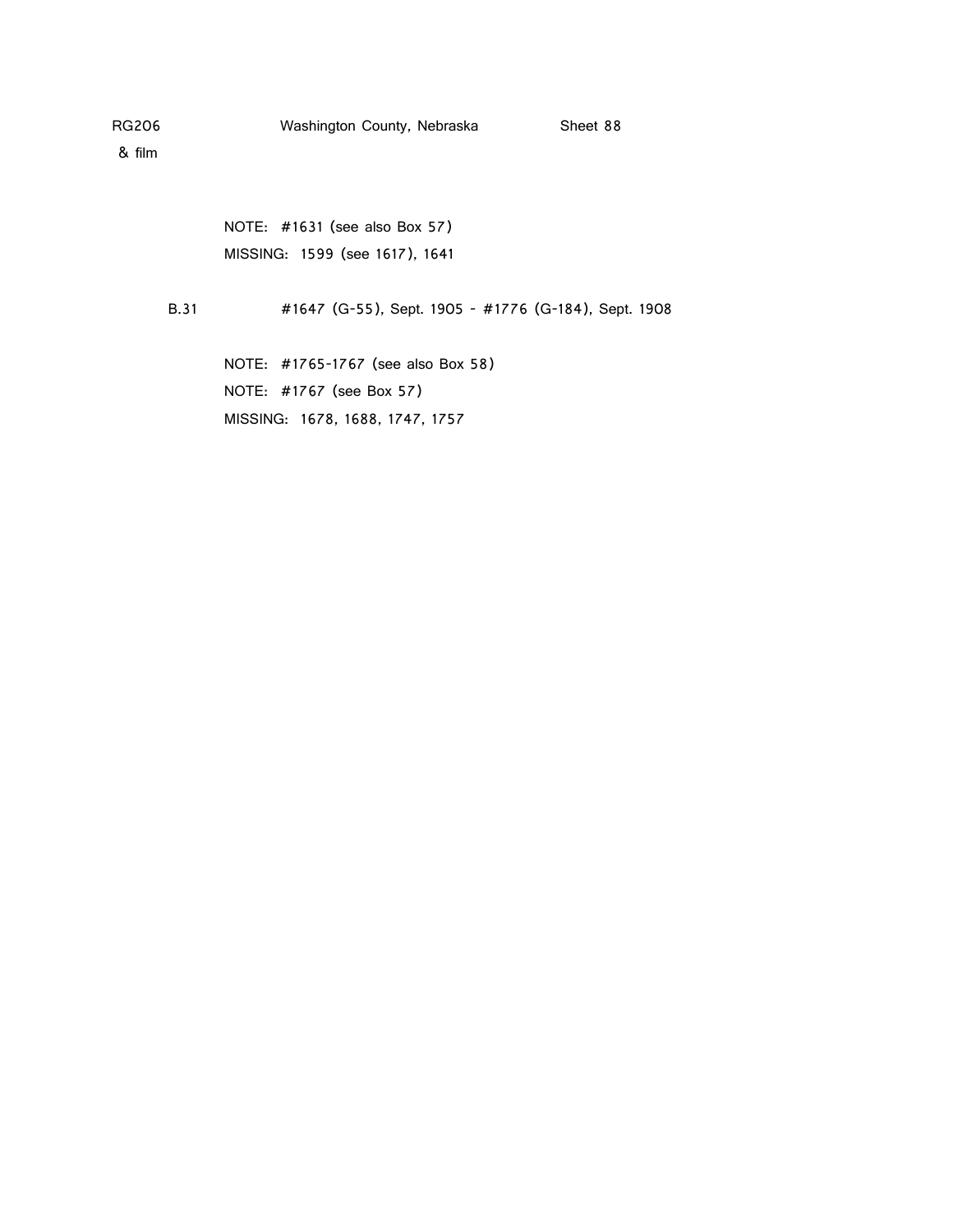NOTE: #1631 (see also Box 57)

MISSING: 1599 (see 1617), 1641

B.31 #1647 (G-55), Sept. 1905 - #1776 (G-184), Sept. 1908

NOTE: #1765-1767 (see also Box 58)

NOTE: #1767 (see Box 57)

MISSING: 1678, 1688, 1747, 1757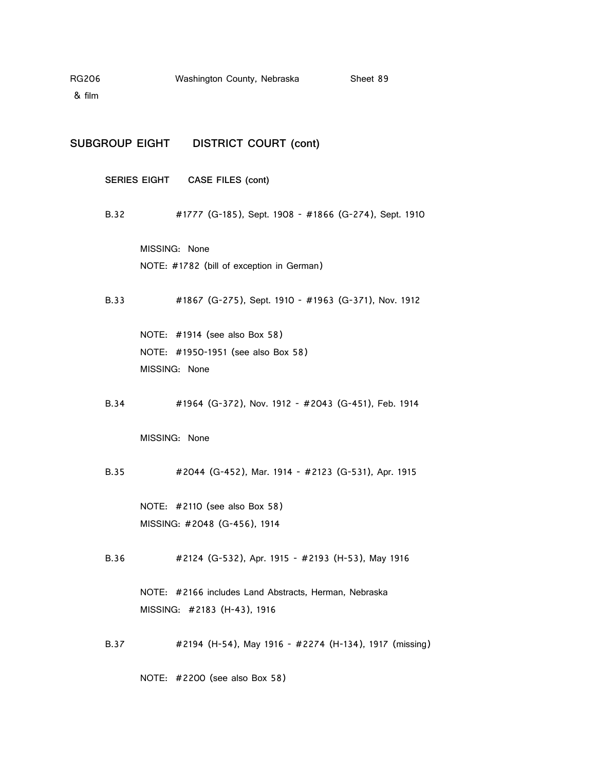## SUBGROUP EIGHT DISTRICT COURT (cont)

### SERIES EIGHT CASE FILES (cont)

B.32 #1777 (G-185), Sept. 1908 - #1866 (G-274), Sept. 1910

MISSING: None
NOTE: #1782 (bill of exception in German)

B.33 #1867 (G-275), Sept. 1910 - #1963 (G-371), Nov. 1912

NOTE: #1914 (see also Box 58)
NOTE: #1950-1951 (see also Box 58)
MISSING: None

B.34 #1964 (G-372), Nov. 1912 - #2043 (G-451), Feb. 1914

MISSING: None

B.35 #2044 (G-452), Mar. 1914 - #2123 (G-531), Apr. 1915

NOTE: #2110 (see also Box 58)
MISSING: #2048 (G-456), 1914

B.36 #2124 (G-532), Apr. 1915 - #2193 (H-53), May 1916

NOTE: #2166 includes Land Abstracts, Herman, Nebraska
MISSING: #2183 (H-43), 1916

B.37 #2194 (H-54), May 1916 - #2274 (H-134), 1917 (missing)

NOTE: #2200 (see also Box 58)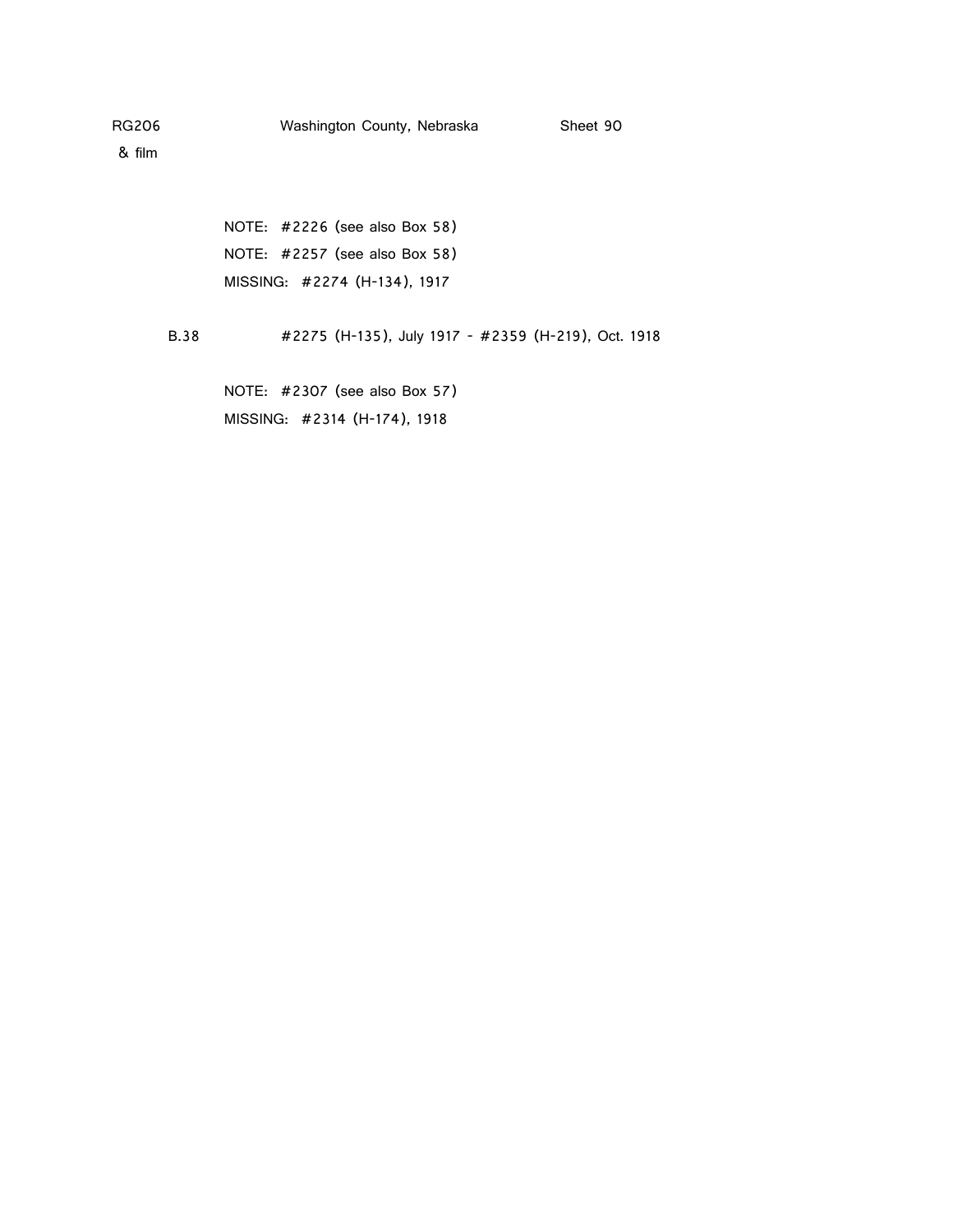NOTE: #2226 (see also Box 58)

NOTE: #2257 (see also Box 58)

MISSING: #2274 (H-134), 1917

B.38 #2275 (H-135), July 1917 - #2359 (H-219), Oct. 1918

NOTE: #2307 (see also Box 57)

MISSING: #2314 (H-174), 1918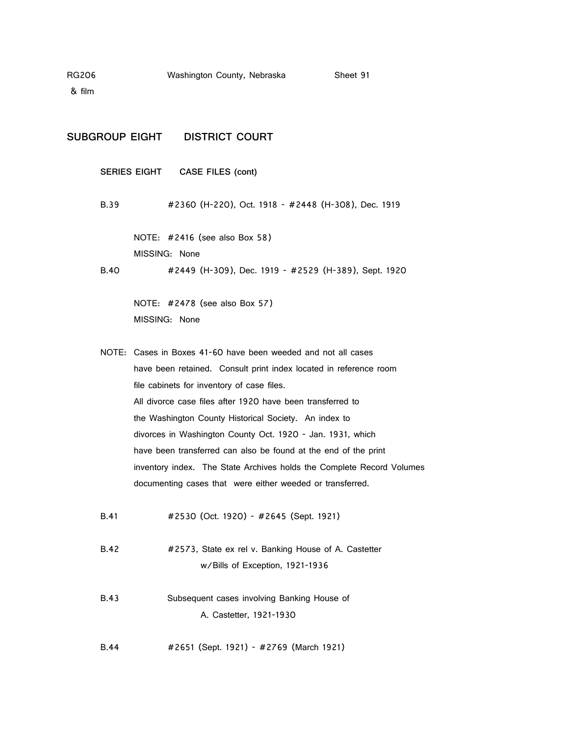RG206 Washington County, Nebraska Sheet 91
& film

## SUBGROUP EIGHT DISTRICT COURT

### SERIES EIGHT CASE FILES (cont)

B.39 #2360 (H-220), Oct. 1918 - #2448 (H-308), Dec. 1919

NOTE: #2416 (see also Box 58)
MISSING: None

B.40 #2449 (H-309), Dec. 1919 - #2529 (H-389), Sept. 1920

NOTE: #2478 (see also Box 57)
MISSING: None

NOTE: Cases in Boxes 41-60 have been weeded and not all cases have been retained. Consult print index located in reference room file cabinets for inventory of case files.
All divorce case files after 1920 have been transferred to the Washington County Historical Society. An index to divorces in Washington County Oct. 1920 - Jan. 1931, which have been transferred can also be found at the end of the print inventory index. The State Archives holds the Complete Record Volumes documenting cases that were either weeded or transferred.

B.41 #2530 (Oct. 1920) - #2645 (Sept. 1921)

B.42 #2573, State ex rel v. Banking House of A. Castetter w/Bills of Exception, 1921-1936

B.43 Subsequent cases involving Banking House of A. Castetter, 1921-1930

B.44 #2651 (Sept. 1921) - #2769 (March 1921)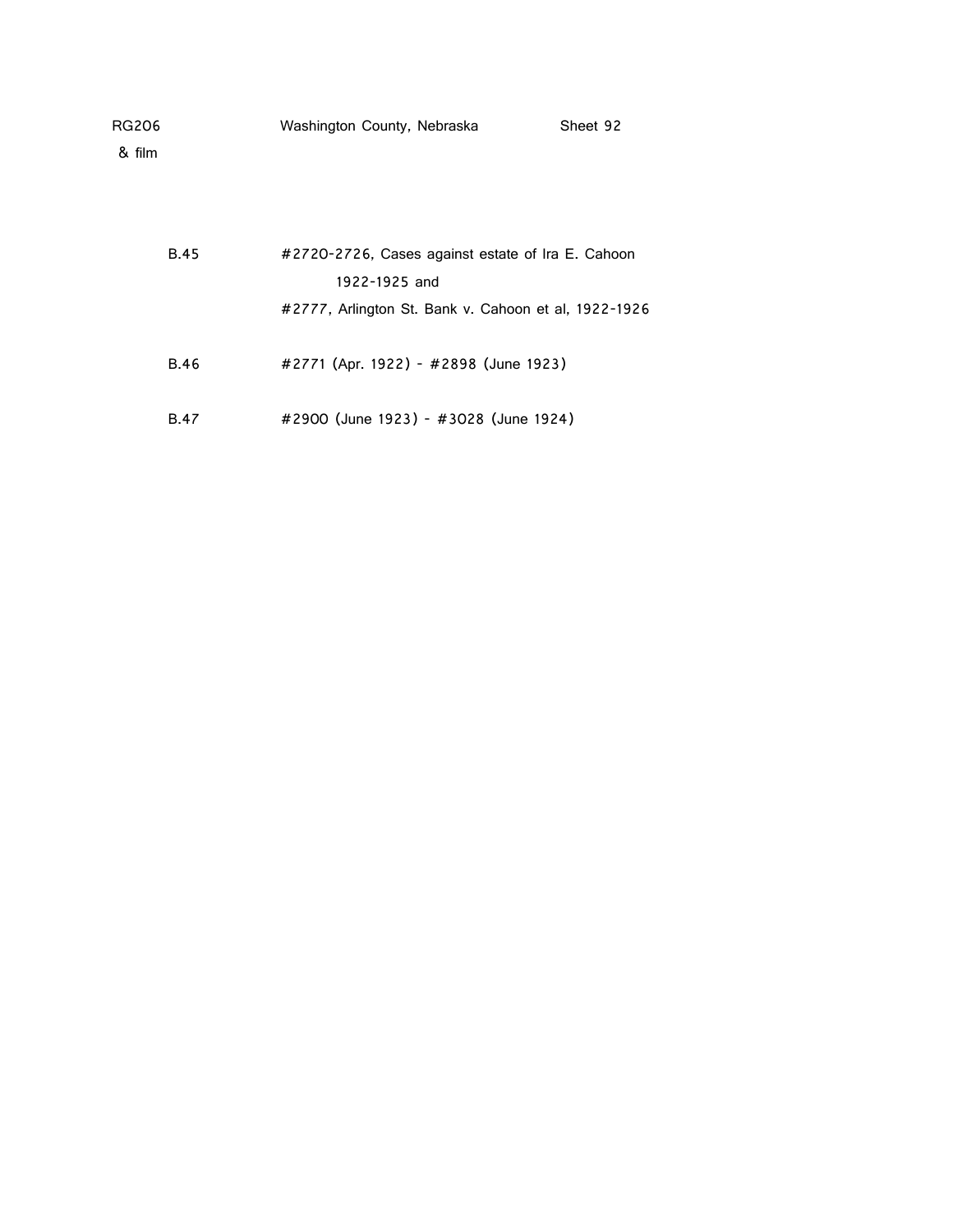RG206 & film — Washington County, Nebraska — Sheet 92

| | |
|---|---|
| B.45 | #2720-2726, Cases against estate of Ira E. Cahoon 1922-1925 and<br>#2777, Arlington St. Bank v. Cahoon et al, 1922-1926 |
| B.46 | #2771 (Apr. 1922) - #2898 (June 1923) |
| B.47 | #2900 (June 1923) - #3028 (June 1924) |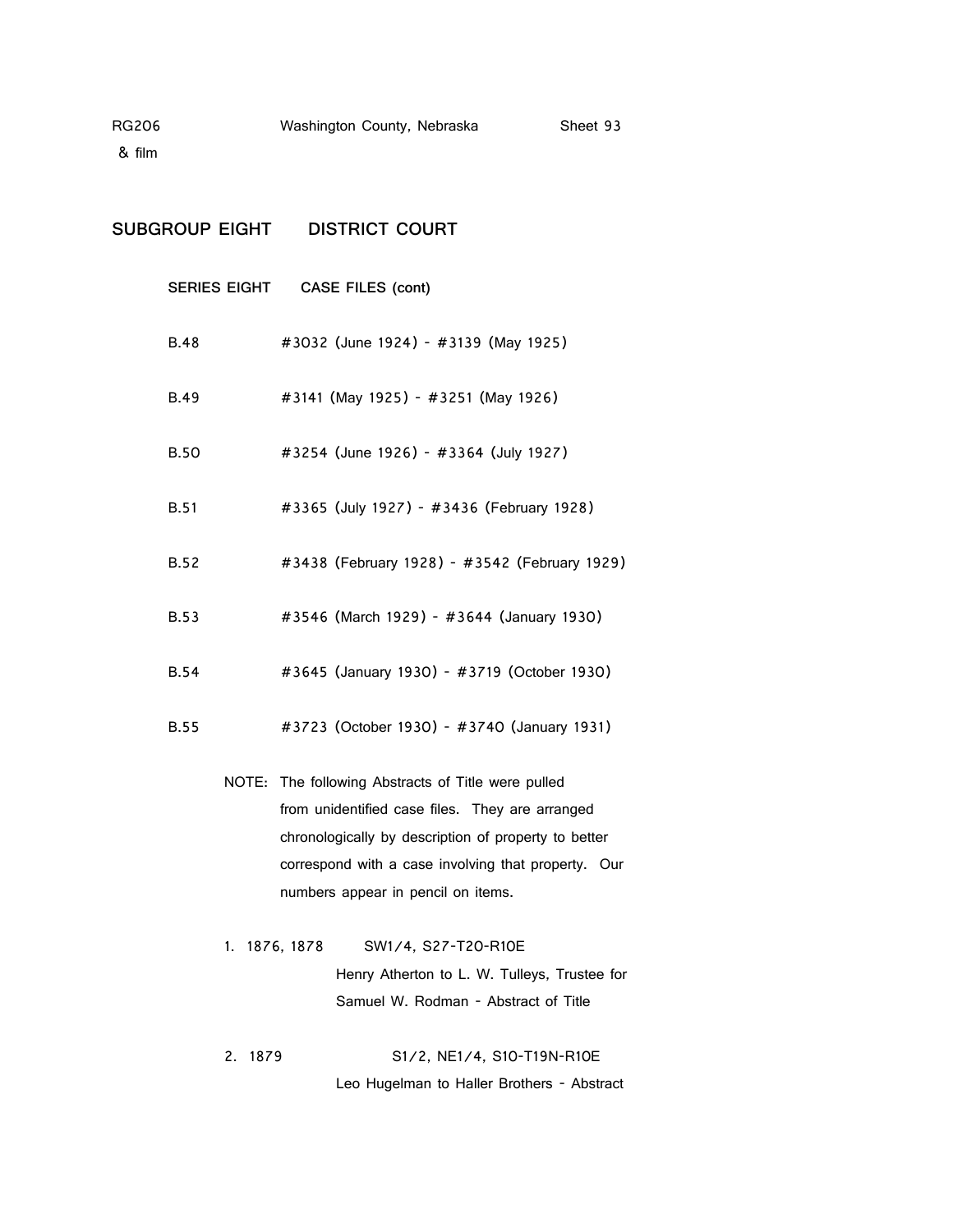RG206 Washington County, Nebraska Sheet 93
& film

## SUBGROUP EIGHT DISTRICT COURT

### SERIES EIGHT CASE FILES (cont)

B.48 #3032 (June 1924) - #3139 (May 1925)

B.49 #3141 (May 1925) - #3251 (May 1926)

B.50 #3254 (June 1926) - #3364 (July 1927)

B.51 #3365 (July 1927) - #3436 (February 1928)

B.52 #3438 (February 1928) - #3542 (February 1929)

B.53 #3546 (March 1929) - #3644 (January 1930)

B.54 #3645 (January 1930) - #3719 (October 1930)

B.55 #3723 (October 1930) - #3740 (January 1931)

NOTE: The following Abstracts of Title were pulled from unidentified case files. They are arranged chronologically by description of property to better correspond with a case involving that property. Our numbers appear in pencil on items.

1. 1876, 1878 SW1/4, S27-T20-R10E
   Henry Atherton to L. W. Tulleys, Trustee for Samuel W. Rodman - Abstract of Title

2. 1879 S1/2, NE1/4, S10-T19N-R10E
   Leo Hugelman to Haller Brothers - Abstract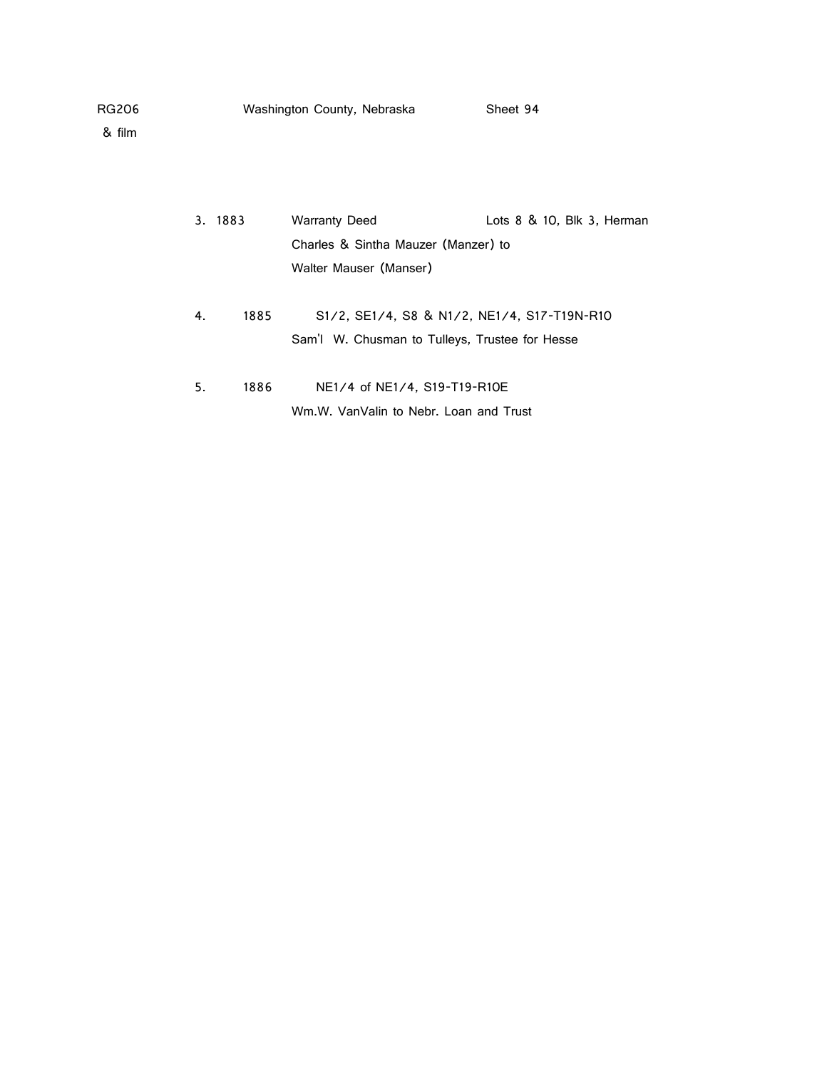RG206 Washington County, Nebraska Sheet 94
& film

3. 1883 Warranty Deed Lots 8 & 10, Blk 3, Herman
Charles & Sintha Mauzer (Manzer) to
Walter Mauser (Manser)

4. 1885 S1/2, SE1/4, S8 & N1/2, NE1/4, S17-T19N-R10
Sam'l W. Chusman to Tulleys, Trustee for Hesse

5. 1886 NE1/4 of NE1/4, S19-T19-R10E
Wm.W. VanValin to Nebr. Loan and Trust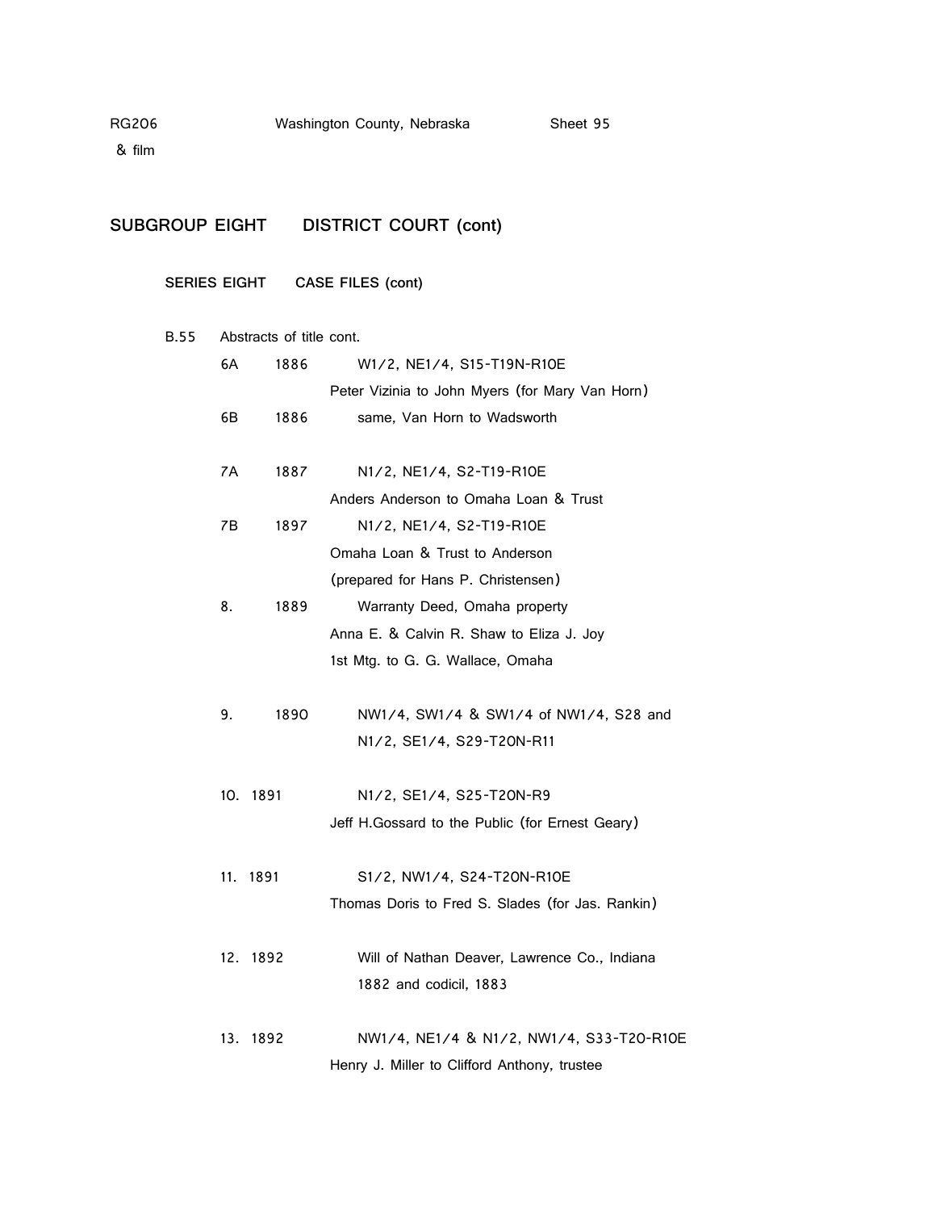RG206 Washington County, Nebraska Sheet 95
& film

## SUBGROUP EIGHT DISTRICT COURT (cont)

### SERIES EIGHT CASE FILES (cont)

B.55 Abstracts of title cont.

6A 1886 W1/2, NE1/4, S15-T19N-R10E
Peter Vizinia to John Myers (for Mary Van Horn)

6B 1886 same, Van Horn to Wadsworth

7A 1887 N1/2, NE1/4, S2-T19-R10E
Anders Anderson to Omaha Loan & Trust

7B 1897 N1/2, NE1/4, S2-T19-R10E
Omaha Loan & Trust to Anderson
(prepared for Hans P. Christensen)

8. 1889 Warranty Deed, Omaha property
Anna E. & Calvin R. Shaw to Eliza J. Joy
1st Mtg. to G. G. Wallace, Omaha

9. 1890 NW1/4, SW1/4 & SW1/4 of NW1/4, S28 and
N1/2, SE1/4, S29-T20N-R11

10. 1891 N1/2, SE1/4, S25-T20N-R9
Jeff H.Gossard to the Public (for Ernest Geary)

11. 1891 S1/2, NW1/4, S24-T20N-R10E
Thomas Doris to Fred S. Slades (for Jas. Rankin)

12. 1892 Will of Nathan Deaver, Lawrence Co., Indiana
1882 and codicil, 1883

13. 1892 NW1/4, NE1/4 & N1/2, NW1/4, S33-T20-R10E
Henry J. Miller to Clifford Anthony, trustee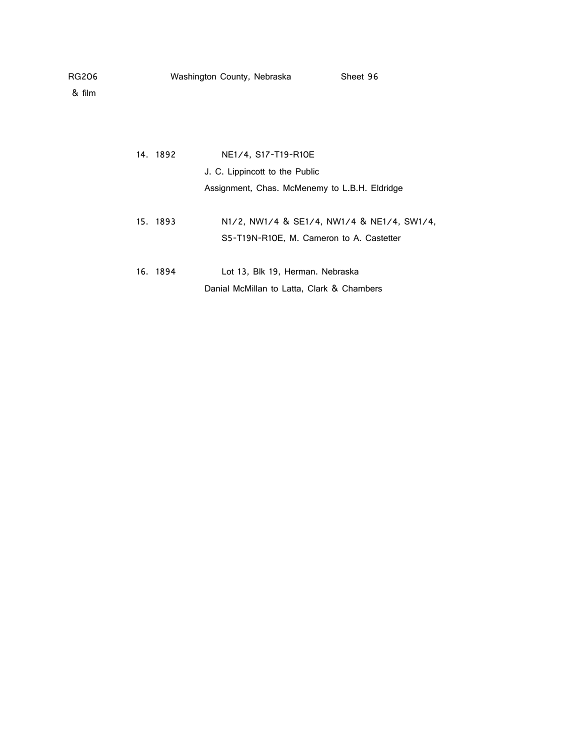RG206 & film — Washington County, Nebraska — Sheet 96

14. 1892 — NE1/4, S17-T19-R10E
J. C. Lippincott to the Public
Assignment, Chas. McMenemy to L.B.H. Eldridge

15. 1893 — N1/2, NW1/4 & SE1/4, NW1/4 & NE1/4, SW1/4,
S5-T19N-R10E, M. Cameron to A. Castetter

16. 1894 — Lot 13, Blk 19, Herman. Nebraska
Danial McMillan to Latta, Clark & Chambers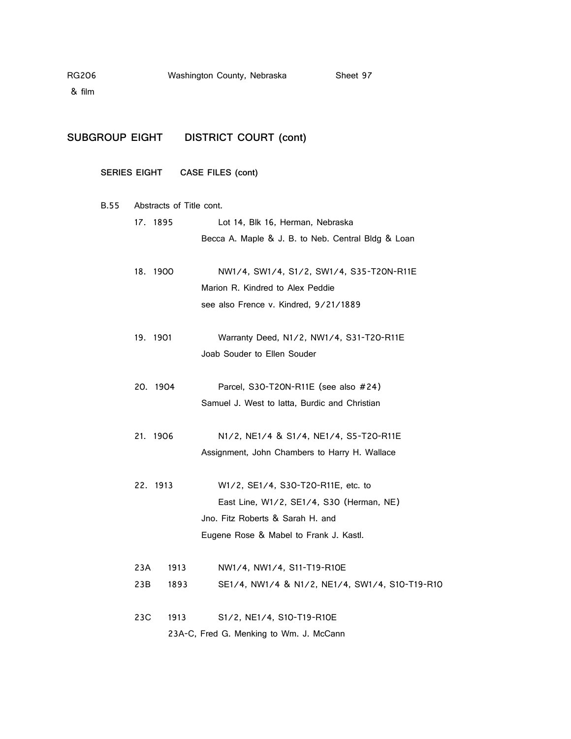## SUBGROUP EIGHT DISTRICT COURT (cont)

### SERIES EIGHT CASE FILES (cont)

B.55 Abstracts of Title cont.

17. 1895 Lot 14, Blk 16, Herman, Nebraska
Becca A. Maple & J. B. to Neb. Central Bldg & Loan

18. 1900 NW1/4, SW1/4, S1/2, SW1/4, S35-T20N-R11E
Marion R. Kindred to Alex Peddie
see also Frence v. Kindred, 9/21/1889

19. 1901 Warranty Deed, N1/2, NW1/4, S31-T20-R11E
Joab Souder to Ellen Souder

20. 1904 Parcel, S30-T20N-R11E (see also #24)
Samuel J. West to latta, Burdic and Christian

21. 1906 N1/2, NE1/4 & S1/4, NE1/4, S5-T20-R11E
Assignment, John Chambers to Harry H. Wallace

22. 1913 W1/2, SE1/4, S30-T20-R11E, etc. to
East Line, W1/2, SE1/4, S30 (Herman, NE)
Jno. Fitz Roberts & Sarah H. and
Eugene Rose & Mabel to Frank J. Kastl.

23A 1913 NW1/4, NW1/4, S11-T19-R10E
23B 1893 SE1/4, NW1/4 & N1/2, NE1/4, SW1/4, S10-T19-R10

23C 1913 S1/2, NE1/4, S10-T19-R10E
23A-C, Fred G. Menking to Wm. J. McCann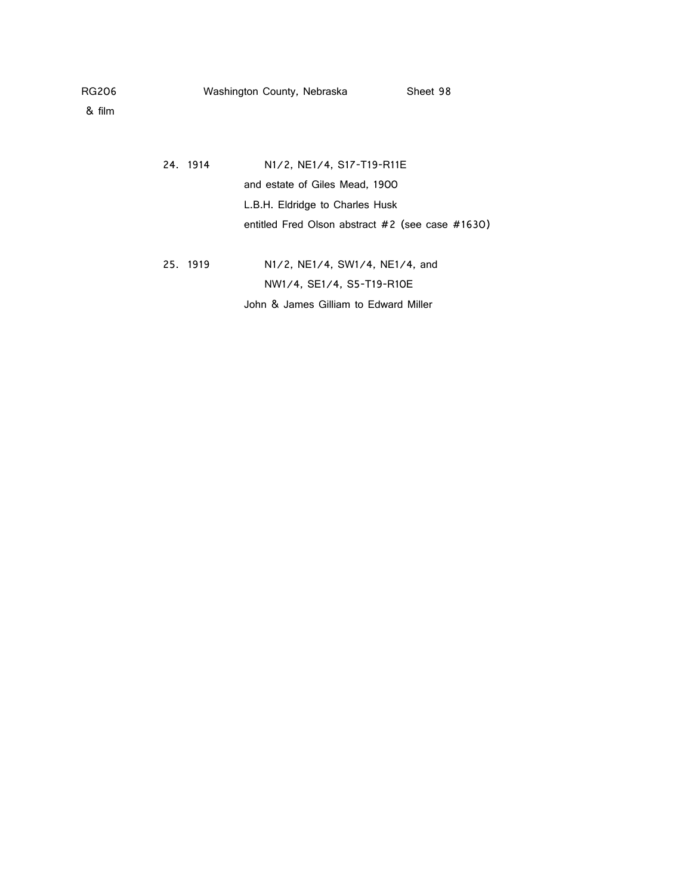RG206 Washington County, Nebraska Sheet 98
& film

24. 1914 N1/2, NE1/4, S17-T19-R11E
    and estate of Giles Mead, 1900
    L.B.H. Eldridge to Charles Husk
    entitled Fred Olson abstract #2 (see case #1630)

25. 1919 N1/2, NE1/4, SW1/4, NE1/4, and
    NW1/4, SE1/4, S5-T19-R10E
    John & James Gilliam to Edward Miller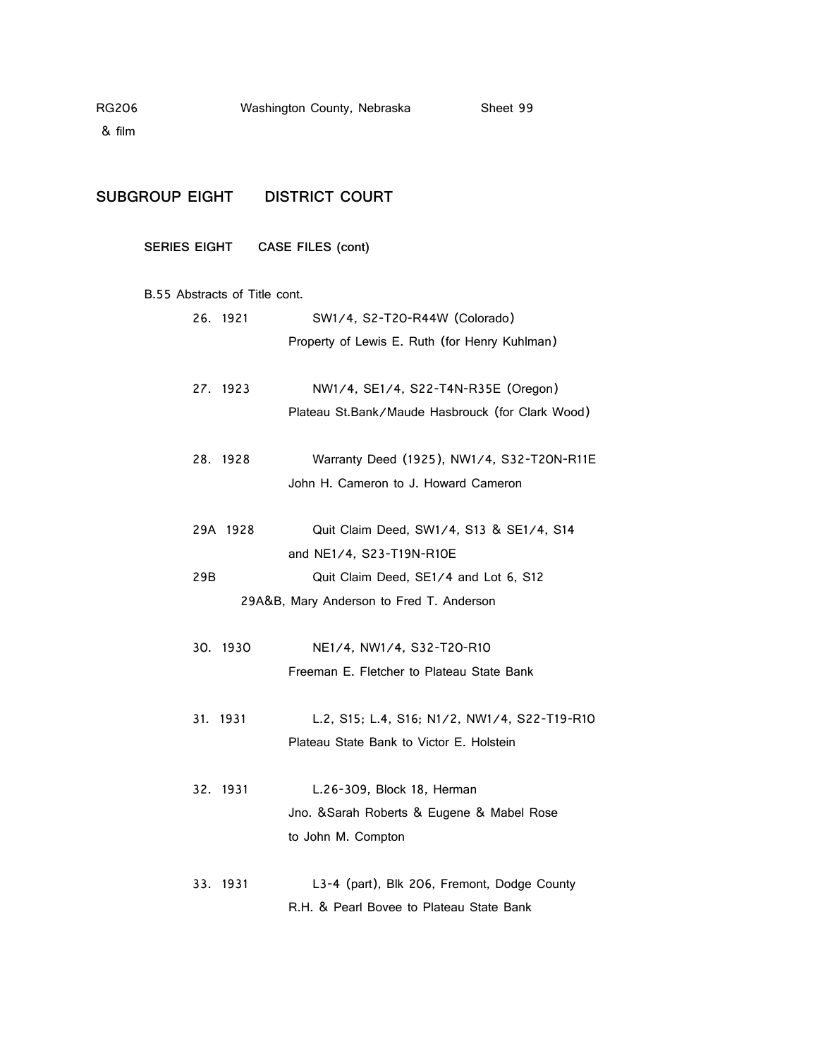RG206 & film — Washington County, Nebraska — Sheet 99

## SUBGROUP EIGHT DISTRICT COURT

### SERIES EIGHT CASE FILES (cont)

B.55 Abstracts of Title cont.

26. 1921 — SW1/4, S2-T20-R44W (Colorado)
    Property of Lewis E. Ruth (for Henry Kuhlman)

27. 1923 — NW1/4, SE1/4, S22-T4N-R35E (Oregon)
    Plateau St.Bank/Maude Hasbrouck (for Clark Wood)

28. 1928 — Warranty Deed (1925), NW1/4, S32-T20N-R11E
    John H. Cameron to J. Howard Cameron

29A 1928 — Quit Claim Deed, SW1/4, S13 & SE1/4, S14
    and NE1/4, S23-T19N-R10E

29B — Quit Claim Deed, SE1/4 and Lot 6, S12

29A&B, Mary Anderson to Fred T. Anderson

30. 1930 — NE1/4, NW1/4, S32-T20-R10
    Freeman E. Fletcher to Plateau State Bank

31. 1931 — L.2, S15; L.4, S16; N1/2, NW1/4, S22-T19-R10
    Plateau State Bank to Victor E. Holstein

32. 1931 — L.26-309, Block 18, Herman
    Jno. &Sarah Roberts & Eugene & Mabel Rose
    to John M. Compton

33. 1931 — L3-4 (part), Blk 206, Fremont, Dodge County
    R.H. & Pearl Bovee to Plateau State Bank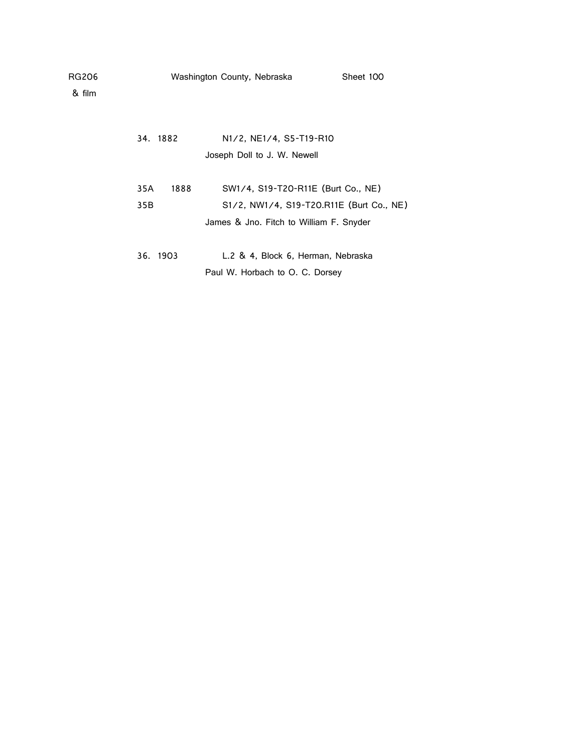RG206 Washington County, Nebraska Sheet 100
& film

34. 1882 N1/2, NE1/4, S5-T19-R10
Joseph Doll to J. W. Newell

35A 1888 SW1/4, S19-T20-R11E (Burt Co., NE)
35B S1/2, NW1/4, S19-T20.R11E (Burt Co., NE)
James & Jno. Fitch to William F. Snyder

36. 1903 L.2 & 4, Block 6, Herman, Nebraska
Paul W. Horbach to O. C. Dorsey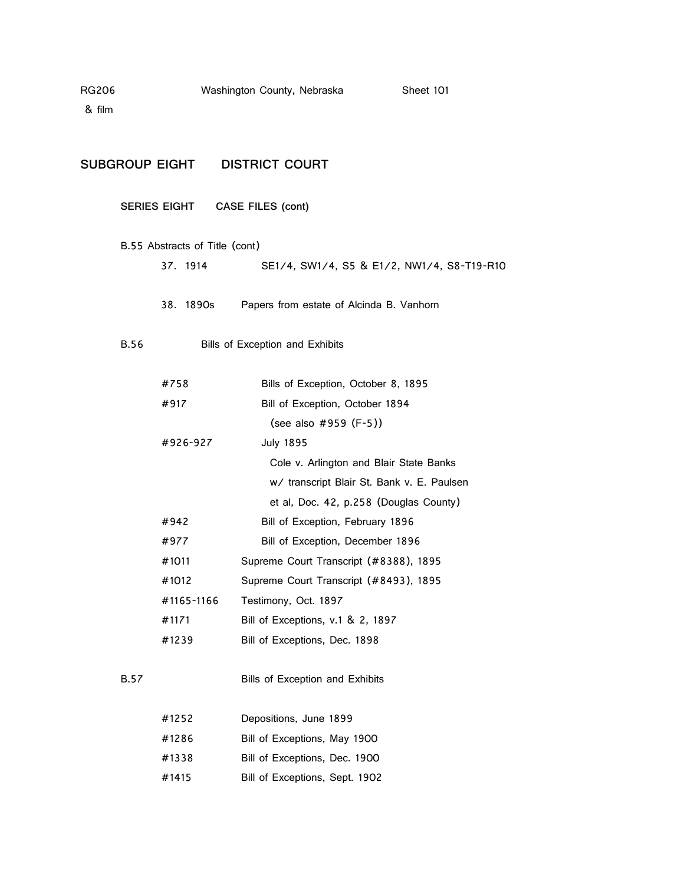RG206 Washington County, Nebraska Sheet 101
& film

## SUBGROUP EIGHT DISTRICT COURT

### SERIES EIGHT CASE FILES (cont)

B.55 Abstracts of Title (cont)

37. 1914 SE1/4, SW1/4, S5 & E1/2, NW1/4, S8-T19-R10

38. 1890s Papers from estate of Alcinda B. Vanhorn

B.56 Bills of Exception and Exhibits

| | |
|---|---|
| #758 | Bills of Exception, October 8, 1895 |
| #917 | Bill of Exception, October 1894 (see also #959 (F-5)) |
| #926-927 | July 1895 Cole v. Arlington and Blair State Banks w/ transcript Blair St. Bank v. E. Paulsen et al, Doc. 42, p.258 (Douglas County) |
| #942 | Bill of Exception, February 1896 |
| #977 | Bill of Exception, December 1896 |
| #1011 | Supreme Court Transcript (#8388), 1895 |
| #1012 | Supreme Court Transcript (#8493), 1895 |
| #1165-1166 | Testimony, Oct. 1897 |
| #1171 | Bill of Exceptions, v.1 & 2, 1897 |
| #1239 | Bill of Exceptions, Dec. 1898 |

B.57 Bills of Exception and Exhibits

| | |
|---|---|
| #1252 | Depositions, June 1899 |
| #1286 | Bill of Exceptions, May 1900 |
| #1338 | Bill of Exceptions, Dec. 1900 |
| #1415 | Bill of Exceptions, Sept. 1902 |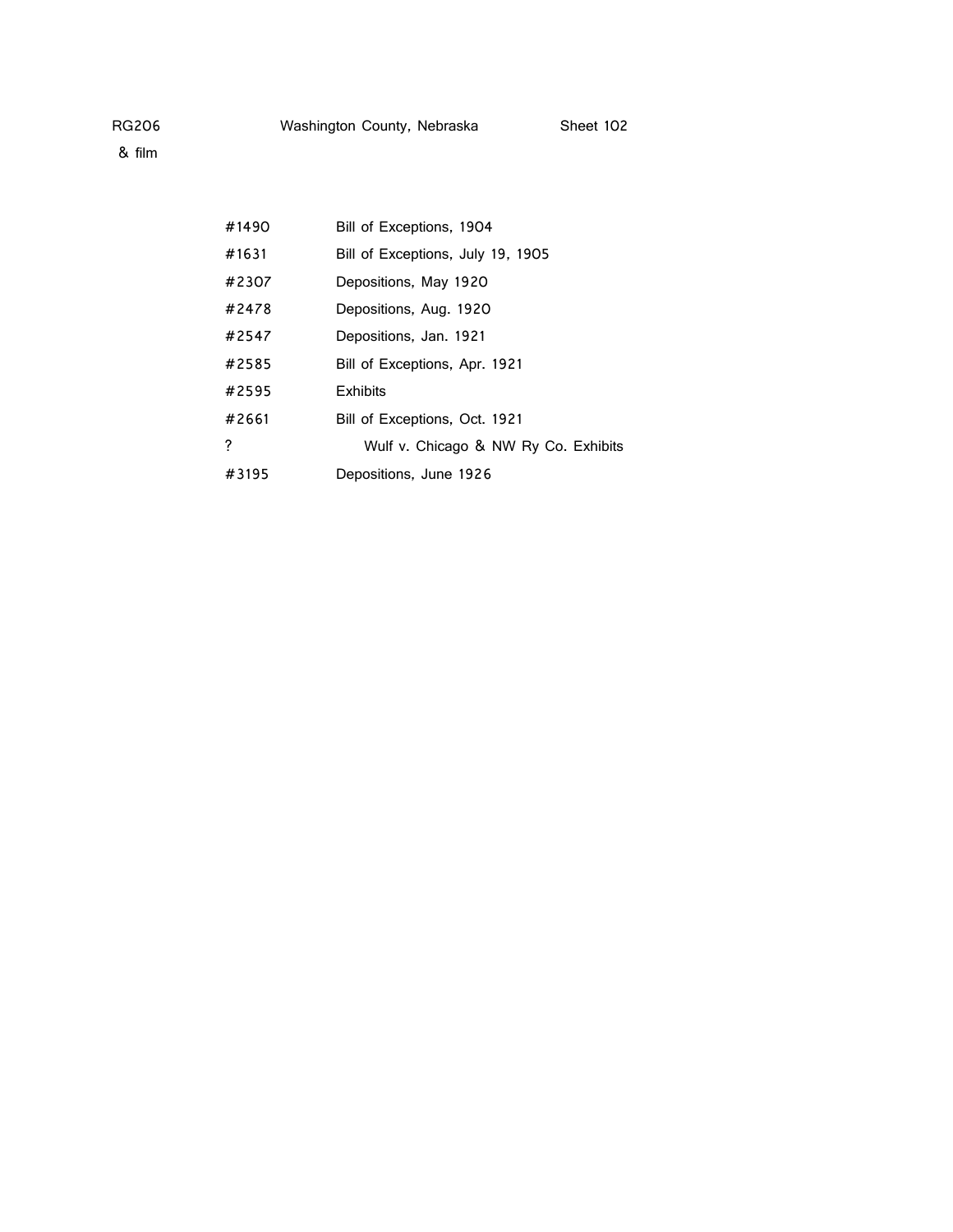RG206 Washington County, Nebraska Sheet 102
& film

| | |
|---|---|
| #1490 | Bill of Exceptions, 1904 |
| #1631 | Bill of Exceptions, July 19, 1905 |
| #2307 | Depositions, May 1920 |
| #2478 | Depositions, Aug. 1920 |
| #2547 | Depositions, Jan. 1921 |
| #2585 | Bill of Exceptions, Apr. 1921 |
| #2595 | Exhibits |
| #2661 | Bill of Exceptions, Oct. 1921 |
| ? | Wulf v. Chicago & NW Ry Co. Exhibits |
| #3195 | Depositions, June 1926 |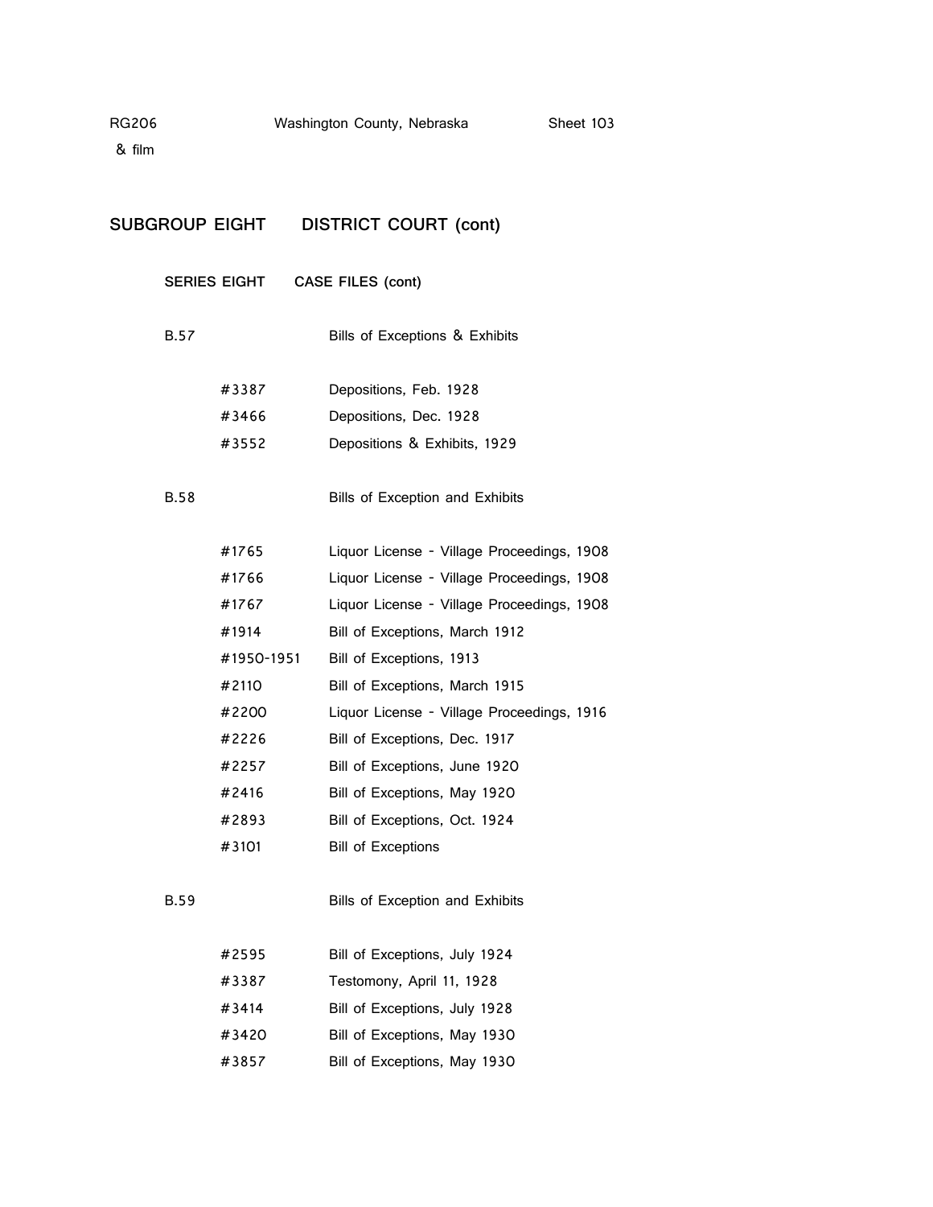## SUBGROUP EIGHT DISTRICT COURT (cont)

### SERIES EIGHT CASE FILES (cont)

B.57 Bills of Exceptions & Exhibits

| | |
|---|---|
| #3387 | Depositions, Feb. 1928 |
| #3466 | Depositions, Dec. 1928 |
| #3552 | Depositions & Exhibits, 1929 |

B.58 Bills of Exception and Exhibits

| | |
|---|---|
| #1765 | Liquor License - Village Proceedings, 1908 |
| #1766 | Liquor License - Village Proceedings, 1908 |
| #1767 | Liquor License - Village Proceedings, 1908 |
| #1914 | Bill of Exceptions, March 1912 |
| #1950-1951 | Bill of Exceptions, 1913 |
| #2110 | Bill of Exceptions, March 1915 |
| #2200 | Liquor License - Village Proceedings, 1916 |
| #2226 | Bill of Exceptions, Dec. 1917 |
| #2257 | Bill of Exceptions, June 1920 |
| #2416 | Bill of Exceptions, May 1920 |
| #2893 | Bill of Exceptions, Oct. 1924 |
| #3101 | Bill of Exceptions |

B.59 Bills of Exception and Exhibits

| | |
|---|---|
| #2595 | Bill of Exceptions, July 1924 |
| #3387 | Testomony, April 11, 1928 |
| #3414 | Bill of Exceptions, July 1928 |
| #3420 | Bill of Exceptions, May 1930 |
| #3857 | Bill of Exceptions, May 1930 |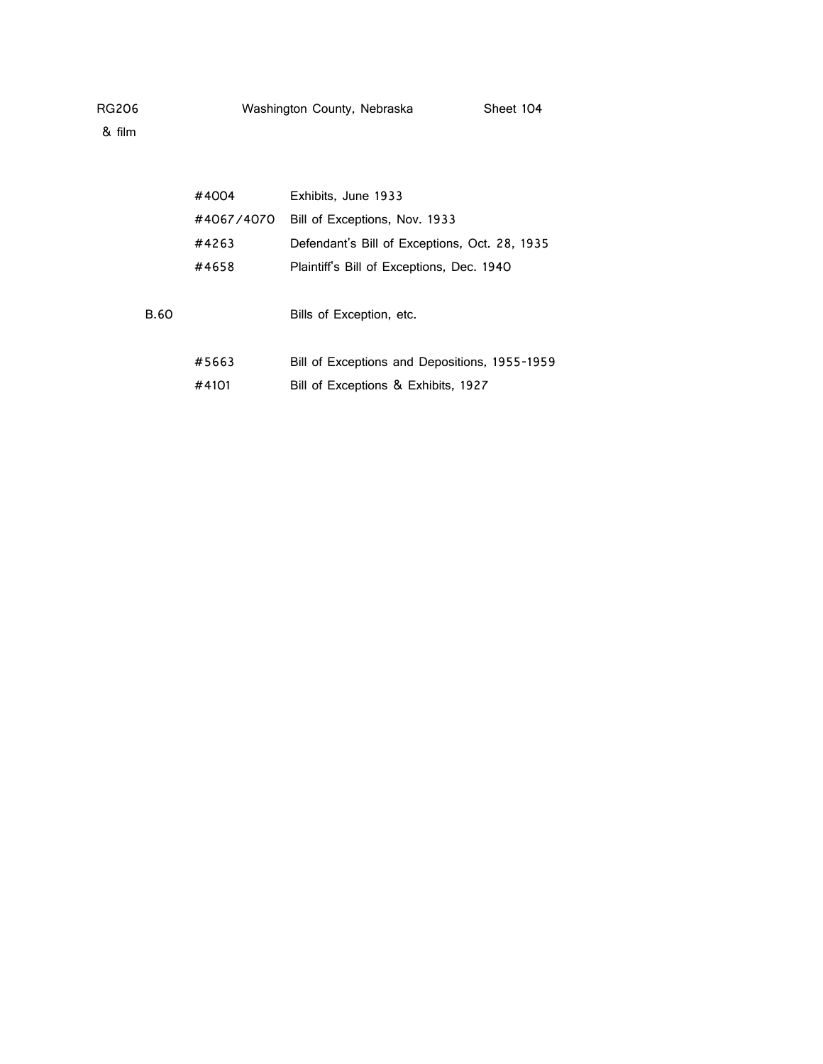| | | |
|---|---|---|
| | #4004 | Exhibits, June 1933 |
| | #4067/4070 | Bill of Exceptions, Nov. 1933 |
| | #4263 | Defendant's Bill of Exceptions, Oct. 28, 1935 |
| | #4658 | Plaintiff's Bill of Exceptions, Dec. 1940 |
| B.60 | | Bills of Exception, etc. |
| | #5663 | Bill of Exceptions and Depositions, 1955-1959 |
| | #4101 | Bill of Exceptions & Exhibits, 1927 |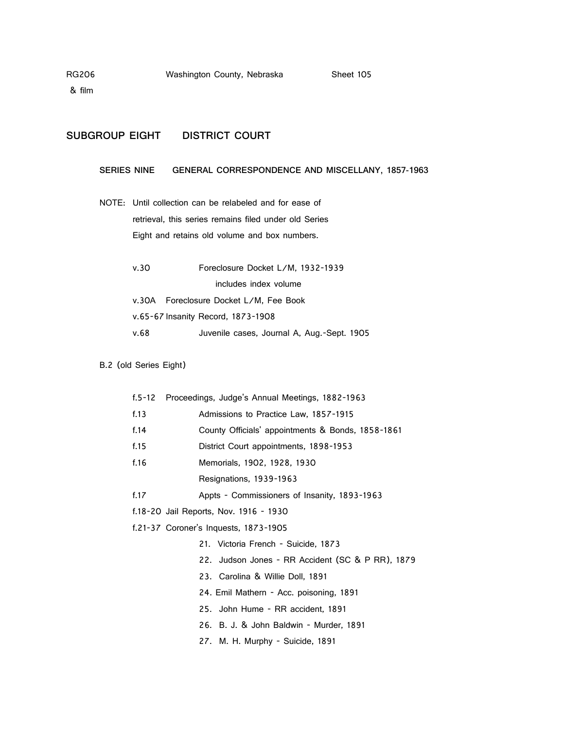RG206 Washington County, Nebraska Sheet 105
& film

## SUBGROUP EIGHT DISTRICT COURT

### SERIES NINE GENERAL CORRESPONDENCE AND MISCELLANY, 1857-1963

NOTE: Until collection can be relabeled and for ease of retrieval, this series remains filed under old Series Eight and retains old volume and box numbers.

- v.30 Foreclosure Docket L/M, 1932-1939
  - includes index volume
- v.30A Foreclosure Docket L/M, Fee Book
- v.65-67 Insanity Record, 1873-1908
- v.68 Juvenile cases, Journal A, Aug.-Sept. 1905

B.2 (old Series Eight)

- f.5-12 Proceedings, Judge's Annual Meetings, 1882-1963
- f.13 Admissions to Practice Law, 1857-1915
- f.14 County Officials' appointments & Bonds, 1858-1861
- f.15 District Court appointments, 1898-1953
- f.16 Memorials, 1902, 1928, 1930
  - Resignations, 1939-1963
- f.17 Appts - Commissioners of Insanity, 1893-1963
- f.18-20 Jail Reports, Nov. 1916 - 1930
- f.21-37 Coroner's Inquests, 1873-1905
  - 21. Victoria French - Suicide, 1873
  - 22. Judson Jones - RR Accident (SC & P RR), 1879
  - 23. Carolina & Willie Doll, 1891
  - 24. Emil Mathern - Acc. poisoning, 1891
  - 25. John Hume - RR accident, 1891
  - 26. B. J. & John Baldwin - Murder, 1891
  - 27. M. H. Murphy - Suicide, 1891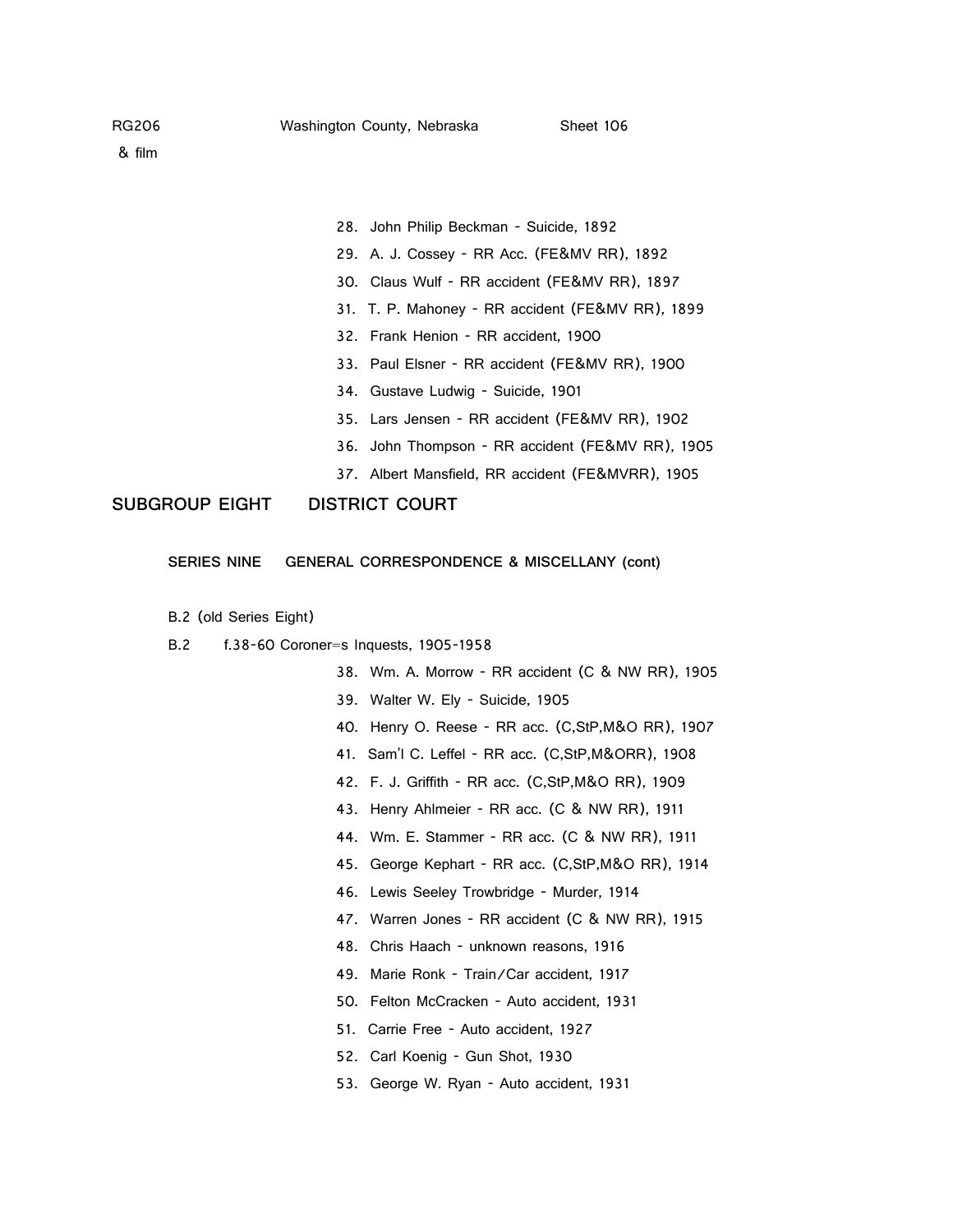28. John Philip Beckman - Suicide, 1892
29. A. J. Cossey - RR Acc. (FE&MV RR), 1892
30. Claus Wulf - RR accident (FE&MV RR), 1897
31. T. P. Mahoney - RR accident (FE&MV RR), 1899
32. Frank Henion - RR accident, 1900
33. Paul Elsner - RR accident (FE&MV RR), 1900
34. Gustave Ludwig - Suicide, 1901
35. Lars Jensen - RR accident (FE&MV RR), 1902
36. John Thompson - RR accident (FE&MV RR), 1905
37. Albert Mansfield, RR accident (FE&MVRR), 1905

## SUBGROUP EIGHT DISTRICT COURT

### SERIES NINE GENERAL CORRESPONDENCE & MISCELLANY (cont)

B.2 (old Series Eight)

B.2 f.38-60 Coroner=s Inquests, 1905-1958

38. Wm. A. Morrow - RR accident (C & NW RR), 1905
39. Walter W. Ely - Suicide, 1905
40. Henry O. Reese - RR acc. (C,StP,M&O RR), 1907
41. Sam'l C. Leffel - RR acc. (C,StP,M&ORR), 1908
42. F. J. Griffith - RR acc. (C,StP,M&O RR), 1909
43. Henry Ahlmeier - RR acc. (C & NW RR), 1911
44. Wm. E. Stammer - RR acc. (C & NW RR), 1911
45. George Kephart - RR acc. (C,StP,M&O RR), 1914
46. Lewis Seeley Trowbridge - Murder, 1914
47. Warren Jones - RR accident (C & NW RR), 1915
48. Chris Haach - unknown reasons, 1916
49. Marie Ronk - Train/Car accident, 1917
50. Felton McCracken - Auto accident, 1931
51. Carrie Free - Auto accident, 1927
52. Carl Koenig - Gun Shot, 1930
53. George W. Ryan - Auto accident, 1931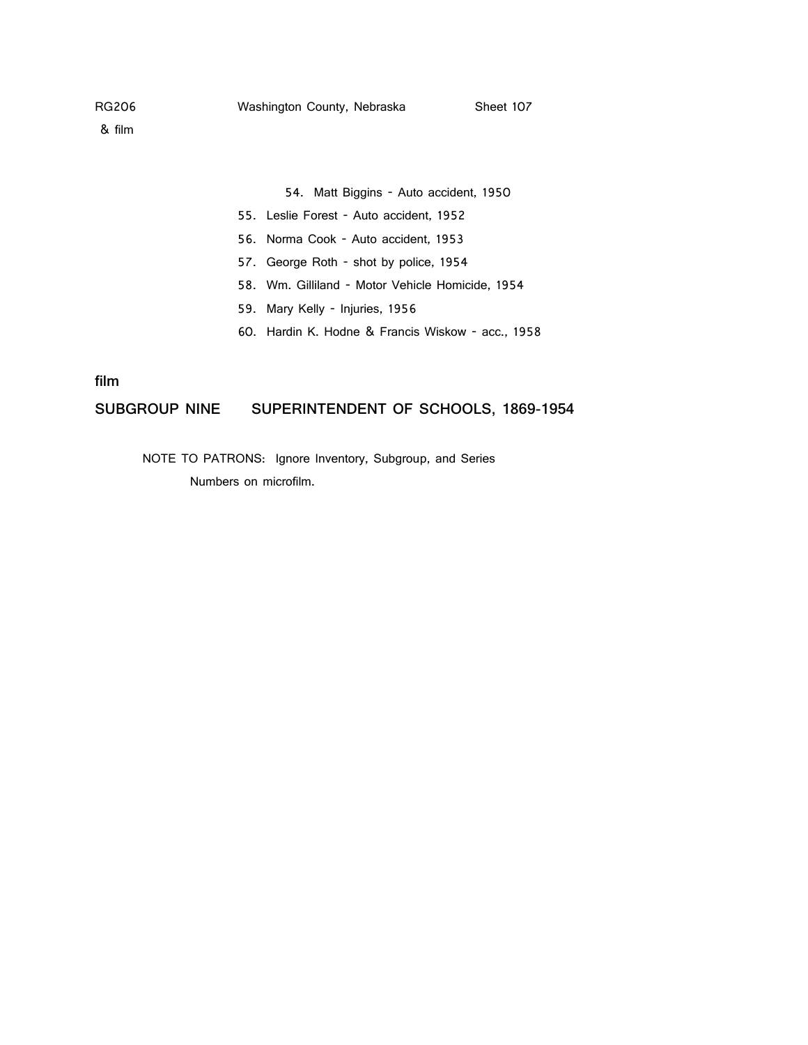54. Matt Biggins - Auto accident, 1950
55. Leslie Forest - Auto accident, 1952
56. Norma Cook - Auto accident, 1953
57. George Roth - shot by police, 1954
58. Wm. Gilliland - Motor Vehicle Homicide, 1954
59. Mary Kelly - Injuries, 1956
60. Hardin K. Hodne & Francis Wiskow - acc., 1958

**film**

## SUBGROUP NINE SUPERINTENDENT OF SCHOOLS, 1869-1954

NOTE TO PATRONS: Ignore Inventory, Subgroup, and Series Numbers on microfilm.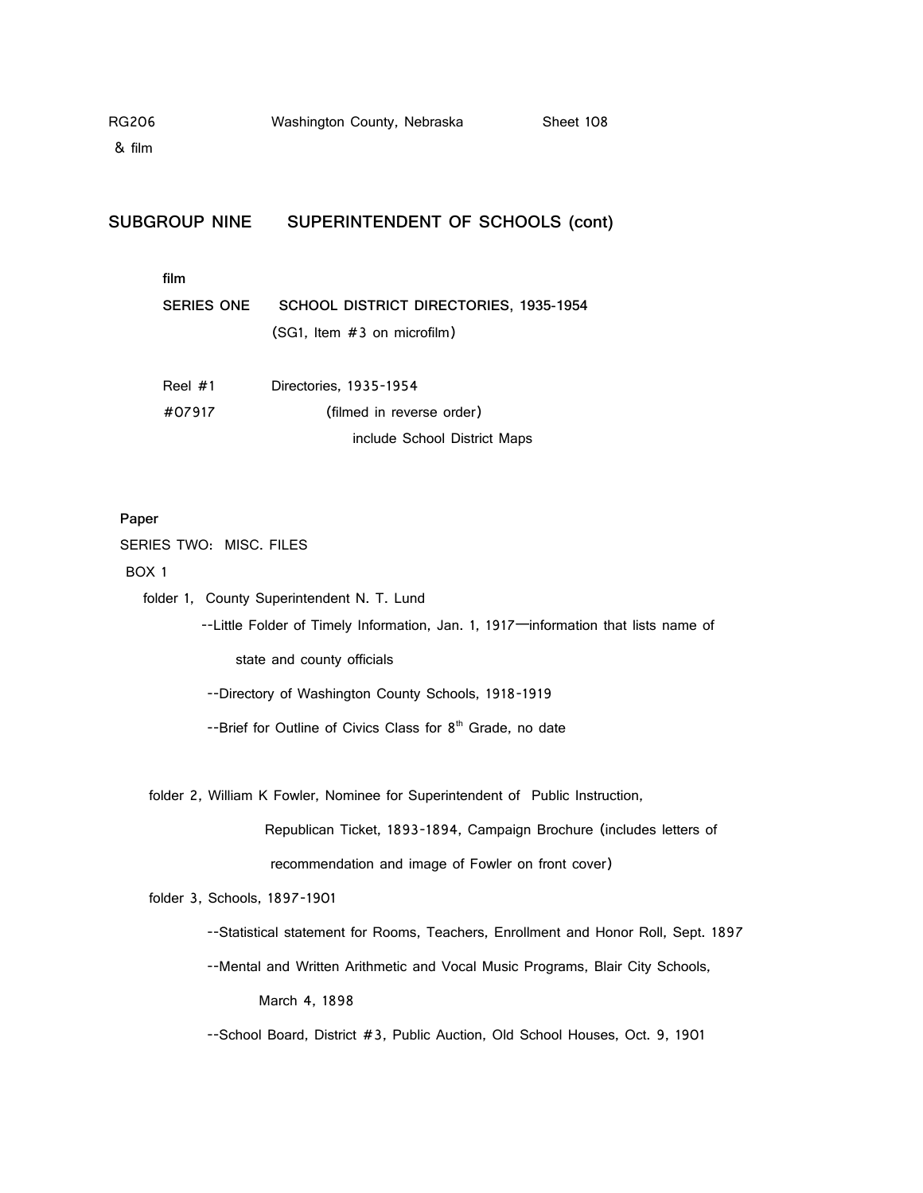RG206 Washington County, Nebraska Sheet 108
& film

## SUBGROUP NINE SUPERINTENDENT OF SCHOOLS (cont)

**film**

**SERIES ONE SCHOOL DISTRICT DIRECTORIES, 1935-1954**

(SG1, Item #3 on microfilm)

Reel #1 Directories, 1935-1954
#07917 (filmed in reverse order)
include School District Maps

**Paper**

SERIES TWO: MISC. FILES

BOX 1

folder 1, County Superintendent N. T. Lund

--Little Folder of Timely Information, Jan. 1, 1917—information that lists name of state and county officials

--Directory of Washington County Schools, 1918-1919

--Brief for Outline of Civics Class for 8th Grade, no date

folder 2, William K Fowler, Nominee for Superintendent of Public Instruction, Republican Ticket, 1893-1894, Campaign Brochure (includes letters of recommendation and image of Fowler on front cover)

folder 3, Schools, 1897-1901

--Statistical statement for Rooms, Teachers, Enrollment and Honor Roll, Sept. 1897

--Mental and Written Arithmetic and Vocal Music Programs, Blair City Schools, March 4, 1898

--School Board, District #3, Public Auction, Old School Houses, Oct. 9, 1901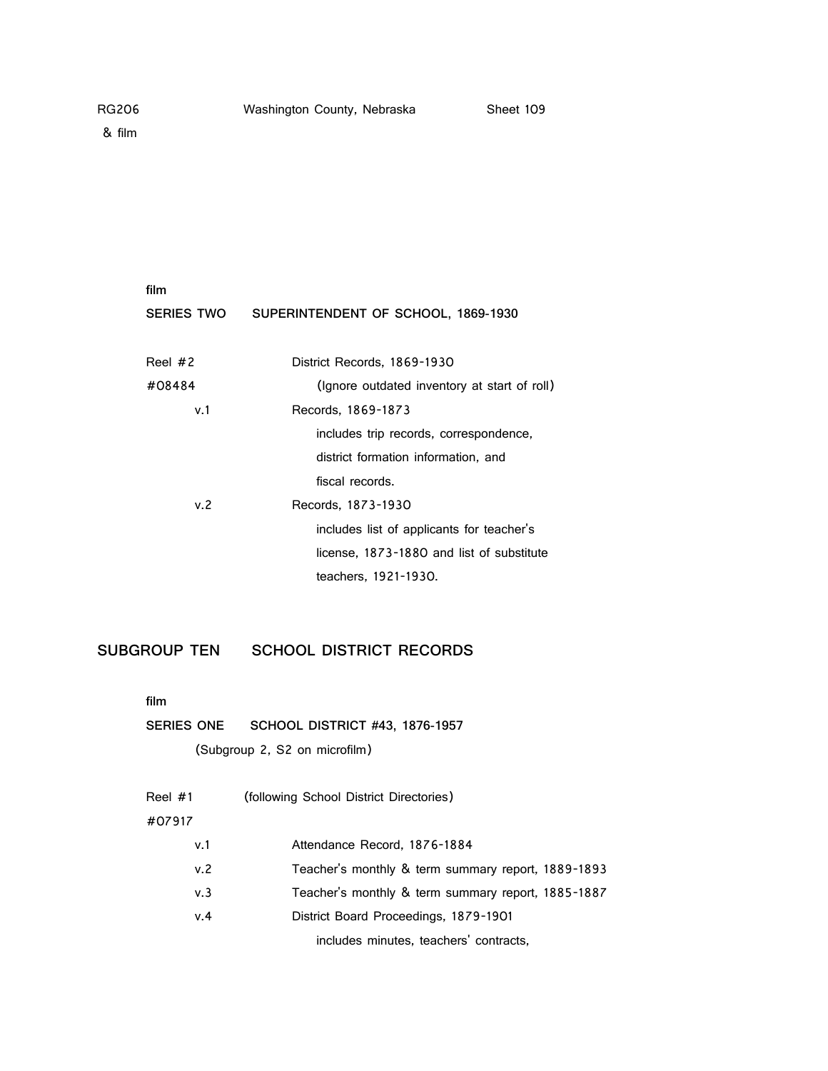film

**SERIES TWO SUPERINTENDENT OF SCHOOL, 1869-1930**

| | |
|---|---|
| Reel #2 | District Records, 1869-1930 |
| #08484 | (Ignore outdated inventory at start of roll) |
| v.1 | Records, 1869-1873 includes trip records, correspondence, district formation information, and fiscal records. |
| v.2 | Records, 1873-1930 includes list of applicants for teacher's license, 1873-1880 and list of substitute teachers, 1921-1930. |

## SUBGROUP TEN SCHOOL DISTRICT RECORDS

film

**SERIES ONE SCHOOL DISTRICT #43, 1876-1957**

(Subgroup 2, S2 on microfilm)

| | |
|---|---|
| Reel #1 | (following School District Directories) |
| #07917 | |
| v.1 | Attendance Record, 1876-1884 |
| v.2 | Teacher's monthly & term summary report, 1889-1893 |
| v.3 | Teacher's monthly & term summary report, 1885-1887 |
| v.4 | District Board Proceedings, 1879-1901 includes minutes, teachers' contracts, |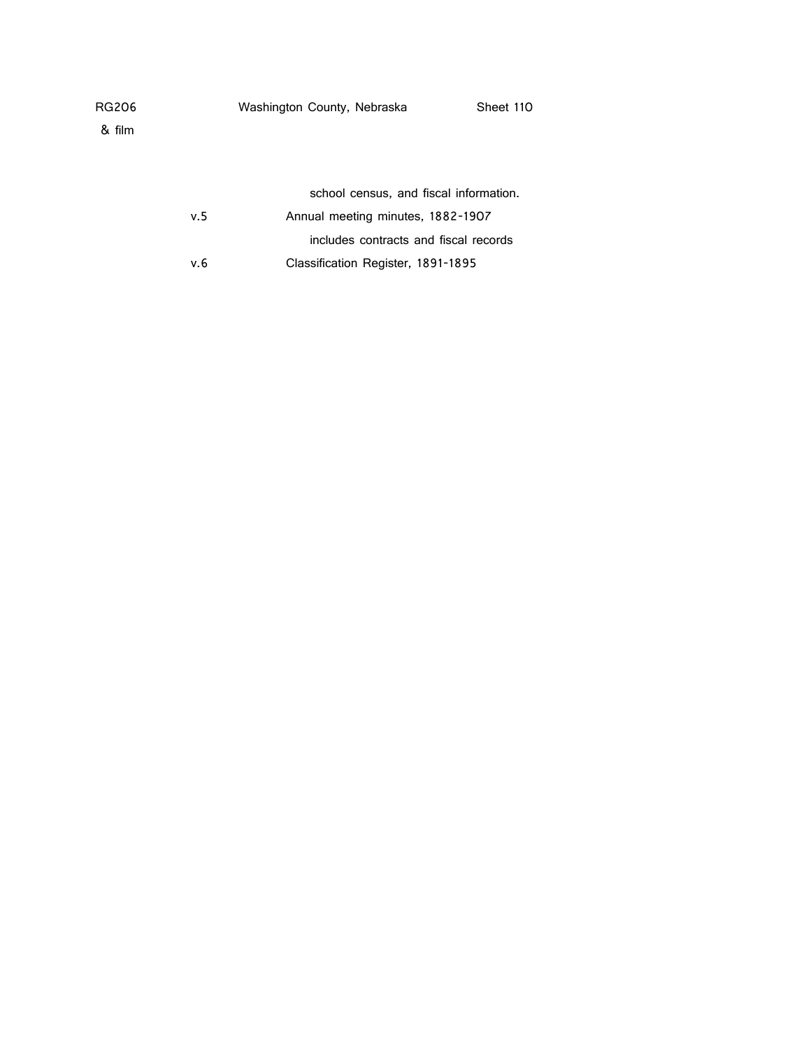RG206 Washington County, Nebraska Sheet 110
& film

school census, and fiscal information.

v.5 Annual meeting minutes, 1882-1907
includes contracts and fiscal records

v.6 Classification Register, 1891-1895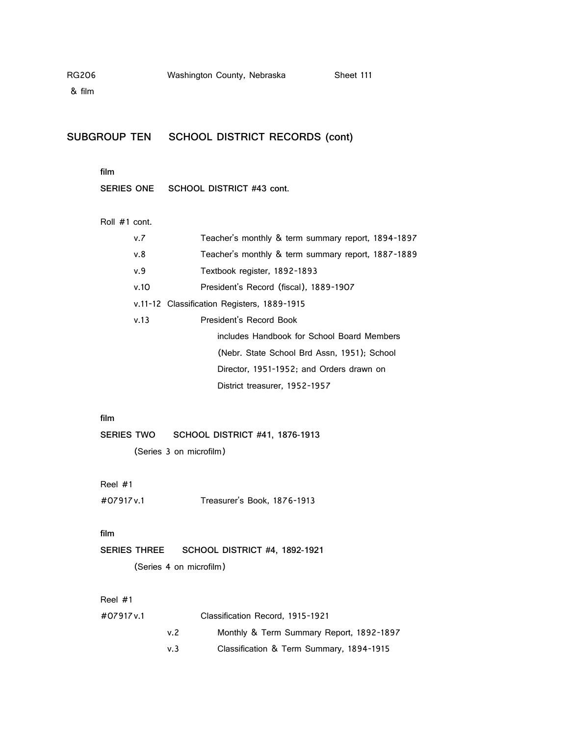RG206 Washington County, Nebraska Sheet 111
& film

## SUBGROUP TEN SCHOOL DISTRICT RECORDS (cont)

**film**

**SERIES ONE SCHOOL DISTRICT #43 cont.**

Roll #1 cont.

v.7 Teacher's monthly & term summary report, 1894-1897

v.8 Teacher's monthly & term summary report, 1887-1889

v.9 Textbook register, 1892-1893

v.10 President's Record (fiscal), 1889-1907

v.11-12 Classification Registers, 1889-1915

v.13 President's Record Book
includes Handbook for School Board Members (Nebr. State School Brd Assn, 1951); School Director, 1951-1952; and Orders drawn on District treasurer, 1952-1957

**film**

**SERIES TWO SCHOOL DISTRICT #41, 1876-1913**

(Series 3 on microfilm)

Reel #1

#07917 v.1 Treasurer's Book, 1876-1913

**film**

**SERIES THREE SCHOOL DISTRICT #4, 1892-1921**

(Series 4 on microfilm)

Reel #1

#07917 v.1 Classification Record, 1915-1921

v.2 Monthly & Term Summary Report, 1892-1897

v.3 Classification & Term Summary, 1894-1915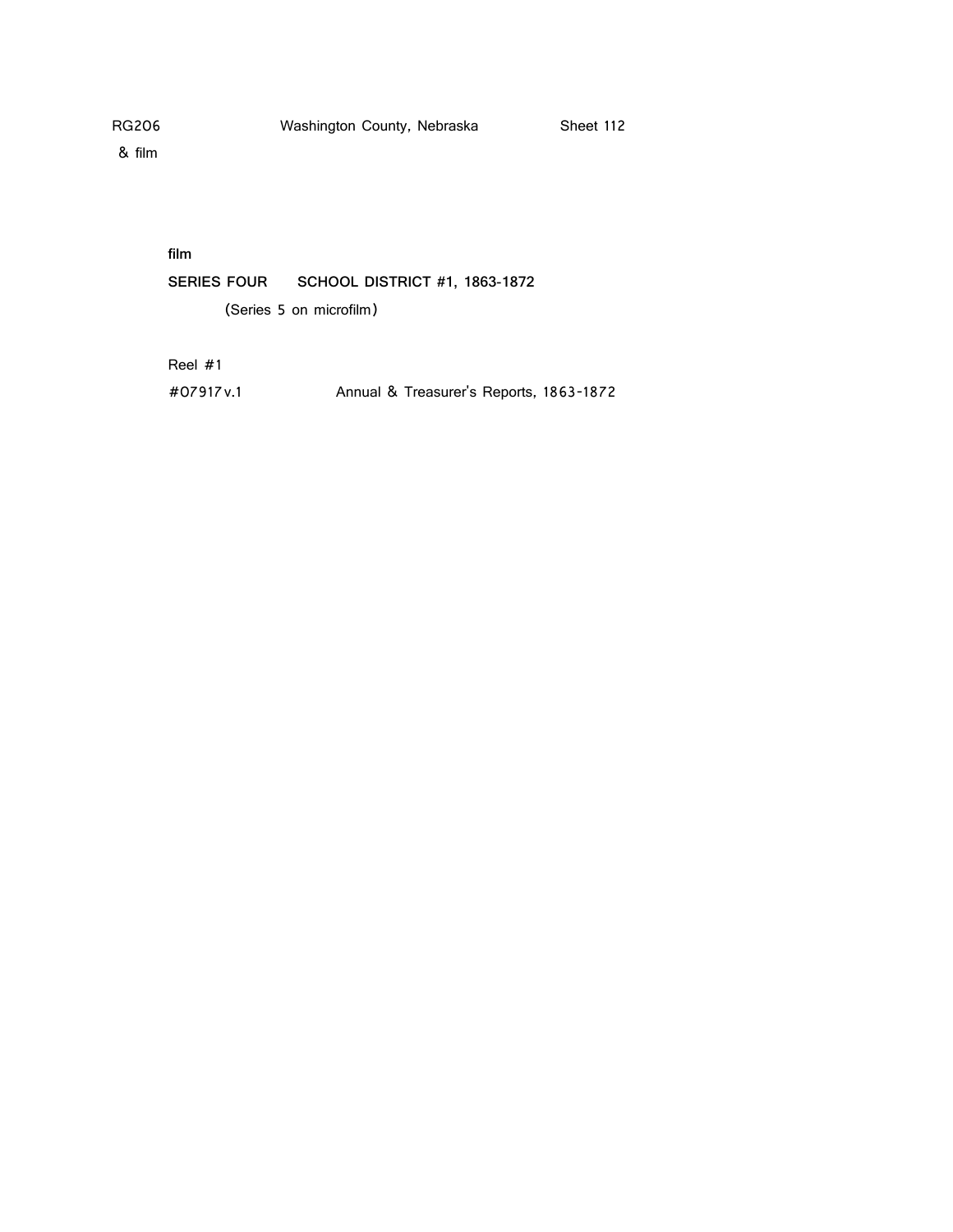film

**SERIES FOUR SCHOOL DISTRICT #1, 1863-1872**

(Series 5 on microfilm)

Reel #1

#07917 v.1 Annual & Treasurer's Reports, 1863-1872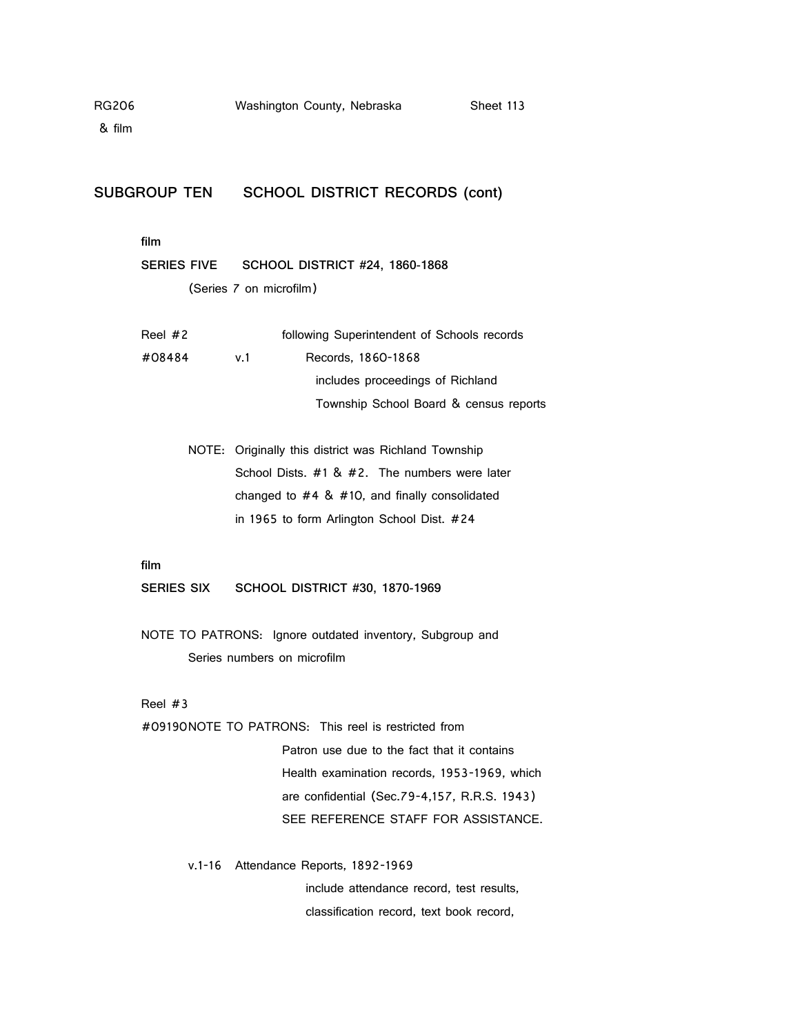## SUBGROUP TEN SCHOOL DISTRICT RECORDS (cont)

film

**SERIES FIVE SCHOOL DISTRICT #24, 1860-1868**

(Series 7 on microfilm)

Reel #2 following Superintendent of Schools records

#08484 v.1 Records, 1860-1868
includes proceedings of Richland Township School Board & census reports

NOTE: Originally this district was Richland Township School Dists. #1 & #2. The numbers were later changed to #4 & #10, and finally consolidated in 1965 to form Arlington School Dist. #24

film

**SERIES SIX SCHOOL DISTRICT #30, 1870-1969**

NOTE TO PATRONS: Ignore outdated inventory, Subgroup and Series numbers on microfilm

Reel #3

#09190 NOTE TO PATRONS: This reel is restricted from Patron use due to the fact that it contains Health examination records, 1953-1969, which are confidential (Sec.79-4,157, R.R.S. 1943) SEE REFERENCE STAFF FOR ASSISTANCE.

v.1-16 Attendance Reports, 1892-1969
include attendance record, test results, classification record, text book record,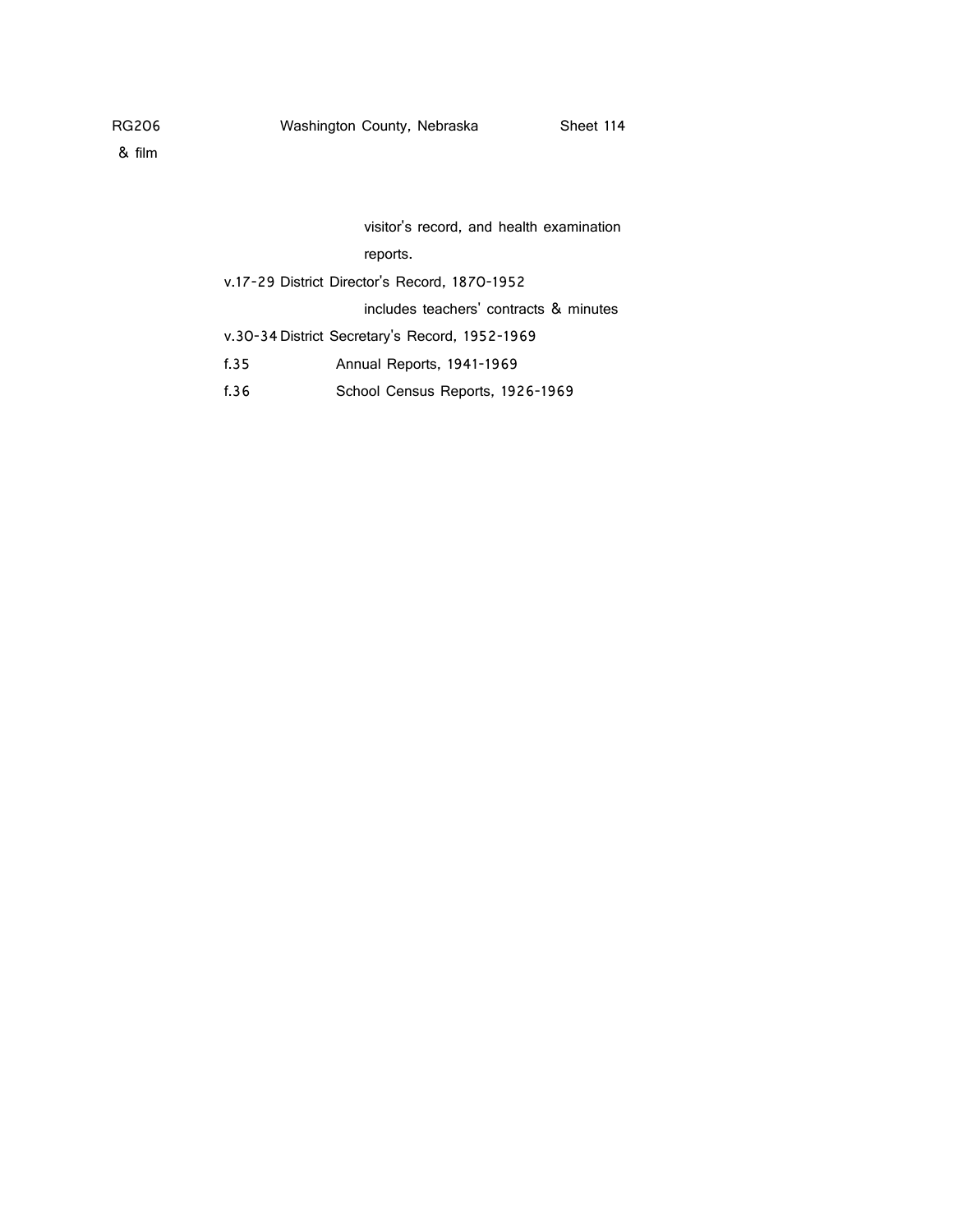visitor's record, and health examination reports.

v.17-29 District Director's Record, 1870-1952
includes teachers' contracts & minutes

v.30-34 District Secretary's Record, 1952-1969

f.35 Annual Reports, 1941-1969

f.36 School Census Reports, 1926-1969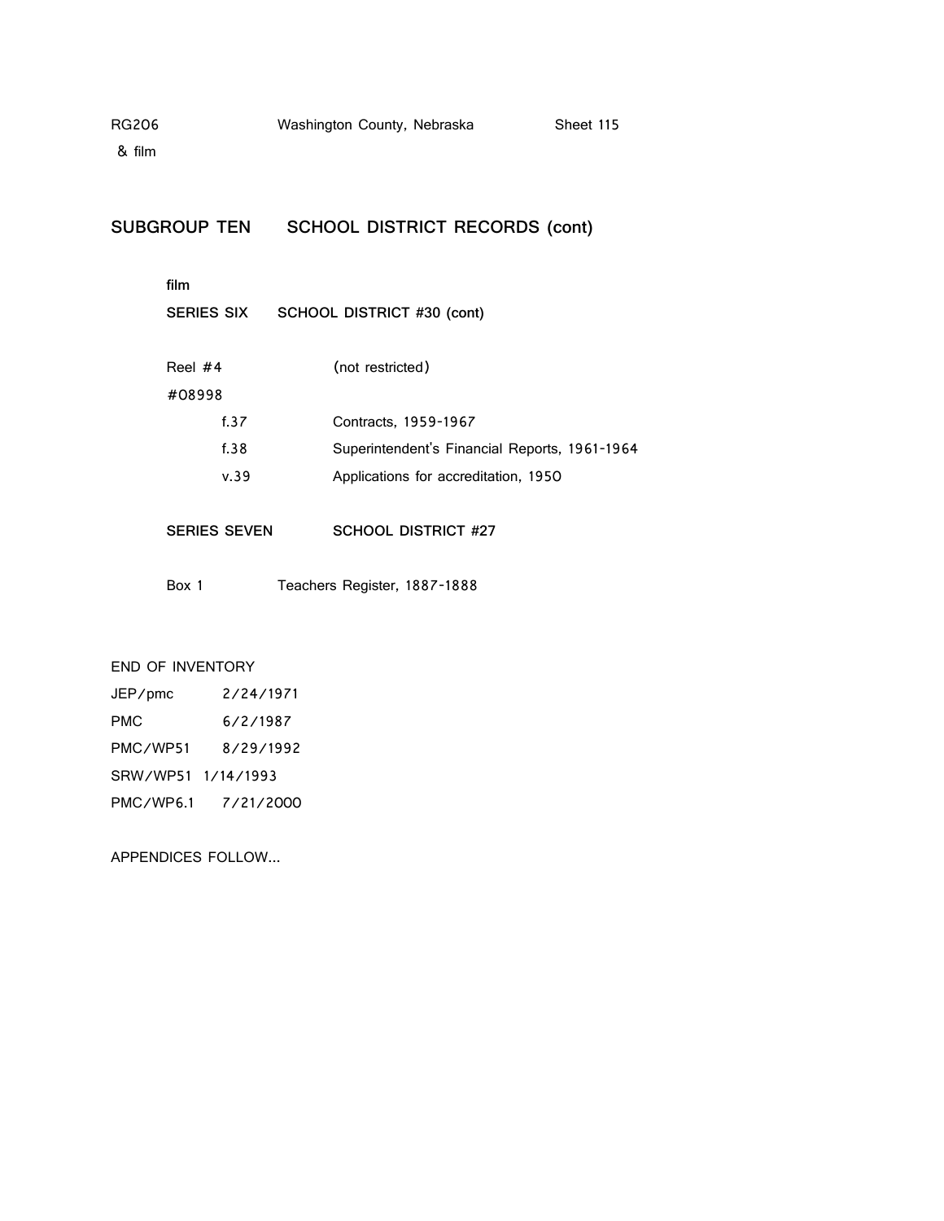## SUBGROUP TEN SCHOOL DISTRICT RECORDS (cont)

**film**

**SERIES SIX SCHOOL DISTRICT #30 (cont)**

Reel #4 (not restricted)
#08998

| | |
|---|---|
| f.37 | Contracts, 1959-1967 |
| f.38 | Superintendent's Financial Reports, 1961-1964 |
| v.39 | Applications for accreditation, 1950 |

**SERIES SEVEN SCHOOL DISTRICT #27**

Box 1 Teachers Register, 1887-1888

END OF INVENTORY

JEP/pmc 2/24/1971
PMC 6/2/1987
PMC/WP51 8/29/1992
SRW/WP51 1/14/1993
PMC/WP6.1 7/21/2000

APPENDICES FOLLOW...